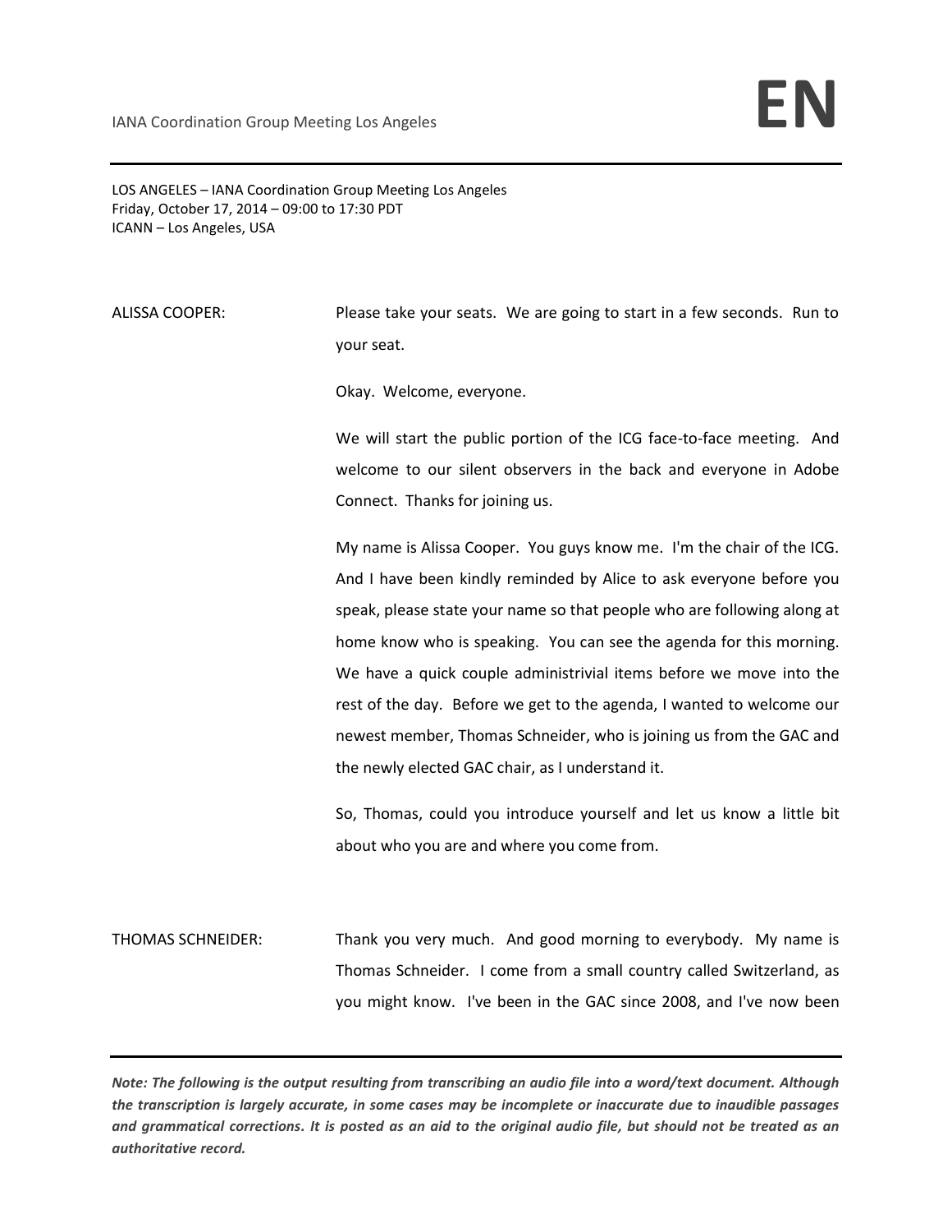LOS ANGELES – IANA Coordination Group Meeting Los Angeles
Friday, October 17, 2014 – 09:00 to 17:30 PDT
ICANN – Los Angeles, USA

ALISSA COOPER: Please take your seats. We are going to start in a few seconds. Run to your seat.

Okay. Welcome, everyone.

We will start the public portion of the ICG face-to-face meeting. And welcome to our silent observers in the back and everyone in Adobe Connect. Thanks for joining us.

My name is Alissa Cooper. You guys know me. I'm the chair of the ICG. And I have been kindly reminded by Alice to ask everyone before you speak, please state your name so that people who are following along at home know who is speaking. You can see the agenda for this morning. We have a quick couple administrivial items before we move into the rest of the day. Before we get to the agenda, I wanted to welcome our newest member, Thomas Schneider, who is joining us from the GAC and the newly elected GAC chair, as I understand it.

So, Thomas, could you introduce yourself and let us know a little bit about who you are and where you come from.

THOMAS SCHNEIDER: Thank you very much. And good morning to everybody. My name is Thomas Schneider. I come from a small country called Switzerland, as you might know. I've been in the GAC since 2008, and I've now been

*Note: The following is the output resulting from transcribing an audio file into a word/text document. Although the transcription is largely accurate, in some cases may be incomplete or inaccurate due to inaudible passages and grammatical corrections. It is posted as an aid to the original audio file, but should not be treated as an authoritative record.*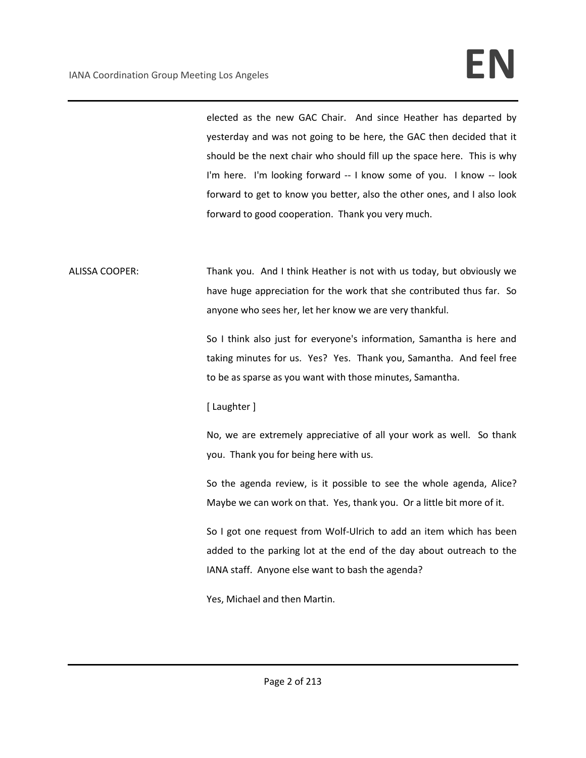elected as the new GAC Chair. And since Heather has departed by yesterday and was not going to be here, the GAC then decided that it should be the next chair who should fill up the space here. This is why I'm here. I'm looking forward -- I know some of you. I know -- look forward to get to know you better, also the other ones, and I also look forward to good cooperation. Thank you very much.

ALISSA COOPER: Thank you. And I think Heather is not with us today, but obviously we have huge appreciation for the work that she contributed thus far. So anyone who sees her, let her know we are very thankful.

So I think also just for everyone's information, Samantha is here and taking minutes for us. Yes? Yes. Thank you, Samantha. And feel free to be as sparse as you want with those minutes, Samantha.

[ Laughter ]

No, we are extremely appreciative of all your work as well. So thank you. Thank you for being here with us.

So the agenda review, is it possible to see the whole agenda, Alice? Maybe we can work on that. Yes, thank you. Or a little bit more of it.

So I got one request from Wolf-Ulrich to add an item which has been added to the parking lot at the end of the day about outreach to the IANA staff. Anyone else want to bash the agenda?

Yes, Michael and then Martin.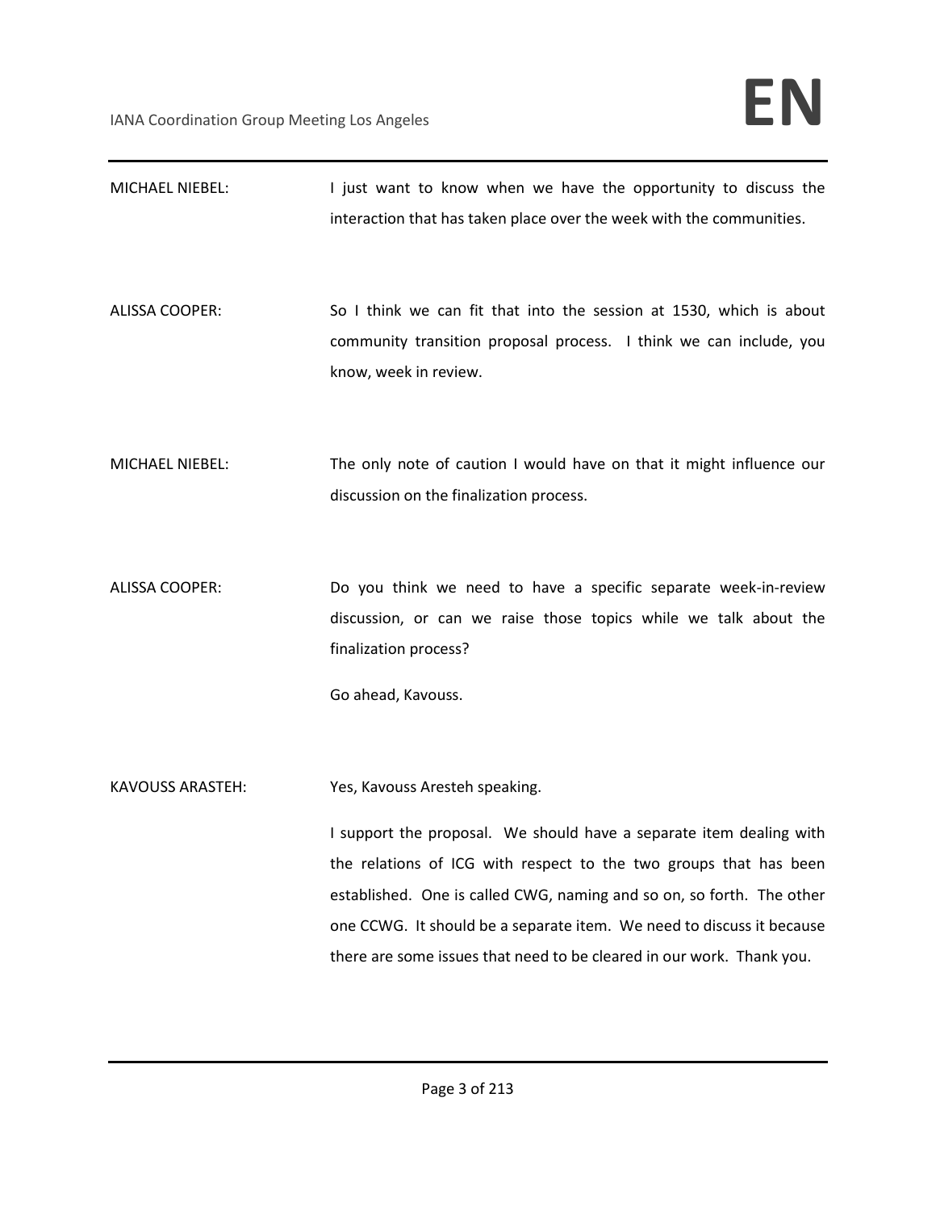MICHAEL NIEBEL: I just want to know when we have the opportunity to discuss the interaction that has taken place over the week with the communities.

ALISSA COOPER: So I think we can fit that into the session at 1530, which is about community transition proposal process. I think we can include, you know, week in review.

MICHAEL NIEBEL: The only note of caution I would have on that it might influence our discussion on the finalization process.

ALISSA COOPER: Do you think we need to have a specific separate week-in-review discussion, or can we raise those topics while we talk about the finalization process?

Go ahead, Kavouss.

KAVOUSS ARASTEH: Yes, Kavouss Aresteh speaking.

I support the proposal. We should have a separate item dealing with the relations of ICG with respect to the two groups that has been established. One is called CWG, naming and so on, so forth. The other one CCWG. It should be a separate item. We need to discuss it because there are some issues that need to be cleared in our work. Thank you.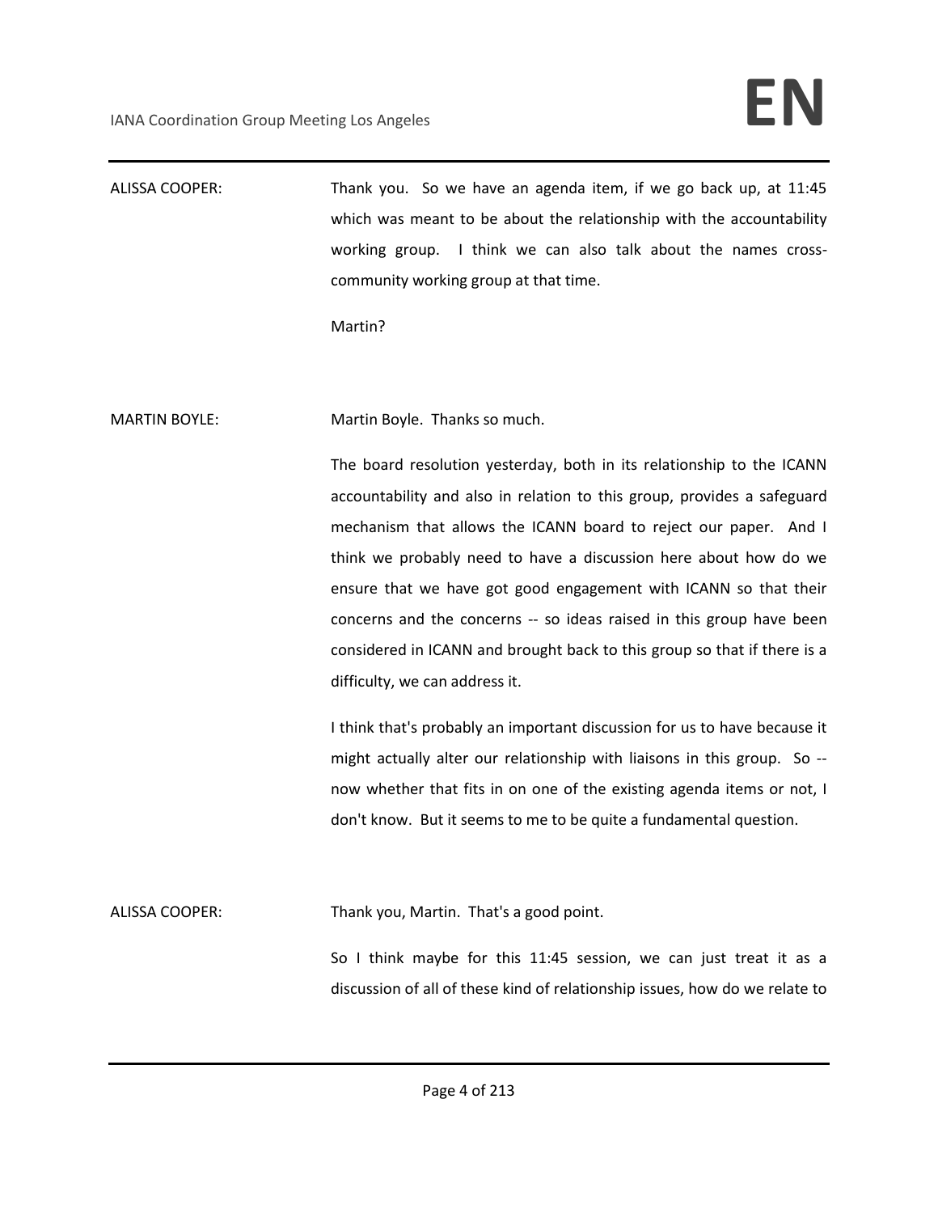ALISSA COOPER: Thank you. So we have an agenda item, if we go back up, at 11:45 which was meant to be about the relationship with the accountability working group. I think we can also talk about the names cross-community working group at that time.

Martin?

MARTIN BOYLE: Martin Boyle. Thanks so much.

The board resolution yesterday, both in its relationship to the ICANN accountability and also in relation to this group, provides a safeguard mechanism that allows the ICANN board to reject our paper. And I think we probably need to have a discussion here about how do we ensure that we have got good engagement with ICANN so that their concerns and the concerns -- so ideas raised in this group have been considered in ICANN and brought back to this group so that if there is a difficulty, we can address it.

I think that's probably an important discussion for us to have because it might actually alter our relationship with liaisons in this group. So -- now whether that fits in on one of the existing agenda items or not, I don't know. But it seems to me to be quite a fundamental question.

ALISSA COOPER: Thank you, Martin. That's a good point.

So I think maybe for this 11:45 session, we can just treat it as a discussion of all of these kind of relationship issues, how do we relate to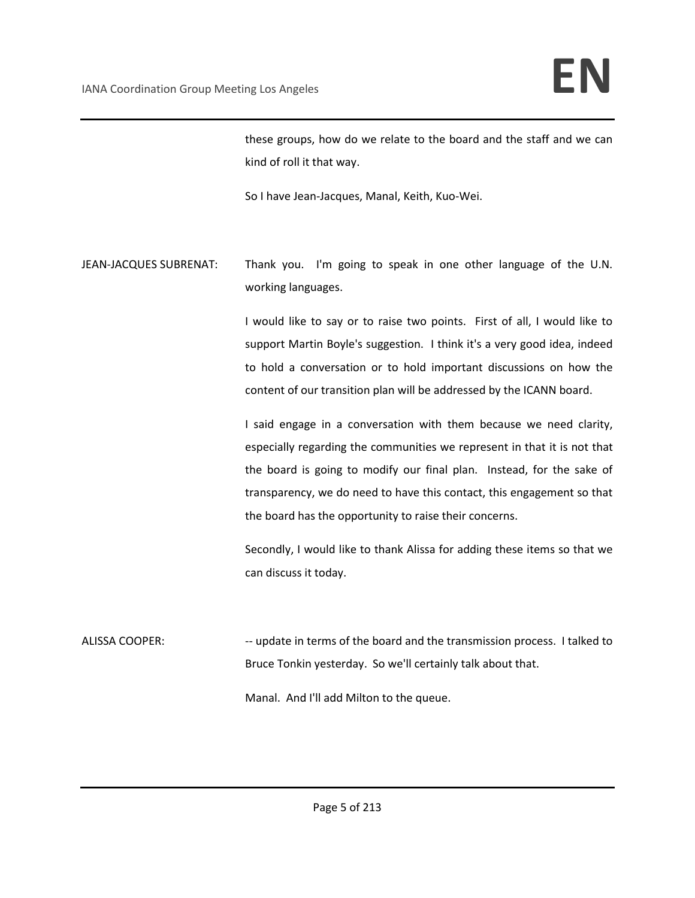these groups, how do we relate to the board and the staff and we can kind of roll it that way.

So I have Jean-Jacques, Manal, Keith, Kuo-Wei.

JEAN-JACQUES SUBRENAT: Thank you. I'm going to speak in one other language of the U.N. working languages.

I would like to say or to raise two points. First of all, I would like to support Martin Boyle's suggestion. I think it's a very good idea, indeed to hold a conversation or to hold important discussions on how the content of our transition plan will be addressed by the ICANN board.

I said engage in a conversation with them because we need clarity, especially regarding the communities we represent in that it is not that the board is going to modify our final plan. Instead, for the sake of transparency, we do need to have this contact, this engagement so that the board has the opportunity to raise their concerns.

Secondly, I would like to thank Alissa for adding these items so that we can discuss it today.

ALISSA COOPER: -- update in terms of the board and the transmission process. I talked to Bruce Tonkin yesterday. So we'll certainly talk about that.

Manal. And I'll add Milton to the queue.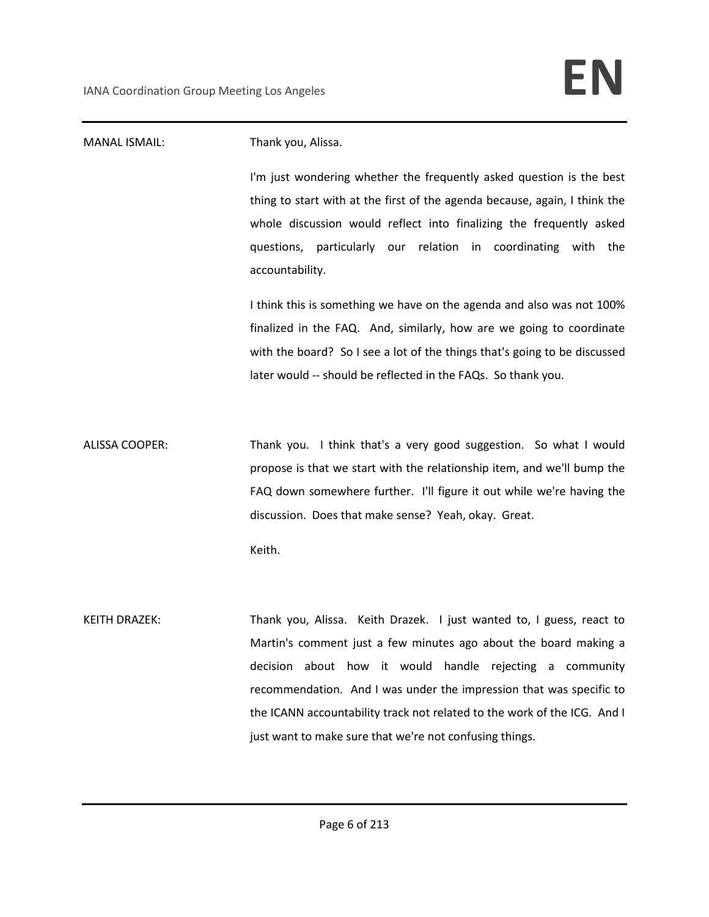MANAL ISMAIL: Thank you, Alissa.

I'm just wondering whether the frequently asked question is the best thing to start with at the first of the agenda because, again, I think the whole discussion would reflect into finalizing the frequently asked questions, particularly our relation in coordinating with the accountability.

I think this is something we have on the agenda and also was not 100% finalized in the FAQ. And, similarly, how are we going to coordinate with the board? So I see a lot of the things that's going to be discussed later would -- should be reflected in the FAQs. So thank you.

ALISSA COOPER: Thank you. I think that's a very good suggestion. So what I would propose is that we start with the relationship item, and we'll bump the FAQ down somewhere further. I'll figure it out while we're having the discussion. Does that make sense? Yeah, okay. Great.

Keith.

KEITH DRAZEK: Thank you, Alissa. Keith Drazek. I just wanted to, I guess, react to Martin's comment just a few minutes ago about the board making a decision about how it would handle rejecting a community recommendation. And I was under the impression that was specific to the ICANN accountability track not related to the work of the ICG. And I just want to make sure that we're not confusing things.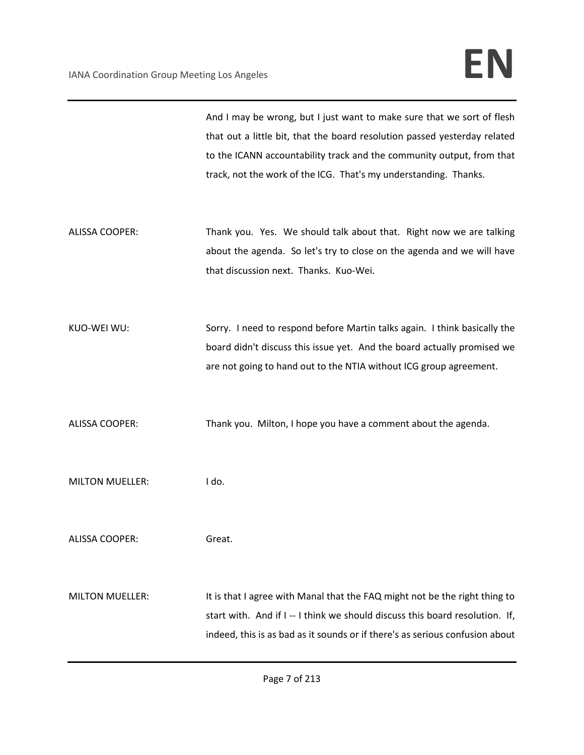And I may be wrong, but I just want to make sure that we sort of flesh that out a little bit, that the board resolution passed yesterday related to the ICANN accountability track and the community output, from that track, not the work of the ICG. That's my understanding. Thanks.

ALISSA COOPER: Thank you. Yes. We should talk about that. Right now we are talking about the agenda. So let's try to close on the agenda and we will have that discussion next. Thanks. Kuo-Wei.

KUO-WEI WU: Sorry. I need to respond before Martin talks again. I think basically the board didn't discuss this issue yet. And the board actually promised we are not going to hand out to the NTIA without ICG group agreement.

ALISSA COOPER: Thank you. Milton, I hope you have a comment about the agenda.

MILTON MUELLER: I do.

ALISSA COOPER: Great.

MILTON MUELLER: It is that I agree with Manal that the FAQ might not be the right thing to start with. And if I -- I think we should discuss this board resolution. If, indeed, this is as bad as it sounds or if there's as serious confusion about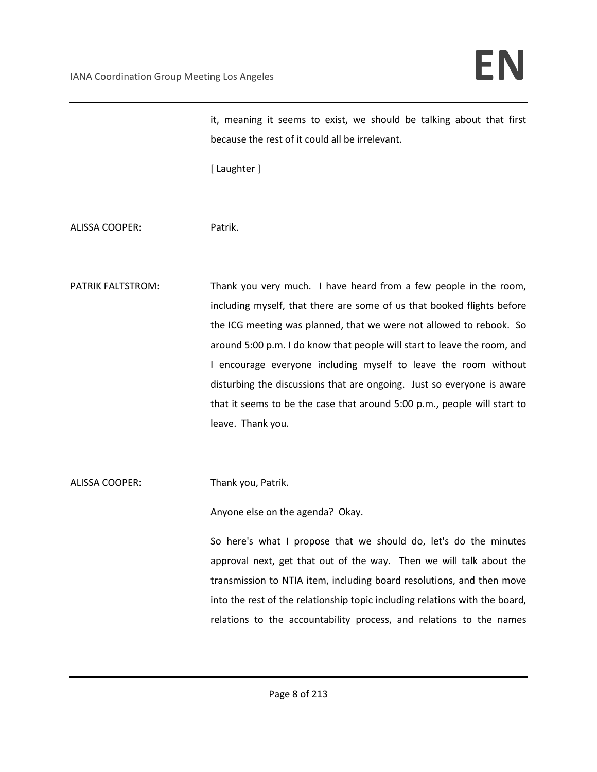it, meaning it seems to exist, we should be talking about that first because the rest of it could all be irrelevant.

[ Laughter ]

ALISSA COOPER: Patrik.

PATRIK FALTSTROM: Thank you very much. I have heard from a few people in the room, including myself, that there are some of us that booked flights before the ICG meeting was planned, that we were not allowed to rebook. So around 5:00 p.m. I do know that people will start to leave the room, and I encourage everyone including myself to leave the room without disturbing the discussions that are ongoing. Just so everyone is aware that it seems to be the case that around 5:00 p.m., people will start to leave. Thank you.

ALISSA COOPER: Thank you, Patrik.

Anyone else on the agenda? Okay.

So here's what I propose that we should do, let's do the minutes approval next, get that out of the way. Then we will talk about the transmission to NTIA item, including board resolutions, and then move into the rest of the relationship topic including relations with the board, relations to the accountability process, and relations to the names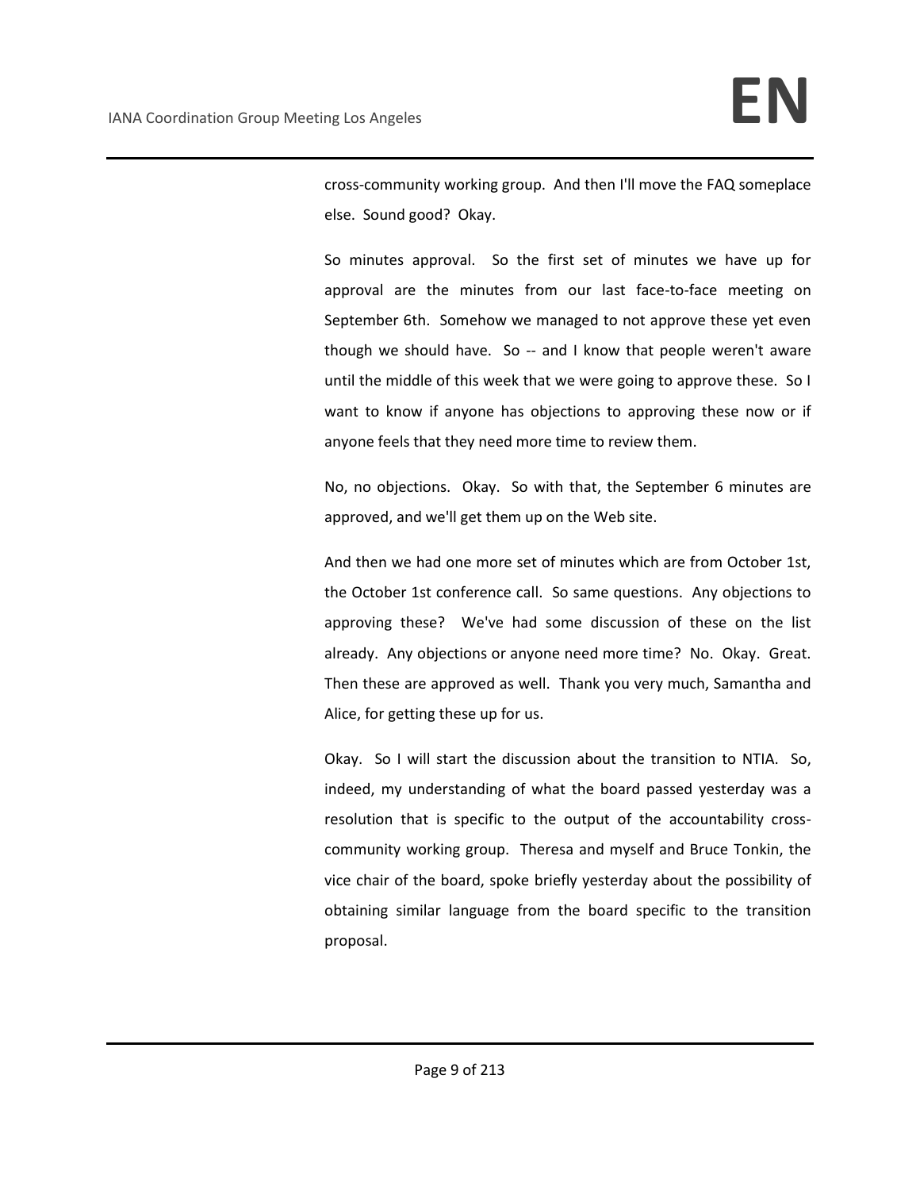cross-community working group. And then I'll move the FAQ someplace else. Sound good? Okay.

So minutes approval. So the first set of minutes we have up for approval are the minutes from our last face-to-face meeting on September 6th. Somehow we managed to not approve these yet even though we should have. So -- and I know that people weren't aware until the middle of this week that we were going to approve these. So I want to know if anyone has objections to approving these now or if anyone feels that they need more time to review them.

No, no objections. Okay. So with that, the September 6 minutes are approved, and we'll get them up on the Web site.

And then we had one more set of minutes which are from October 1st, the October 1st conference call. So same questions. Any objections to approving these? We've had some discussion of these on the list already. Any objections or anyone need more time? No. Okay. Great. Then these are approved as well. Thank you very much, Samantha and Alice, for getting these up for us.

Okay. So I will start the discussion about the transition to NTIA. So, indeed, my understanding of what the board passed yesterday was a resolution that is specific to the output of the accountability cross-community working group. Theresa and myself and Bruce Tonkin, the vice chair of the board, spoke briefly yesterday about the possibility of obtaining similar language from the board specific to the transition proposal.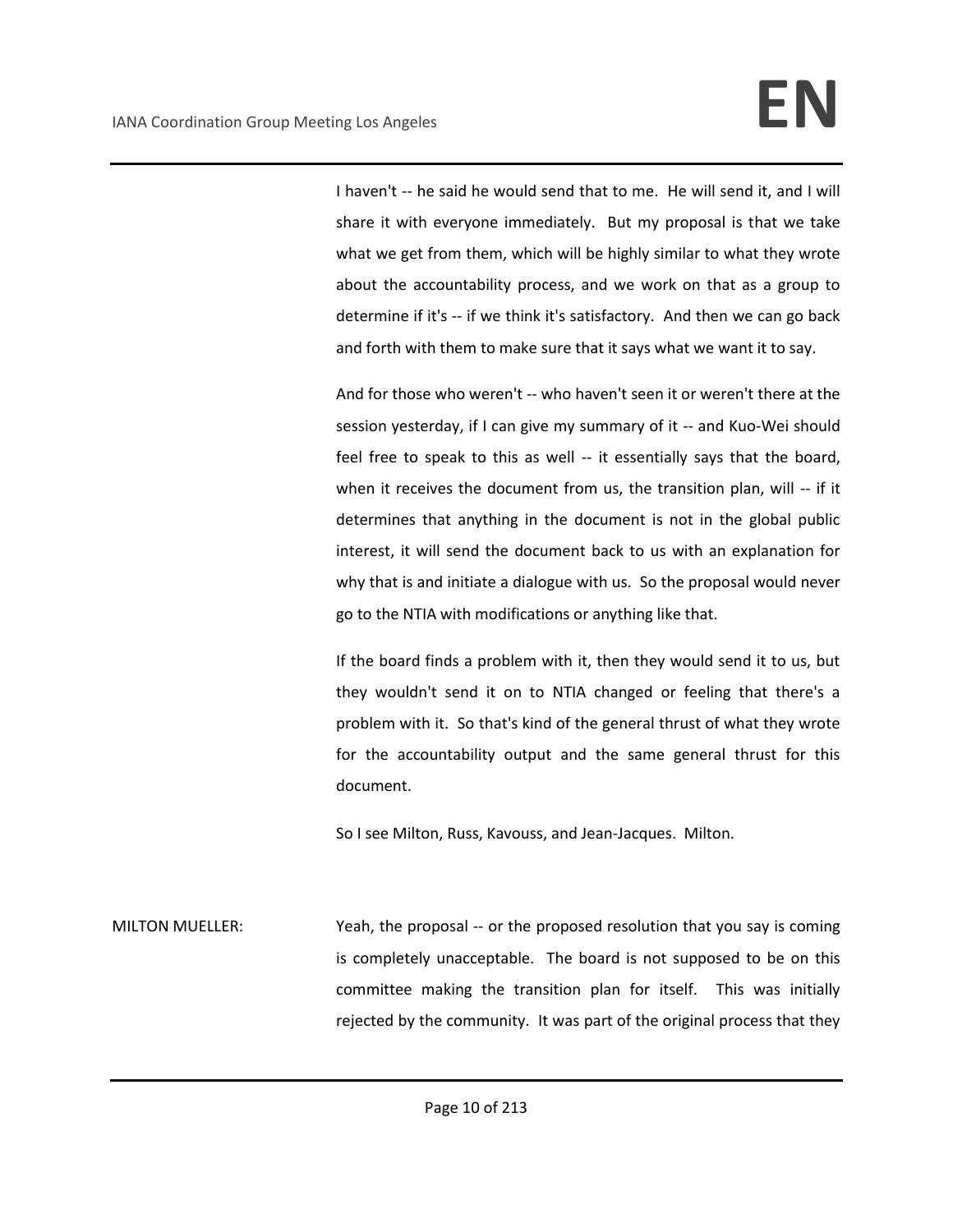I haven't -- he said he would send that to me. He will send it, and I will share it with everyone immediately. But my proposal is that we take what we get from them, which will be highly similar to what they wrote about the accountability process, and we work on that as a group to determine if it's -- if we think it's satisfactory. And then we can go back and forth with them to make sure that it says what we want it to say.

And for those who weren't -- who haven't seen it or weren't there at the session yesterday, if I can give my summary of it -- and Kuo-Wei should feel free to speak to this as well -- it essentially says that the board, when it receives the document from us, the transition plan, will -- if it determines that anything in the document is not in the global public interest, it will send the document back to us with an explanation for why that is and initiate a dialogue with us. So the proposal would never go to the NTIA with modifications or anything like that.

If the board finds a problem with it, then they would send it to us, but they wouldn't send it on to NTIA changed or feeling that there's a problem with it. So that's kind of the general thrust of what they wrote for the accountability output and the same general thrust for this document.

So I see Milton, Russ, Kavouss, and Jean-Jacques. Milton.

MILTON MUELLER: Yeah, the proposal -- or the proposed resolution that you say is coming is completely unacceptable. The board is not supposed to be on this committee making the transition plan for itself. This was initially rejected by the community. It was part of the original process that they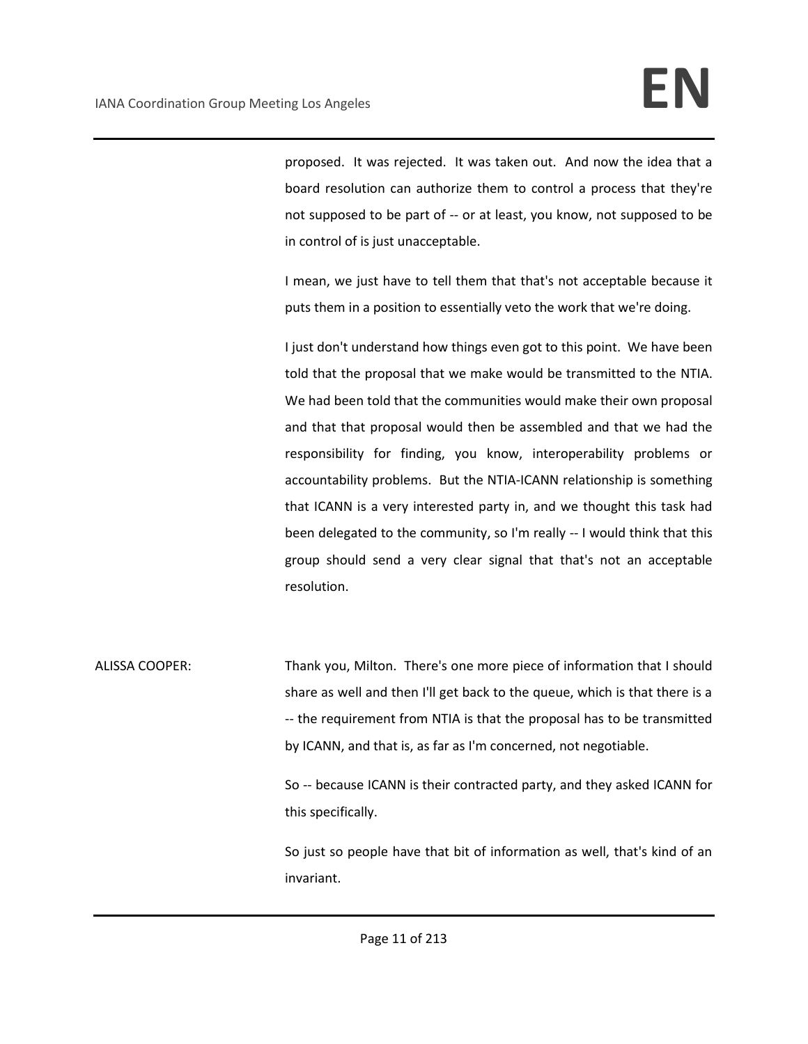proposed. It was rejected. It was taken out. And now the idea that a board resolution can authorize them to control a process that they're not supposed to be part of -- or at least, you know, not supposed to be in control of is just unacceptable.

I mean, we just have to tell them that that's not acceptable because it puts them in a position to essentially veto the work that we're doing.

I just don't understand how things even got to this point. We have been told that the proposal that we make would be transmitted to the NTIA. We had been told that the communities would make their own proposal and that that proposal would then be assembled and that we had the responsibility for finding, you know, interoperability problems or accountability problems. But the NTIA-ICANN relationship is something that ICANN is a very interested party in, and we thought this task had been delegated to the community, so I'm really -- I would think that this group should send a very clear signal that that's not an acceptable resolution.

ALISSA COOPER: Thank you, Milton. There's one more piece of information that I should share as well and then I'll get back to the queue, which is that there is a -- the requirement from NTIA is that the proposal has to be transmitted by ICANN, and that is, as far as I'm concerned, not negotiable.

So -- because ICANN is their contracted party, and they asked ICANN for this specifically.

So just so people have that bit of information as well, that's kind of an invariant.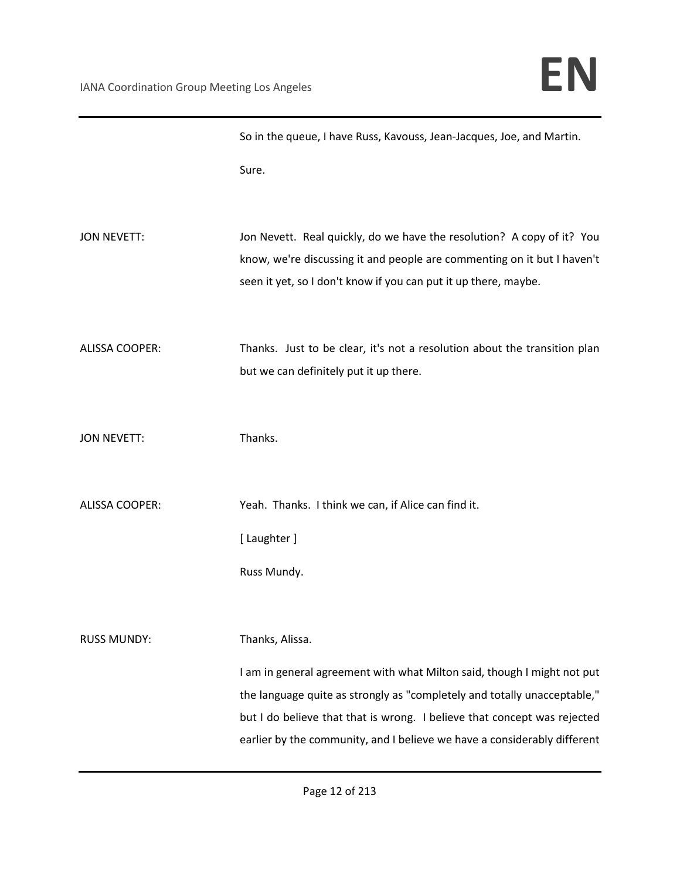So in the queue, I have Russ, Kavouss, Jean-Jacques, Joe, and Martin.

Sure.

JON NEVETT: Jon Nevett. Real quickly, do we have the resolution? A copy of it? You know, we're discussing it and people are commenting on it but I haven't seen it yet, so I don't know if you can put it up there, maybe.

ALISSA COOPER: Thanks. Just to be clear, it's not a resolution about the transition plan but we can definitely put it up there.

JON NEVETT: Thanks.

ALISSA COOPER: Yeah. Thanks. I think we can, if Alice can find it.

[ Laughter ]

Russ Mundy.

RUSS MUNDY: Thanks, Alissa.

I am in general agreement with what Milton said, though I might not put the language quite as strongly as "completely and totally unacceptable," but I do believe that that is wrong. I believe that concept was rejected earlier by the community, and I believe we have a considerably different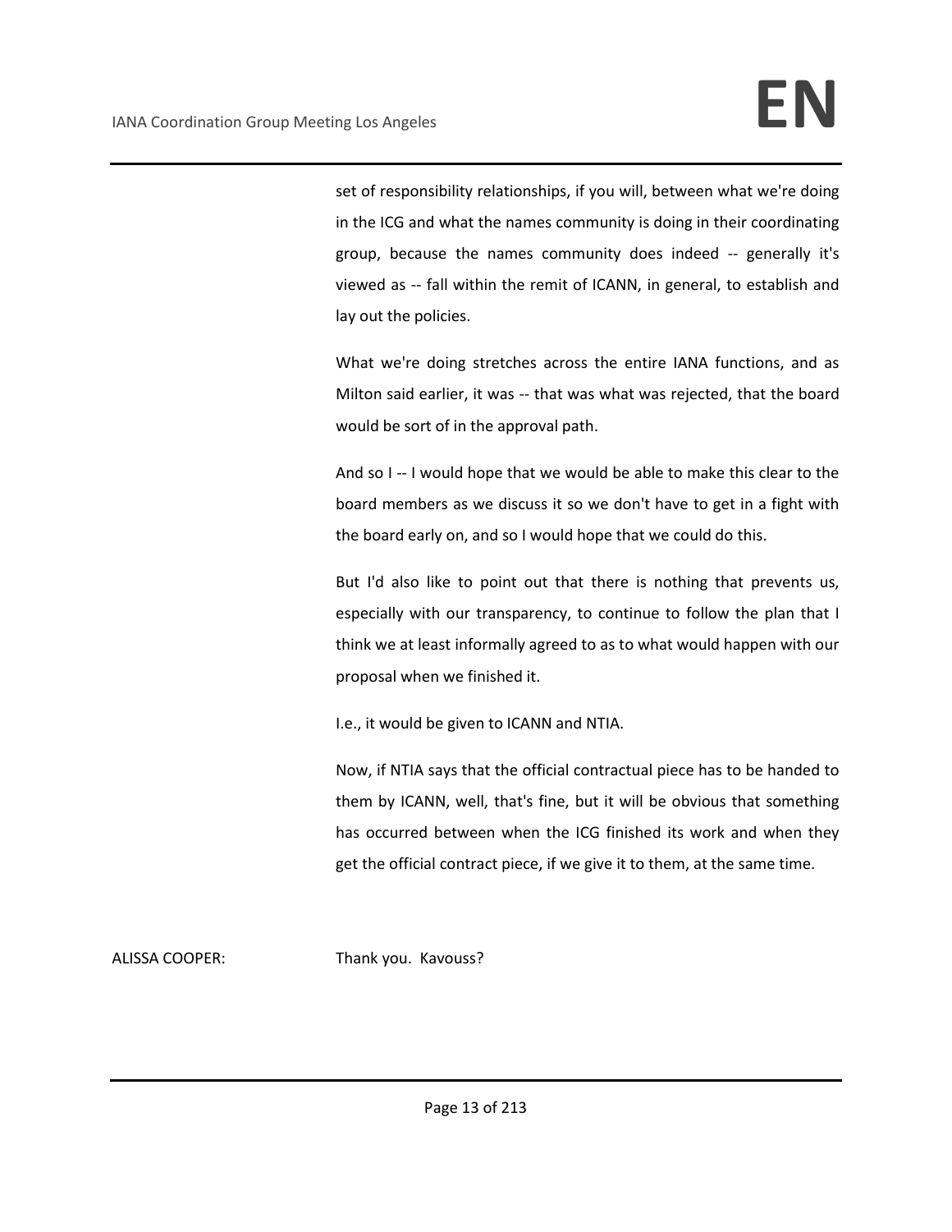set of responsibility relationships, if you will, between what we're doing in the ICG and what the names community is doing in their coordinating group, because the names community does indeed -- generally it's viewed as -- fall within the remit of ICANN, in general, to establish and lay out the policies.

What we're doing stretches across the entire IANA functions, and as Milton said earlier, it was -- that was what was rejected, that the board would be sort of in the approval path.

And so I -- I would hope that we would be able to make this clear to the board members as we discuss it so we don't have to get in a fight with the board early on, and so I would hope that we could do this.

But I'd also like to point out that there is nothing that prevents us, especially with our transparency, to continue to follow the plan that I think we at least informally agreed to as to what would happen with our proposal when we finished it.

I.e., it would be given to ICANN and NTIA.

Now, if NTIA says that the official contractual piece has to be handed to them by ICANN, well, that's fine, but it will be obvious that something has occurred between when the ICG finished its work and when they get the official contract piece, if we give it to them, at the same time.

ALISSA COOPER: Thank you. Kavouss?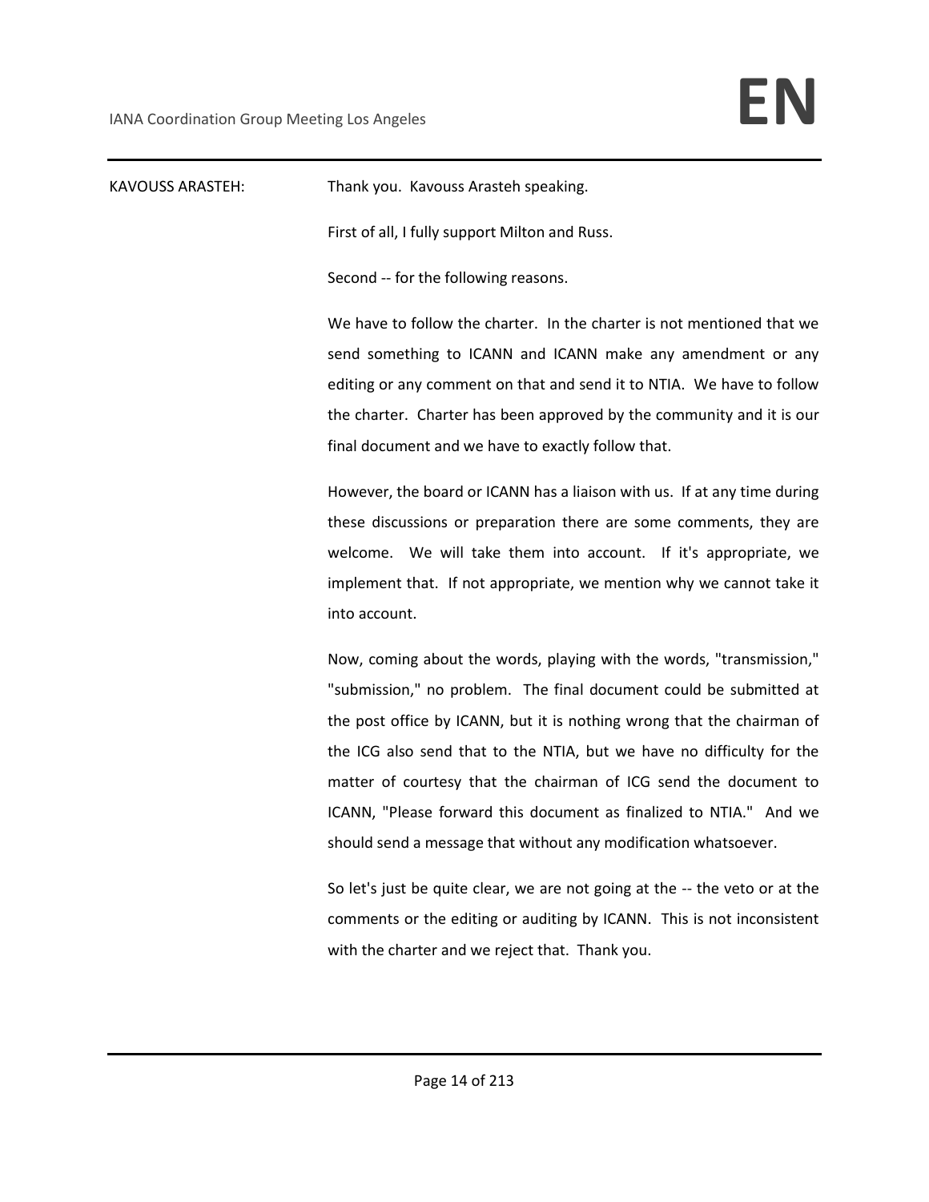KAVOUSS ARASTEH: Thank you. Kavouss Arasteh speaking.

First of all, I fully support Milton and Russ.

Second -- for the following reasons.

We have to follow the charter. In the charter is not mentioned that we send something to ICANN and ICANN make any amendment or any editing or any comment on that and send it to NTIA. We have to follow the charter. Charter has been approved by the community and it is our final document and we have to exactly follow that.

However, the board or ICANN has a liaison with us. If at any time during these discussions or preparation there are some comments, they are welcome. We will take them into account. If it's appropriate, we implement that. If not appropriate, we mention why we cannot take it into account.

Now, coming about the words, playing with the words, "transmission," "submission," no problem. The final document could be submitted at the post office by ICANN, but it is nothing wrong that the chairman of the ICG also send that to the NTIA, but we have no difficulty for the matter of courtesy that the chairman of ICG send the document to ICANN, "Please forward this document as finalized to NTIA." And we should send a message that without any modification whatsoever.

So let's just be quite clear, we are not going at the -- the veto or at the comments or the editing or auditing by ICANN. This is not inconsistent with the charter and we reject that. Thank you.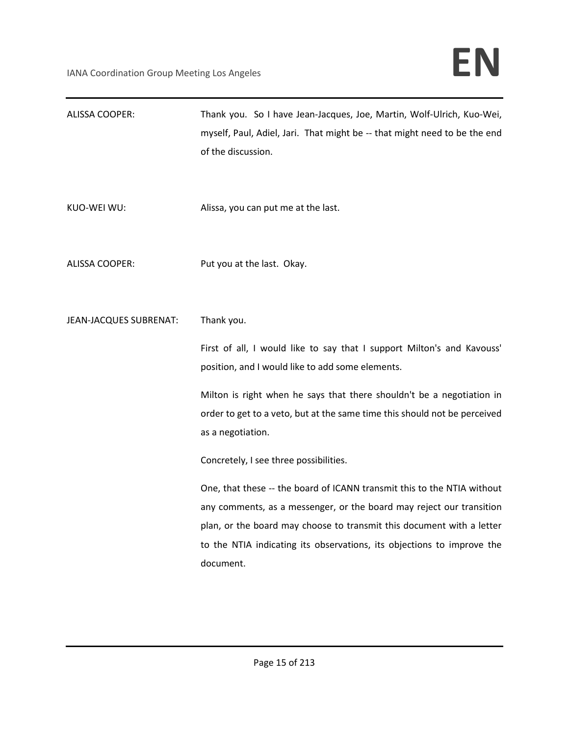ALISSA COOPER: Thank you. So I have Jean-Jacques, Joe, Martin, Wolf-Ulrich, Kuo-Wei, myself, Paul, Adiel, Jari. That might be -- that might need to be the end of the discussion.

KUO-WEI WU: Alissa, you can put me at the last.

ALISSA COOPER: Put you at the last. Okay.

JEAN-JACQUES SUBRENAT: Thank you.

First of all, I would like to say that I support Milton's and Kavouss' position, and I would like to add some elements.

Milton is right when he says that there shouldn't be a negotiation in order to get to a veto, but at the same time this should not be perceived as a negotiation.

Concretely, I see three possibilities.

One, that these -- the board of ICANN transmit this to the NTIA without any comments, as a messenger, or the board may reject our transition plan, or the board may choose to transmit this document with a letter to the NTIA indicating its observations, its objections to improve the document.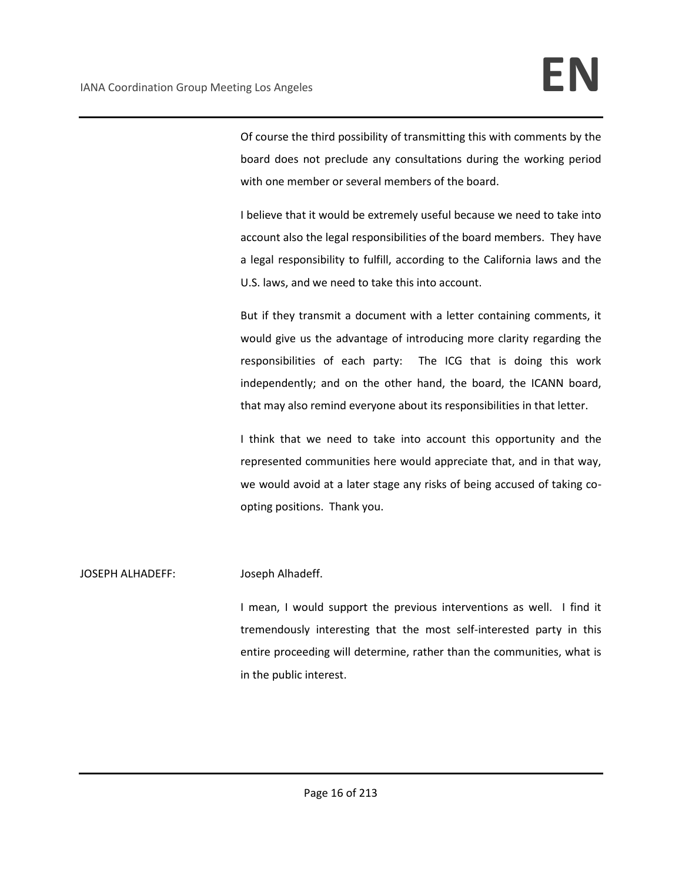Of course the third possibility of transmitting this with comments by the board does not preclude any consultations during the working period with one member or several members of the board.

I believe that it would be extremely useful because we need to take into account also the legal responsibilities of the board members. They have a legal responsibility to fulfill, according to the California laws and the U.S. laws, and we need to take this into account.

But if they transmit a document with a letter containing comments, it would give us the advantage of introducing more clarity regarding the responsibilities of each party: The ICG that is doing this work independently; and on the other hand, the board, the ICANN board, that may also remind everyone about its responsibilities in that letter.

I think that we need to take into account this opportunity and the represented communities here would appreciate that, and in that way, we would avoid at a later stage any risks of being accused of taking co-opting positions. Thank you.

JOSEPH ALHADEFF: Joseph Alhadeff.

I mean, I would support the previous interventions as well. I find it tremendously interesting that the most self-interested party in this entire proceeding will determine, rather than the communities, what is in the public interest.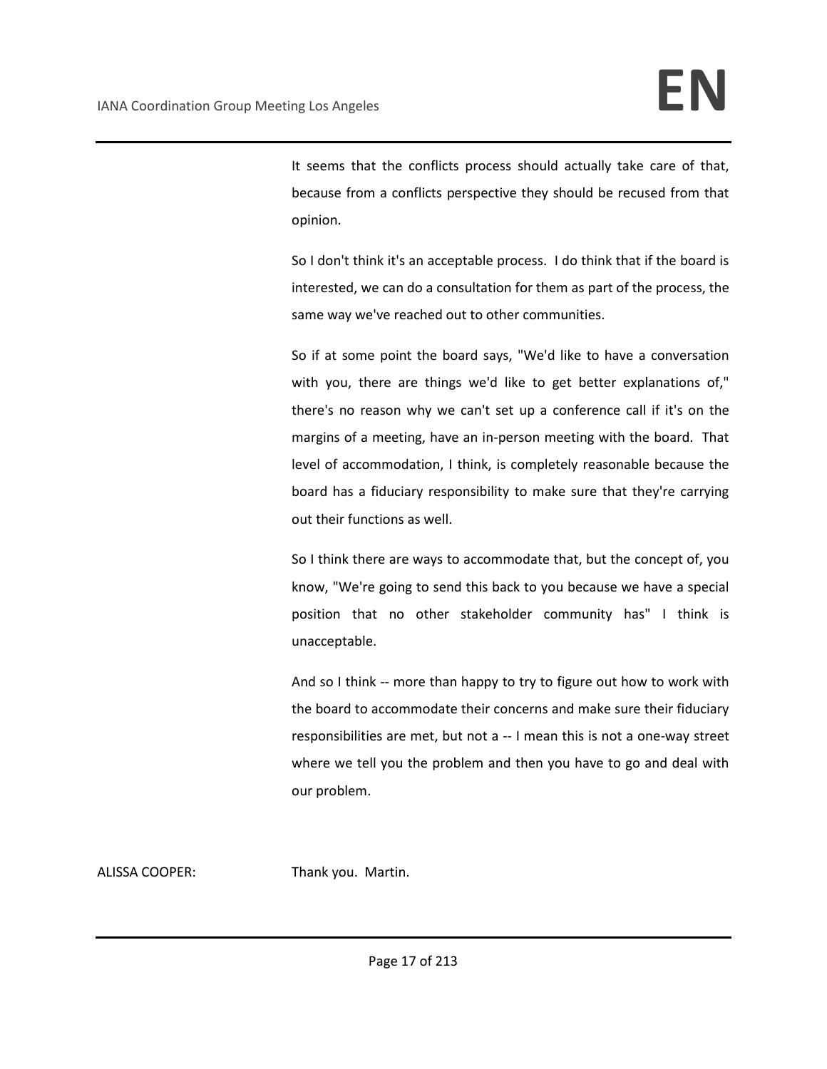It seems that the conflicts process should actually take care of that, because from a conflicts perspective they should be recused from that opinion.

So I don't think it's an acceptable process. I do think that if the board is interested, we can do a consultation for them as part of the process, the same way we've reached out to other communities.

So if at some point the board says, "We'd like to have a conversation with you, there are things we'd like to get better explanations of," there's no reason why we can't set up a conference call if it's on the margins of a meeting, have an in-person meeting with the board. That level of accommodation, I think, is completely reasonable because the board has a fiduciary responsibility to make sure that they're carrying out their functions as well.

So I think there are ways to accommodate that, but the concept of, you know, "We're going to send this back to you because we have a special position that no other stakeholder community has" I think is unacceptable.

And so I think -- more than happy to try to figure out how to work with the board to accommodate their concerns and make sure their fiduciary responsibilities are met, but not a -- I mean this is not a one-way street where we tell you the problem and then you have to go and deal with our problem.

ALISSA COOPER: Thank you. Martin.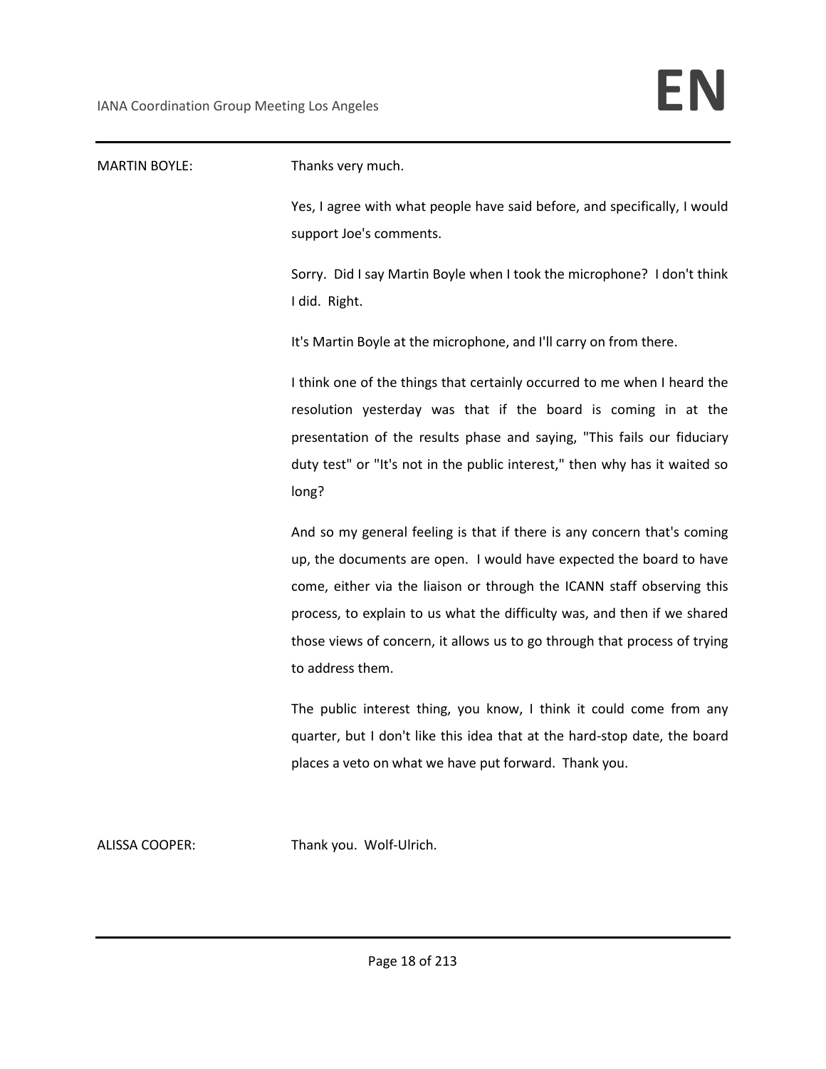MARTIN BOYLE: Thanks very much.

Yes, I agree with what people have said before, and specifically, I would support Joe's comments.

Sorry. Did I say Martin Boyle when I took the microphone? I don't think I did. Right.

It's Martin Boyle at the microphone, and I'll carry on from there.

I think one of the things that certainly occurred to me when I heard the resolution yesterday was that if the board is coming in at the presentation of the results phase and saying, "This fails our fiduciary duty test" or "It's not in the public interest," then why has it waited so long?

And so my general feeling is that if there is any concern that's coming up, the documents are open. I would have expected the board to have come, either via the liaison or through the ICANN staff observing this process, to explain to us what the difficulty was, and then if we shared those views of concern, it allows us to go through that process of trying to address them.

The public interest thing, you know, I think it could come from any quarter, but I don't like this idea that at the hard-stop date, the board places a veto on what we have put forward. Thank you.

ALISSA COOPER: Thank you. Wolf-Ulrich.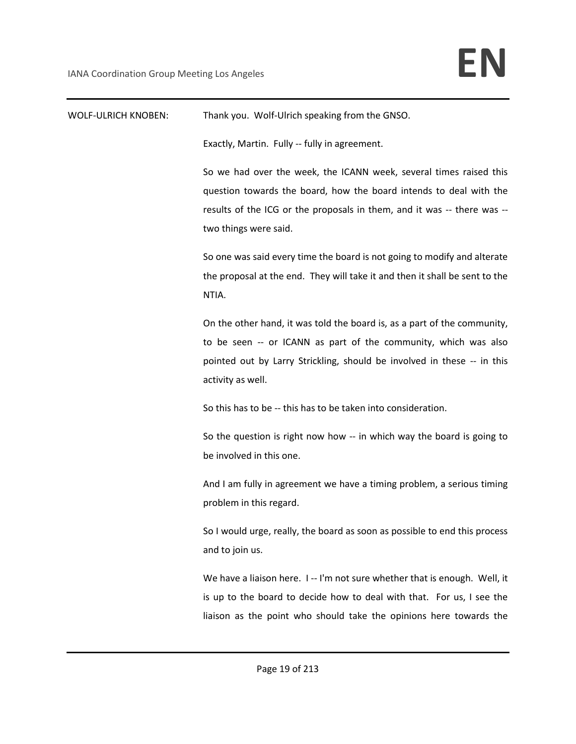WOLF-ULRICH KNOBEN: Thank you. Wolf-Ulrich speaking from the GNSO.

Exactly, Martin. Fully -- fully in agreement.

So we had over the week, the ICANN week, several times raised this question towards the board, how the board intends to deal with the results of the ICG or the proposals in them, and it was -- there was -- two things were said.

So one was said every time the board is not going to modify and alterate the proposal at the end. They will take it and then it shall be sent to the NTIA.

On the other hand, it was told the board is, as a part of the community, to be seen -- or ICANN as part of the community, which was also pointed out by Larry Strickling, should be involved in these -- in this activity as well.

So this has to be -- this has to be taken into consideration.

So the question is right now how -- in which way the board is going to be involved in this one.

And I am fully in agreement we have a timing problem, a serious timing problem in this regard.

So I would urge, really, the board as soon as possible to end this process and to join us.

We have a liaison here. I -- I'm not sure whether that is enough. Well, it is up to the board to decide how to deal with that. For us, I see the liaison as the point who should take the opinions here towards the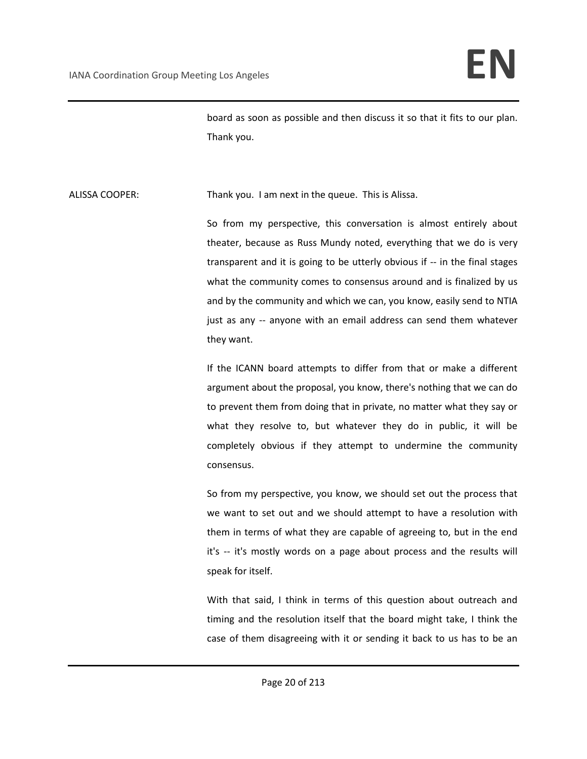board as soon as possible and then discuss it so that it fits to our plan. Thank you.

ALISSA COOPER: Thank you. I am next in the queue. This is Alissa.

So from my perspective, this conversation is almost entirely about theater, because as Russ Mundy noted, everything that we do is very transparent and it is going to be utterly obvious if -- in the final stages what the community comes to consensus around and is finalized by us and by the community and which we can, you know, easily send to NTIA just as any -- anyone with an email address can send them whatever they want.

If the ICANN board attempts to differ from that or make a different argument about the proposal, you know, there's nothing that we can do to prevent them from doing that in private, no matter what they say or what they resolve to, but whatever they do in public, it will be completely obvious if they attempt to undermine the community consensus.

So from my perspective, you know, we should set out the process that we want to set out and we should attempt to have a resolution with them in terms of what they are capable of agreeing to, but in the end it's -- it's mostly words on a page about process and the results will speak for itself.

With that said, I think in terms of this question about outreach and timing and the resolution itself that the board might take, I think the case of them disagreeing with it or sending it back to us has to be an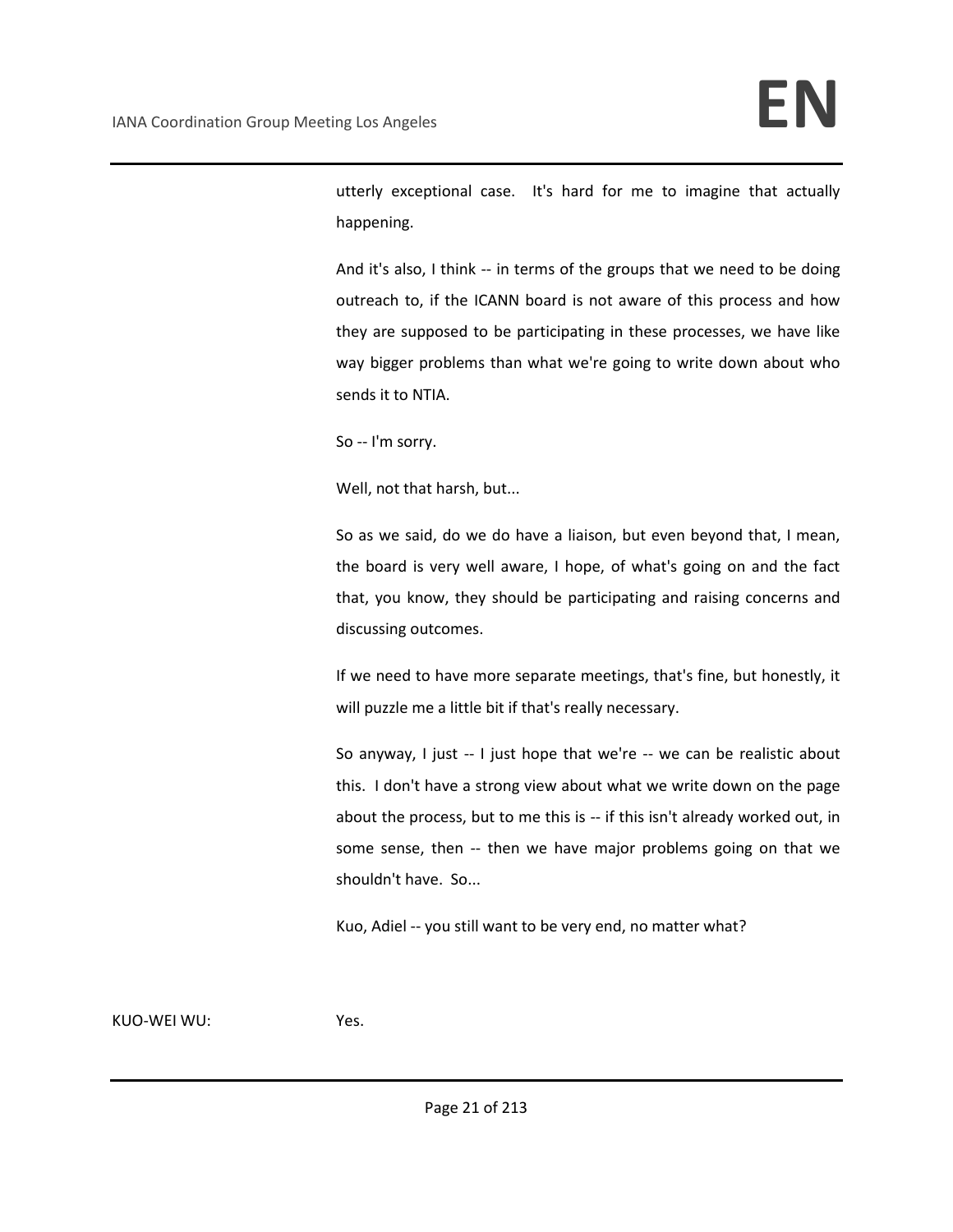utterly exceptional case. It's hard for me to imagine that actually happening.

And it's also, I think -- in terms of the groups that we need to be doing outreach to, if the ICANN board is not aware of this process and how they are supposed to be participating in these processes, we have like way bigger problems than what we're going to write down about who sends it to NTIA.

So -- I'm sorry.

Well, not that harsh, but...

So as we said, do we do have a liaison, but even beyond that, I mean, the board is very well aware, I hope, of what's going on and the fact that, you know, they should be participating and raising concerns and discussing outcomes.

If we need to have more separate meetings, that's fine, but honestly, it will puzzle me a little bit if that's really necessary.

So anyway, I just -- I just hope that we're -- we can be realistic about this. I don't have a strong view about what we write down on the page about the process, but to me this is -- if this isn't already worked out, in some sense, then -- then we have major problems going on that we shouldn't have. So...

Kuo, Adiel -- you still want to be very end, no matter what?

KUO-WEI WU: Yes.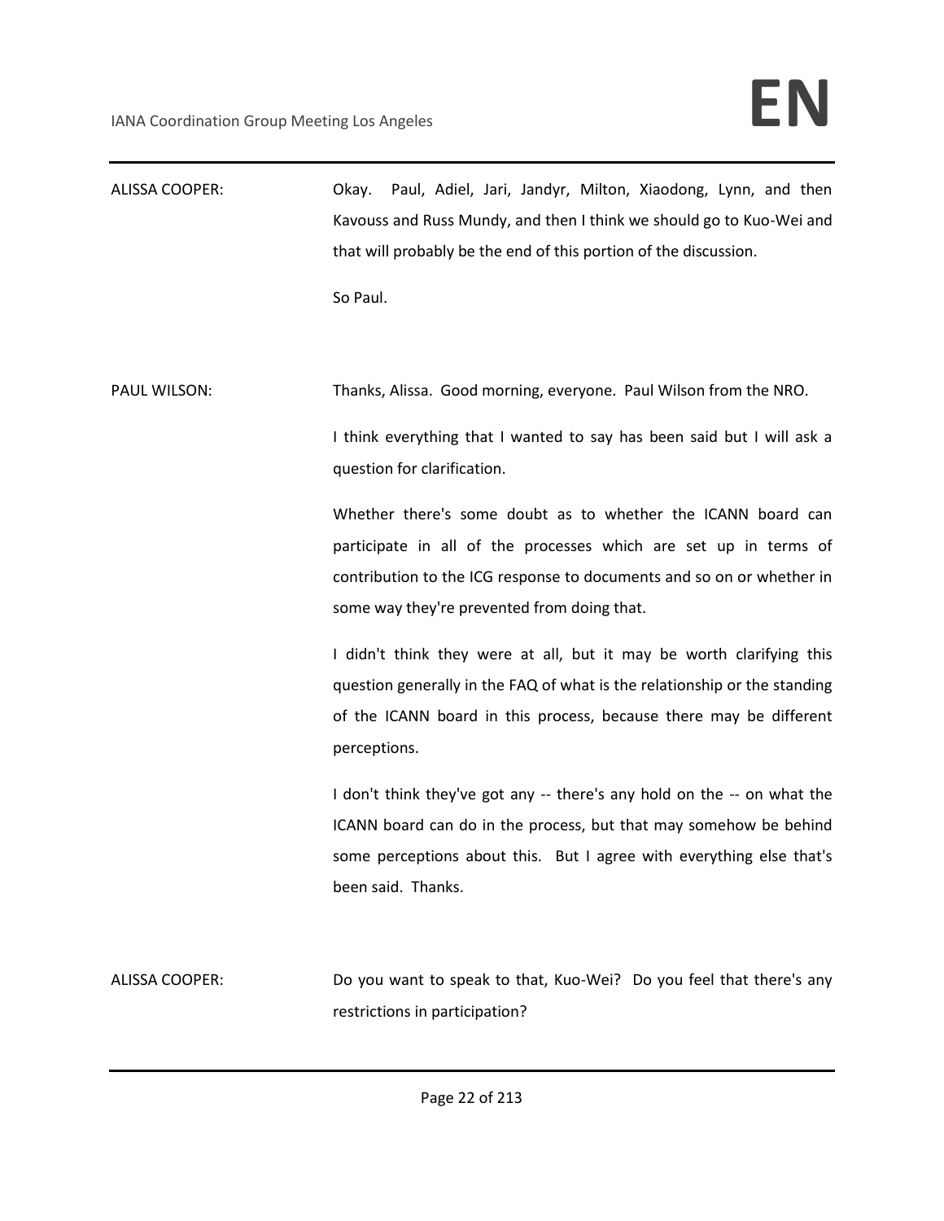ALISSA COOPER: Okay. Paul, Adiel, Jari, Jandyr, Milton, Xiaodong, Lynn, and then Kavouss and Russ Mundy, and then I think we should go to Kuo-Wei and that will probably be the end of this portion of the discussion.

So Paul.

PAUL WILSON: Thanks, Alissa. Good morning, everyone. Paul Wilson from the NRO.

I think everything that I wanted to say has been said but I will ask a question for clarification.

Whether there's some doubt as to whether the ICANN board can participate in all of the processes which are set up in terms of contribution to the ICG response to documents and so on or whether in some way they're prevented from doing that.

I didn't think they were at all, but it may be worth clarifying this question generally in the FAQ of what is the relationship or the standing of the ICANN board in this process, because there may be different perceptions.

I don't think they've got any -- there's any hold on the -- on what the ICANN board can do in the process, but that may somehow be behind some perceptions about this. But I agree with everything else that's been said. Thanks.

ALISSA COOPER: Do you want to speak to that, Kuo-Wei? Do you feel that there's any restrictions in participation?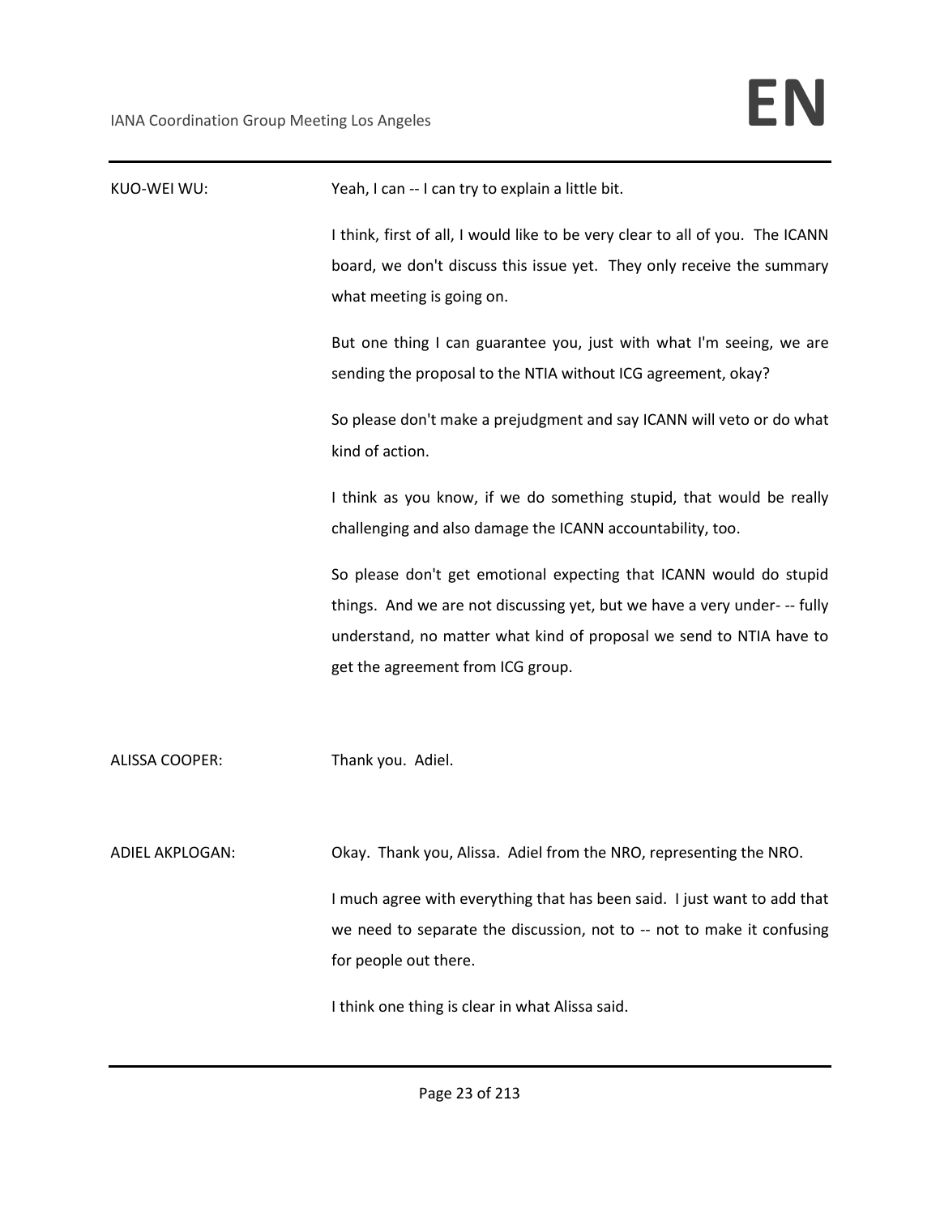KUO-WEI WU: Yeah, I can -- I can try to explain a little bit.

I think, first of all, I would like to be very clear to all of you. The ICANN board, we don't discuss this issue yet. They only receive the summary what meeting is going on.

But one thing I can guarantee you, just with what I'm seeing, we are sending the proposal to the NTIA without ICG agreement, okay?

So please don't make a prejudgment and say ICANN will veto or do what kind of action.

I think as you know, if we do something stupid, that would be really challenging and also damage the ICANN accountability, too.

So please don't get emotional expecting that ICANN would do stupid things. And we are not discussing yet, but we have a very under- -- fully understand, no matter what kind of proposal we send to NTIA have to get the agreement from ICG group.

ALISSA COOPER: Thank you. Adiel.

ADIEL AKPLOGAN: Okay. Thank you, Alissa. Adiel from the NRO, representing the NRO.

I much agree with everything that has been said. I just want to add that we need to separate the discussion, not to -- not to make it confusing for people out there.

I think one thing is clear in what Alissa said.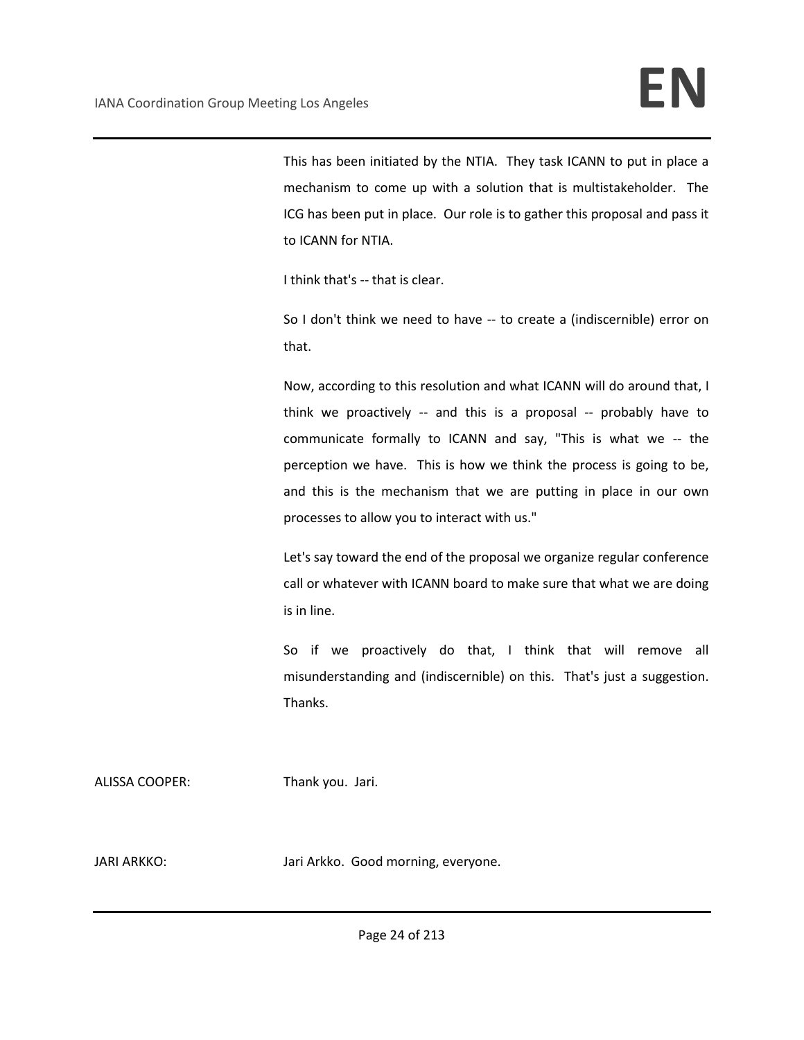This has been initiated by the NTIA. They task ICANN to put in place a mechanism to come up with a solution that is multistakeholder. The ICG has been put in place. Our role is to gather this proposal and pass it to ICANN for NTIA.

I think that's -- that is clear.

So I don't think we need to have -- to create a (indiscernible) error on that.

Now, according to this resolution and what ICANN will do around that, I think we proactively -- and this is a proposal -- probably have to communicate formally to ICANN and say, "This is what we -- the perception we have. This is how we think the process is going to be, and this is the mechanism that we are putting in place in our own processes to allow you to interact with us."

Let's say toward the end of the proposal we organize regular conference call or whatever with ICANN board to make sure that what we are doing is in line.

So if we proactively do that, I think that will remove all misunderstanding and (indiscernible) on this. That's just a suggestion. Thanks.

ALISSA COOPER: Thank you. Jari.

JARI ARKKO: Jari Arkko. Good morning, everyone.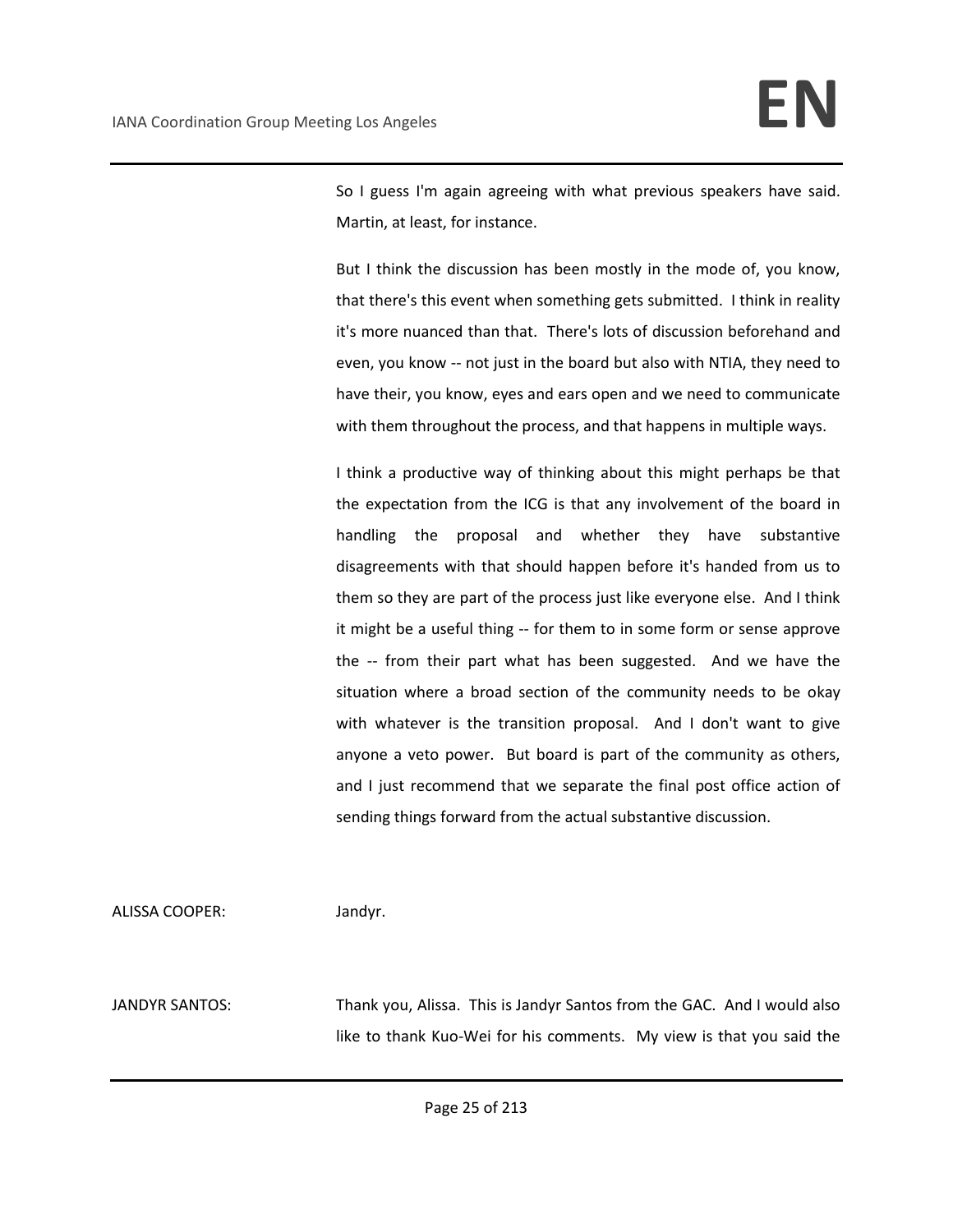So I guess I'm again agreeing with what previous speakers have said. Martin, at least, for instance.

But I think the discussion has been mostly in the mode of, you know, that there's this event when something gets submitted. I think in reality it's more nuanced than that. There's lots of discussion beforehand and even, you know -- not just in the board but also with NTIA, they need to have their, you know, eyes and ears open and we need to communicate with them throughout the process, and that happens in multiple ways.

I think a productive way of thinking about this might perhaps be that the expectation from the ICG is that any involvement of the board in handling the proposal and whether they have substantive disagreements with that should happen before it's handed from us to them so they are part of the process just like everyone else. And I think it might be a useful thing -- for them to in some form or sense approve the -- from their part what has been suggested. And we have the situation where a broad section of the community needs to be okay with whatever is the transition proposal. And I don't want to give anyone a veto power. But board is part of the community as others, and I just recommend that we separate the final post office action of sending things forward from the actual substantive discussion.

ALISSA COOPER: Jandyr.

JANDYR SANTOS: Thank you, Alissa. This is Jandyr Santos from the GAC. And I would also like to thank Kuo-Wei for his comments. My view is that you said the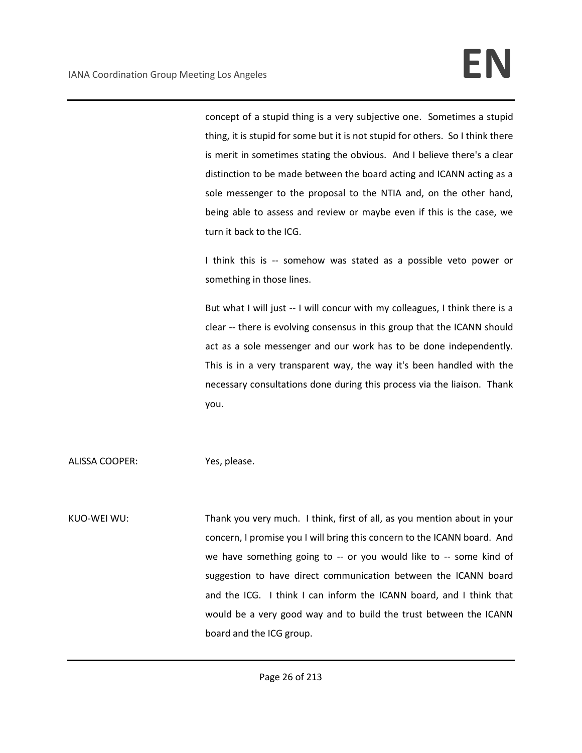concept of a stupid thing is a very subjective one. Sometimes a stupid thing, it is stupid for some but it is not stupid for others. So I think there is merit in sometimes stating the obvious. And I believe there's a clear distinction to be made between the board acting and ICANN acting as a sole messenger to the proposal to the NTIA and, on the other hand, being able to assess and review or maybe even if this is the case, we turn it back to the ICG.

I think this is -- somehow was stated as a possible veto power or something in those lines.

But what I will just -- I will concur with my colleagues, I think there is a clear -- there is evolving consensus in this group that the ICANN should act as a sole messenger and our work has to be done independently. This is in a very transparent way, the way it's been handled with the necessary consultations done during this process via the liaison. Thank you.

ALISSA COOPER: Yes, please.

KUO-WEI WU: Thank you very much. I think, first of all, as you mention about in your concern, I promise you I will bring this concern to the ICANN board. And we have something going to -- or you would like to -- some kind of suggestion to have direct communication between the ICANN board and the ICG. I think I can inform the ICANN board, and I think that would be a very good way and to build the trust between the ICANN board and the ICG group.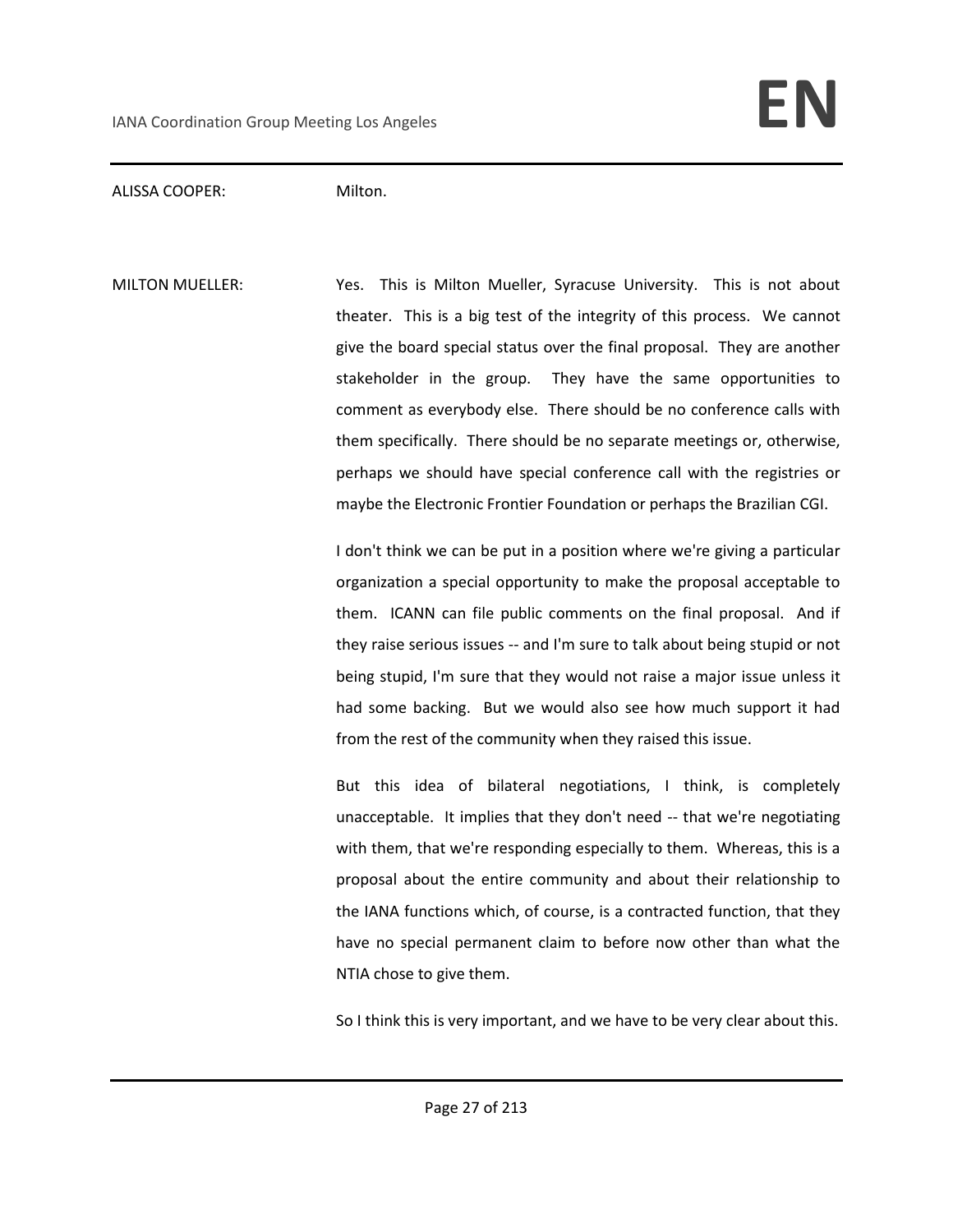ALISSA COOPER: Milton.

MILTON MUELLER: Yes. This is Milton Mueller, Syracuse University. This is not about theater. This is a big test of the integrity of this process. We cannot give the board special status over the final proposal. They are another stakeholder in the group. They have the same opportunities to comment as everybody else. There should be no conference calls with them specifically. There should be no separate meetings or, otherwise, perhaps we should have special conference call with the registries or maybe the Electronic Frontier Foundation or perhaps the Brazilian CGI.

I don't think we can be put in a position where we're giving a particular organization a special opportunity to make the proposal acceptable to them. ICANN can file public comments on the final proposal. And if they raise serious issues -- and I'm sure to talk about being stupid or not being stupid, I'm sure that they would not raise a major issue unless it had some backing. But we would also see how much support it had from the rest of the community when they raised this issue.

But this idea of bilateral negotiations, I think, is completely unacceptable. It implies that they don't need -- that we're negotiating with them, that we're responding especially to them. Whereas, this is a proposal about the entire community and about their relationship to the IANA functions which, of course, is a contracted function, that they have no special permanent claim to before now other than what the NTIA chose to give them.

So I think this is very important, and we have to be very clear about this.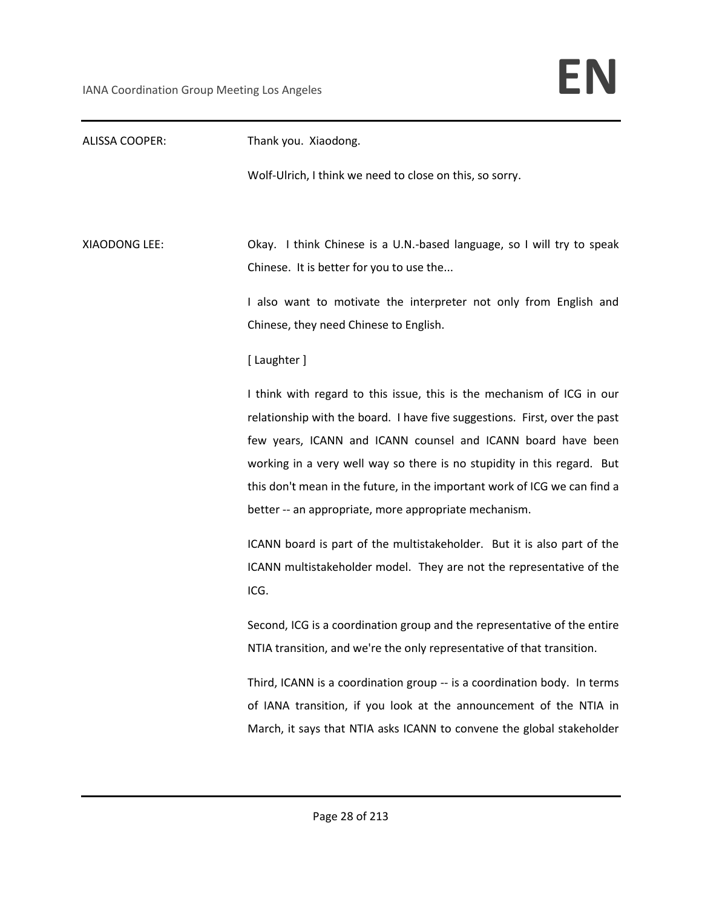ALISSA COOPER: Thank you. Xiaodong.

Wolf-Ulrich, I think we need to close on this, so sorry.

XIAODONG LEE: Okay. I think Chinese is a U.N.-based language, so I will try to speak Chinese. It is better for you to use the...

I also want to motivate the interpreter not only from English and Chinese, they need Chinese to English.

[ Laughter ]

I think with regard to this issue, this is the mechanism of ICG in our relationship with the board. I have five suggestions. First, over the past few years, ICANN and ICANN counsel and ICANN board have been working in a very well way so there is no stupidity in this regard. But this don't mean in the future, in the important work of ICG we can find a better -- an appropriate, more appropriate mechanism.

ICANN board is part of the multistakeholder. But it is also part of the ICANN multistakeholder model. They are not the representative of the ICG.

Second, ICG is a coordination group and the representative of the entire NTIA transition, and we're the only representative of that transition.

Third, ICANN is a coordination group -- is a coordination body. In terms of IANA transition, if you look at the announcement of the NTIA in March, it says that NTIA asks ICANN to convene the global stakeholder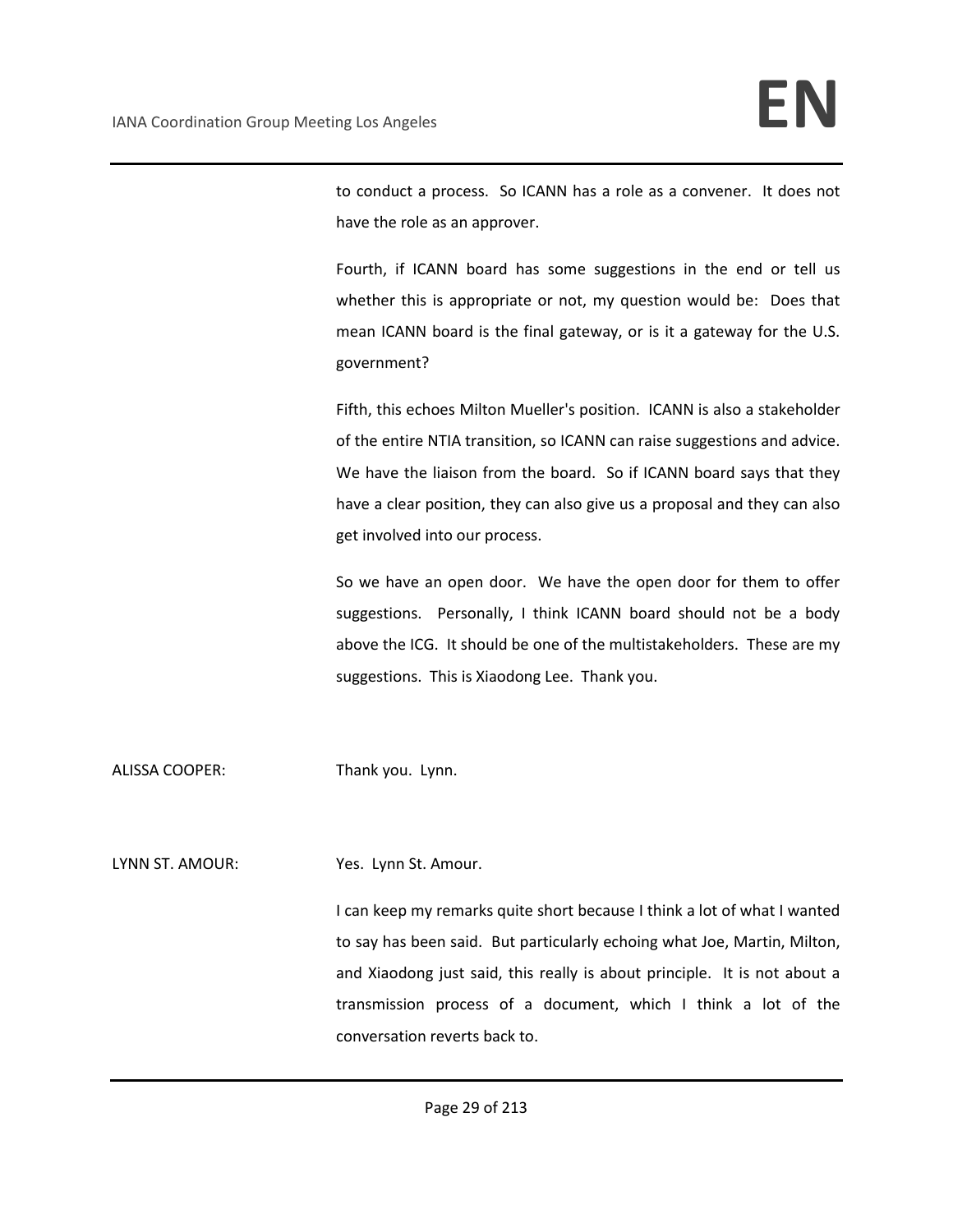to conduct a process. So ICANN has a role as a convener. It does not have the role as an approver.

Fourth, if ICANN board has some suggestions in the end or tell us whether this is appropriate or not, my question would be: Does that mean ICANN board is the final gateway, or is it a gateway for the U.S. government?

Fifth, this echoes Milton Mueller's position. ICANN is also a stakeholder of the entire NTIA transition, so ICANN can raise suggestions and advice. We have the liaison from the board. So if ICANN board says that they have a clear position, they can also give us a proposal and they can also get involved into our process.

So we have an open door. We have the open door for them to offer suggestions. Personally, I think ICANN board should not be a body above the ICG. It should be one of the multistakeholders. These are my suggestions. This is Xiaodong Lee. Thank you.

ALISSA COOPER: Thank you. Lynn.

LYNN ST. AMOUR: Yes. Lynn St. Amour.

I can keep my remarks quite short because I think a lot of what I wanted to say has been said. But particularly echoing what Joe, Martin, Milton, and Xiaodong just said, this really is about principle. It is not about a transmission process of a document, which I think a lot of the conversation reverts back to.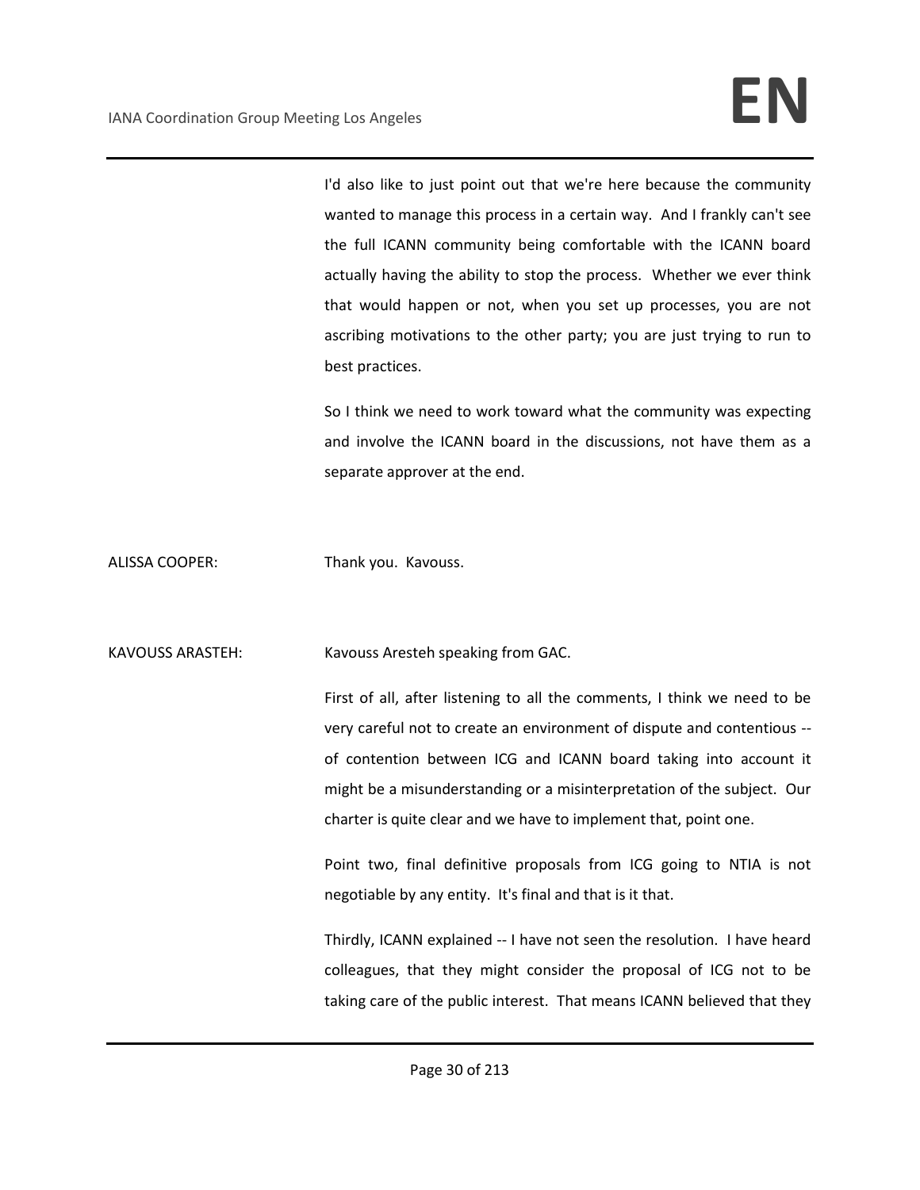I'd also like to just point out that we're here because the community wanted to manage this process in a certain way. And I frankly can't see the full ICANN community being comfortable with the ICANN board actually having the ability to stop the process. Whether we ever think that would happen or not, when you set up processes, you are not ascribing motivations to the other party; you are just trying to run to best practices.

So I think we need to work toward what the community was expecting and involve the ICANN board in the discussions, not have them as a separate approver at the end.

ALISSA COOPER: Thank you. Kavouss.

KAVOUSS ARASTEH: Kavouss Aresteh speaking from GAC.

First of all, after listening to all the comments, I think we need to be very careful not to create an environment of dispute and contentious -- of contention between ICG and ICANN board taking into account it might be a misunderstanding or a misinterpretation of the subject. Our charter is quite clear and we have to implement that, point one.

Point two, final definitive proposals from ICG going to NTIA is not negotiable by any entity. It's final and that is it that.

Thirdly, ICANN explained -- I have not seen the resolution. I have heard colleagues, that they might consider the proposal of ICG not to be taking care of the public interest. That means ICANN believed that they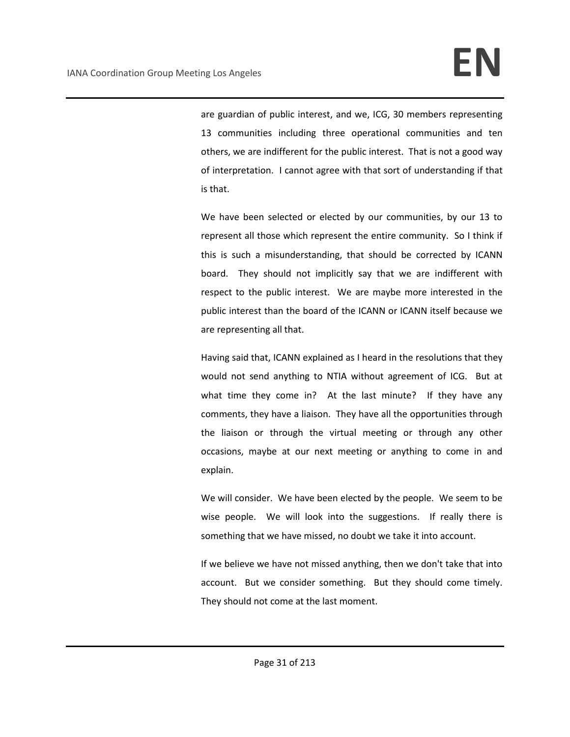are guardian of public interest, and we, ICG, 30 members representing 13 communities including three operational communities and ten others, we are indifferent for the public interest. That is not a good way of interpretation. I cannot agree with that sort of understanding if that is that.

We have been selected or elected by our communities, by our 13 to represent all those which represent the entire community. So I think if this is such a misunderstanding, that should be corrected by ICANN board. They should not implicitly say that we are indifferent with respect to the public interest. We are maybe more interested in the public interest than the board of the ICANN or ICANN itself because we are representing all that.

Having said that, ICANN explained as I heard in the resolutions that they would not send anything to NTIA without agreement of ICG. But at what time they come in? At the last minute? If they have any comments, they have a liaison. They have all the opportunities through the liaison or through the virtual meeting or through any other occasions, maybe at our next meeting or anything to come in and explain.

We will consider. We have been elected by the people. We seem to be wise people. We will look into the suggestions. If really there is something that we have missed, no doubt we take it into account.

If we believe we have not missed anything, then we don't take that into account. But we consider something. But they should come timely. They should not come at the last moment.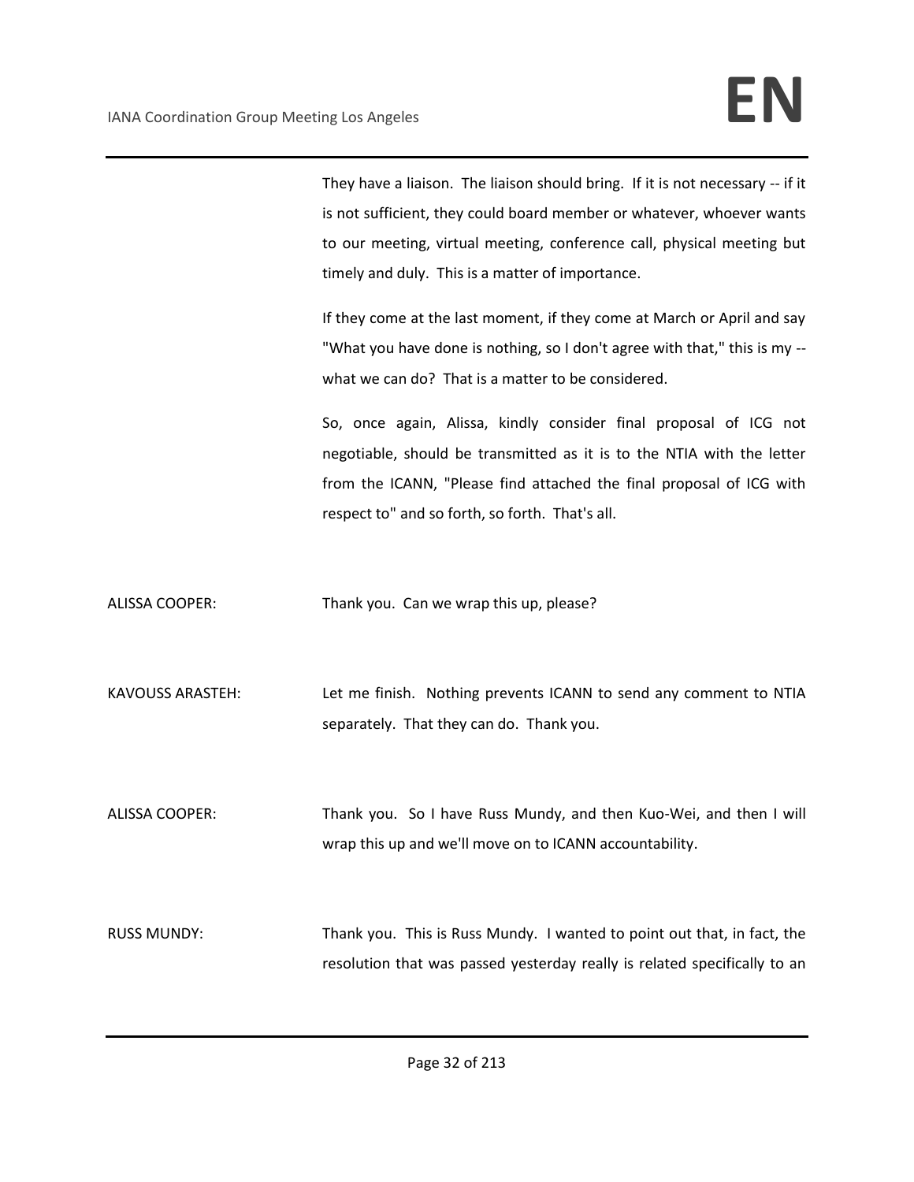They have a liaison. The liaison should bring. If it is not necessary -- if it is not sufficient, they could board member or whatever, whoever wants to our meeting, virtual meeting, conference call, physical meeting but timely and duly. This is a matter of importance.

If they come at the last moment, if they come at March or April and say "What you have done is nothing, so I don't agree with that," this is my -- what we can do? That is a matter to be considered.

So, once again, Alissa, kindly consider final proposal of ICG not negotiable, should be transmitted as it is to the NTIA with the letter from the ICANN, "Please find attached the final proposal of ICG with respect to" and so forth, so forth. That's all.

ALISSA COOPER: Thank you. Can we wrap this up, please?

KAVOUSS ARASTEH: Let me finish. Nothing prevents ICANN to send any comment to NTIA separately. That they can do. Thank you.

ALISSA COOPER: Thank you. So I have Russ Mundy, and then Kuo-Wei, and then I will wrap this up and we'll move on to ICANN accountability.

RUSS MUNDY: Thank you. This is Russ Mundy. I wanted to point out that, in fact, the resolution that was passed yesterday really is related specifically to an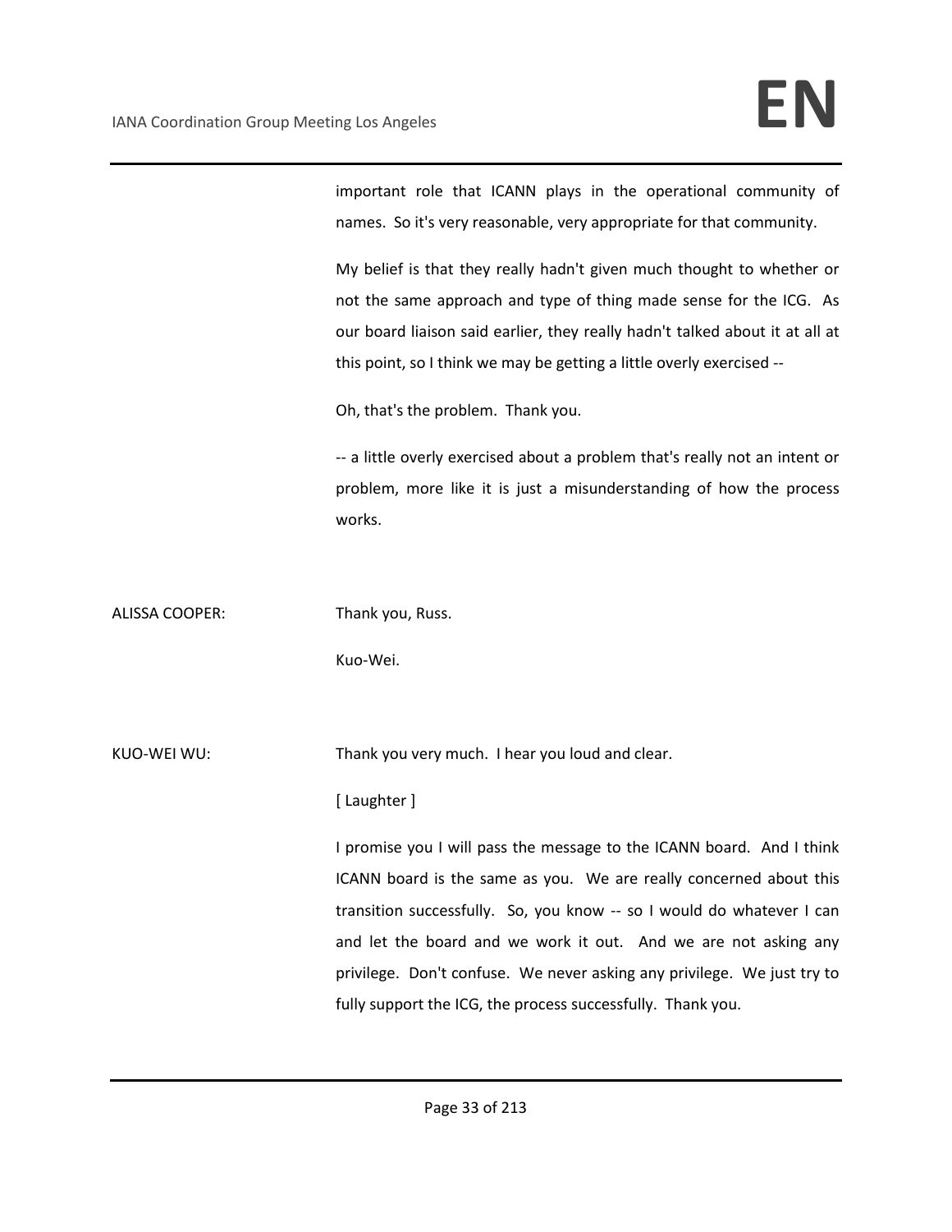important role that ICANN plays in the operational community of names. So it's very reasonable, very appropriate for that community.

My belief is that they really hadn't given much thought to whether or not the same approach and type of thing made sense for the ICG. As our board liaison said earlier, they really hadn't talked about it at all at this point, so I think we may be getting a little overly exercised --

Oh, that's the problem. Thank you.

-- a little overly exercised about a problem that's really not an intent or problem, more like it is just a misunderstanding of how the process works.

ALISSA COOPER: Thank you, Russ.

Kuo-Wei.

KUO-WEI WU: Thank you very much. I hear you loud and clear.

[ Laughter ]

I promise you I will pass the message to the ICANN board. And I think ICANN board is the same as you. We are really concerned about this transition successfully. So, you know -- so I would do whatever I can and let the board and we work it out. And we are not asking any privilege. Don't confuse. We never asking any privilege. We just try to fully support the ICG, the process successfully. Thank you.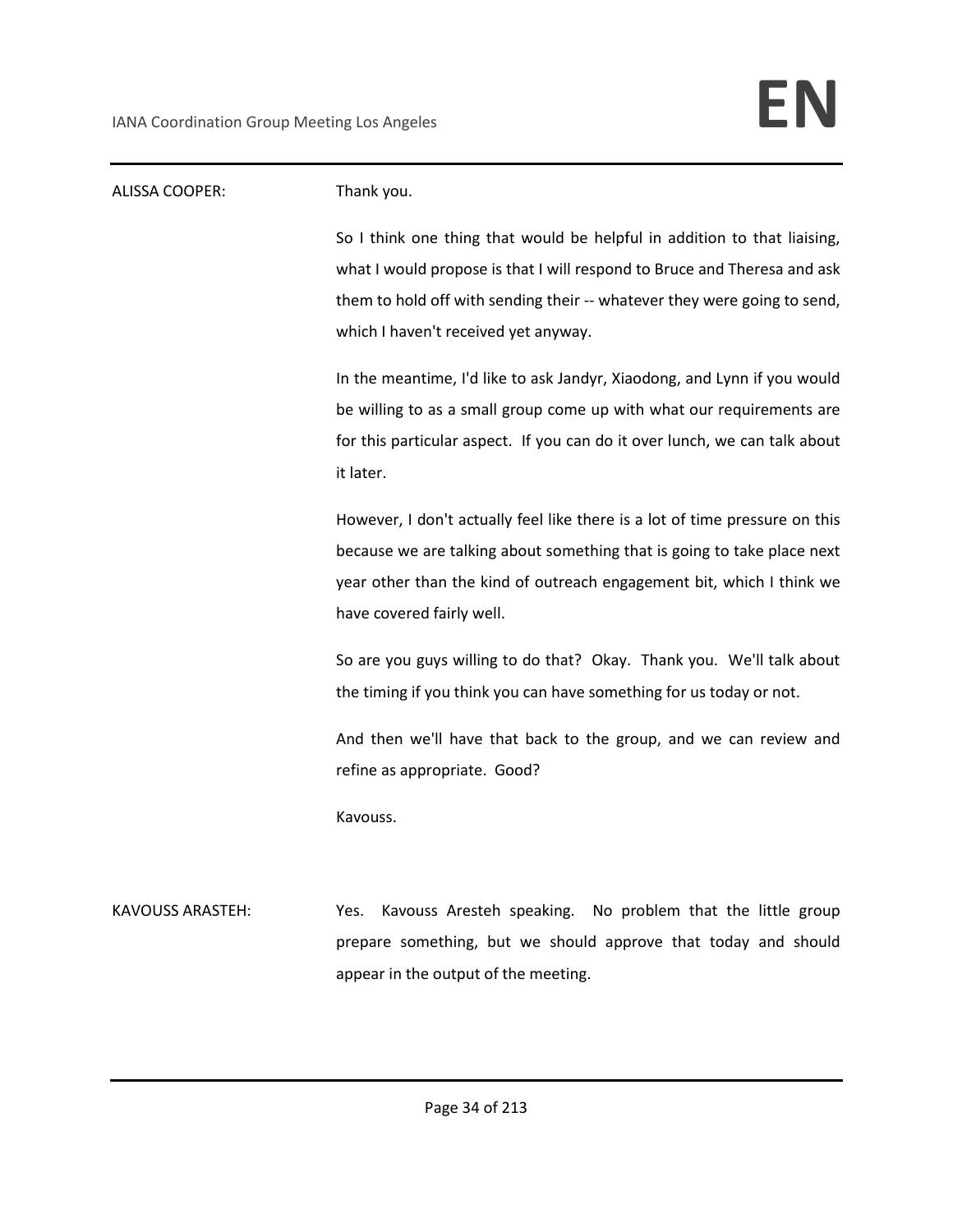ALISSA COOPER: Thank you.

So I think one thing that would be helpful in addition to that liaising, what I would propose is that I will respond to Bruce and Theresa and ask them to hold off with sending their -- whatever they were going to send, which I haven't received yet anyway.

In the meantime, I'd like to ask Jandyr, Xiaodong, and Lynn if you would be willing to as a small group come up with what our requirements are for this particular aspect. If you can do it over lunch, we can talk about it later.

However, I don't actually feel like there is a lot of time pressure on this because we are talking about something that is going to take place next year other than the kind of outreach engagement bit, which I think we have covered fairly well.

So are you guys willing to do that? Okay. Thank you. We'll talk about the timing if you think you can have something for us today or not.

And then we'll have that back to the group, and we can review and refine as appropriate. Good?

Kavouss.

KAVOUSS ARASTEH: Yes. Kavouss Aresteh speaking. No problem that the little group prepare something, but we should approve that today and should appear in the output of the meeting.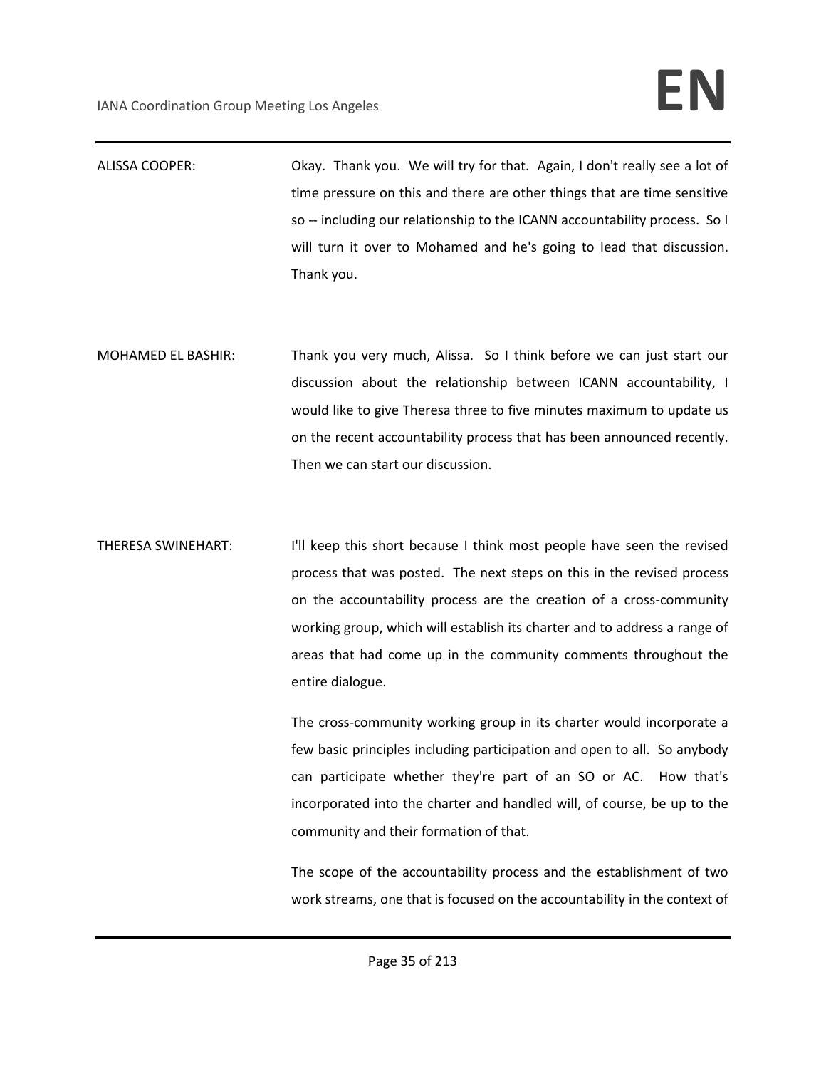ALISSA COOPER: Okay. Thank you. We will try for that. Again, I don't really see a lot of time pressure on this and there are other things that are time sensitive so -- including our relationship to the ICANN accountability process. So I will turn it over to Mohamed and he's going to lead that discussion. Thank you.

MOHAMED EL BASHIR: Thank you very much, Alissa. So I think before we can just start our discussion about the relationship between ICANN accountability, I would like to give Theresa three to five minutes maximum to update us on the recent accountability process that has been announced recently. Then we can start our discussion.

THERESA SWINEHART: I'll keep this short because I think most people have seen the revised process that was posted. The next steps on this in the revised process on the accountability process are the creation of a cross-community working group, which will establish its charter and to address a range of areas that had come up in the community comments throughout the entire dialogue.

The cross-community working group in its charter would incorporate a few basic principles including participation and open to all. So anybody can participate whether they're part of an SO or AC. How that's incorporated into the charter and handled will, of course, be up to the community and their formation of that.

The scope of the accountability process and the establishment of two work streams, one that is focused on the accountability in the context of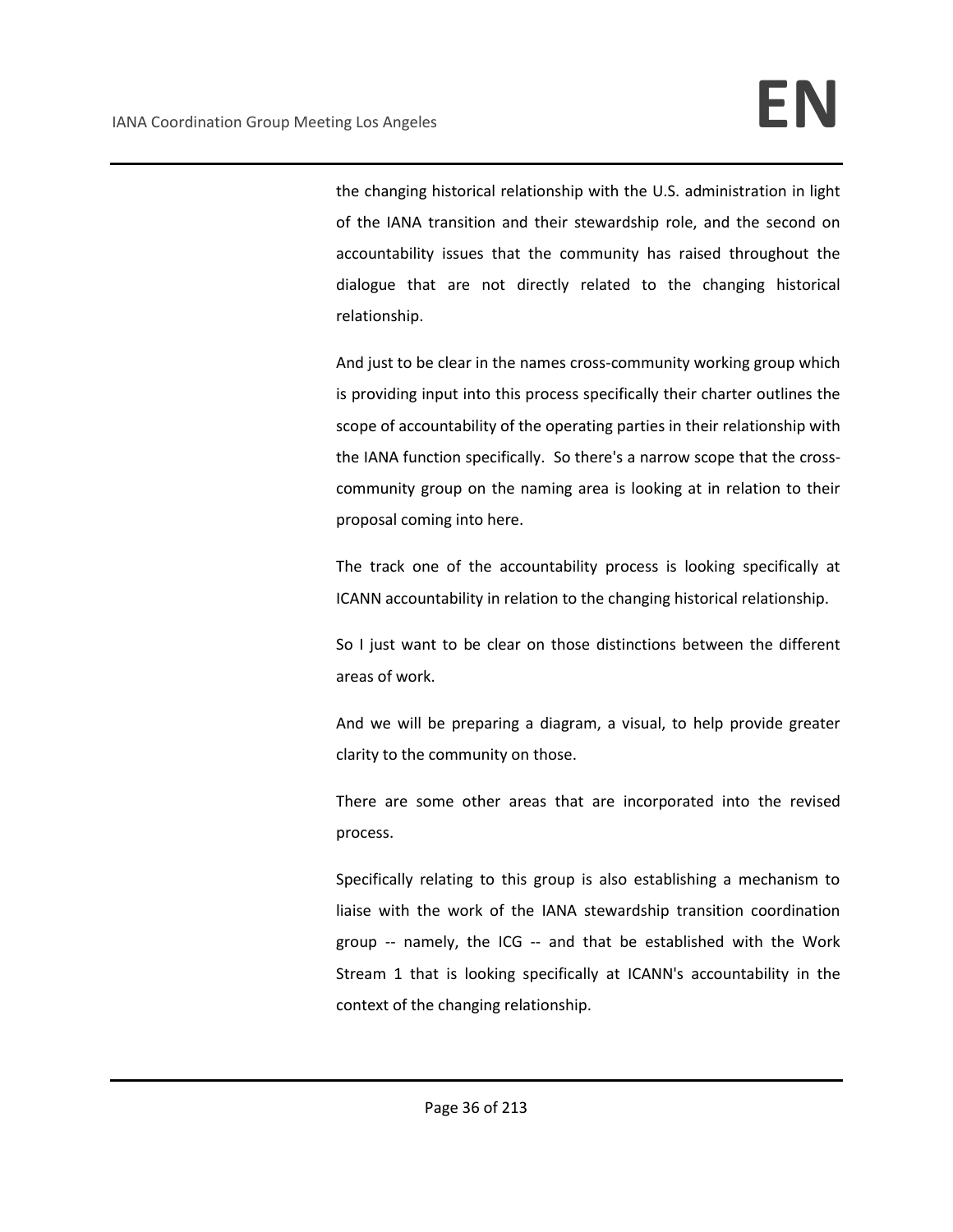the changing historical relationship with the U.S. administration in light of the IANA transition and their stewardship role, and the second on accountability issues that the community has raised throughout the dialogue that are not directly related to the changing historical relationship.

And just to be clear in the names cross-community working group which is providing input into this process specifically their charter outlines the scope of accountability of the operating parties in their relationship with the IANA function specifically. So there's a narrow scope that the cross-community group on the naming area is looking at in relation to their proposal coming into here.

The track one of the accountability process is looking specifically at ICANN accountability in relation to the changing historical relationship.

So I just want to be clear on those distinctions between the different areas of work.

And we will be preparing a diagram, a visual, to help provide greater clarity to the community on those.

There are some other areas that are incorporated into the revised process.

Specifically relating to this group is also establishing a mechanism to liaise with the work of the IANA stewardship transition coordination group -- namely, the ICG -- and that be established with the Work Stream 1 that is looking specifically at ICANN's accountability in the context of the changing relationship.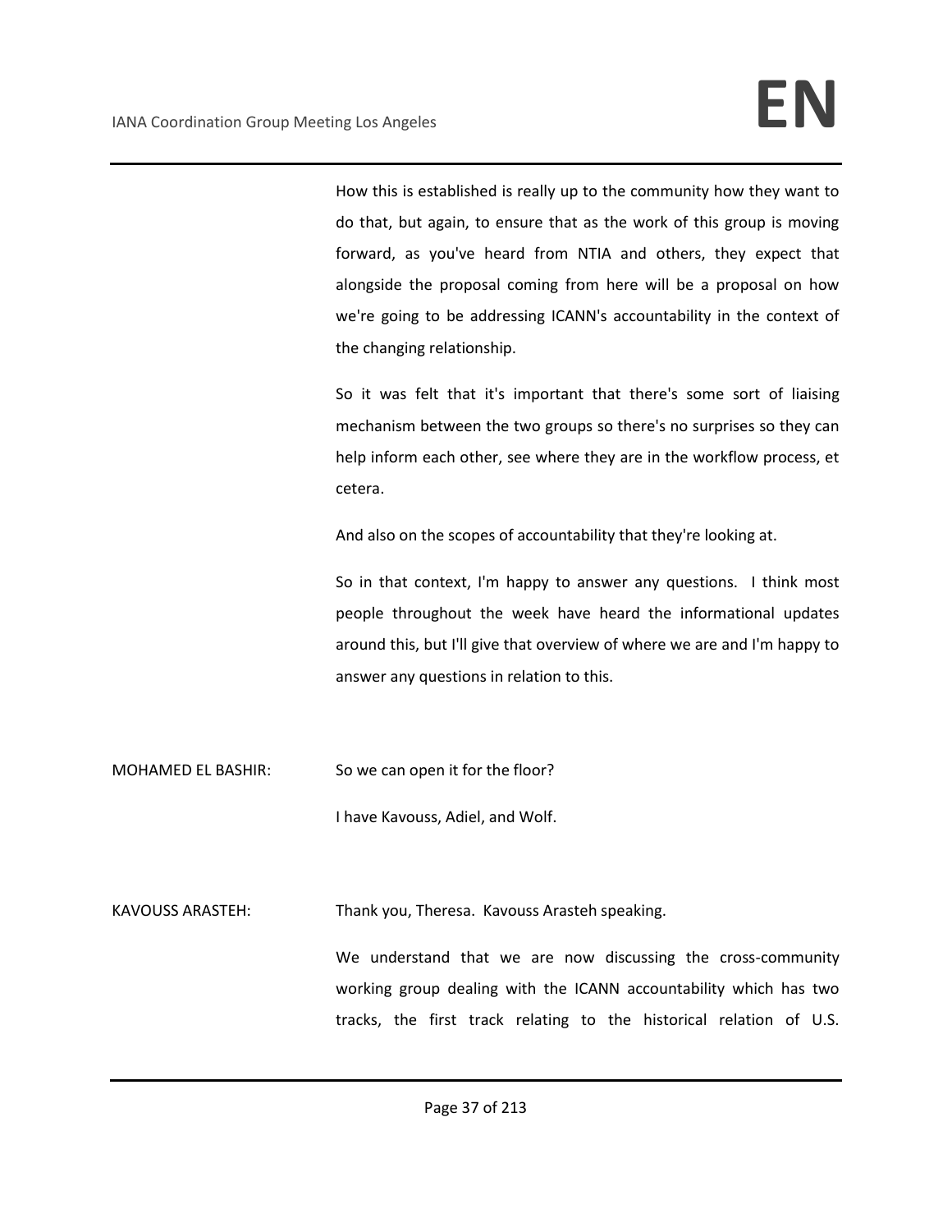How this is established is really up to the community how they want to do that, but again, to ensure that as the work of this group is moving forward, as you've heard from NTIA and others, they expect that alongside the proposal coming from here will be a proposal on how we're going to be addressing ICANN's accountability in the context of the changing relationship.

So it was felt that it's important that there's some sort of liaising mechanism between the two groups so there's no surprises so they can help inform each other, see where they are in the workflow process, et cetera.

And also on the scopes of accountability that they're looking at.

So in that context, I'm happy to answer any questions. I think most people throughout the week have heard the informational updates around this, but I'll give that overview of where we are and I'm happy to answer any questions in relation to this.

MOHAMED EL BASHIR: So we can open it for the floor?

I have Kavouss, Adiel, and Wolf.

KAVOUSS ARASTEH: Thank you, Theresa. Kavouss Arasteh speaking.

We understand that we are now discussing the cross-community working group dealing with the ICANN accountability which has two tracks, the first track relating to the historical relation of U.S.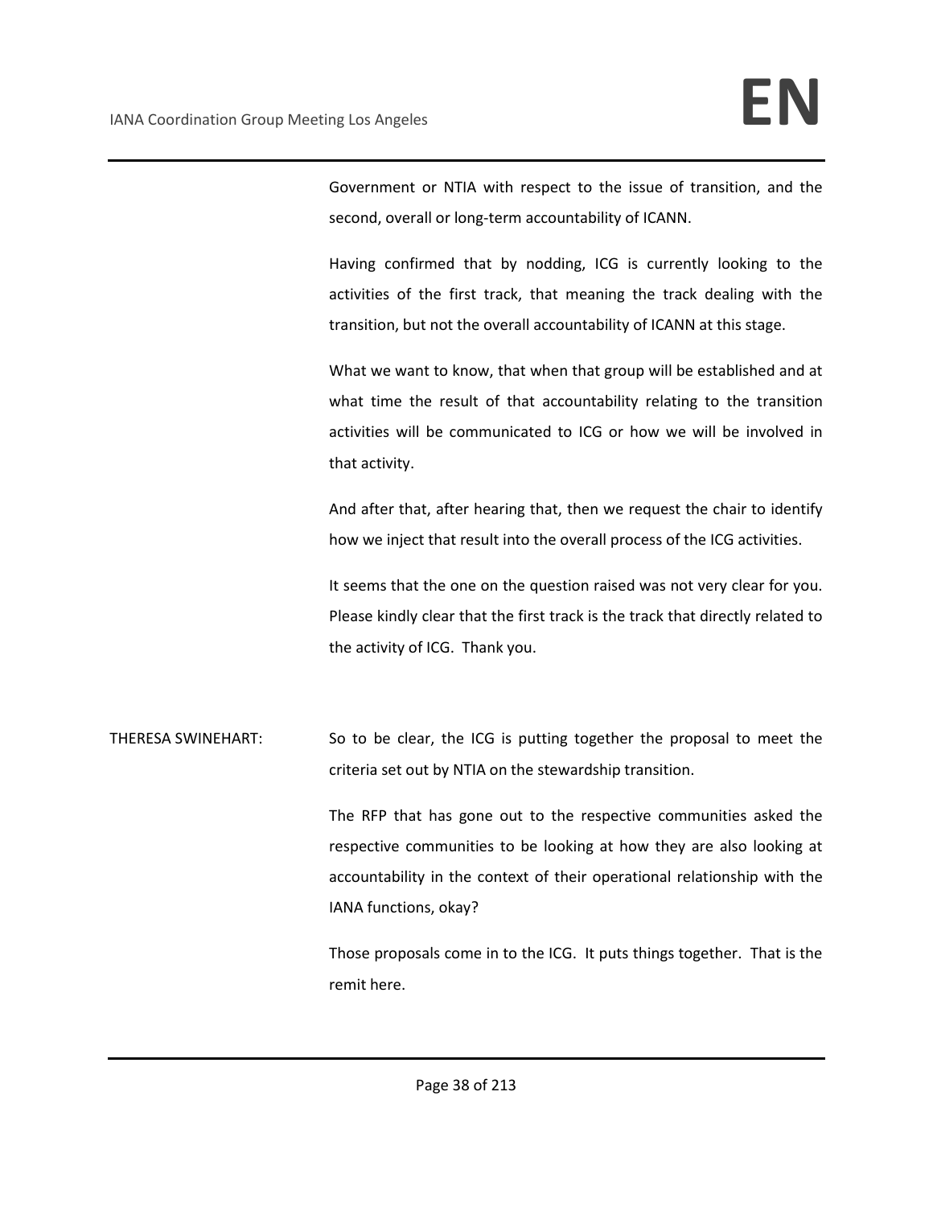Government or NTIA with respect to the issue of transition, and the second, overall or long-term accountability of ICANN.

Having confirmed that by nodding, ICG is currently looking to the activities of the first track, that meaning the track dealing with the transition, but not the overall accountability of ICANN at this stage.

What we want to know, that when that group will be established and at what time the result of that accountability relating to the transition activities will be communicated to ICG or how we will be involved in that activity.

And after that, after hearing that, then we request the chair to identify how we inject that result into the overall process of the ICG activities.

It seems that the one on the question raised was not very clear for you. Please kindly clear that the first track is the track that directly related to the activity of ICG. Thank you.

THERESA SWINEHART: So to be clear, the ICG is putting together the proposal to meet the criteria set out by NTIA on the stewardship transition.

The RFP that has gone out to the respective communities asked the respective communities to be looking at how they are also looking at accountability in the context of their operational relationship with the IANA functions, okay?

Those proposals come in to the ICG. It puts things together. That is the remit here.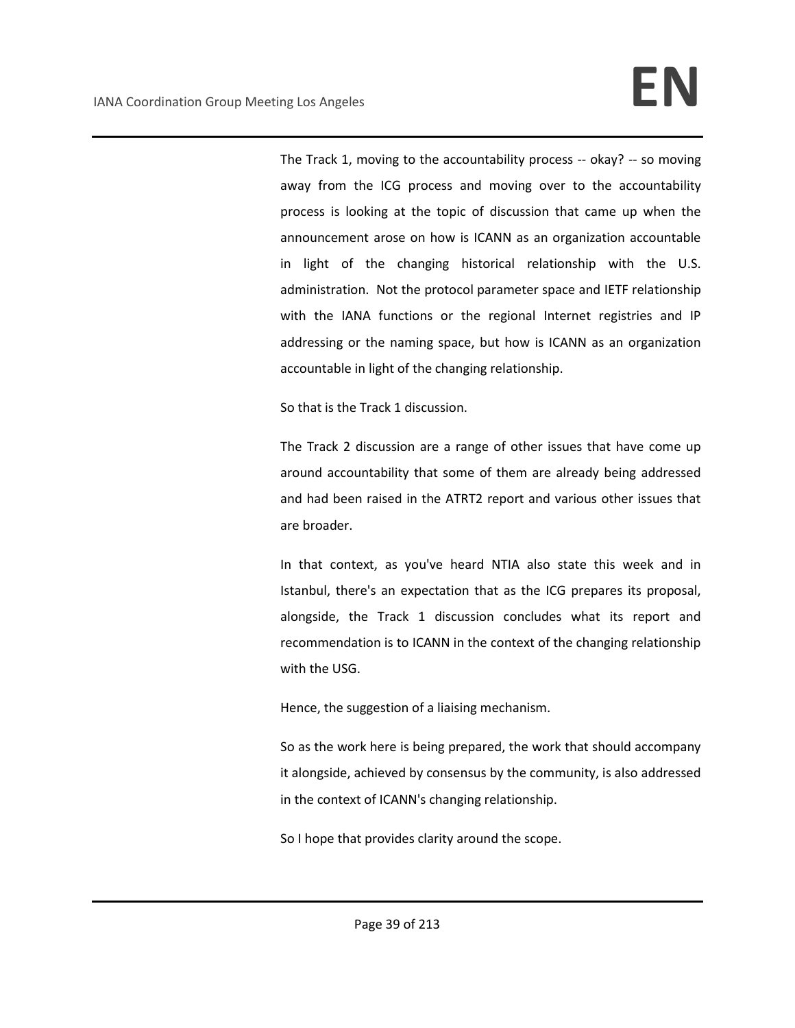The Track 1, moving to the accountability process -- okay? -- so moving away from the ICG process and moving over to the accountability process is looking at the topic of discussion that came up when the announcement arose on how is ICANN as an organization accountable in light of the changing historical relationship with the U.S. administration. Not the protocol parameter space and IETF relationship with the IANA functions or the regional Internet registries and IP addressing or the naming space, but how is ICANN as an organization accountable in light of the changing relationship.

So that is the Track 1 discussion.

The Track 2 discussion are a range of other issues that have come up around accountability that some of them are already being addressed and had been raised in the ATRT2 report and various other issues that are broader.

In that context, as you've heard NTIA also state this week and in Istanbul, there's an expectation that as the ICG prepares its proposal, alongside, the Track 1 discussion concludes what its report and recommendation is to ICANN in the context of the changing relationship with the USG.

Hence, the suggestion of a liaising mechanism.

So as the work here is being prepared, the work that should accompany it alongside, achieved by consensus by the community, is also addressed in the context of ICANN's changing relationship.

So I hope that provides clarity around the scope.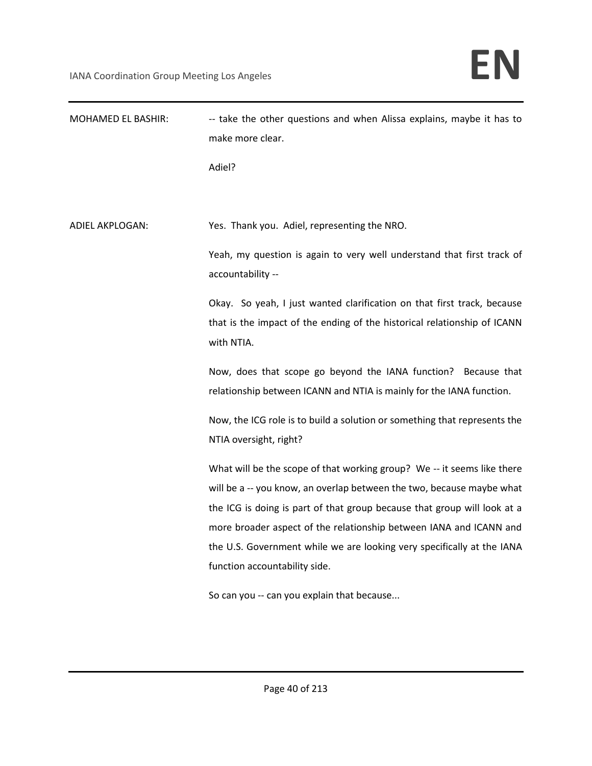MOHAMED EL BASHIR: -- take the other questions and when Alissa explains, maybe it has to make more clear.

Adiel?

ADIEL AKPLOGAN: Yes. Thank you. Adiel, representing the NRO.

Yeah, my question is again to very well understand that first track of accountability --

Okay. So yeah, I just wanted clarification on that first track, because that is the impact of the ending of the historical relationship of ICANN with NTIA.

Now, does that scope go beyond the IANA function? Because that relationship between ICANN and NTIA is mainly for the IANA function.

Now, the ICG role is to build a solution or something that represents the NTIA oversight, right?

What will be the scope of that working group? We -- it seems like there will be a -- you know, an overlap between the two, because maybe what the ICG is doing is part of that group because that group will look at a more broader aspect of the relationship between IANA and ICANN and the U.S. Government while we are looking very specifically at the IANA function accountability side.

So can you -- can you explain that because...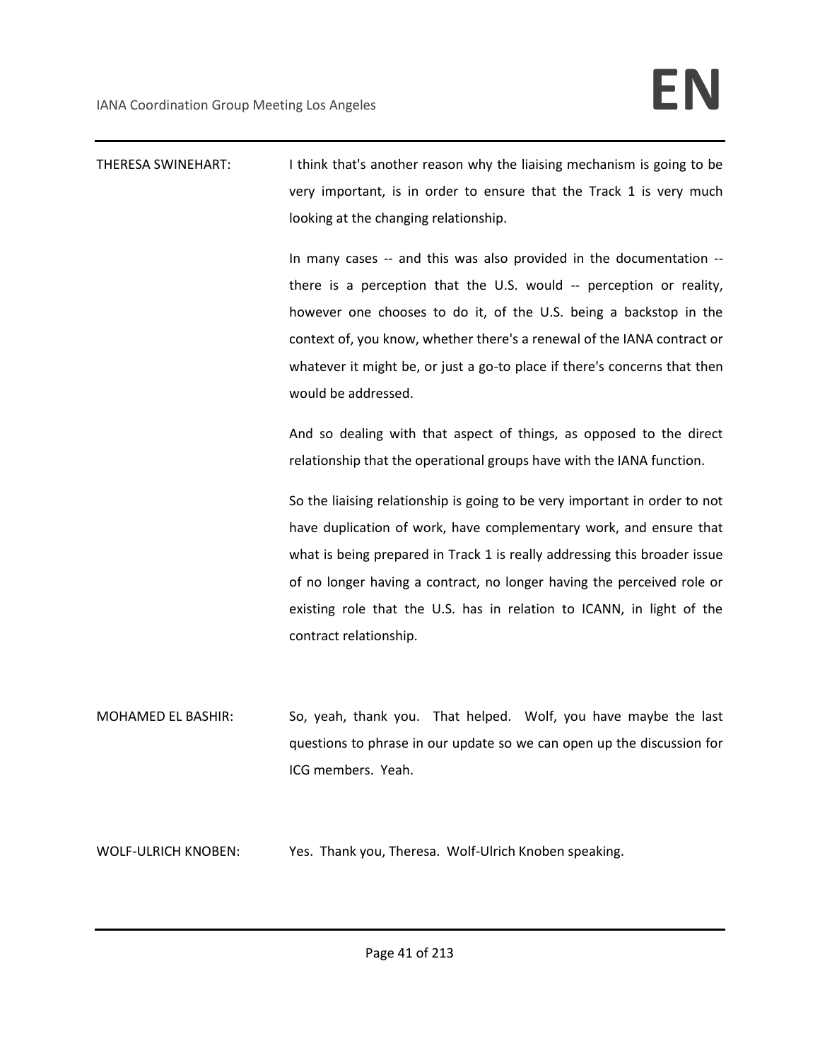THERESA SWINEHART: I think that's another reason why the liaising mechanism is going to be very important, is in order to ensure that the Track 1 is very much looking at the changing relationship.

In many cases -- and this was also provided in the documentation -- there is a perception that the U.S. would -- perception or reality, however one chooses to do it, of the U.S. being a backstop in the context of, you know, whether there's a renewal of the IANA contract or whatever it might be, or just a go-to place if there's concerns that then would be addressed.

And so dealing with that aspect of things, as opposed to the direct relationship that the operational groups have with the IANA function.

So the liaising relationship is going to be very important in order to not have duplication of work, have complementary work, and ensure that what is being prepared in Track 1 is really addressing this broader issue of no longer having a contract, no longer having the perceived role or existing role that the U.S. has in relation to ICANN, in light of the contract relationship.

MOHAMED EL BASHIR: So, yeah, thank you. That helped. Wolf, you have maybe the last questions to phrase in our update so we can open up the discussion for ICG members. Yeah.

WOLF-ULRICH KNOBEN: Yes. Thank you, Theresa. Wolf-Ulrich Knoben speaking.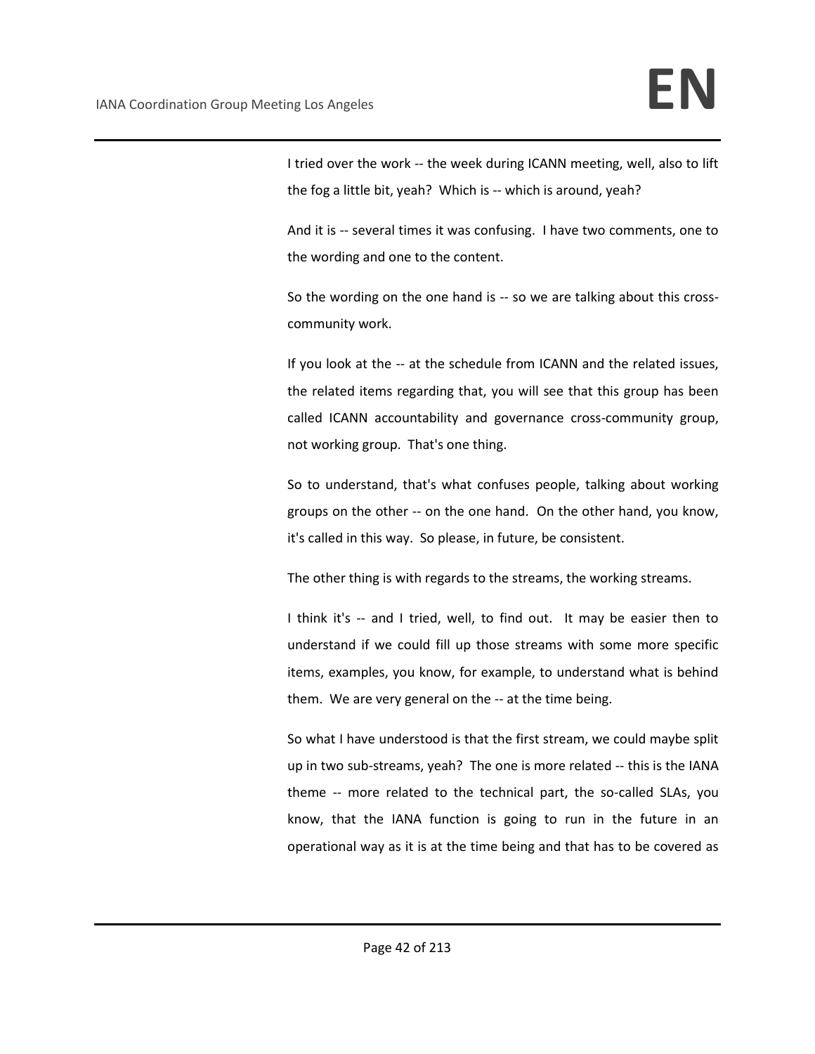I tried over the work -- the week during ICANN meeting, well, also to lift the fog a little bit, yeah? Which is -- which is around, yeah?

And it is -- several times it was confusing. I have two comments, one to the wording and one to the content.

So the wording on the one hand is -- so we are talking about this cross-community work.

If you look at the -- at the schedule from ICANN and the related issues, the related items regarding that, you will see that this group has been called ICANN accountability and governance cross-community group, not working group. That's one thing.

So to understand, that's what confuses people, talking about working groups on the other -- on the one hand. On the other hand, you know, it's called in this way. So please, in future, be consistent.

The other thing is with regards to the streams, the working streams.

I think it's -- and I tried, well, to find out. It may be easier then to understand if we could fill up those streams with some more specific items, examples, you know, for example, to understand what is behind them. We are very general on the -- at the time being.

So what I have understood is that the first stream, we could maybe split up in two sub-streams, yeah? The one is more related -- this is the IANA theme -- more related to the technical part, the so-called SLAs, you know, that the IANA function is going to run in the future in an operational way as it is at the time being and that has to be covered as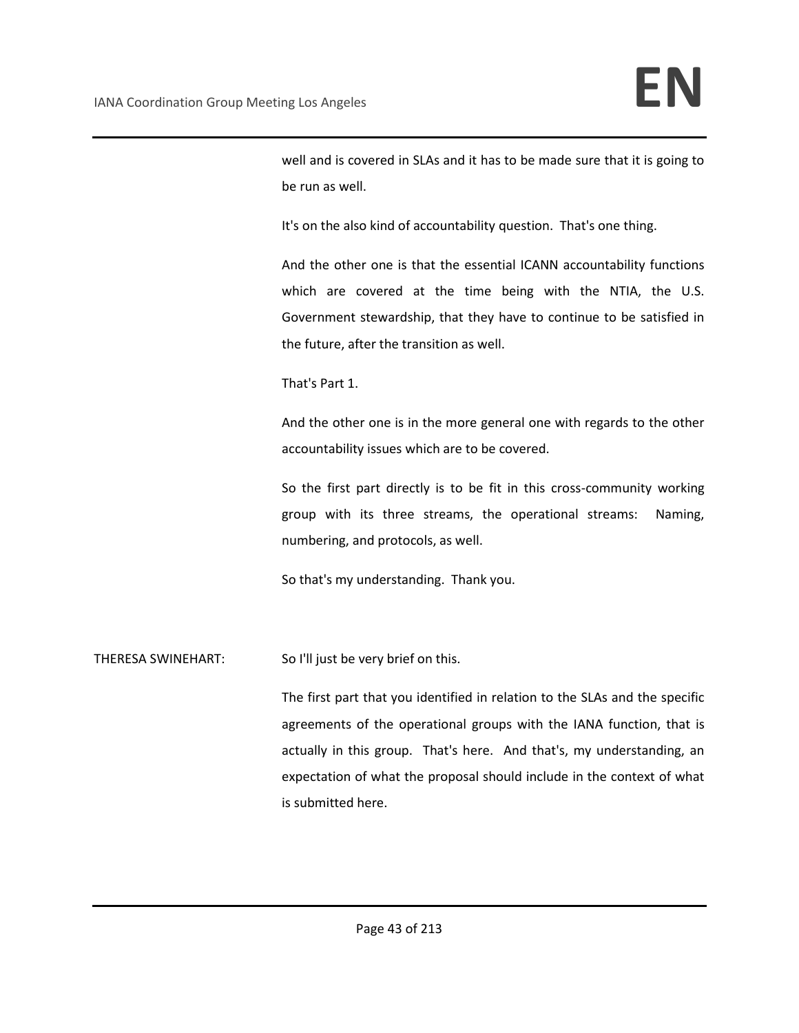well and is covered in SLAs and it has to be made sure that it is going to be run as well.

It's on the also kind of accountability question. That's one thing.

And the other one is that the essential ICANN accountability functions which are covered at the time being with the NTIA, the U.S. Government stewardship, that they have to continue to be satisfied in the future, after the transition as well.

That's Part 1.

And the other one is in the more general one with regards to the other accountability issues which are to be covered.

So the first part directly is to be fit in this cross-community working group with its three streams, the operational streams: Naming, numbering, and protocols, as well.

So that's my understanding. Thank you.

THERESA SWINEHART: So I'll just be very brief on this.

The first part that you identified in relation to the SLAs and the specific agreements of the operational groups with the IANA function, that is actually in this group. That's here. And that's, my understanding, an expectation of what the proposal should include in the context of what is submitted here.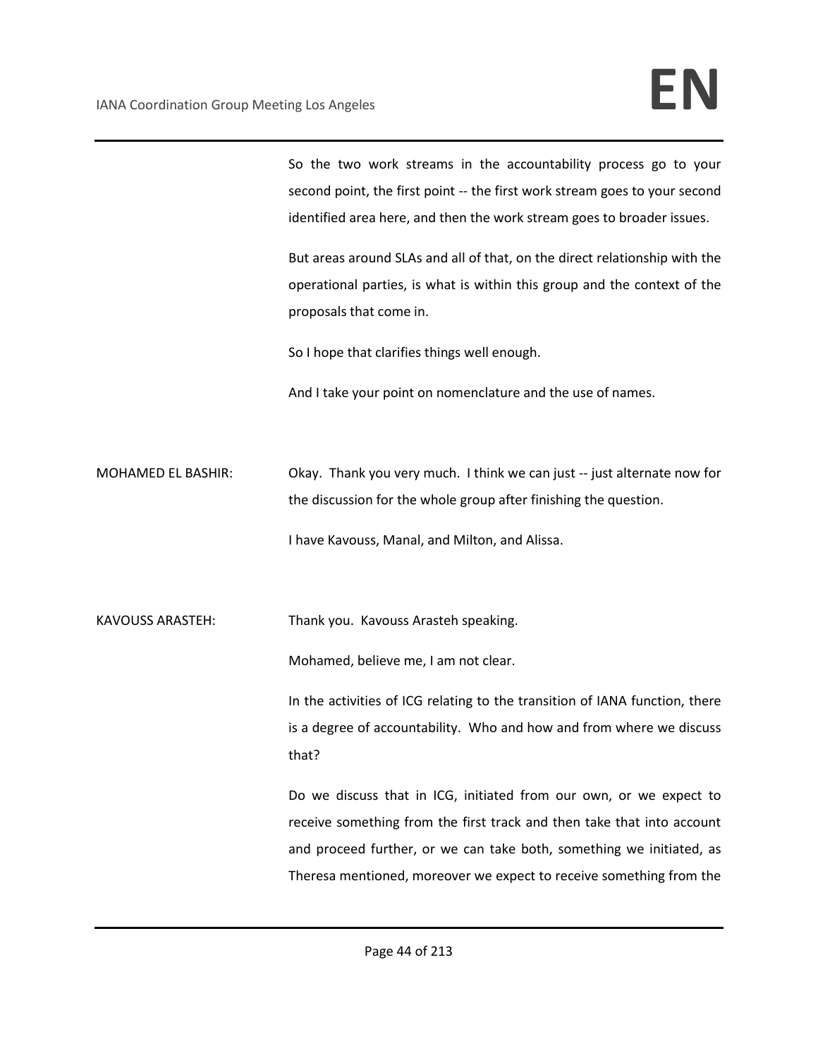So the two work streams in the accountability process go to your second point, the first point -- the first work stream goes to your second identified area here, and then the work stream goes to broader issues.

But areas around SLAs and all of that, on the direct relationship with the operational parties, is what is within this group and the context of the proposals that come in.

So I hope that clarifies things well enough.

And I take your point on nomenclature and the use of names.

MOHAMED EL BASHIR: Okay. Thank you very much. I think we can just -- just alternate now for the discussion for the whole group after finishing the question.

I have Kavouss, Manal, and Milton, and Alissa.

KAVOUSS ARASTEH: Thank you. Kavouss Arasteh speaking.

Mohamed, believe me, I am not clear.

In the activities of ICG relating to the transition of IANA function, there is a degree of accountability. Who and how and from where we discuss that?

Do we discuss that in ICG, initiated from our own, or we expect to receive something from the first track and then take that into account and proceed further, or we can take both, something we initiated, as Theresa mentioned, moreover we expect to receive something from the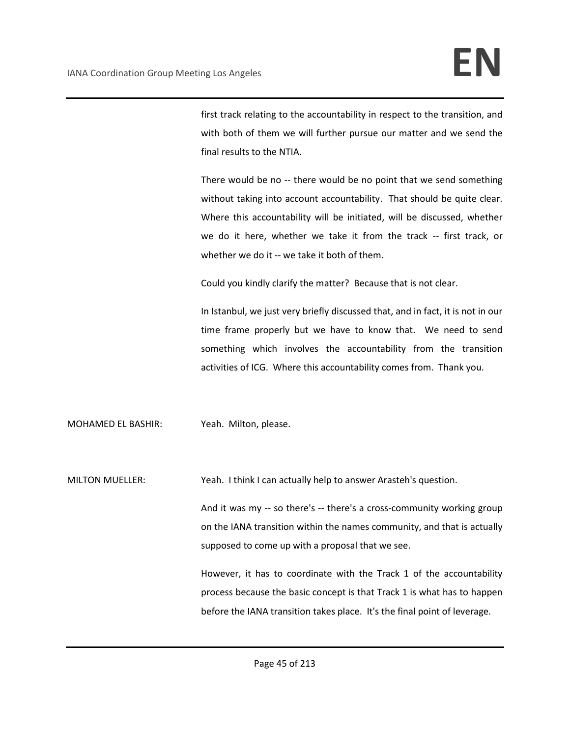first track relating to the accountability in respect to the transition, and with both of them we will further pursue our matter and we send the final results to the NTIA.

There would be no -- there would be no point that we send something without taking into account accountability. That should be quite clear. Where this accountability will be initiated, will be discussed, whether we do it here, whether we take it from the track -- first track, or whether we do it -- we take it both of them.

Could you kindly clarify the matter? Because that is not clear.

In Istanbul, we just very briefly discussed that, and in fact, it is not in our time frame properly but we have to know that. We need to send something which involves the accountability from the transition activities of ICG. Where this accountability comes from. Thank you.

MOHAMED EL BASHIR: Yeah. Milton, please.

MILTON MUELLER: Yeah. I think I can actually help to answer Arasteh's question.

And it was my -- so there's -- there's a cross-community working group on the IANA transition within the names community, and that is actually supposed to come up with a proposal that we see.

However, it has to coordinate with the Track 1 of the accountability process because the basic concept is that Track 1 is what has to happen before the IANA transition takes place. It's the final point of leverage.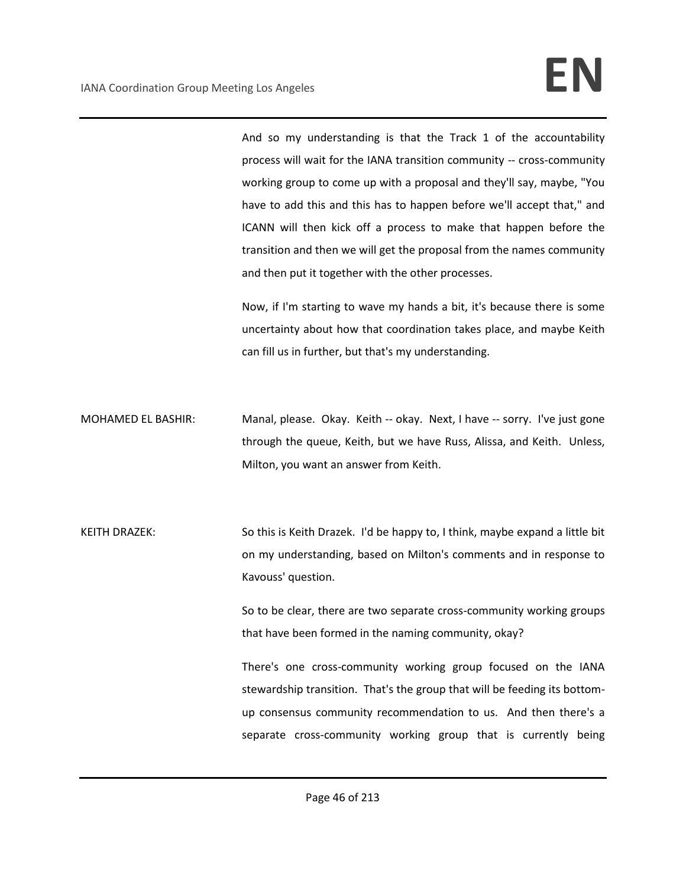And so my understanding is that the Track 1 of the accountability process will wait for the IANA transition community -- cross-community working group to come up with a proposal and they'll say, maybe, "You have to add this and this has to happen before we'll accept that," and ICANN will then kick off a process to make that happen before the transition and then we will get the proposal from the names community and then put it together with the other processes.

Now, if I'm starting to wave my hands a bit, it's because there is some uncertainty about how that coordination takes place, and maybe Keith can fill us in further, but that's my understanding.

MOHAMED EL BASHIR: Manal, please. Okay. Keith -- okay. Next, I have -- sorry. I've just gone through the queue, Keith, but we have Russ, Alissa, and Keith. Unless, Milton, you want an answer from Keith.

KEITH DRAZEK: So this is Keith Drazek. I'd be happy to, I think, maybe expand a little bit on my understanding, based on Milton's comments and in response to Kavouss' question.

So to be clear, there are two separate cross-community working groups that have been formed in the naming community, okay?

There's one cross-community working group focused on the IANA stewardship transition. That's the group that will be feeding its bottom-up consensus community recommendation to us. And then there's a separate cross-community working group that is currently being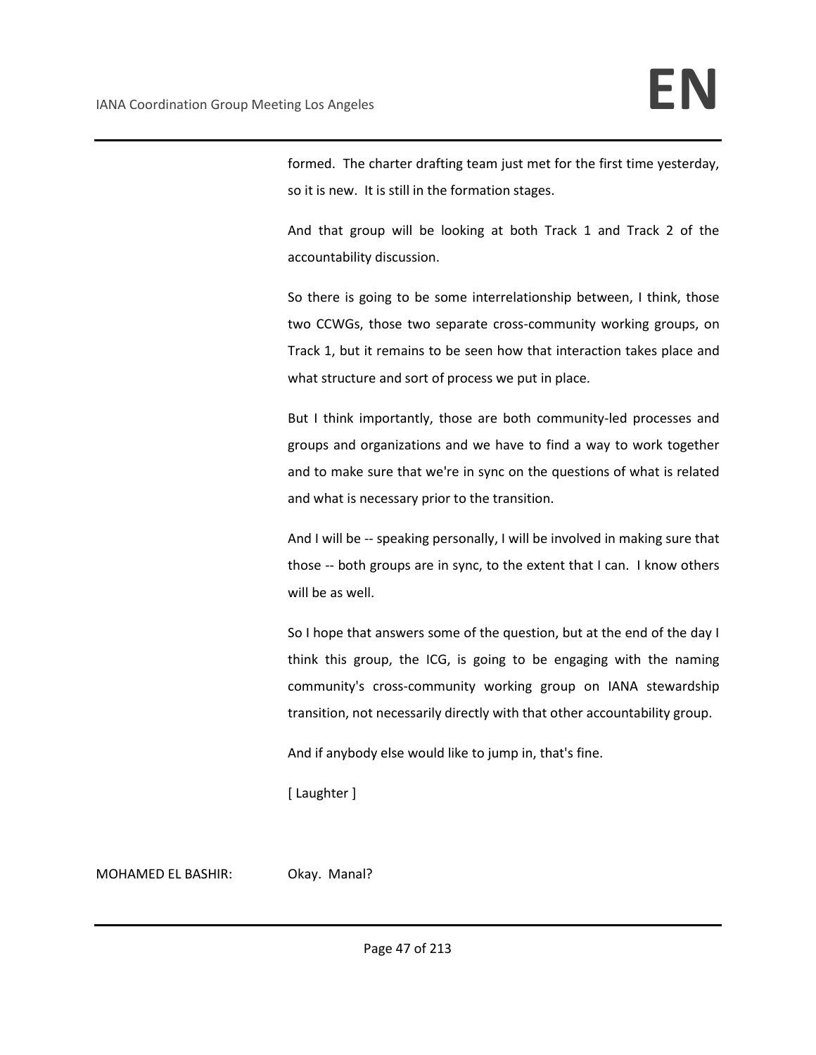formed. The charter drafting team just met for the first time yesterday, so it is new. It is still in the formation stages.

And that group will be looking at both Track 1 and Track 2 of the accountability discussion.

So there is going to be some interrelationship between, I think, those two CCWGs, those two separate cross-community working groups, on Track 1, but it remains to be seen how that interaction takes place and what structure and sort of process we put in place.

But I think importantly, those are both community-led processes and groups and organizations and we have to find a way to work together and to make sure that we're in sync on the questions of what is related and what is necessary prior to the transition.

And I will be -- speaking personally, I will be involved in making sure that those -- both groups are in sync, to the extent that I can. I know others will be as well.

So I hope that answers some of the question, but at the end of the day I think this group, the ICG, is going to be engaging with the naming community's cross-community working group on IANA stewardship transition, not necessarily directly with that other accountability group.

And if anybody else would like to jump in, that's fine.

[ Laughter ]

MOHAMED EL BASHIR: Okay. Manal?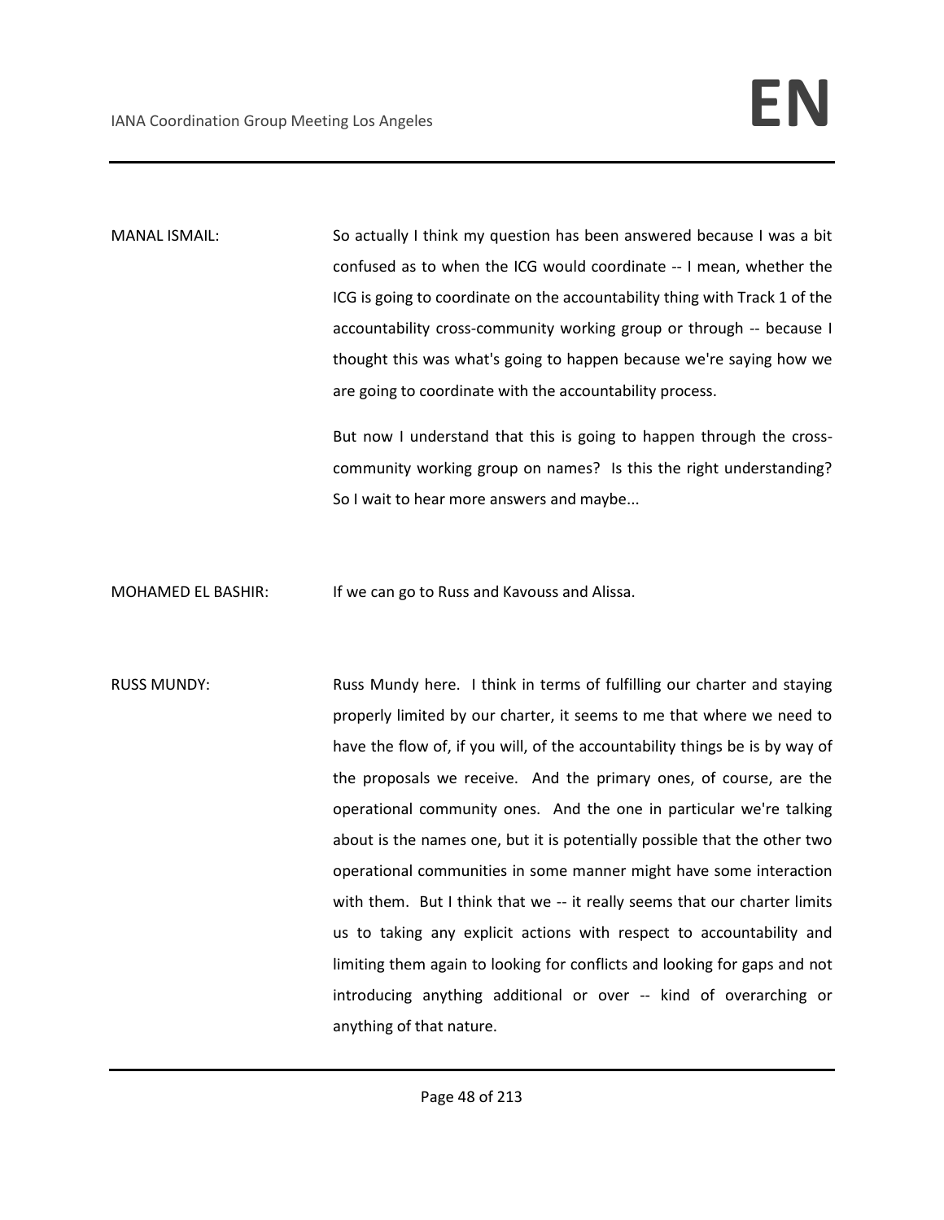MANAL ISMAIL: So actually I think my question has been answered because I was a bit confused as to when the ICG would coordinate -- I mean, whether the ICG is going to coordinate on the accountability thing with Track 1 of the accountability cross-community working group or through -- because I thought this was what's going to happen because we're saying how we are going to coordinate with the accountability process.

But now I understand that this is going to happen through the cross-community working group on names? Is this the right understanding? So I wait to hear more answers and maybe...

MOHAMED EL BASHIR: If we can go to Russ and Kavouss and Alissa.

RUSS MUNDY: Russ Mundy here. I think in terms of fulfilling our charter and staying properly limited by our charter, it seems to me that where we need to have the flow of, if you will, of the accountability things be is by way of the proposals we receive. And the primary ones, of course, are the operational community ones. And the one in particular we're talking about is the names one, but it is potentially possible that the other two operational communities in some manner might have some interaction with them. But I think that we -- it really seems that our charter limits us to taking any explicit actions with respect to accountability and limiting them again to looking for conflicts and looking for gaps and not introducing anything additional or over -- kind of overarching or anything of that nature.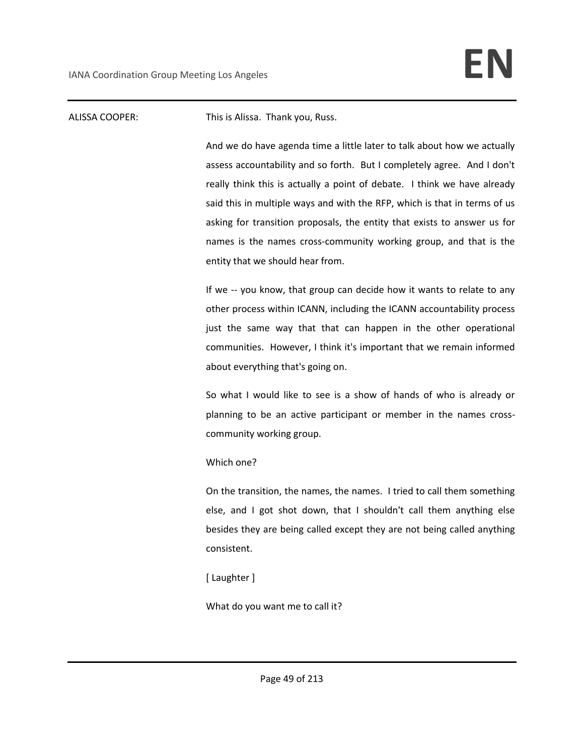ALISSA COOPER: This is Alissa. Thank you, Russ.

And we do have agenda time a little later to talk about how we actually assess accountability and so forth. But I completely agree. And I don't really think this is actually a point of debate. I think we have already said this in multiple ways and with the RFP, which is that in terms of us asking for transition proposals, the entity that exists to answer us for names is the names cross-community working group, and that is the entity that we should hear from.

If we -- you know, that group can decide how it wants to relate to any other process within ICANN, including the ICANN accountability process just the same way that that can happen in the other operational communities. However, I think it's important that we remain informed about everything that's going on.

So what I would like to see is a show of hands of who is already or planning to be an active participant or member in the names cross-community working group.

Which one?

On the transition, the names, the names. I tried to call them something else, and I got shot down, that I shouldn't call them anything else besides they are being called except they are not being called anything consistent.

[ Laughter ]

What do you want me to call it?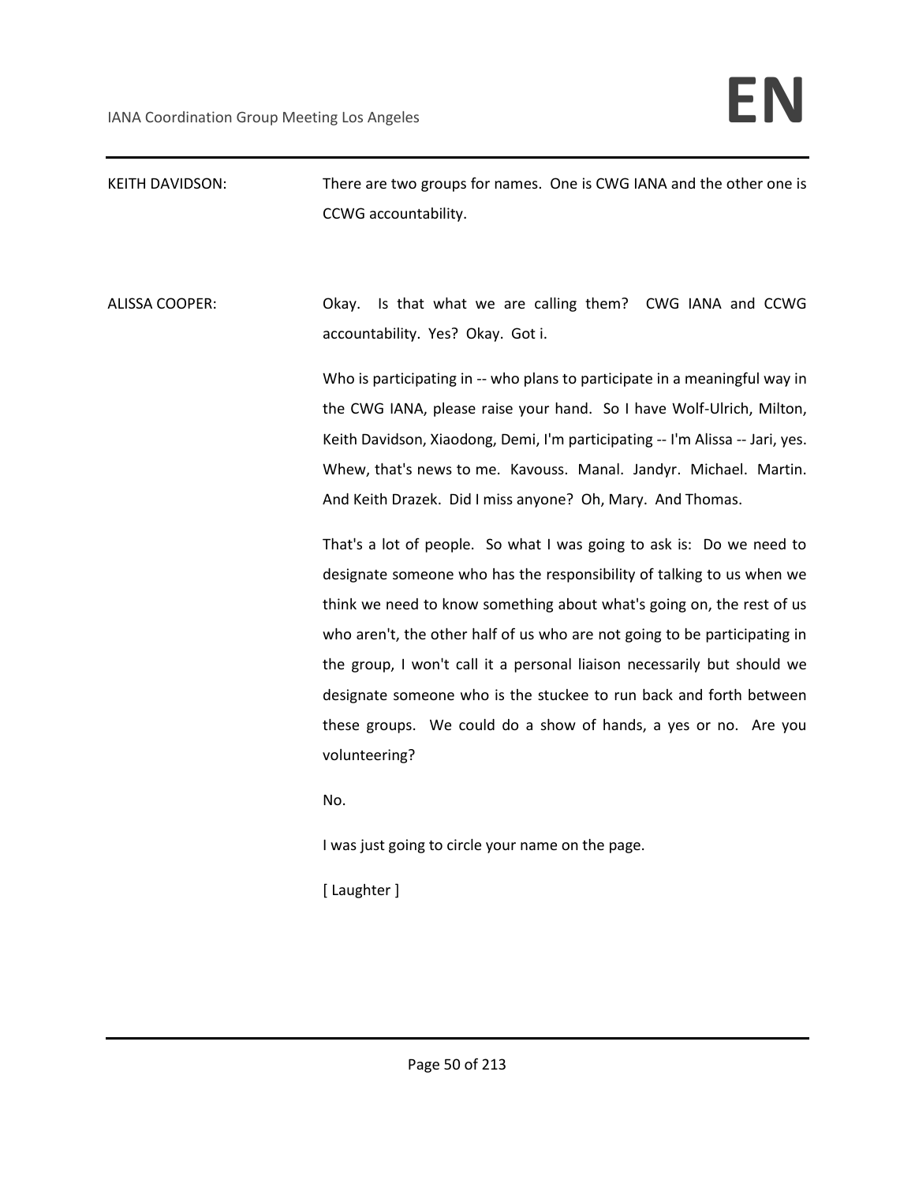KEITH DAVIDSON: There are two groups for names. One is CWG IANA and the other one is CCWG accountability.

ALISSA COOPER: Okay. Is that what we are calling them? CWG IANA and CCWG accountability. Yes? Okay. Got i.

Who is participating in -- who plans to participate in a meaningful way in the CWG IANA, please raise your hand. So I have Wolf-Ulrich, Milton, Keith Davidson, Xiaodong, Demi, I'm participating -- I'm Alissa -- Jari, yes. Whew, that's news to me. Kavouss. Manal. Jandyr. Michael. Martin. And Keith Drazek. Did I miss anyone? Oh, Mary. And Thomas.

That's a lot of people. So what I was going to ask is: Do we need to designate someone who has the responsibility of talking to us when we think we need to know something about what's going on, the rest of us who aren't, the other half of us who are not going to be participating in the group, I won't call it a personal liaison necessarily but should we designate someone who is the stuckee to run back and forth between these groups. We could do a show of hands, a yes or no. Are you volunteering?

No.

I was just going to circle your name on the page.

[ Laughter ]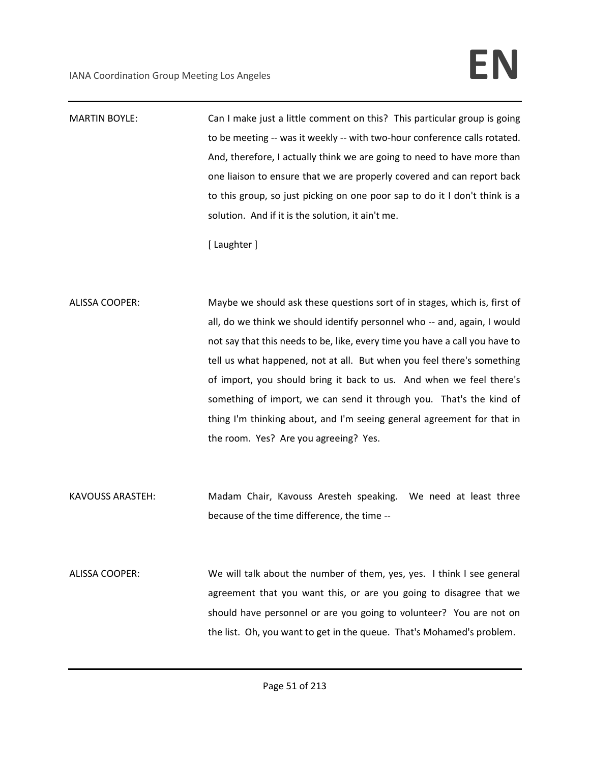MARTIN BOYLE: Can I make just a little comment on this? This particular group is going to be meeting -- was it weekly -- with two-hour conference calls rotated. And, therefore, I actually think we are going to need to have more than one liaison to ensure that we are properly covered and can report back to this group, so just picking on one poor sap to do it I don't think is a solution. And if it is the solution, it ain't me.

[ Laughter ]

ALISSA COOPER: Maybe we should ask these questions sort of in stages, which is, first of all, do we think we should identify personnel who -- and, again, I would not say that this needs to be, like, every time you have a call you have to tell us what happened, not at all. But when you feel there's something of import, you should bring it back to us. And when we feel there's something of import, we can send it through you. That's the kind of thing I'm thinking about, and I'm seeing general agreement for that in the room. Yes? Are you agreeing? Yes.

KAVOUSS ARASTEH: Madam Chair, Kavouss Aresteh speaking. We need at least three because of the time difference, the time --

ALISSA COOPER: We will talk about the number of them, yes, yes. I think I see general agreement that you want this, or are you going to disagree that we should have personnel or are you going to volunteer? You are not on the list. Oh, you want to get in the queue. That's Mohamed's problem.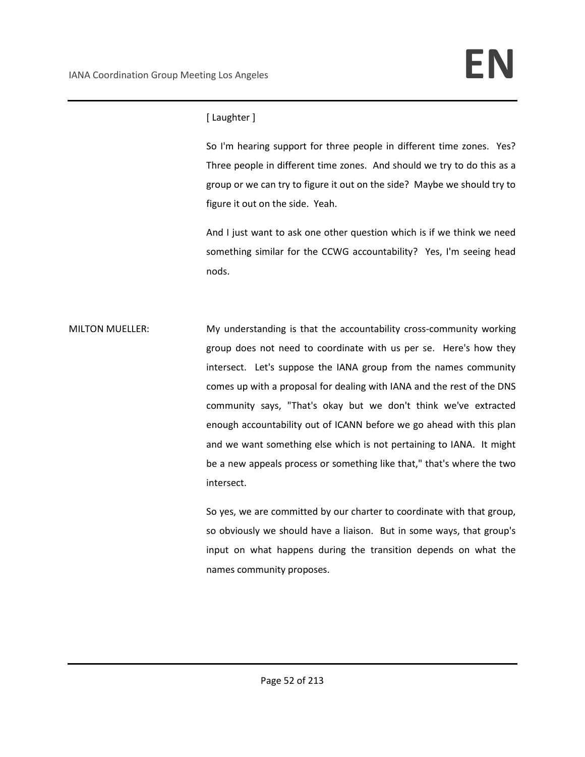[ Laughter ]

So I'm hearing support for three people in different time zones. Yes? Three people in different time zones. And should we try to do this as a group or we can try to figure it out on the side? Maybe we should try to figure it out on the side. Yeah.

And I just want to ask one other question which is if we think we need something similar for the CCWG accountability? Yes, I'm seeing head nods.

MILTON MUELLER: My understanding is that the accountability cross-community working group does not need to coordinate with us per se. Here's how they intersect. Let's suppose the IANA group from the names community comes up with a proposal for dealing with IANA and the rest of the DNS community says, "That's okay but we don't think we've extracted enough accountability out of ICANN before we go ahead with this plan and we want something else which is not pertaining to IANA. It might be a new appeals process or something like that," that's where the two intersect.

So yes, we are committed by our charter to coordinate with that group, so obviously we should have a liaison. But in some ways, that group's input on what happens during the transition depends on what the names community proposes.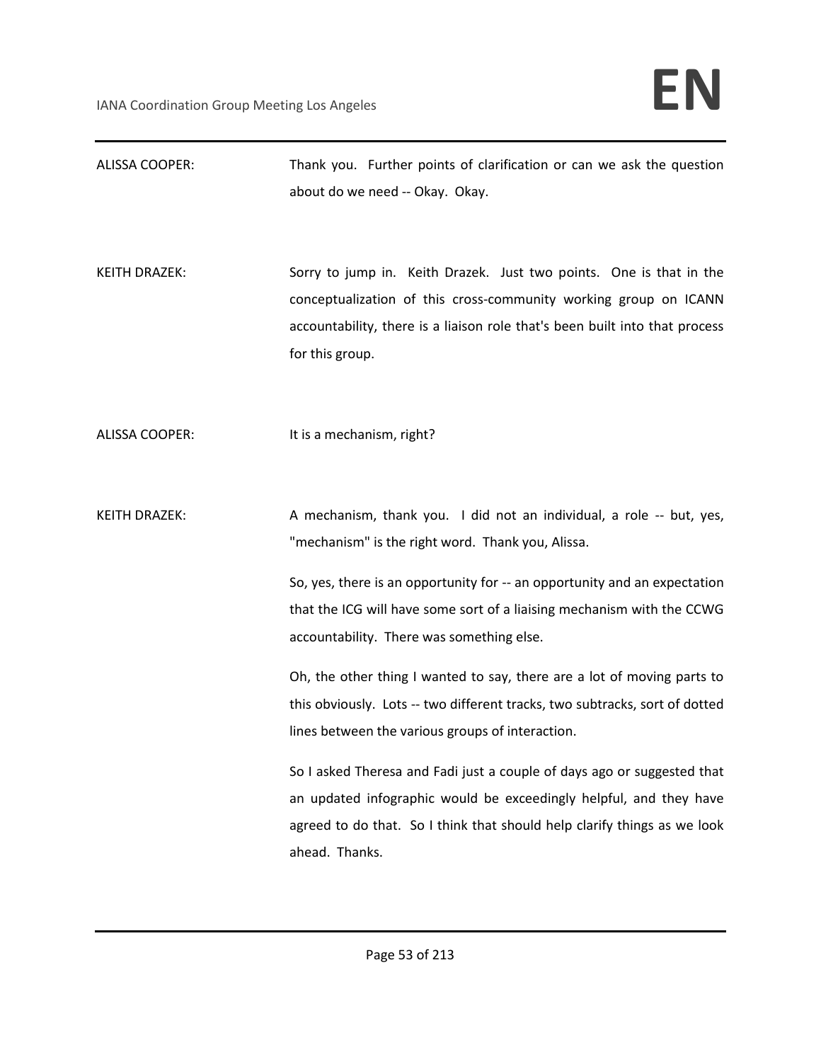ALISSA COOPER: Thank you. Further points of clarification or can we ask the question about do we need -- Okay. Okay.

KEITH DRAZEK: Sorry to jump in. Keith Drazek. Just two points. One is that in the conceptualization of this cross-community working group on ICANN accountability, there is a liaison role that's been built into that process for this group.

ALISSA COOPER: It is a mechanism, right?

KEITH DRAZEK: A mechanism, thank you. I did not an individual, a role -- but, yes, "mechanism" is the right word. Thank you, Alissa.

So, yes, there is an opportunity for -- an opportunity and an expectation that the ICG will have some sort of a liaising mechanism with the CCWG accountability. There was something else.

Oh, the other thing I wanted to say, there are a lot of moving parts to this obviously. Lots -- two different tracks, two subtracks, sort of dotted lines between the various groups of interaction.

So I asked Theresa and Fadi just a couple of days ago or suggested that an updated infographic would be exceedingly helpful, and they have agreed to do that. So I think that should help clarify things as we look ahead. Thanks.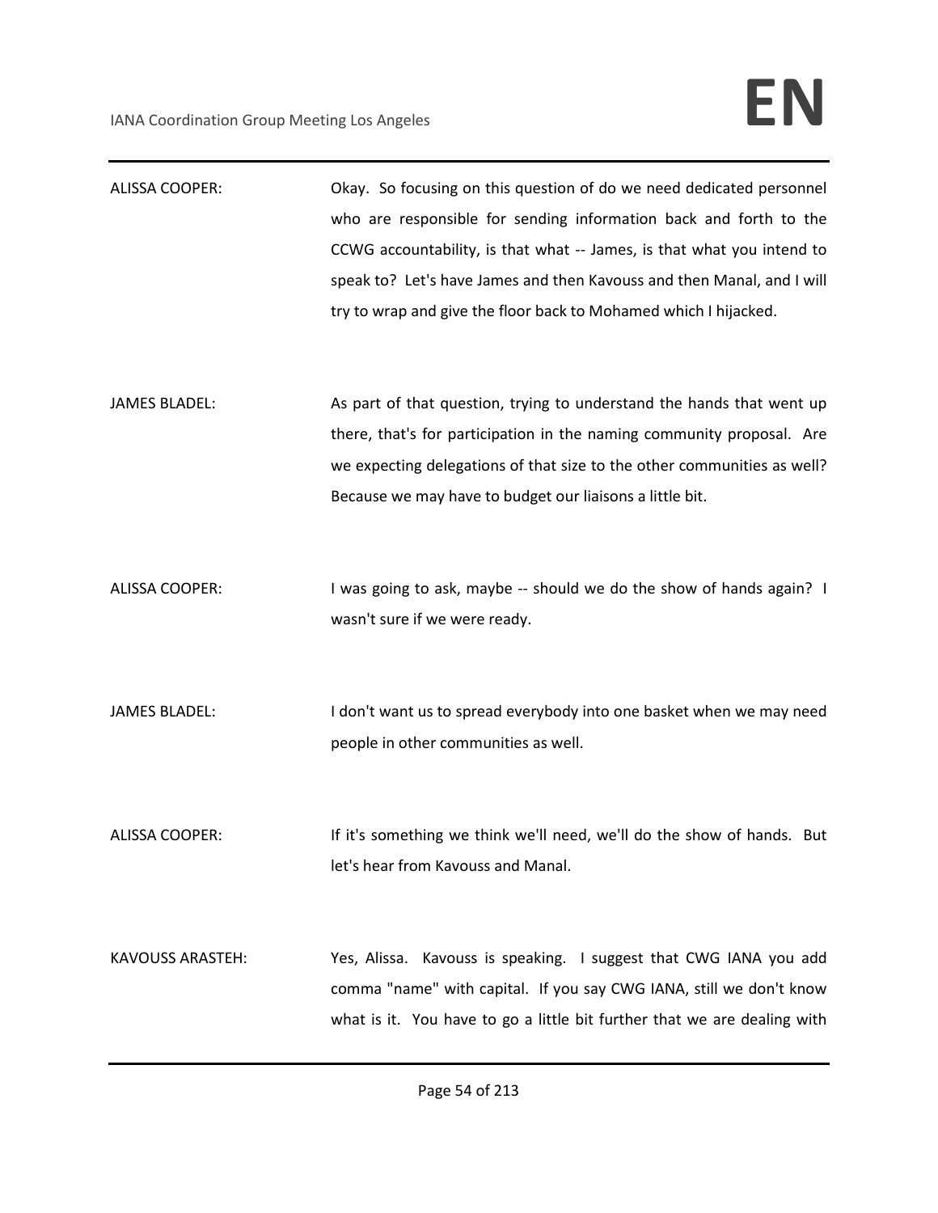ALISSA COOPER: Okay. So focusing on this question of do we need dedicated personnel who are responsible for sending information back and forth to the CCWG accountability, is that what -- James, is that what you intend to speak to? Let's have James and then Kavouss and then Manal, and I will try to wrap and give the floor back to Mohamed which I hijacked.

JAMES BLADEL: As part of that question, trying to understand the hands that went up there, that's for participation in the naming community proposal. Are we expecting delegations of that size to the other communities as well? Because we may have to budget our liaisons a little bit.

ALISSA COOPER: I was going to ask, maybe -- should we do the show of hands again? I wasn't sure if we were ready.

JAMES BLADEL: I don't want us to spread everybody into one basket when we may need people in other communities as well.

ALISSA COOPER: If it's something we think we'll need, we'll do the show of hands. But let's hear from Kavouss and Manal.

KAVOUSS ARASTEH: Yes, Alissa. Kavouss is speaking. I suggest that CWG IANA you add comma "name" with capital. If you say CWG IANA, still we don't know what is it. You have to go a little bit further that we are dealing with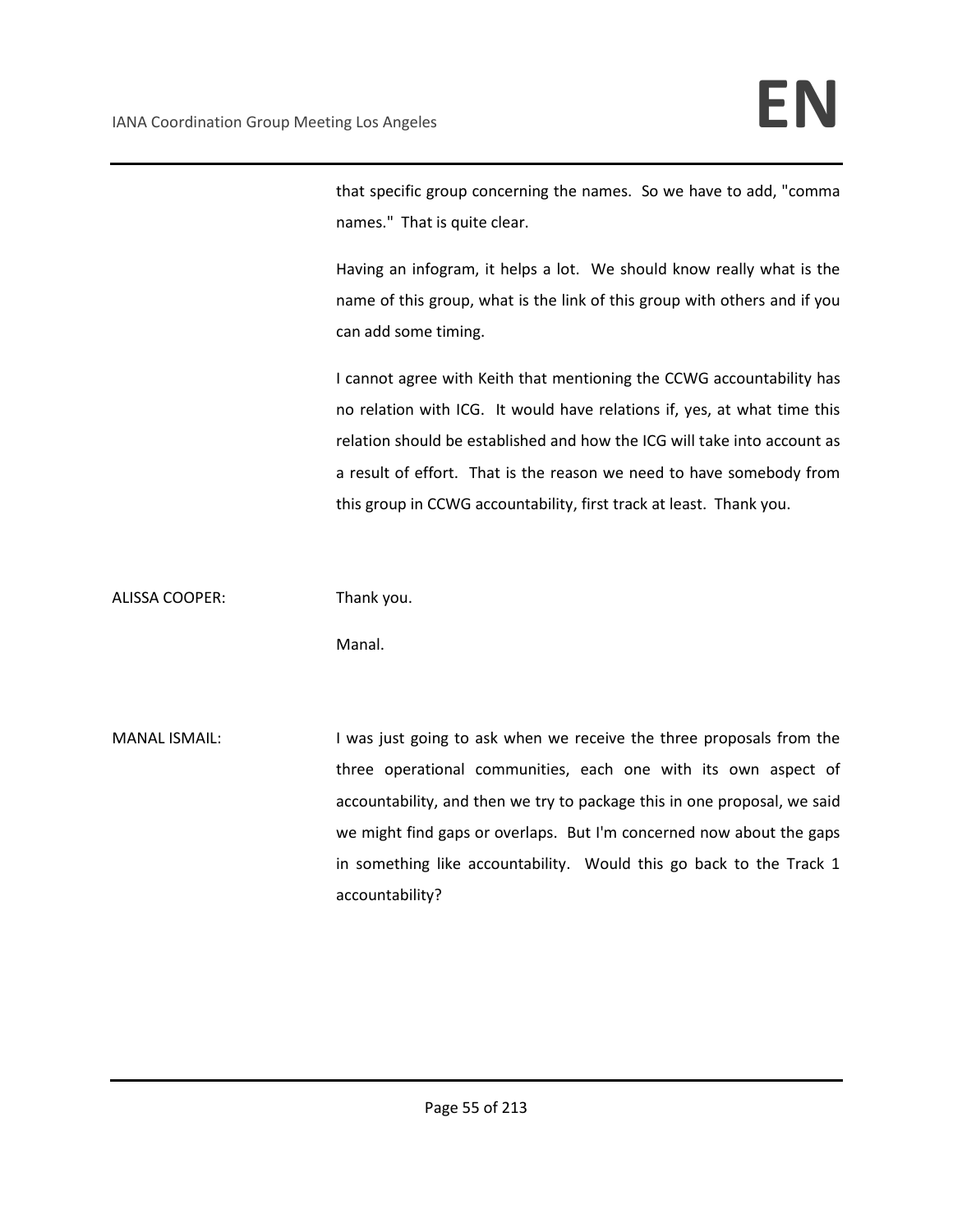that specific group concerning the names. So we have to add, "comma names." That is quite clear.

Having an infogram, it helps a lot. We should know really what is the name of this group, what is the link of this group with others and if you can add some timing.

I cannot agree with Keith that mentioning the CCWG accountability has no relation with ICG. It would have relations if, yes, at what time this relation should be established and how the ICG will take into account as a result of effort. That is the reason we need to have somebody from this group in CCWG accountability, first track at least. Thank you.

ALISSA COOPER: Thank you.

Manal.

MANAL ISMAIL: I was just going to ask when we receive the three proposals from the three operational communities, each one with its own aspect of accountability, and then we try to package this in one proposal, we said we might find gaps or overlaps. But I'm concerned now about the gaps in something like accountability. Would this go back to the Track 1 accountability?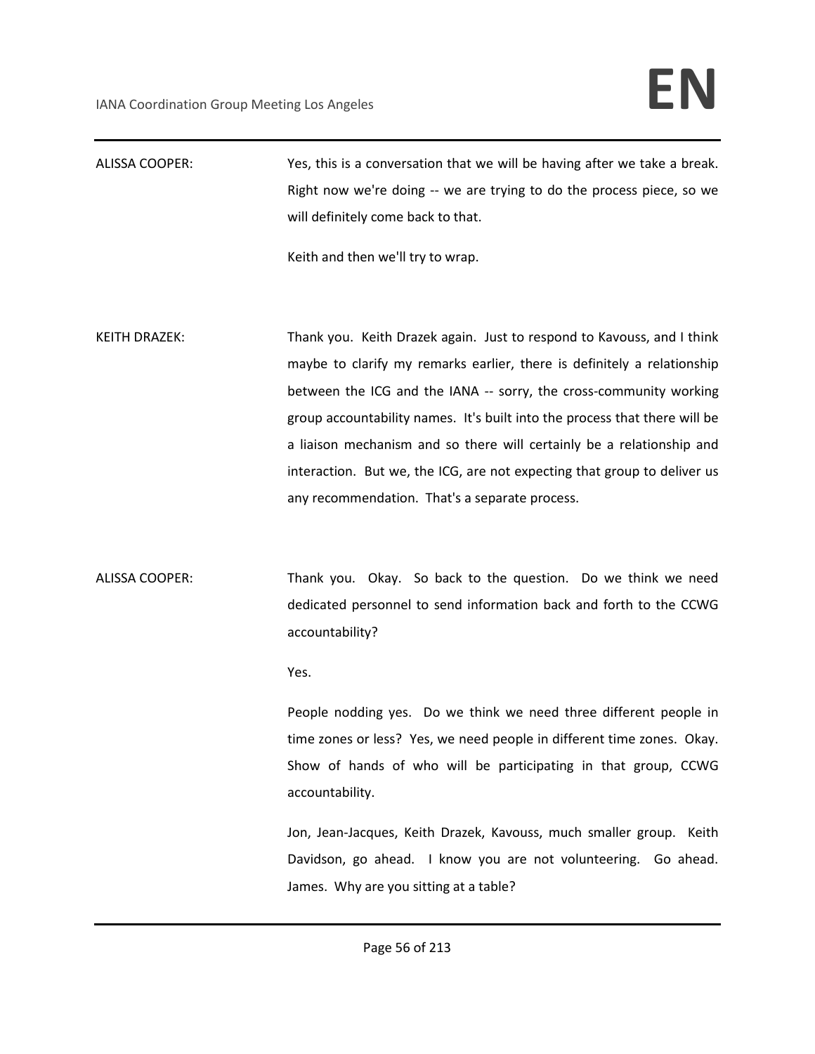ALISSA COOPER: Yes, this is a conversation that we will be having after we take a break. Right now we're doing -- we are trying to do the process piece, so we will definitely come back to that.

Keith and then we'll try to wrap.

KEITH DRAZEK: Thank you. Keith Drazek again. Just to respond to Kavouss, and I think maybe to clarify my remarks earlier, there is definitely a relationship between the ICG and the IANA -- sorry, the cross-community working group accountability names. It's built into the process that there will be a liaison mechanism and so there will certainly be a relationship and interaction. But we, the ICG, are not expecting that group to deliver us any recommendation. That's a separate process.

ALISSA COOPER: Thank you. Okay. So back to the question. Do we think we need dedicated personnel to send information back and forth to the CCWG accountability?

Yes.

People nodding yes. Do we think we need three different people in time zones or less? Yes, we need people in different time zones. Okay. Show of hands of who will be participating in that group, CCWG accountability.

Jon, Jean-Jacques, Keith Drazek, Kavouss, much smaller group. Keith Davidson, go ahead. I know you are not volunteering. Go ahead. James. Why are you sitting at a table?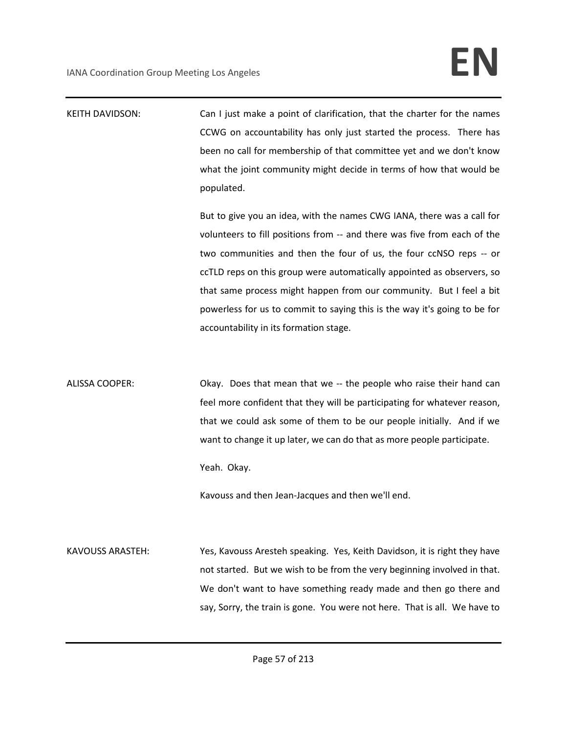KEITH DAVIDSON: Can I just make a point of clarification, that the charter for the names CCWG on accountability has only just started the process. There has been no call for membership of that committee yet and we don't know what the joint community might decide in terms of how that would be populated.

But to give you an idea, with the names CWG IANA, there was a call for volunteers to fill positions from -- and there was five from each of the two communities and then the four of us, the four ccNSO reps -- or ccTLD reps on this group were automatically appointed as observers, so that same process might happen from our community. But I feel a bit powerless for us to commit to saying this is the way it's going to be for accountability in its formation stage.

ALISSA COOPER: Okay. Does that mean that we -- the people who raise their hand can feel more confident that they will be participating for whatever reason, that we could ask some of them to be our people initially. And if we want to change it up later, we can do that as more people participate.

Yeah. Okay.

Kavouss and then Jean-Jacques and then we'll end.

KAVOUSS ARASTEH: Yes, Kavouss Aresteh speaking. Yes, Keith Davidson, it is right they have not started. But we wish to be from the very beginning involved in that. We don't want to have something ready made and then go there and say, Sorry, the train is gone. You were not here. That is all. We have to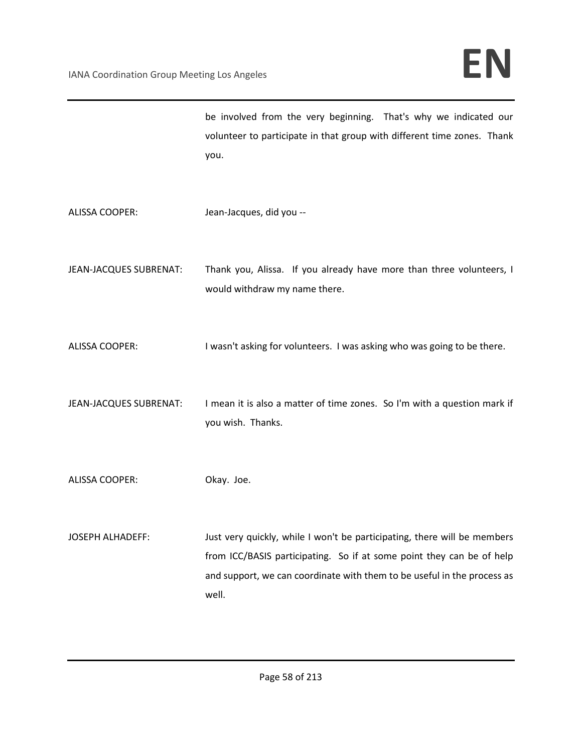be involved from the very beginning. That's why we indicated our volunteer to participate in that group with different time zones. Thank you.

ALISSA COOPER: Jean-Jacques, did you --

JEAN-JACQUES SUBRENAT: Thank you, Alissa. If you already have more than three volunteers, I would withdraw my name there.

ALISSA COOPER: I wasn't asking for volunteers. I was asking who was going to be there.

JEAN-JACQUES SUBRENAT: I mean it is also a matter of time zones. So I'm with a question mark if you wish. Thanks.

ALISSA COOPER: Okay. Joe.

JOSEPH ALHADEFF: Just very quickly, while I won't be participating, there will be members from ICC/BASIS participating. So if at some point they can be of help and support, we can coordinate with them to be useful in the process as well.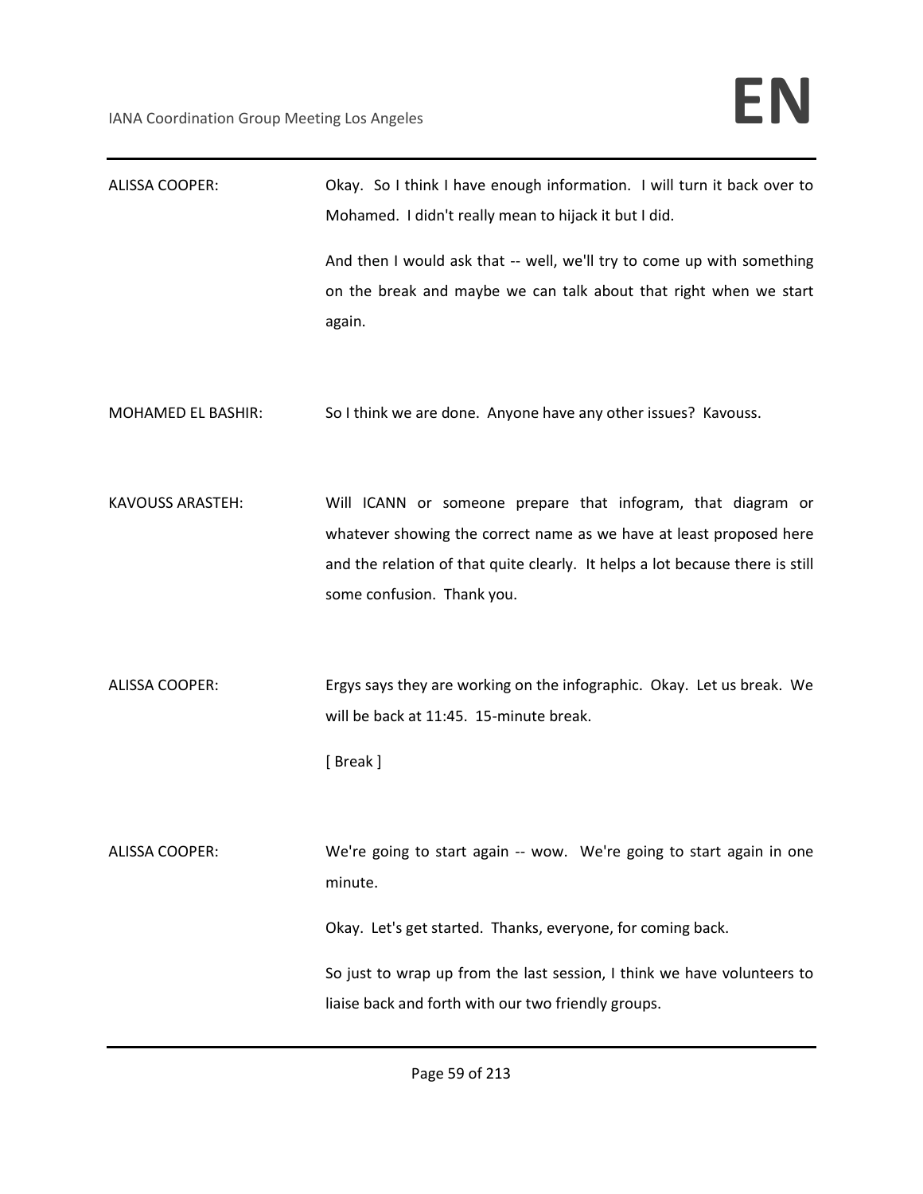ALISSA COOPER: Okay. So I think I have enough information. I will turn it back over to Mohamed. I didn't really mean to hijack it but I did.

And then I would ask that -- well, we'll try to come up with something on the break and maybe we can talk about that right when we start again.

MOHAMED EL BASHIR: So I think we are done. Anyone have any other issues? Kavouss.

KAVOUSS ARASTEH: Will ICANN or someone prepare that infogram, that diagram or whatever showing the correct name as we have at least proposed here and the relation of that quite clearly. It helps a lot because there is still some confusion. Thank you.

ALISSA COOPER: Ergys says they are working on the infographic. Okay. Let us break. We will be back at 11:45. 15-minute break.

[ Break ]

ALISSA COOPER: We're going to start again -- wow. We're going to start again in one minute.

Okay. Let's get started. Thanks, everyone, for coming back.

So just to wrap up from the last session, I think we have volunteers to liaise back and forth with our two friendly groups.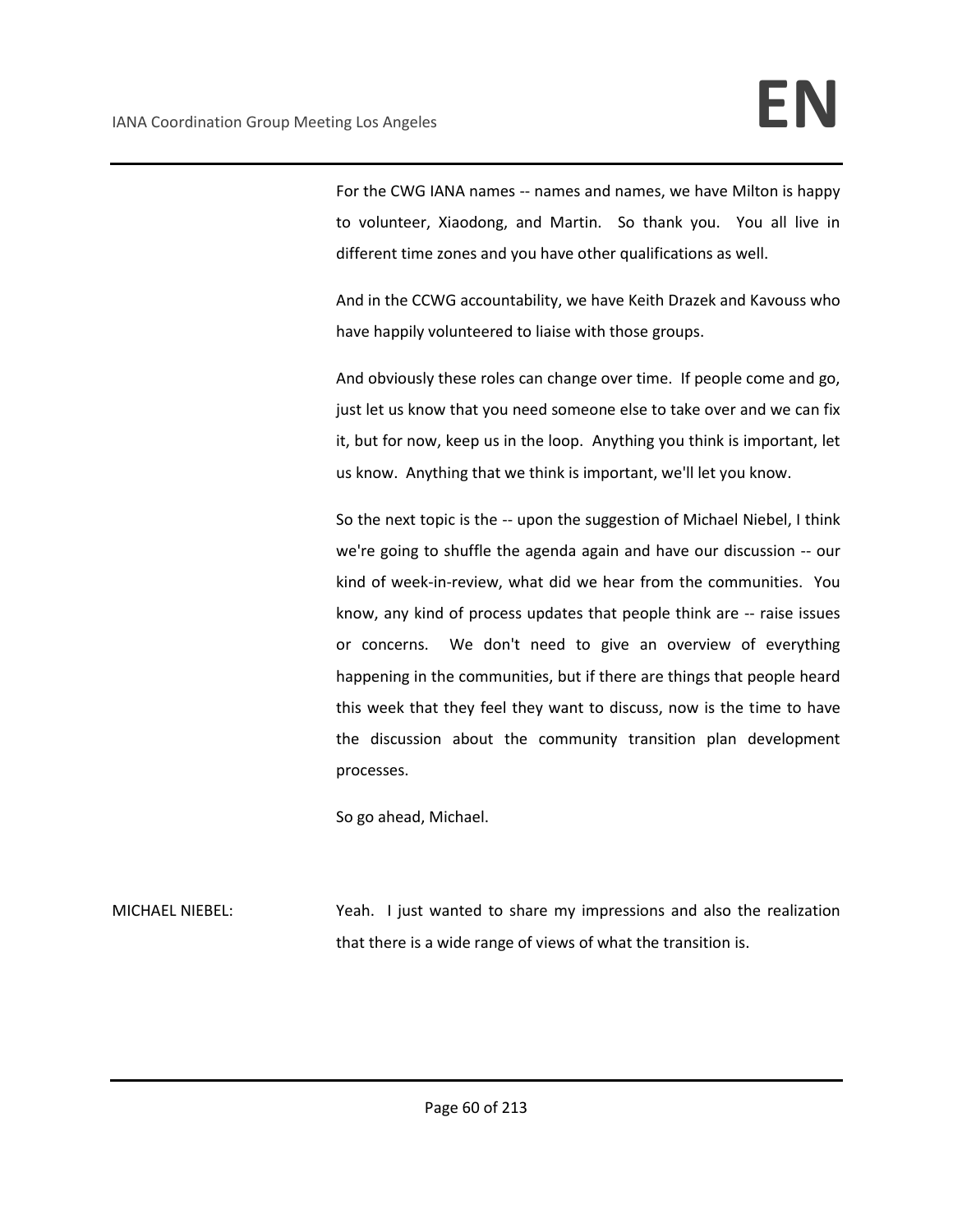For the CWG IANA names -- names and names, we have Milton is happy to volunteer, Xiaodong, and Martin. So thank you. You all live in different time zones and you have other qualifications as well.

And in the CCWG accountability, we have Keith Drazek and Kavouss who have happily volunteered to liaise with those groups.

And obviously these roles can change over time. If people come and go, just let us know that you need someone else to take over and we can fix it, but for now, keep us in the loop. Anything you think is important, let us know. Anything that we think is important, we'll let you know.

So the next topic is the -- upon the suggestion of Michael Niebel, I think we're going to shuffle the agenda again and have our discussion -- our kind of week-in-review, what did we hear from the communities. You know, any kind of process updates that people think are -- raise issues or concerns. We don't need to give an overview of everything happening in the communities, but if there are things that people heard this week that they feel they want to discuss, now is the time to have the discussion about the community transition plan development processes.

So go ahead, Michael.

MICHAEL NIEBEL: Yeah. I just wanted to share my impressions and also the realization that there is a wide range of views of what the transition is.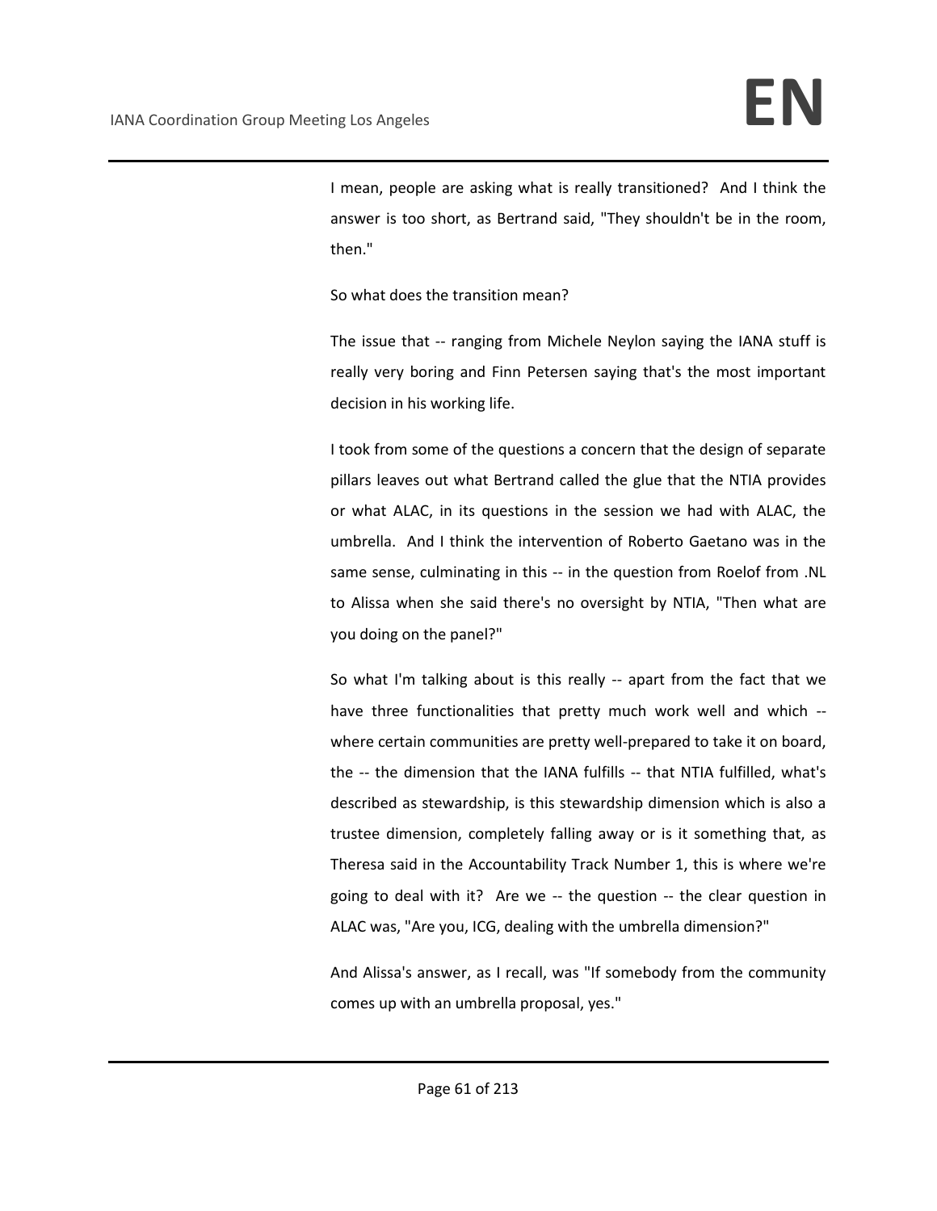I mean, people are asking what is really transitioned? And I think the answer is too short, as Bertrand said, "They shouldn't be in the room, then."

So what does the transition mean?

The issue that -- ranging from Michele Neylon saying the IANA stuff is really very boring and Finn Petersen saying that's the most important decision in his working life.

I took from some of the questions a concern that the design of separate pillars leaves out what Bertrand called the glue that the NTIA provides or what ALAC, in its questions in the session we had with ALAC, the umbrella. And I think the intervention of Roberto Gaetano was in the same sense, culminating in this -- in the question from Roelof from .NL to Alissa when she said there's no oversight by NTIA, "Then what are you doing on the panel?"

So what I'm talking about is this really -- apart from the fact that we have three functionalities that pretty much work well and which -- where certain communities are pretty well-prepared to take it on board, the -- the dimension that the IANA fulfills -- that NTIA fulfilled, what's described as stewardship, is this stewardship dimension which is also a trustee dimension, completely falling away or is it something that, as Theresa said in the Accountability Track Number 1, this is where we're going to deal with it? Are we -- the question -- the clear question in ALAC was, "Are you, ICG, dealing with the umbrella dimension?"

And Alissa's answer, as I recall, was "If somebody from the community comes up with an umbrella proposal, yes."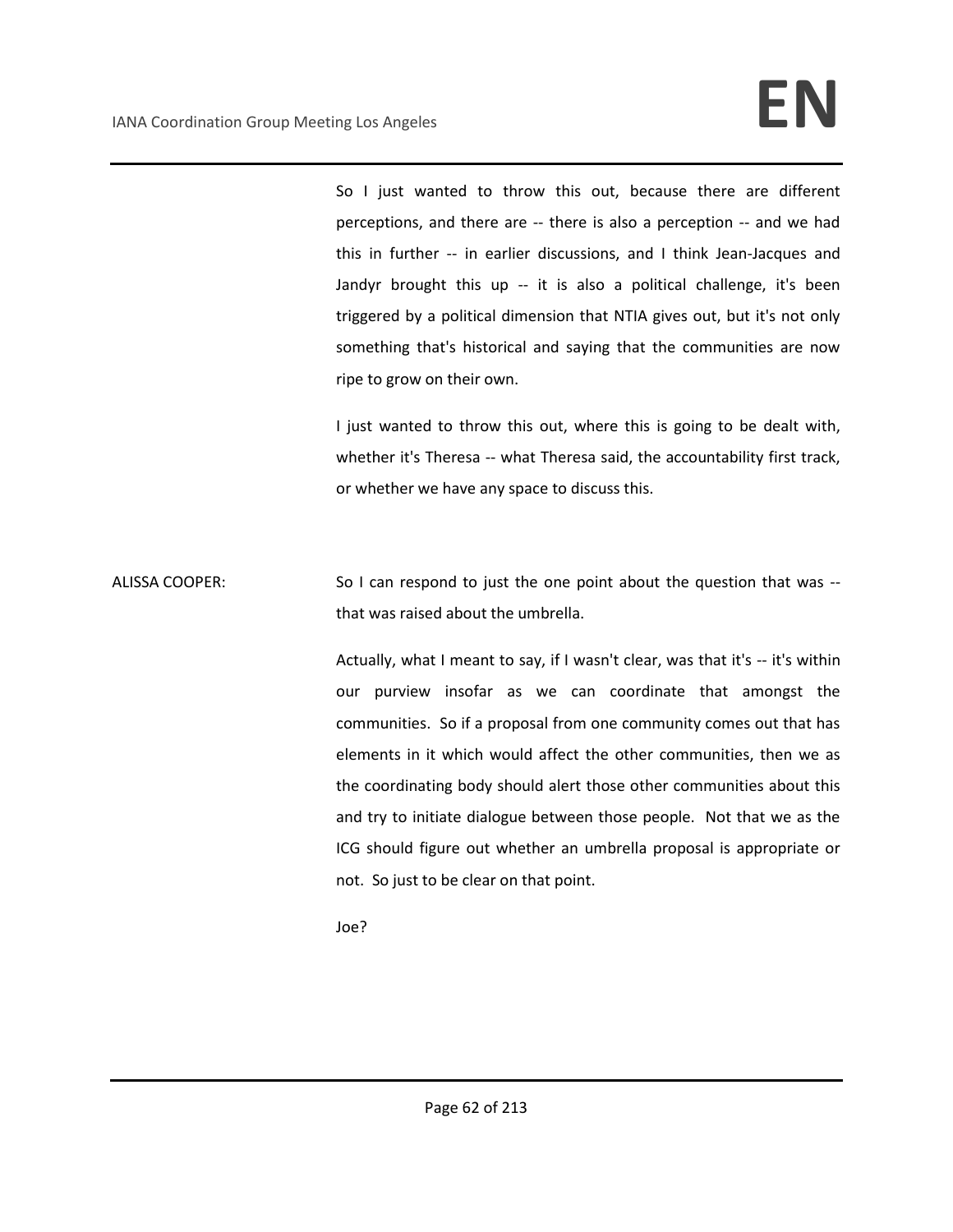So I just wanted to throw this out, because there are different perceptions, and there are -- there is also a perception -- and we had this in further -- in earlier discussions, and I think Jean-Jacques and Jandyr brought this up -- it is also a political challenge, it's been triggered by a political dimension that NTIA gives out, but it's not only something that's historical and saying that the communities are now ripe to grow on their own.

I just wanted to throw this out, where this is going to be dealt with, whether it's Theresa -- what Theresa said, the accountability first track, or whether we have any space to discuss this.

ALISSA COOPER: So I can respond to just the one point about the question that was -- that was raised about the umbrella.

Actually, what I meant to say, if I wasn't clear, was that it's -- it's within our purview insofar as we can coordinate that amongst the communities. So if a proposal from one community comes out that has elements in it which would affect the other communities, then we as the coordinating body should alert those other communities about this and try to initiate dialogue between those people. Not that we as the ICG should figure out whether an umbrella proposal is appropriate or not. So just to be clear on that point.

Joe?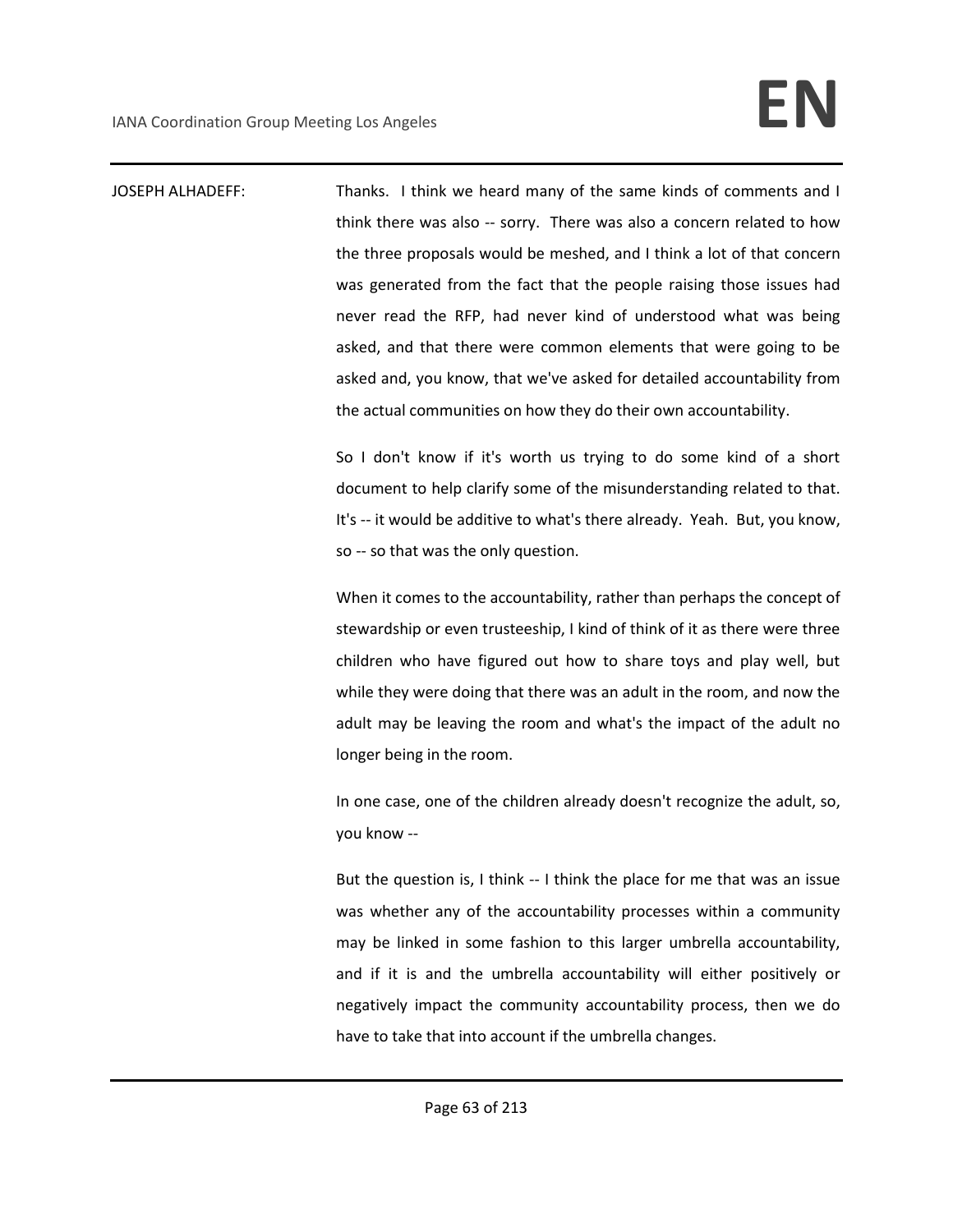JOSEPH ALHADEFF: Thanks. I think we heard many of the same kinds of comments and I think there was also -- sorry. There was also a concern related to how the three proposals would be meshed, and I think a lot of that concern was generated from the fact that the people raising those issues had never read the RFP, had never kind of understood what was being asked, and that there were common elements that were going to be asked and, you know, that we've asked for detailed accountability from the actual communities on how they do their own accountability.

So I don't know if it's worth us trying to do some kind of a short document to help clarify some of the misunderstanding related to that. It's -- it would be additive to what's there already. Yeah. But, you know, so -- so that was the only question.

When it comes to the accountability, rather than perhaps the concept of stewardship or even trusteeship, I kind of think of it as there were three children who have figured out how to share toys and play well, but while they were doing that there was an adult in the room, and now the adult may be leaving the room and what's the impact of the adult no longer being in the room.

In one case, one of the children already doesn't recognize the adult, so, you know --

But the question is, I think -- I think the place for me that was an issue was whether any of the accountability processes within a community may be linked in some fashion to this larger umbrella accountability, and if it is and the umbrella accountability will either positively or negatively impact the community accountability process, then we do have to take that into account if the umbrella changes.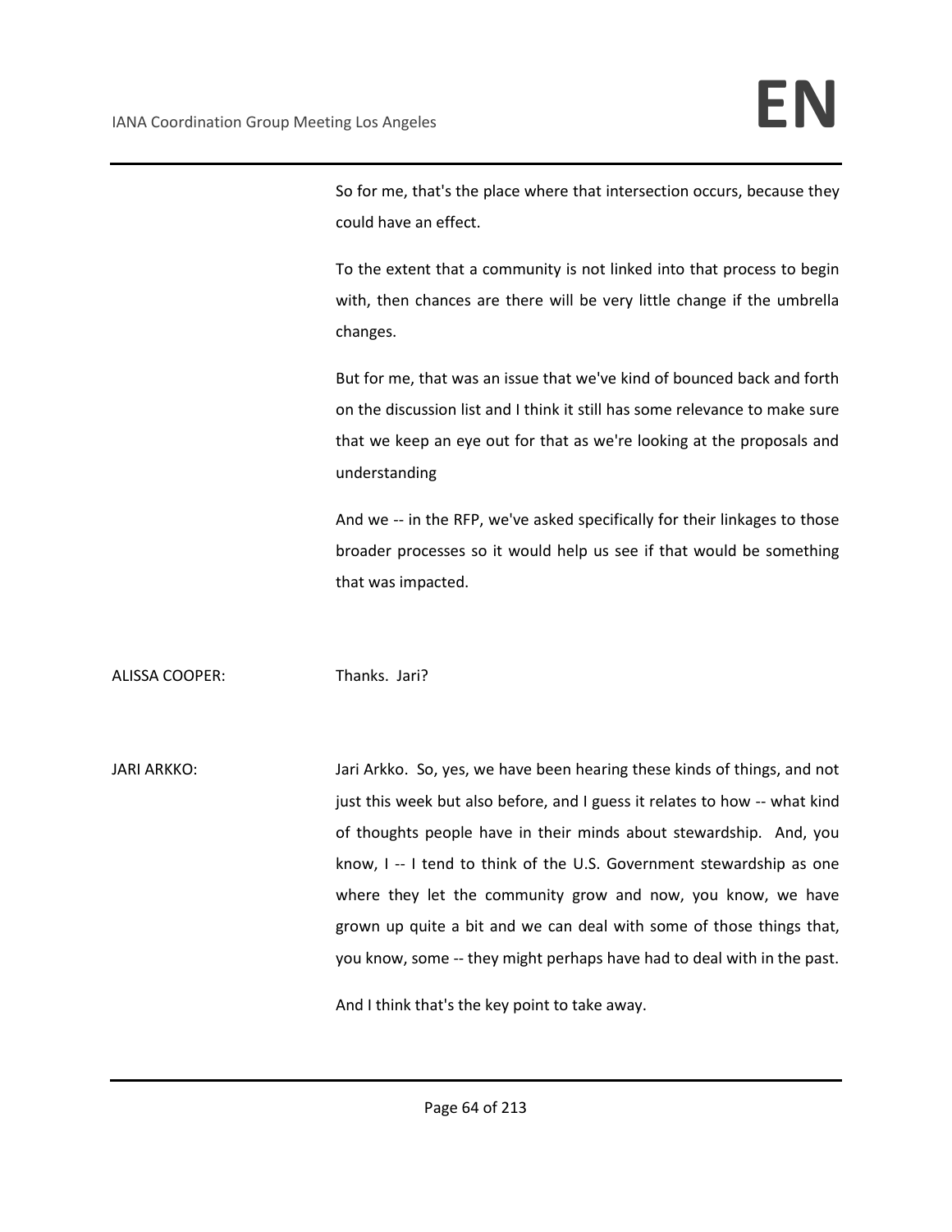So for me, that's the place where that intersection occurs, because they could have an effect.

To the extent that a community is not linked into that process to begin with, then chances are there will be very little change if the umbrella changes.

But for me, that was an issue that we've kind of bounced back and forth on the discussion list and I think it still has some relevance to make sure that we keep an eye out for that as we're looking at the proposals and understanding

And we -- in the RFP, we've asked specifically for their linkages to those broader processes so it would help us see if that would be something that was impacted.

ALISSA COOPER: Thanks. Jari?

JARI ARKKO: Jari Arkko. So, yes, we have been hearing these kinds of things, and not just this week but also before, and I guess it relates to how -- what kind of thoughts people have in their minds about stewardship. And, you know, I -- I tend to think of the U.S. Government stewardship as one where they let the community grow and now, you know, we have grown up quite a bit and we can deal with some of those things that, you know, some -- they might perhaps have had to deal with in the past.

And I think that's the key point to take away.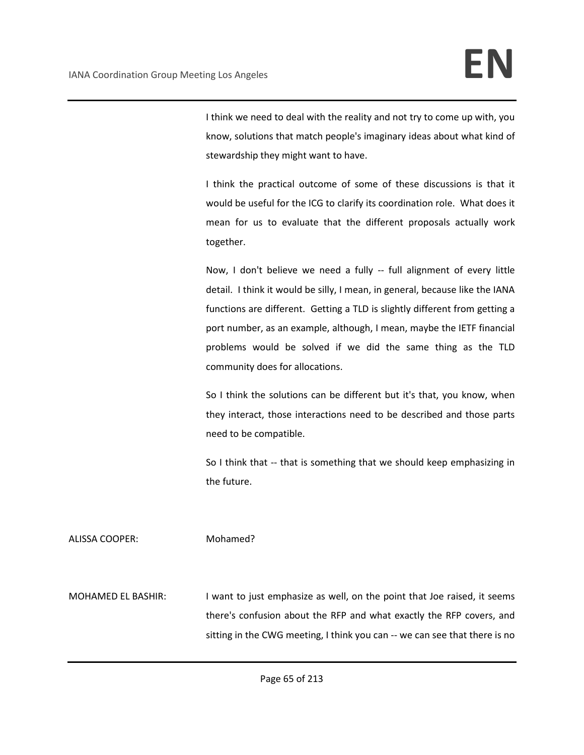I think we need to deal with the reality and not try to come up with, you know, solutions that match people's imaginary ideas about what kind of stewardship they might want to have.

I think the practical outcome of some of these discussions is that it would be useful for the ICG to clarify its coordination role. What does it mean for us to evaluate that the different proposals actually work together.

Now, I don't believe we need a fully -- full alignment of every little detail. I think it would be silly, I mean, in general, because like the IANA functions are different. Getting a TLD is slightly different from getting a port number, as an example, although, I mean, maybe the IETF financial problems would be solved if we did the same thing as the TLD community does for allocations.

So I think the solutions can be different but it's that, you know, when they interact, those interactions need to be described and those parts need to be compatible.

So I think that -- that is something that we should keep emphasizing in the future.

ALISSA COOPER: Mohamed?

MOHAMED EL BASHIR: I want to just emphasize as well, on the point that Joe raised, it seems there's confusion about the RFP and what exactly the RFP covers, and sitting in the CWG meeting, I think you can -- we can see that there is no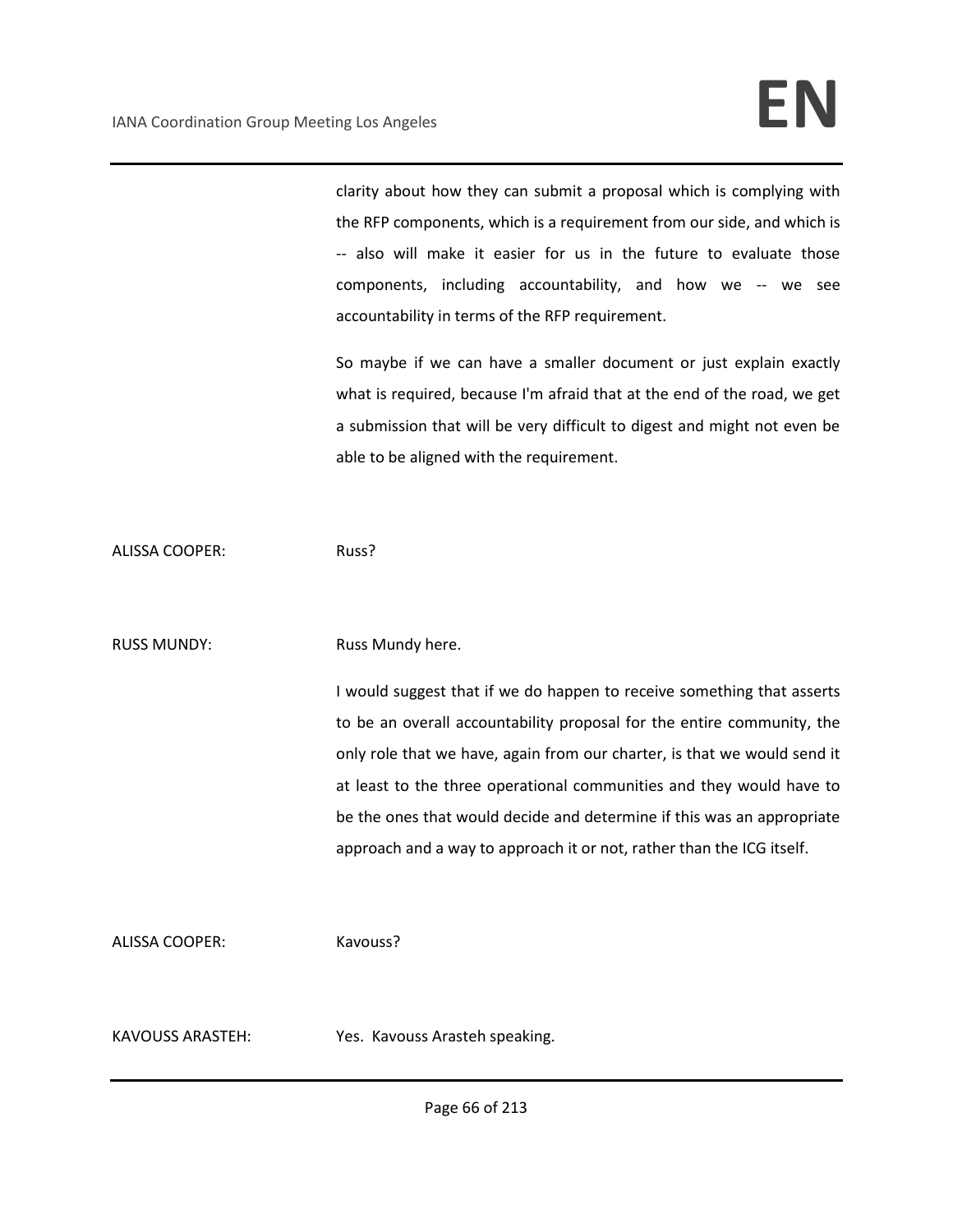clarity about how they can submit a proposal which is complying with the RFP components, which is a requirement from our side, and which is -- also will make it easier for us in the future to evaluate those components, including accountability, and how we -- we see accountability in terms of the RFP requirement.

So maybe if we can have a smaller document or just explain exactly what is required, because I'm afraid that at the end of the road, we get a submission that will be very difficult to digest and might not even be able to be aligned with the requirement.

ALISSA COOPER: Russ?

RUSS MUNDY: Russ Mundy here.

I would suggest that if we do happen to receive something that asserts to be an overall accountability proposal for the entire community, the only role that we have, again from our charter, is that we would send it at least to the three operational communities and they would have to be the ones that would decide and determine if this was an appropriate approach and a way to approach it or not, rather than the ICG itself.

ALISSA COOPER: Kavouss?

KAVOUSS ARASTEH: Yes. Kavouss Arasteh speaking.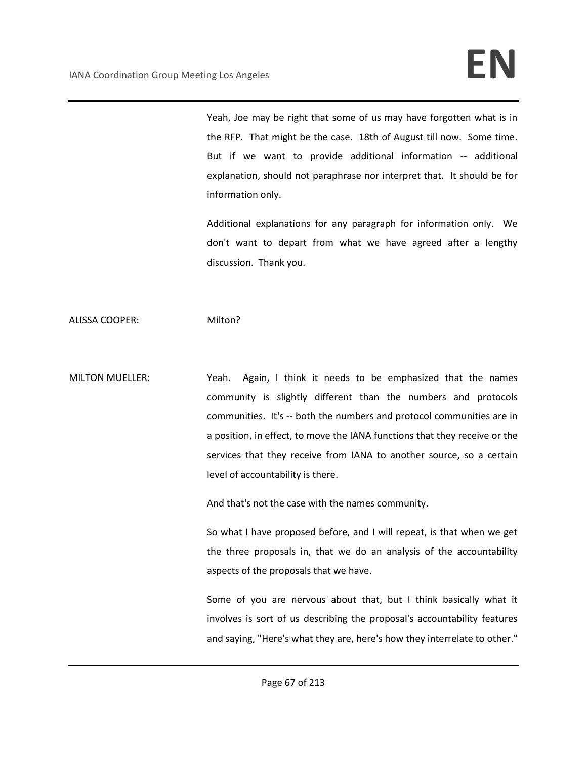Yeah, Joe may be right that some of us may have forgotten what is in the RFP. That might be the case. 18th of August till now. Some time. But if we want to provide additional information -- additional explanation, should not paraphrase nor interpret that. It should be for information only.

Additional explanations for any paragraph for information only. We don't want to depart from what we have agreed after a lengthy discussion. Thank you.

ALISSA COOPER: Milton?

MILTON MUELLER: Yeah. Again, I think it needs to be emphasized that the names community is slightly different than the numbers and protocols communities. It's -- both the numbers and protocol communities are in a position, in effect, to move the IANA functions that they receive or the services that they receive from IANA to another source, so a certain level of accountability is there.

And that's not the case with the names community.

So what I have proposed before, and I will repeat, is that when we get the three proposals in, that we do an analysis of the accountability aspects of the proposals that we have.

Some of you are nervous about that, but I think basically what it involves is sort of us describing the proposal's accountability features and saying, "Here's what they are, here's how they interrelate to other."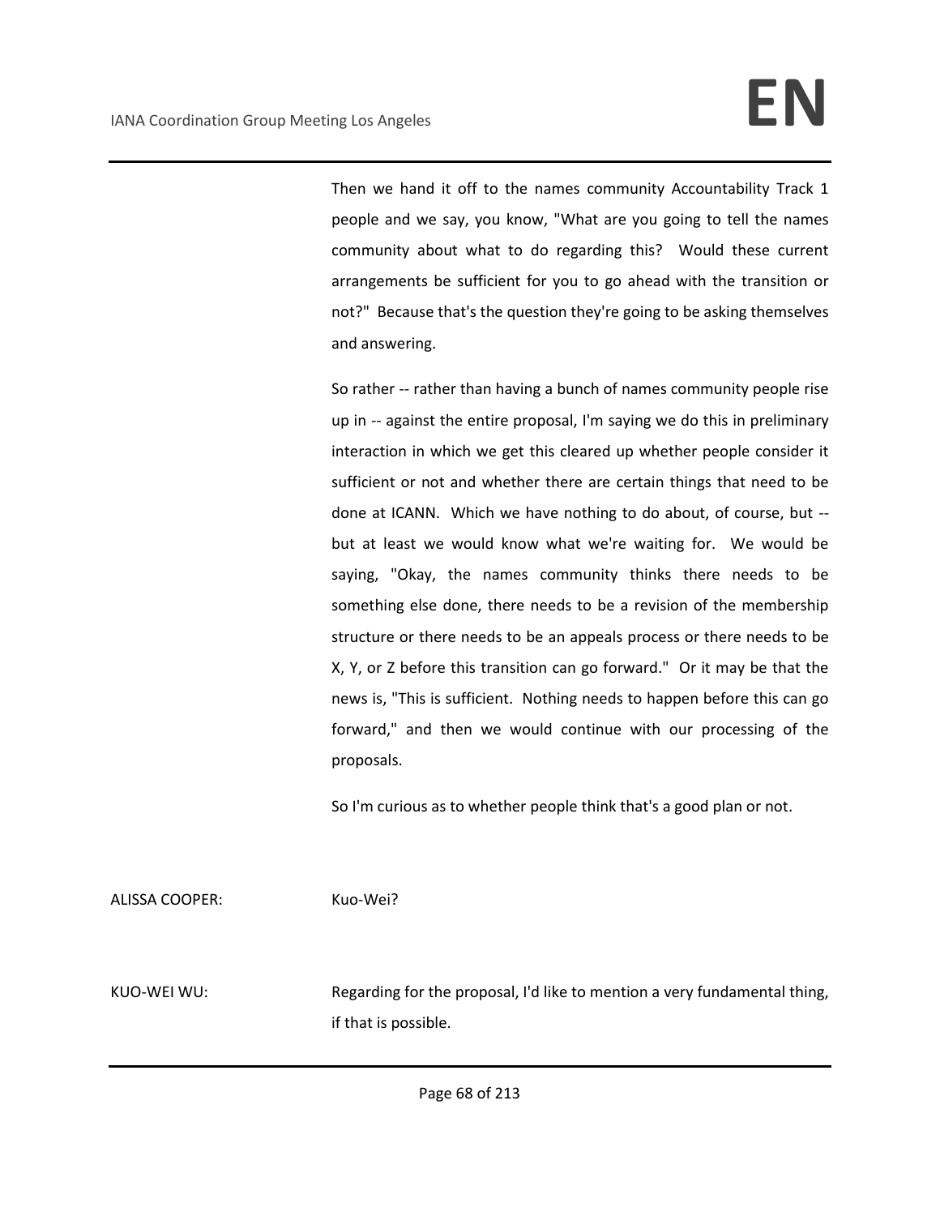Then we hand it off to the names community Accountability Track 1 people and we say, you know, "What are you going to tell the names community about what to do regarding this? Would these current arrangements be sufficient for you to go ahead with the transition or not?" Because that's the question they're going to be asking themselves and answering.

So rather -- rather than having a bunch of names community people rise up in -- against the entire proposal, I'm saying we do this in preliminary interaction in which we get this cleared up whether people consider it sufficient or not and whether there are certain things that need to be done at ICANN. Which we have nothing to do about, of course, but -- but at least we would know what we're waiting for. We would be saying, "Okay, the names community thinks there needs to be something else done, there needs to be a revision of the membership structure or there needs to be an appeals process or there needs to be X, Y, or Z before this transition can go forward." Or it may be that the news is, "This is sufficient. Nothing needs to happen before this can go forward," and then we would continue with our processing of the proposals.

So I'm curious as to whether people think that's a good plan or not.

ALISSA COOPER: Kuo-Wei?

KUO-WEI WU: Regarding for the proposal, I'd like to mention a very fundamental thing, if that is possible.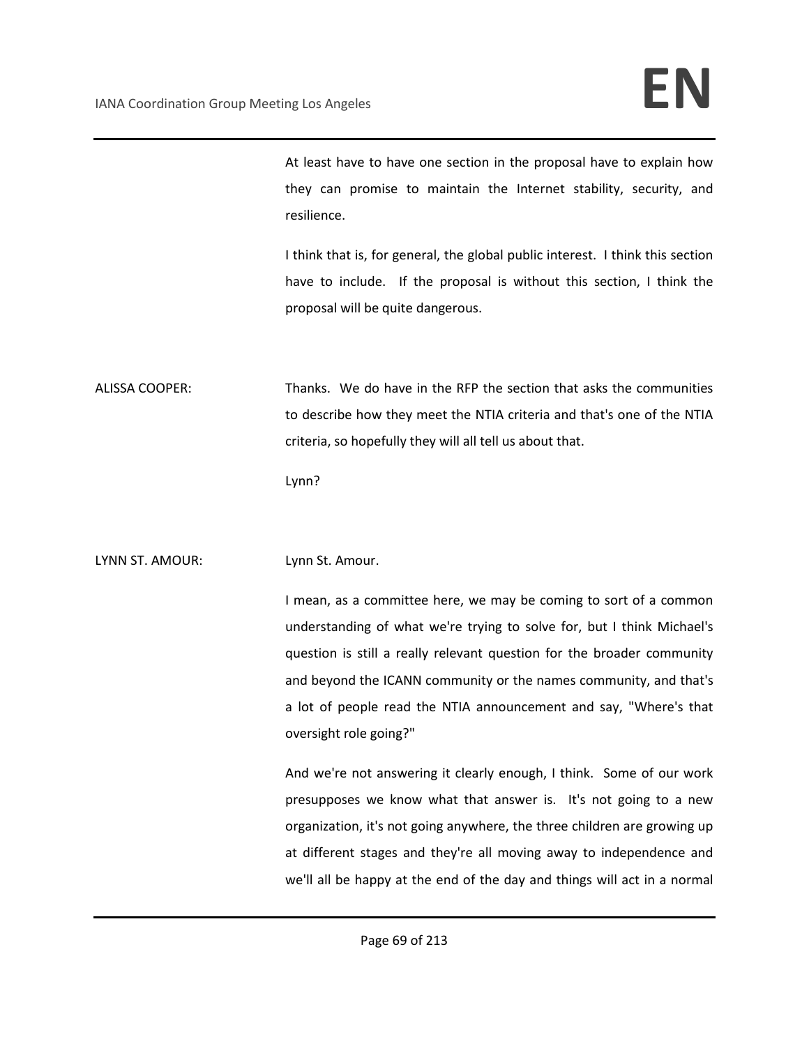At least have to have one section in the proposal have to explain how they can promise to maintain the Internet stability, security, and resilience.

I think that is, for general, the global public interest. I think this section have to include. If the proposal is without this section, I think the proposal will be quite dangerous.

ALISSA COOPER: Thanks. We do have in the RFP the section that asks the communities to describe how they meet the NTIA criteria and that's one of the NTIA criteria, so hopefully they will all tell us about that.

Lynn?

LYNN ST. AMOUR: Lynn St. Amour.

I mean, as a committee here, we may be coming to sort of a common understanding of what we're trying to solve for, but I think Michael's question is still a really relevant question for the broader community and beyond the ICANN community or the names community, and that's a lot of people read the NTIA announcement and say, "Where's that oversight role going?"

And we're not answering it clearly enough, I think. Some of our work presupposes we know what that answer is. It's not going to a new organization, it's not going anywhere, the three children are growing up at different stages and they're all moving away to independence and we'll all be happy at the end of the day and things will act in a normal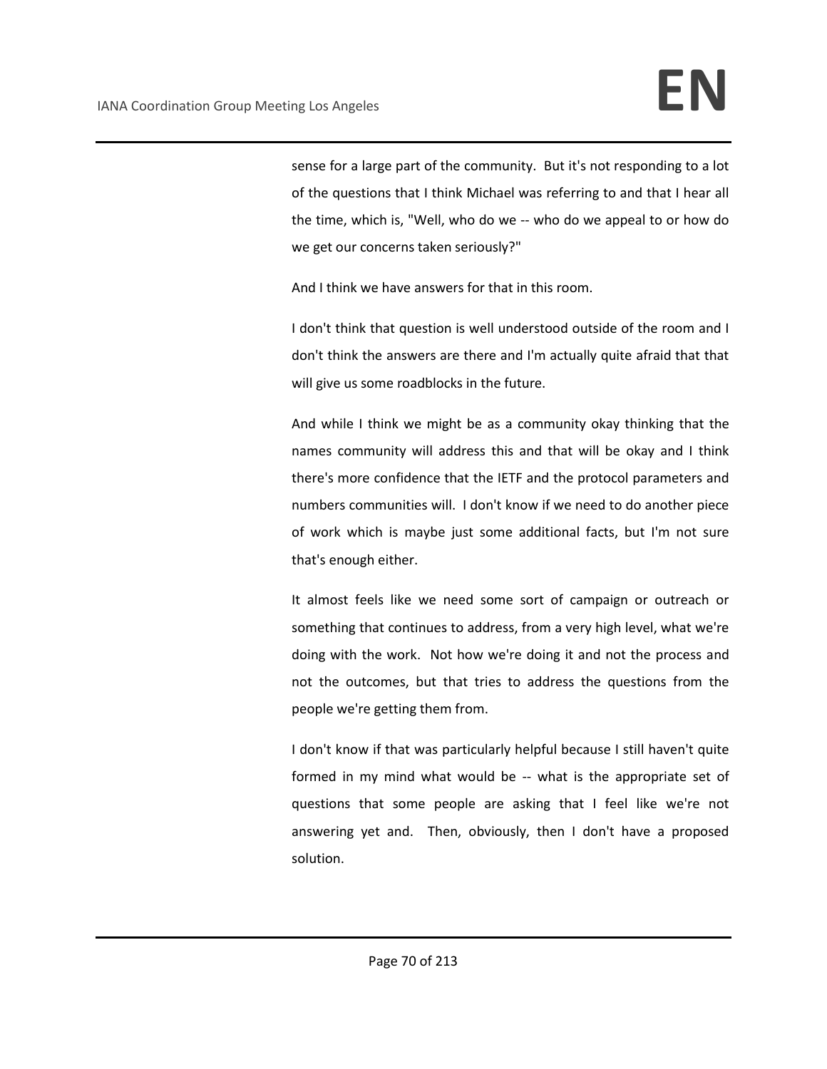sense for a large part of the community. But it's not responding to a lot of the questions that I think Michael was referring to and that I hear all the time, which is, "Well, who do we -- who do we appeal to or how do we get our concerns taken seriously?"

And I think we have answers for that in this room.

I don't think that question is well understood outside of the room and I don't think the answers are there and I'm actually quite afraid that that will give us some roadblocks in the future.

And while I think we might be as a community okay thinking that the names community will address this and that will be okay and I think there's more confidence that the IETF and the protocol parameters and numbers communities will. I don't know if we need to do another piece of work which is maybe just some additional facts, but I'm not sure that's enough either.

It almost feels like we need some sort of campaign or outreach or something that continues to address, from a very high level, what we're doing with the work. Not how we're doing it and not the process and not the outcomes, but that tries to address the questions from the people we're getting them from.

I don't know if that was particularly helpful because I still haven't quite formed in my mind what would be -- what is the appropriate set of questions that some people are asking that I feel like we're not answering yet and. Then, obviously, then I don't have a proposed solution.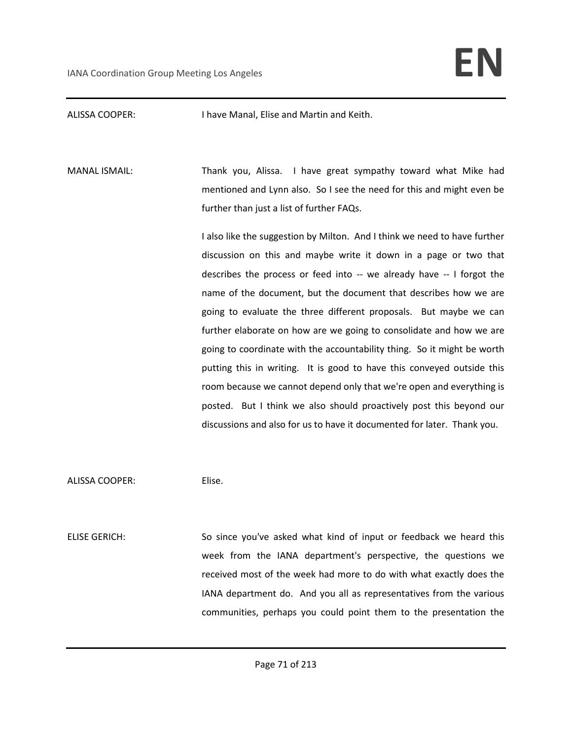ALISSA COOPER: I have Manal, Elise and Martin and Keith.

MANAL ISMAIL: Thank you, Alissa. I have great sympathy toward what Mike had mentioned and Lynn also. So I see the need for this and might even be further than just a list of further FAQs.

I also like the suggestion by Milton. And I think we need to have further discussion on this and maybe write it down in a page or two that describes the process or feed into -- we already have -- I forgot the name of the document, but the document that describes how we are going to evaluate the three different proposals. But maybe we can further elaborate on how are we going to consolidate and how we are going to coordinate with the accountability thing. So it might be worth putting this in writing. It is good to have this conveyed outside this room because we cannot depend only that we're open and everything is posted. But I think we also should proactively post this beyond our discussions and also for us to have it documented for later. Thank you.

ALISSA COOPER: Elise.

ELISE GERICH: So since you've asked what kind of input or feedback we heard this week from the IANA department's perspective, the questions we received most of the week had more to do with what exactly does the IANA department do. And you all as representatives from the various communities, perhaps you could point them to the presentation the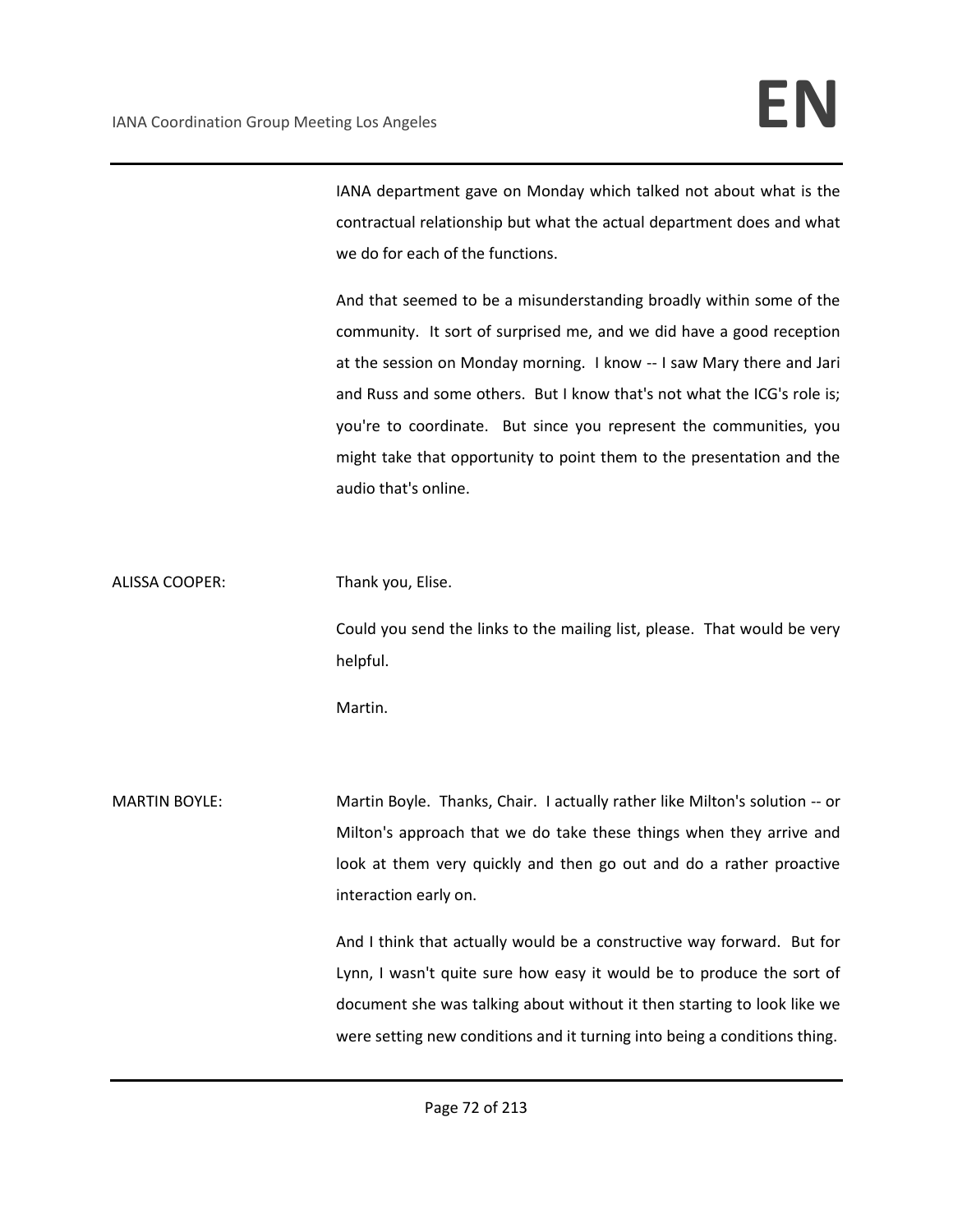IANA department gave on Monday which talked not about what is the contractual relationship but what the actual department does and what we do for each of the functions.

And that seemed to be a misunderstanding broadly within some of the community. It sort of surprised me, and we did have a good reception at the session on Monday morning. I know -- I saw Mary there and Jari and Russ and some others. But I know that's not what the ICG's role is; you're to coordinate. But since you represent the communities, you might take that opportunity to point them to the presentation and the audio that's online.

ALISSA COOPER: Thank you, Elise.

Could you send the links to the mailing list, please. That would be very helpful.

Martin.

MARTIN BOYLE: Martin Boyle. Thanks, Chair. I actually rather like Milton's solution -- or Milton's approach that we do take these things when they arrive and look at them very quickly and then go out and do a rather proactive interaction early on.

And I think that actually would be a constructive way forward. But for Lynn, I wasn't quite sure how easy it would be to produce the sort of document she was talking about without it then starting to look like we were setting new conditions and it turning into being a conditions thing.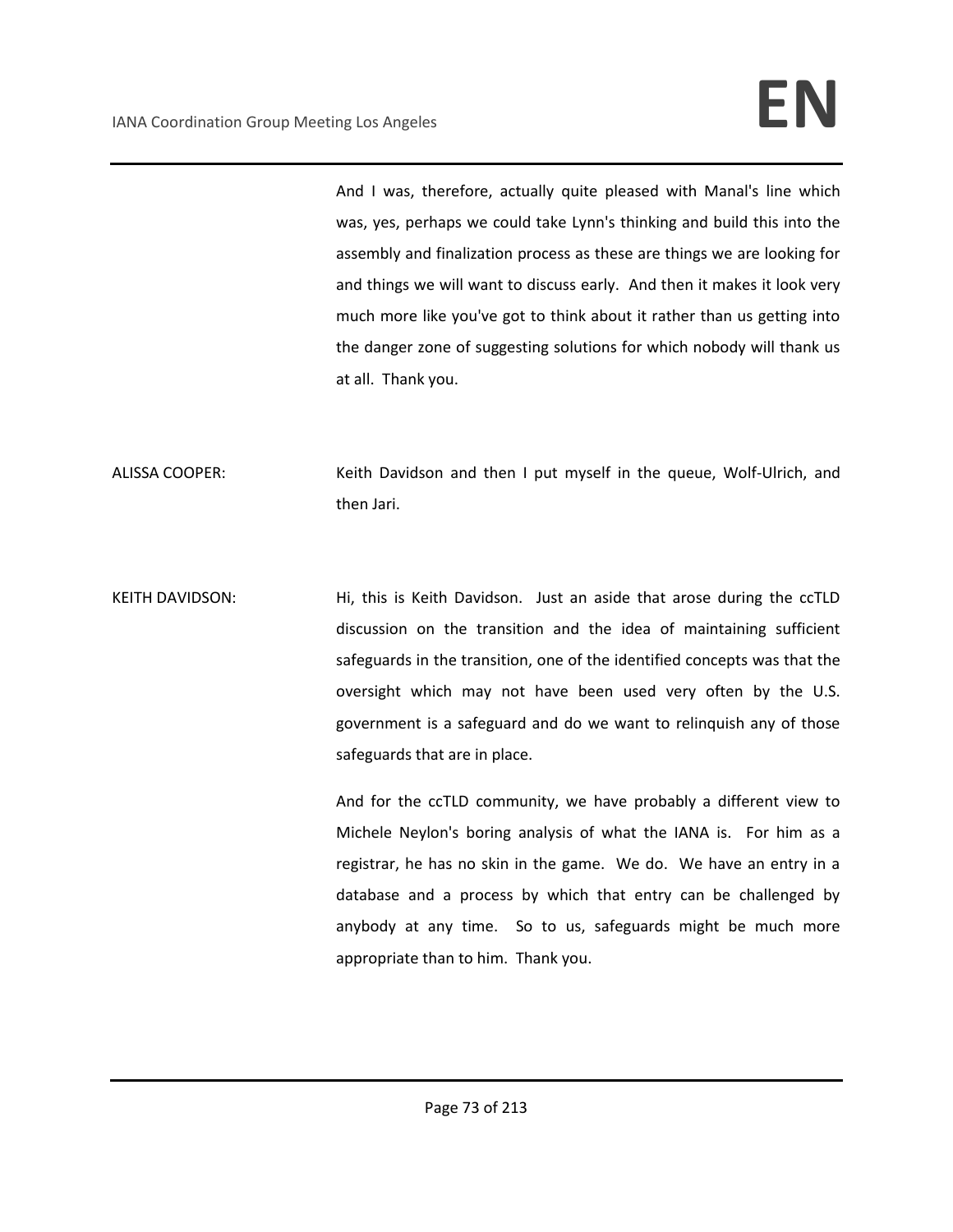And I was, therefore, actually quite pleased with Manal's line which was, yes, perhaps we could take Lynn's thinking and build this into the assembly and finalization process as these are things we are looking for and things we will want to discuss early. And then it makes it look very much more like you've got to think about it rather than us getting into the danger zone of suggesting solutions for which nobody will thank us at all. Thank you.

ALISSA COOPER: Keith Davidson and then I put myself in the queue, Wolf-Ulrich, and then Jari.

KEITH DAVIDSON: Hi, this is Keith Davidson. Just an aside that arose during the ccTLD discussion on the transition and the idea of maintaining sufficient safeguards in the transition, one of the identified concepts was that the oversight which may not have been used very often by the U.S. government is a safeguard and do we want to relinquish any of those safeguards that are in place.

And for the ccTLD community, we have probably a different view to Michele Neylon's boring analysis of what the IANA is. For him as a registrar, he has no skin in the game. We do. We have an entry in a database and a process by which that entry can be challenged by anybody at any time. So to us, safeguards might be much more appropriate than to him. Thank you.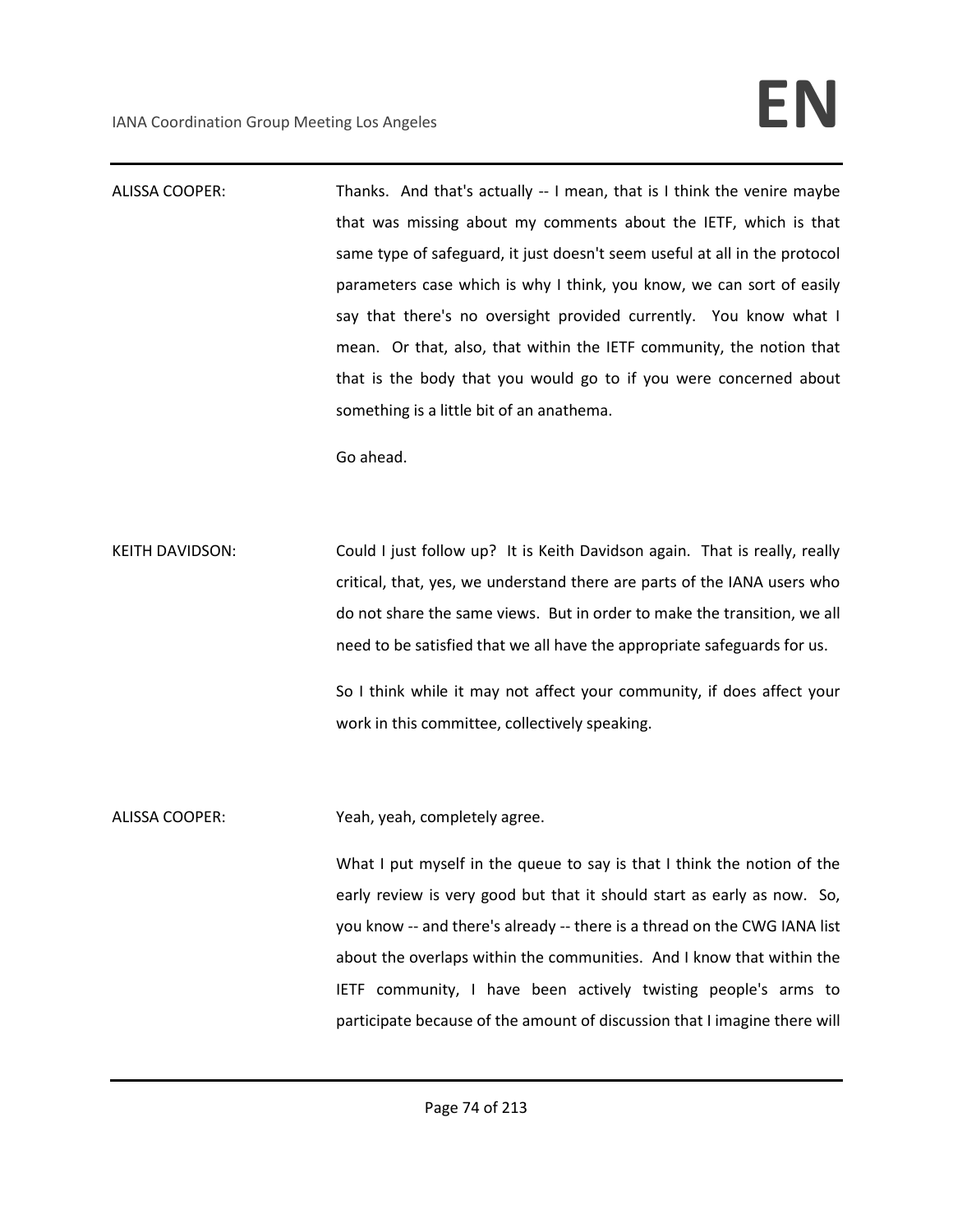ALISSA COOPER: Thanks. And that's actually -- I mean, that is I think the venire maybe that was missing about my comments about the IETF, which is that same type of safeguard, it just doesn't seem useful at all in the protocol parameters case which is why I think, you know, we can sort of easily say that there's no oversight provided currently. You know what I mean. Or that, also, that within the IETF community, the notion that that is the body that you would go to if you were concerned about something is a little bit of an anathema.

Go ahead.

KEITH DAVIDSON: Could I just follow up? It is Keith Davidson again. That is really, really critical, that, yes, we understand there are parts of the IANA users who do not share the same views. But in order to make the transition, we all need to be satisfied that we all have the appropriate safeguards for us.

So I think while it may not affect your community, if does affect your work in this committee, collectively speaking.

ALISSA COOPER: Yeah, yeah, completely agree.

What I put myself in the queue to say is that I think the notion of the early review is very good but that it should start as early as now. So, you know -- and there's already -- there is a thread on the CWG IANA list about the overlaps within the communities. And I know that within the IETF community, I have been actively twisting people's arms to participate because of the amount of discussion that I imagine there will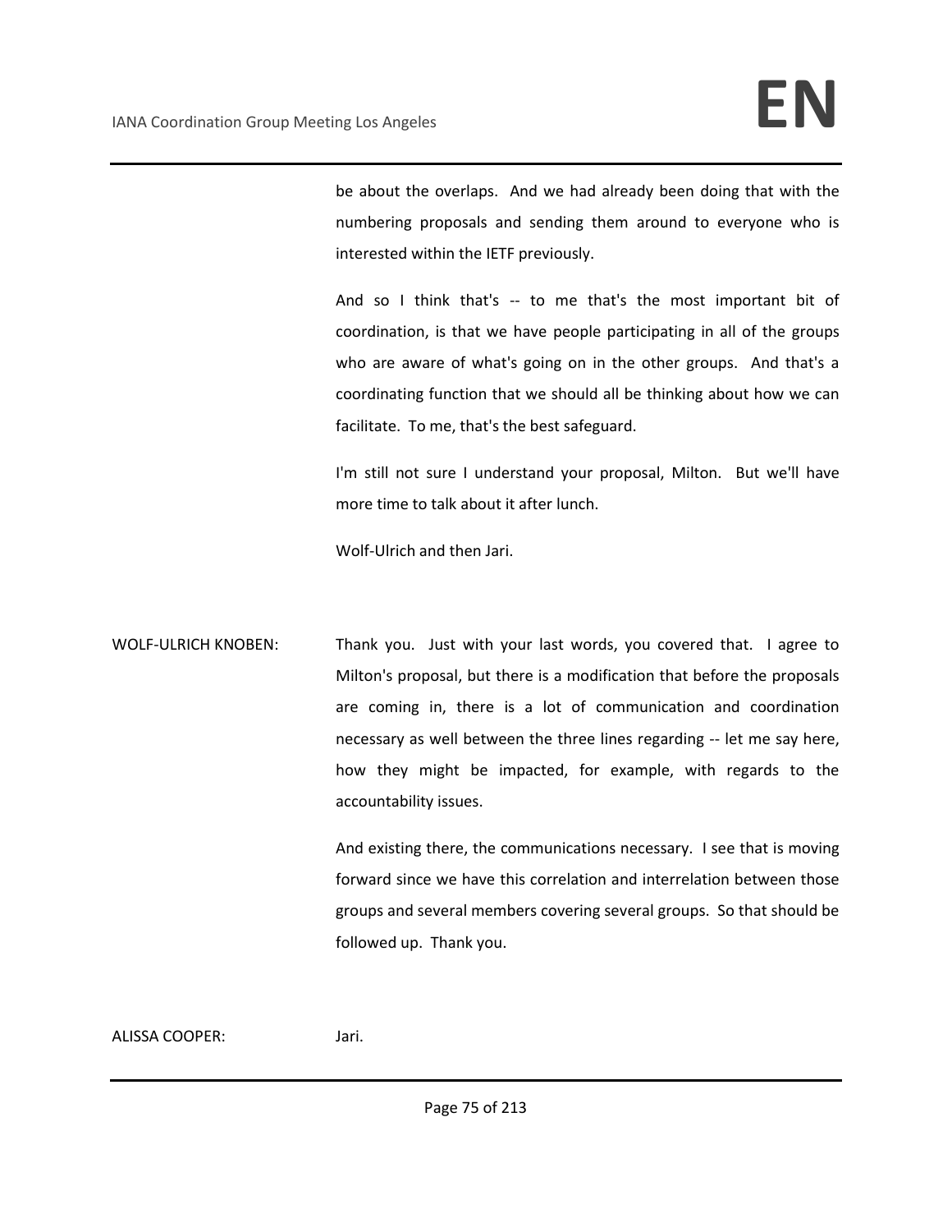be about the overlaps. And we had already been doing that with the numbering proposals and sending them around to everyone who is interested within the IETF previously.

And so I think that's -- to me that's the most important bit of coordination, is that we have people participating in all of the groups who are aware of what's going on in the other groups. And that's a coordinating function that we should all be thinking about how we can facilitate. To me, that's the best safeguard.

I'm still not sure I understand your proposal, Milton. But we'll have more time to talk about it after lunch.

Wolf-Ulrich and then Jari.

WOLF-ULRICH KNOBEN: Thank you. Just with your last words, you covered that. I agree to Milton's proposal, but there is a modification that before the proposals are coming in, there is a lot of communication and coordination necessary as well between the three lines regarding -- let me say here, how they might be impacted, for example, with regards to the accountability issues.

And existing there, the communications necessary. I see that is moving forward since we have this correlation and interrelation between those groups and several members covering several groups. So that should be followed up. Thank you.

ALISSA COOPER: Jari.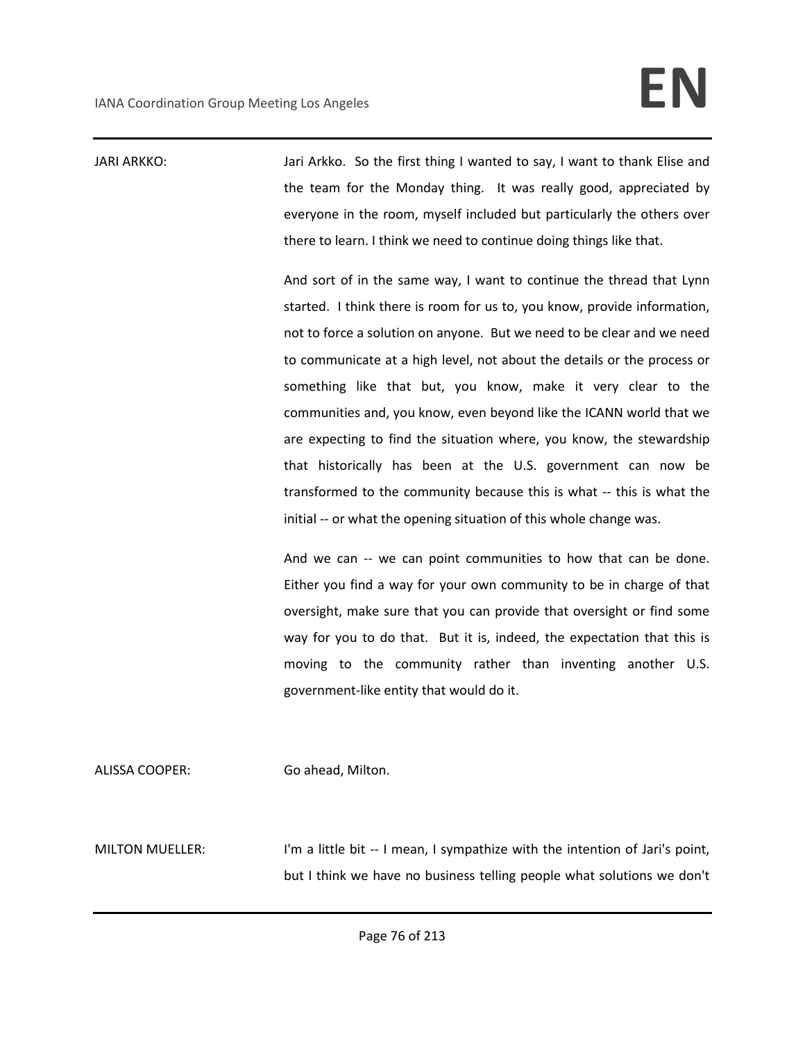JARI ARKKO: Jari Arkko. So the first thing I wanted to say, I want to thank Elise and the team for the Monday thing. It was really good, appreciated by everyone in the room, myself included but particularly the others over there to learn. I think we need to continue doing things like that.

And sort of in the same way, I want to continue the thread that Lynn started. I think there is room for us to, you know, provide information, not to force a solution on anyone. But we need to be clear and we need to communicate at a high level, not about the details or the process or something like that but, you know, make it very clear to the communities and, you know, even beyond like the ICANN world that we are expecting to find the situation where, you know, the stewardship that historically has been at the U.S. government can now be transformed to the community because this is what -- this is what the initial -- or what the opening situation of this whole change was.

And we can -- we can point communities to how that can be done. Either you find a way for your own community to be in charge of that oversight, make sure that you can provide that oversight or find some way for you to do that. But it is, indeed, the expectation that this is moving to the community rather than inventing another U.S. government-like entity that would do it.

ALISSA COOPER: Go ahead, Milton.

MILTON MUELLER: I'm a little bit -- I mean, I sympathize with the intention of Jari's point, but I think we have no business telling people what solutions we don't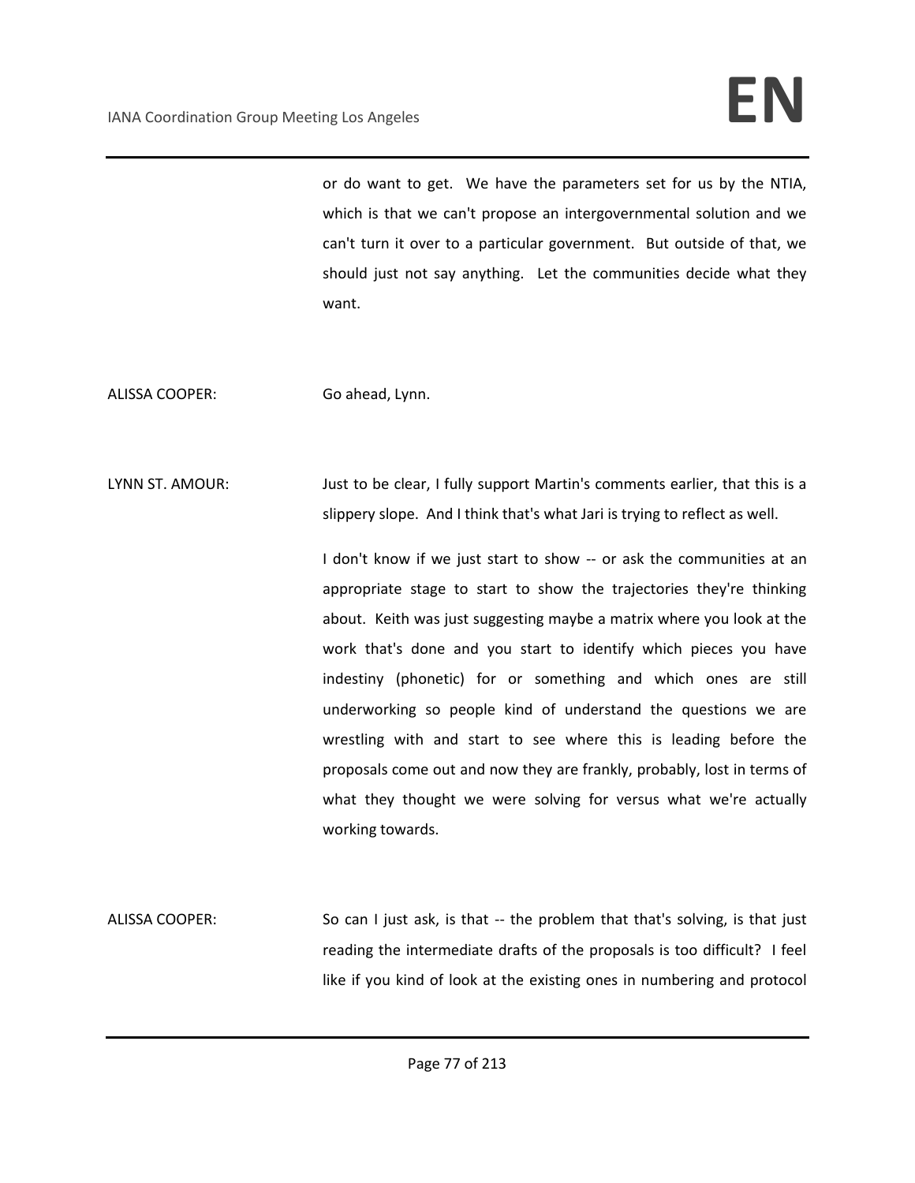or do want to get. We have the parameters set for us by the NTIA, which is that we can't propose an intergovernmental solution and we can't turn it over to a particular government. But outside of that, we should just not say anything. Let the communities decide what they want.

ALISSA COOPER: Go ahead, Lynn.

LYNN ST. AMOUR: Just to be clear, I fully support Martin's comments earlier, that this is a slippery slope. And I think that's what Jari is trying to reflect as well.

I don't know if we just start to show -- or ask the communities at an appropriate stage to start to show the trajectories they're thinking about. Keith was just suggesting maybe a matrix where you look at the work that's done and you start to identify which pieces you have indestiny (phonetic) for or something and which ones are still underworking so people kind of understand the questions we are wrestling with and start to see where this is leading before the proposals come out and now they are frankly, probably, lost in terms of what they thought we were solving for versus what we're actually working towards.

ALISSA COOPER: So can I just ask, is that -- the problem that that's solving, is that just reading the intermediate drafts of the proposals is too difficult? I feel like if you kind of look at the existing ones in numbering and protocol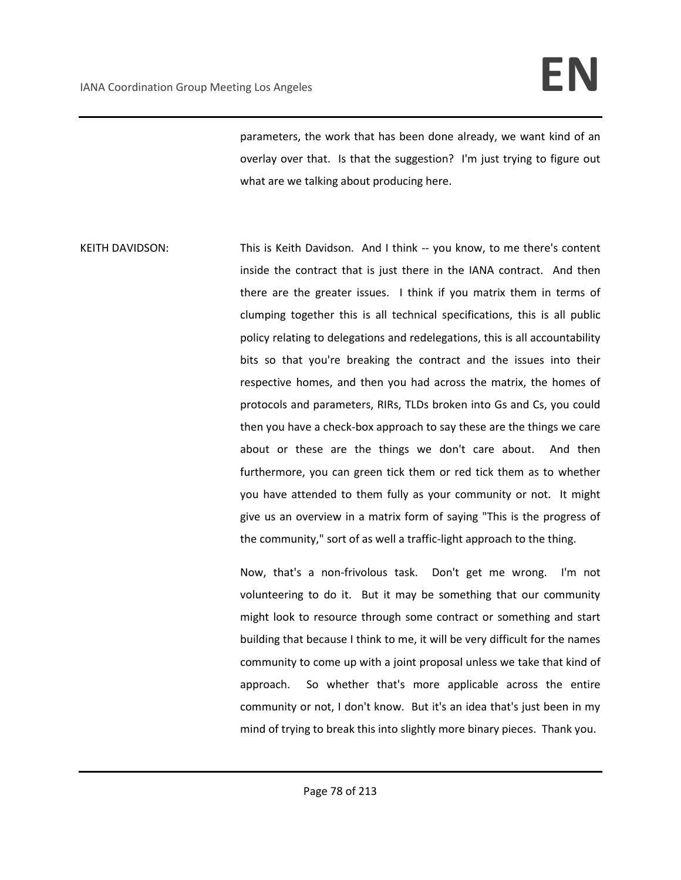parameters, the work that has been done already, we want kind of an overlay over that. Is that the suggestion? I'm just trying to figure out what are we talking about producing here.

KEITH DAVIDSON: This is Keith Davidson. And I think -- you know, to me there's content inside the contract that is just there in the IANA contract. And then there are the greater issues. I think if you matrix them in terms of clumping together this is all technical specifications, this is all public policy relating to delegations and redelegations, this is all accountability bits so that you're breaking the contract and the issues into their respective homes, and then you had across the matrix, the homes of protocols and parameters, RIRs, TLDs broken into Gs and Cs, you could then you have a check-box approach to say these are the things we care about or these are the things we don't care about. And then furthermore, you can green tick them or red tick them as to whether you have attended to them fully as your community or not. It might give us an overview in a matrix form of saying "This is the progress of the community," sort of as well a traffic-light approach to the thing.

Now, that's a non-frivolous task. Don't get me wrong. I'm not volunteering to do it. But it may be something that our community might look to resource through some contract or something and start building that because I think to me, it will be very difficult for the names community to come up with a joint proposal unless we take that kind of approach. So whether that's more applicable across the entire community or not, I don't know. But it's an idea that's just been in my mind of trying to break this into slightly more binary pieces. Thank you.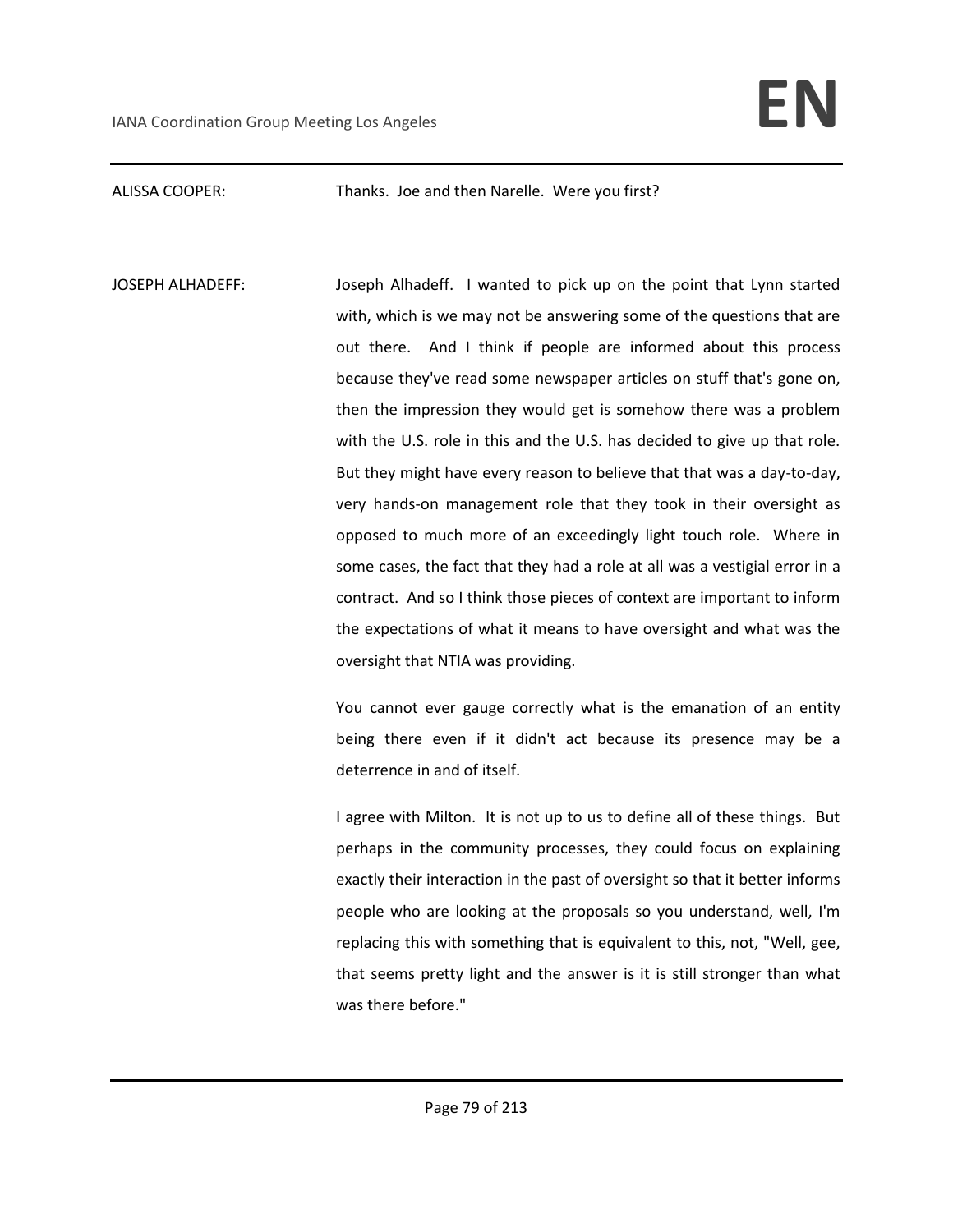ALISSA COOPER: Thanks. Joe and then Narelle. Were you first?

JOSEPH ALHADEFF: Joseph Alhadeff. I wanted to pick up on the point that Lynn started with, which is we may not be answering some of the questions that are out there. And I think if people are informed about this process because they've read some newspaper articles on stuff that's gone on, then the impression they would get is somehow there was a problem with the U.S. role in this and the U.S. has decided to give up that role. But they might have every reason to believe that that was a day-to-day, very hands-on management role that they took in their oversight as opposed to much more of an exceedingly light touch role. Where in some cases, the fact that they had a role at all was a vestigial error in a contract. And so I think those pieces of context are important to inform the expectations of what it means to have oversight and what was the oversight that NTIA was providing.

You cannot ever gauge correctly what is the emanation of an entity being there even if it didn't act because its presence may be a deterrence in and of itself.

I agree with Milton. It is not up to us to define all of these things. But perhaps in the community processes, they could focus on explaining exactly their interaction in the past of oversight so that it better informs people who are looking at the proposals so you understand, well, I'm replacing this with something that is equivalent to this, not, "Well, gee, that seems pretty light and the answer is it is still stronger than what was there before."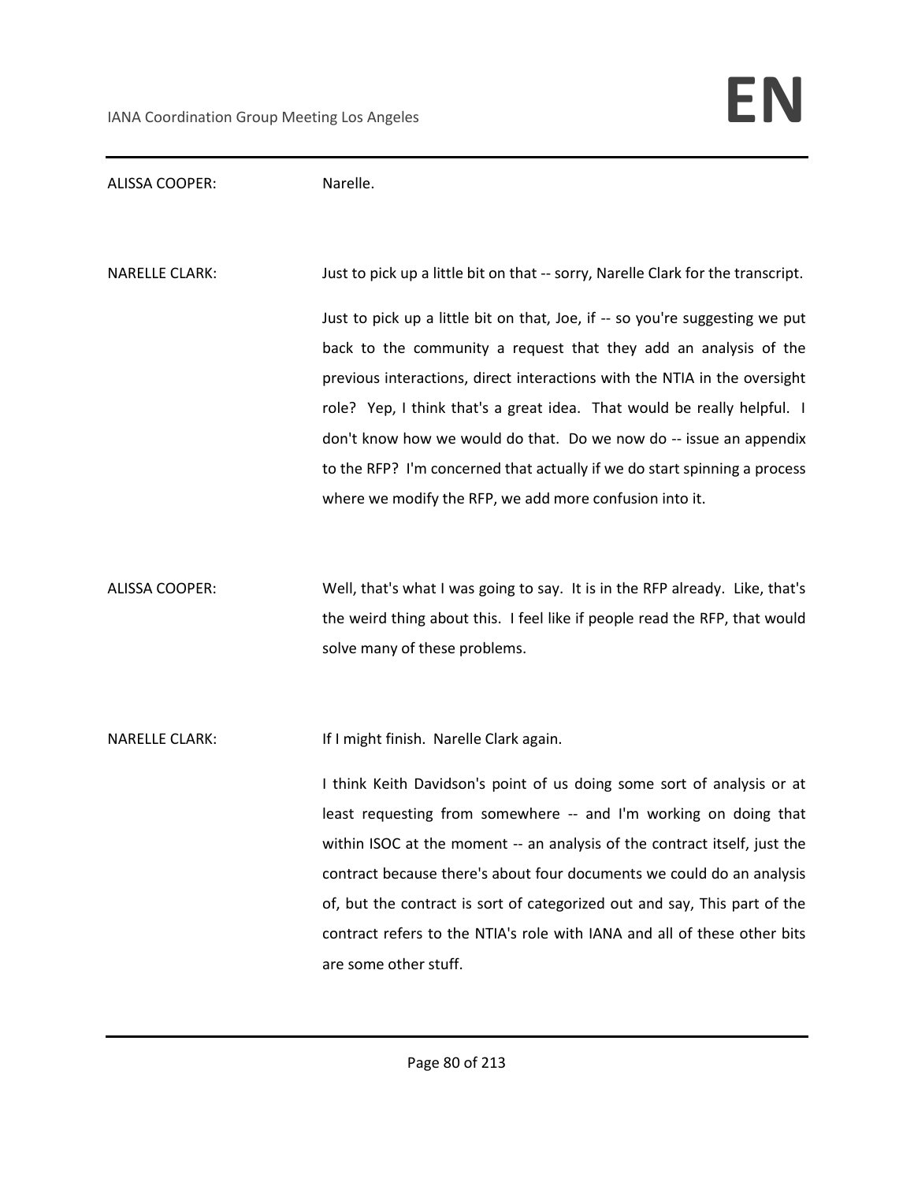ALISSA COOPER: Narelle.

NARELLE CLARK: Just to pick up a little bit on that -- sorry, Narelle Clark for the transcript.

Just to pick up a little bit on that, Joe, if -- so you're suggesting we put back to the community a request that they add an analysis of the previous interactions, direct interactions with the NTIA in the oversight role? Yep, I think that's a great idea. That would be really helpful. I don't know how we would do that. Do we now do -- issue an appendix to the RFP? I'm concerned that actually if we do start spinning a process where we modify the RFP, we add more confusion into it.

ALISSA COOPER: Well, that's what I was going to say. It is in the RFP already. Like, that's the weird thing about this. I feel like if people read the RFP, that would solve many of these problems.

NARELLE CLARK: If I might finish. Narelle Clark again.

I think Keith Davidson's point of us doing some sort of analysis or at least requesting from somewhere -- and I'm working on doing that within ISOC at the moment -- an analysis of the contract itself, just the contract because there's about four documents we could do an analysis of, but the contract is sort of categorized out and say, This part of the contract refers to the NTIA's role with IANA and all of these other bits are some other stuff.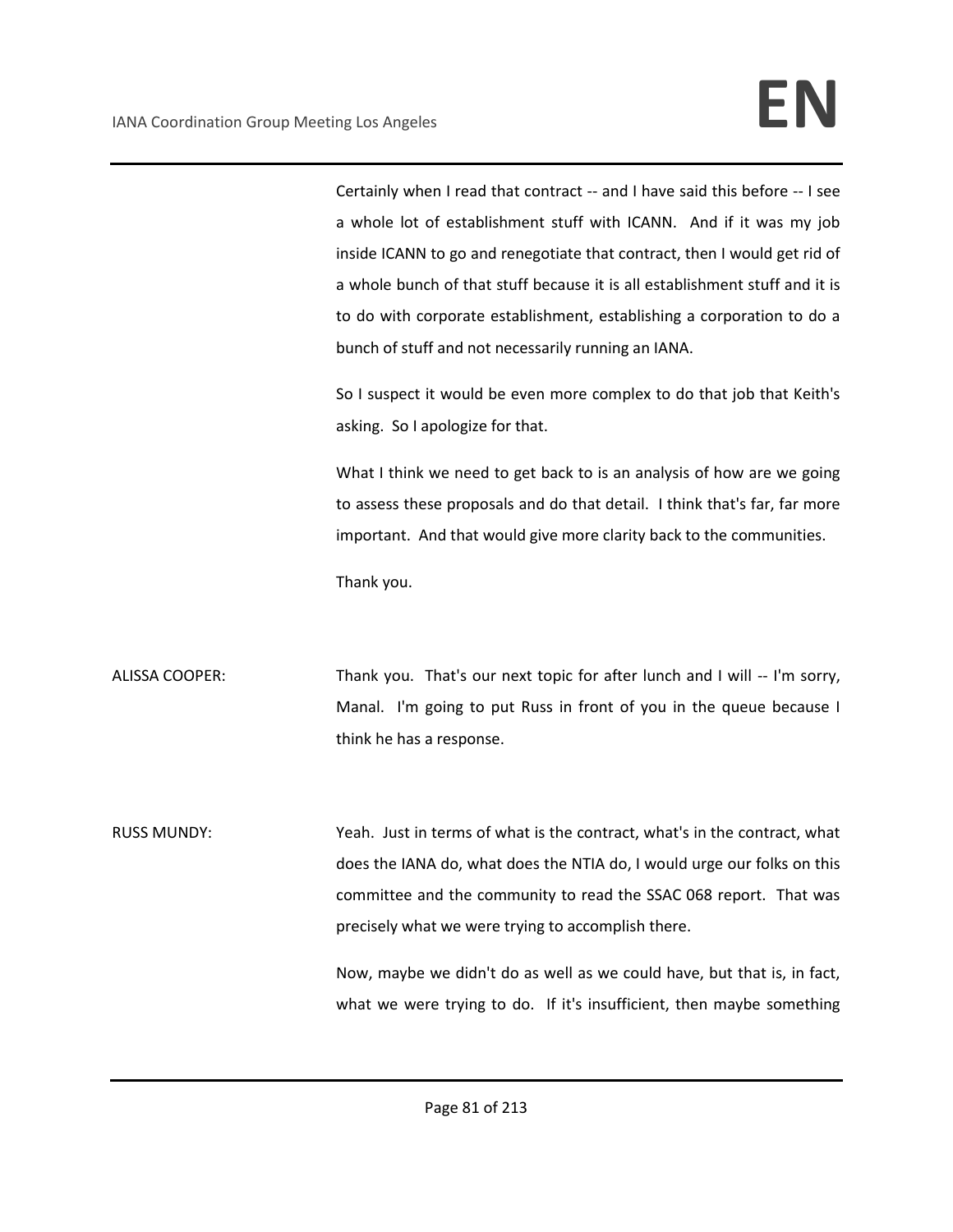Certainly when I read that contract -- and I have said this before -- I see a whole lot of establishment stuff with ICANN. And if it was my job inside ICANN to go and renegotiate that contract, then I would get rid of a whole bunch of that stuff because it is all establishment stuff and it is to do with corporate establishment, establishing a corporation to do a bunch of stuff and not necessarily running an IANA.

So I suspect it would be even more complex to do that job that Keith's asking. So I apologize for that.

What I think we need to get back to is an analysis of how are we going to assess these proposals and do that detail. I think that's far, far more important. And that would give more clarity back to the communities.

Thank you.

ALISSA COOPER: Thank you. That's our next topic for after lunch and I will -- I'm sorry, Manal. I'm going to put Russ in front of you in the queue because I think he has a response.

RUSS MUNDY: Yeah. Just in terms of what is the contract, what's in the contract, what does the IANA do, what does the NTIA do, I would urge our folks on this committee and the community to read the SSAC 068 report. That was precisely what we were trying to accomplish there.

Now, maybe we didn't do as well as we could have, but that is, in fact, what we were trying to do. If it's insufficient, then maybe something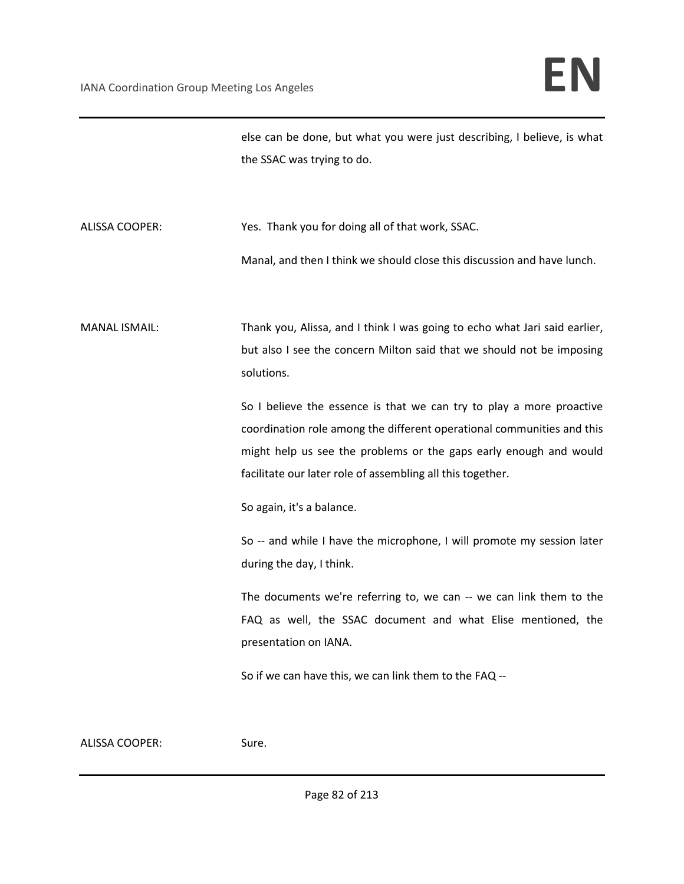else can be done, but what you were just describing, I believe, is what the SSAC was trying to do.

ALISSA COOPER: Yes. Thank you for doing all of that work, SSAC.

Manal, and then I think we should close this discussion and have lunch.

MANAL ISMAIL: Thank you, Alissa, and I think I was going to echo what Jari said earlier, but also I see the concern Milton said that we should not be imposing solutions.

So I believe the essence is that we can try to play a more proactive coordination role among the different operational communities and this might help us see the problems or the gaps early enough and would facilitate our later role of assembling all this together.

So again, it's a balance.

So -- and while I have the microphone, I will promote my session later during the day, I think.

The documents we're referring to, we can -- we can link them to the FAQ as well, the SSAC document and what Elise mentioned, the presentation on IANA.

So if we can have this, we can link them to the FAQ --

ALISSA COOPER: Sure.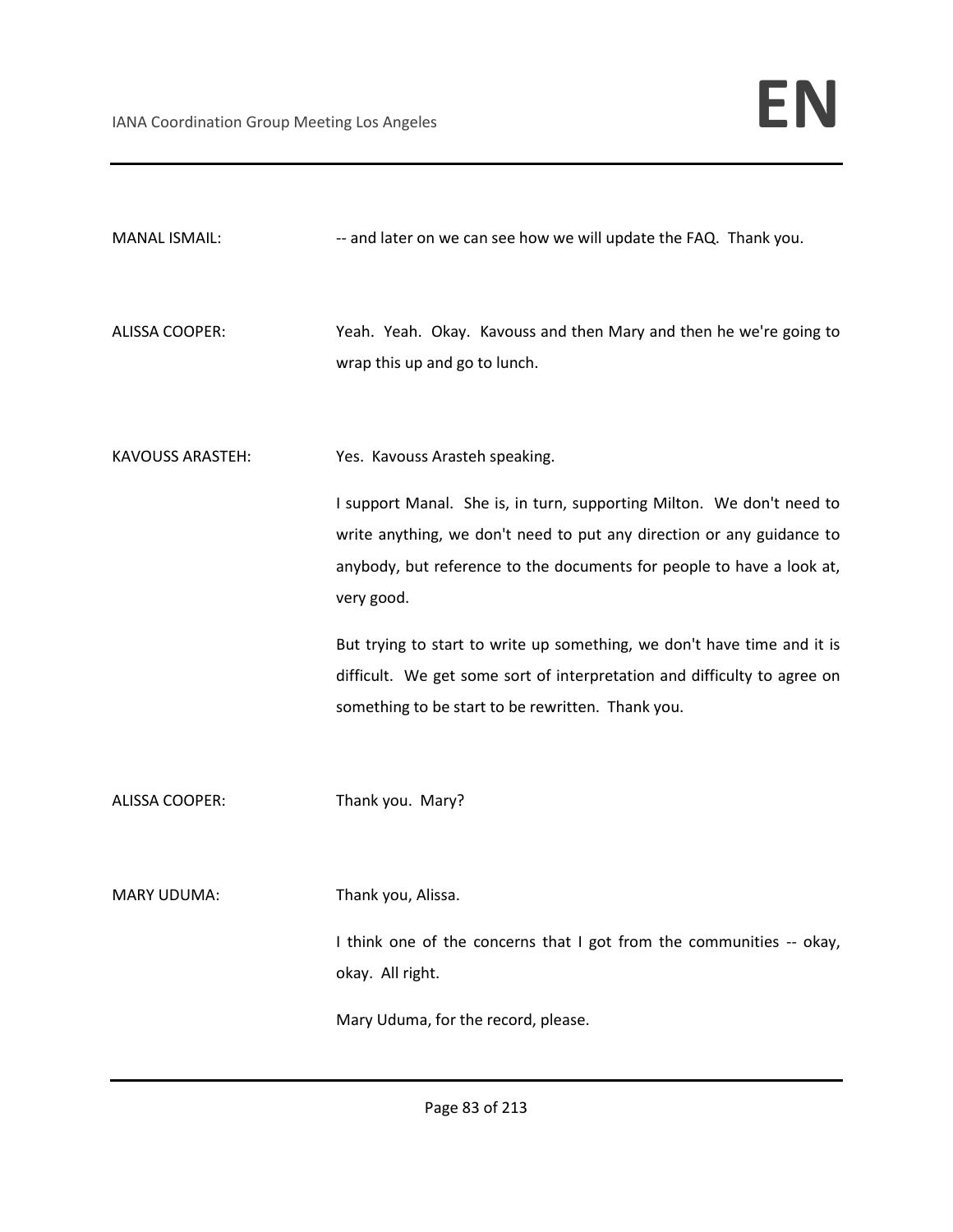MANAL ISMAIL: -- and later on we can see how we will update the FAQ. Thank you.

ALISSA COOPER: Yeah. Yeah. Okay. Kavouss and then Mary and then he we're going to wrap this up and go to lunch.

KAVOUSS ARASTEH: Yes. Kavouss Arasteh speaking.

I support Manal. She is, in turn, supporting Milton. We don't need to write anything, we don't need to put any direction or any guidance to anybody, but reference to the documents for people to have a look at, very good.

But trying to start to write up something, we don't have time and it is difficult. We get some sort of interpretation and difficulty to agree on something to be start to be rewritten. Thank you.

ALISSA COOPER: Thank you. Mary?

MARY UDUMA: Thank you, Alissa.

I think one of the concerns that I got from the communities -- okay, okay. All right.

Mary Uduma, for the record, please.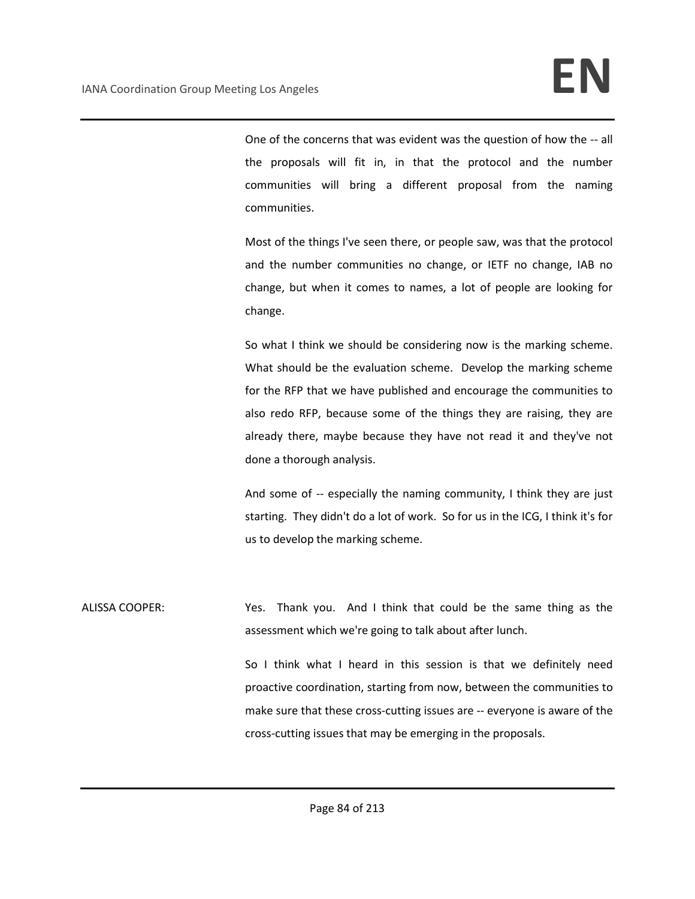One of the concerns that was evident was the question of how the -- all the proposals will fit in, in that the protocol and the number communities will bring a different proposal from the naming communities.

Most of the things I've seen there, or people saw, was that the protocol and the number communities no change, or IETF no change, IAB no change, but when it comes to names, a lot of people are looking for change.

So what I think we should be considering now is the marking scheme. What should be the evaluation scheme. Develop the marking scheme for the RFP that we have published and encourage the communities to also redo RFP, because some of the things they are raising, they are already there, maybe because they have not read it and they've not done a thorough analysis.

And some of -- especially the naming community, I think they are just starting. They didn't do a lot of work. So for us in the ICG, I think it's for us to develop the marking scheme.

ALISSA COOPER: Yes. Thank you. And I think that could be the same thing as the assessment which we're going to talk about after lunch.

So I think what I heard in this session is that we definitely need proactive coordination, starting from now, between the communities to make sure that these cross-cutting issues are -- everyone is aware of the cross-cutting issues that may be emerging in the proposals.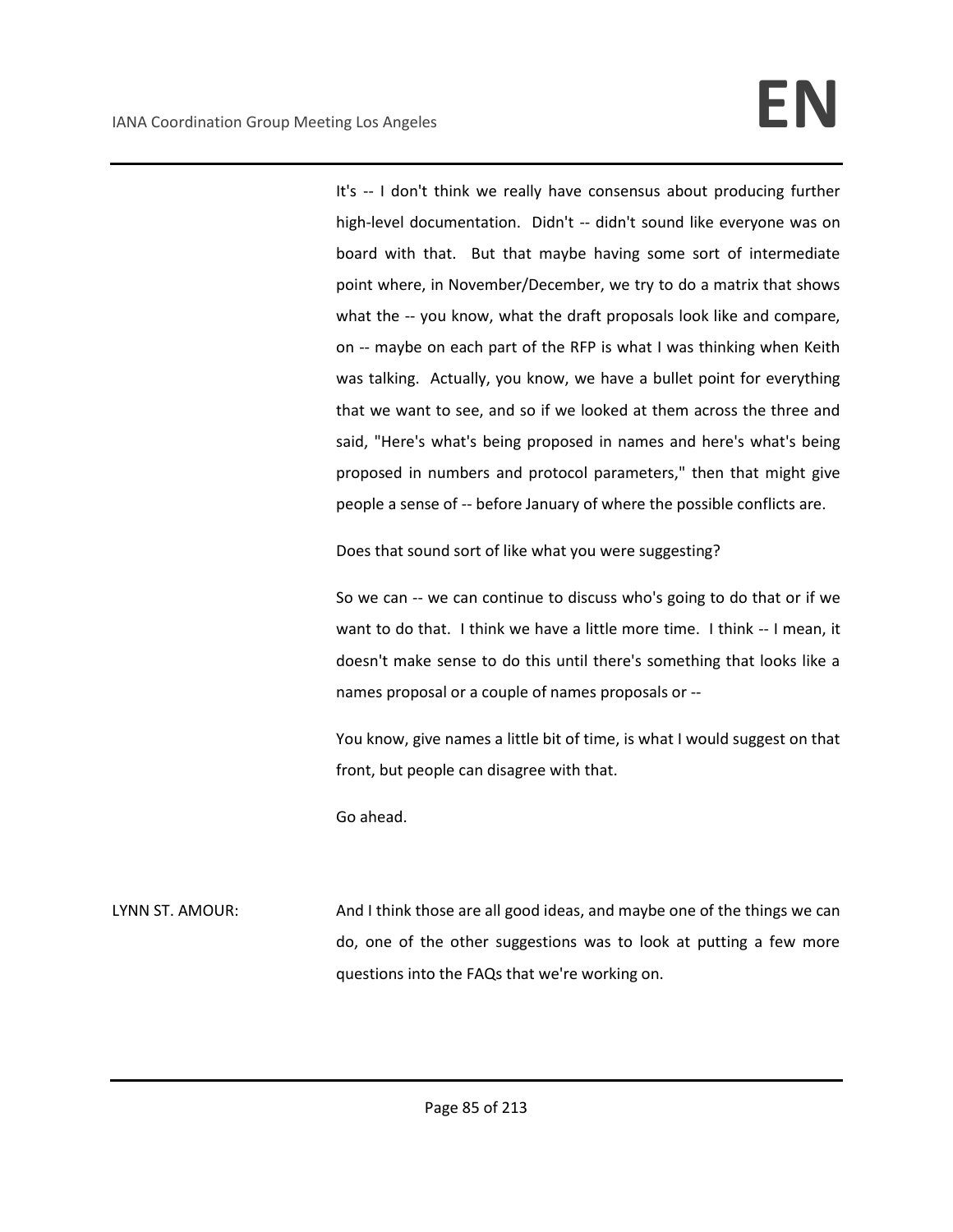It's -- I don't think we really have consensus about producing further high-level documentation. Didn't -- didn't sound like everyone was on board with that. But that maybe having some sort of intermediate point where, in November/December, we try to do a matrix that shows what the -- you know, what the draft proposals look like and compare, on -- maybe on each part of the RFP is what I was thinking when Keith was talking. Actually, you know, we have a bullet point for everything that we want to see, and so if we looked at them across the three and said, "Here's what's being proposed in names and here's what's being proposed in numbers and protocol parameters," then that might give people a sense of -- before January of where the possible conflicts are.

Does that sound sort of like what you were suggesting?

So we can -- we can continue to discuss who's going to do that or if we want to do that. I think we have a little more time. I think -- I mean, it doesn't make sense to do this until there's something that looks like a names proposal or a couple of names proposals or --

You know, give names a little bit of time, is what I would suggest on that front, but people can disagree with that.

Go ahead.

LYNN ST. AMOUR: And I think those are all good ideas, and maybe one of the things we can do, one of the other suggestions was to look at putting a few more questions into the FAQs that we're working on.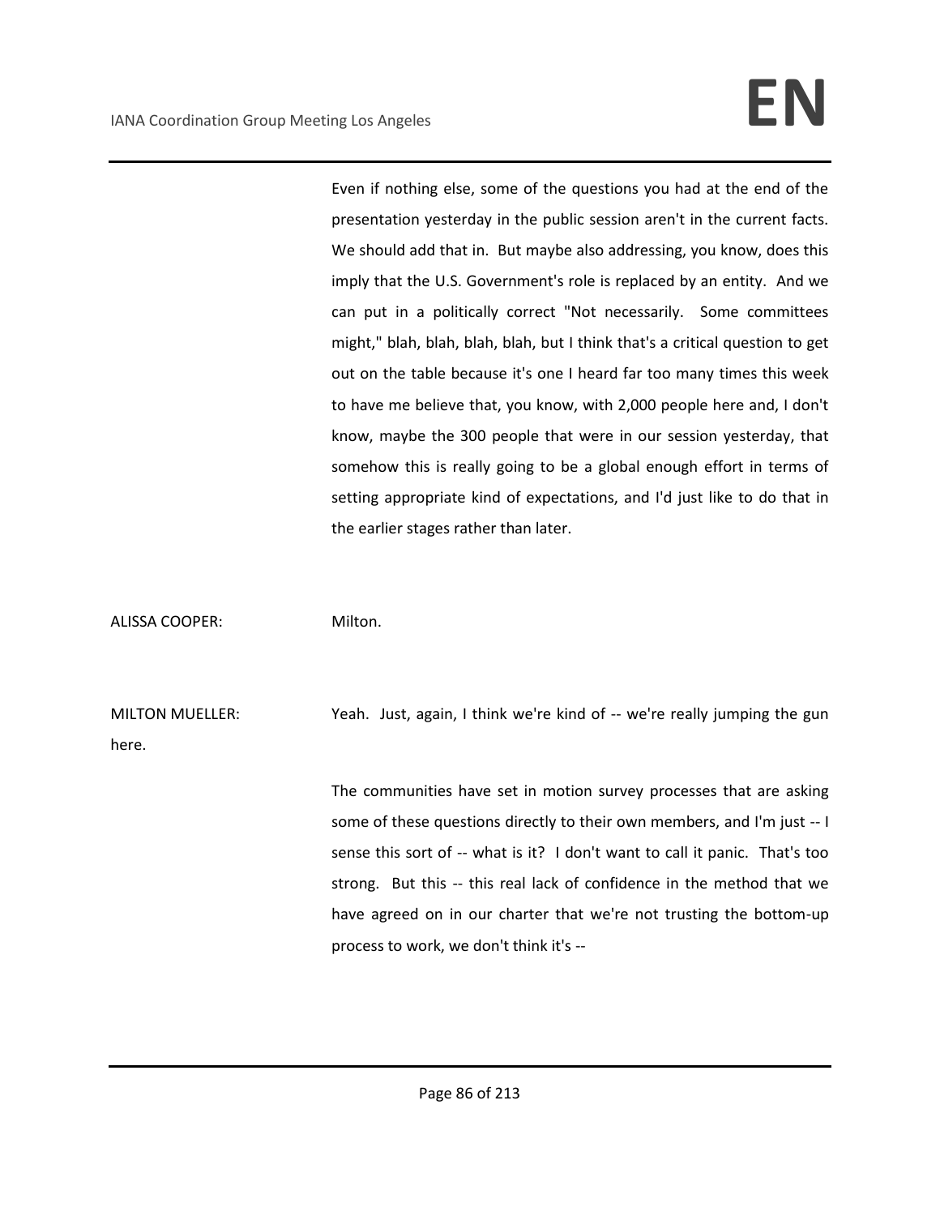Even if nothing else, some of the questions you had at the end of the presentation yesterday in the public session aren't in the current facts. We should add that in. But maybe also addressing, you know, does this imply that the U.S. Government's role is replaced by an entity. And we can put in a politically correct "Not necessarily. Some committees might," blah, blah, blah, blah, but I think that's a critical question to get out on the table because it's one I heard far too many times this week to have me believe that, you know, with 2,000 people here and, I don't know, maybe the 300 people that were in our session yesterday, that somehow this is really going to be a global enough effort in terms of setting appropriate kind of expectations, and I'd just like to do that in the earlier stages rather than later.

ALISSA COOPER: Milton.

MILTON MUELLER: Yeah. Just, again, I think we're kind of -- we're really jumping the gun here.

The communities have set in motion survey processes that are asking some of these questions directly to their own members, and I'm just -- I sense this sort of -- what is it? I don't want to call it panic. That's too strong. But this -- this real lack of confidence in the method that we have agreed on in our charter that we're not trusting the bottom-up process to work, we don't think it's --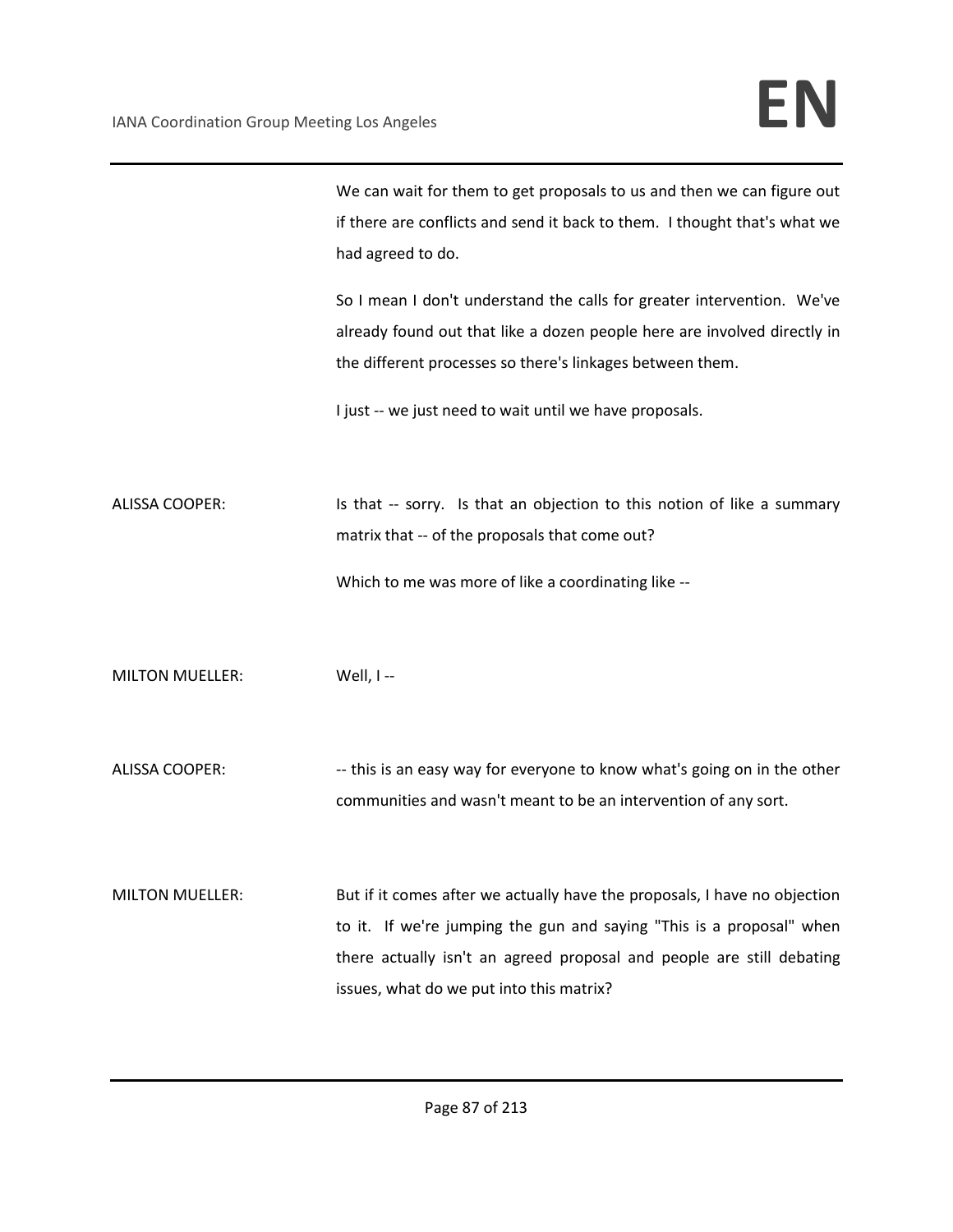We can wait for them to get proposals to us and then we can figure out if there are conflicts and send it back to them. I thought that's what we had agreed to do.

So I mean I don't understand the calls for greater intervention. We've already found out that like a dozen people here are involved directly in the different processes so there's linkages between them.

I just -- we just need to wait until we have proposals.

ALISSA COOPER: Is that -- sorry. Is that an objection to this notion of like a summary matrix that -- of the proposals that come out?

Which to me was more of like a coordinating like --

MILTON MUELLER: Well, I --

ALISSA COOPER: -- this is an easy way for everyone to know what's going on in the other communities and wasn't meant to be an intervention of any sort.

MILTON MUELLER: But if it comes after we actually have the proposals, I have no objection to it. If we're jumping the gun and saying "This is a proposal" when there actually isn't an agreed proposal and people are still debating issues, what do we put into this matrix?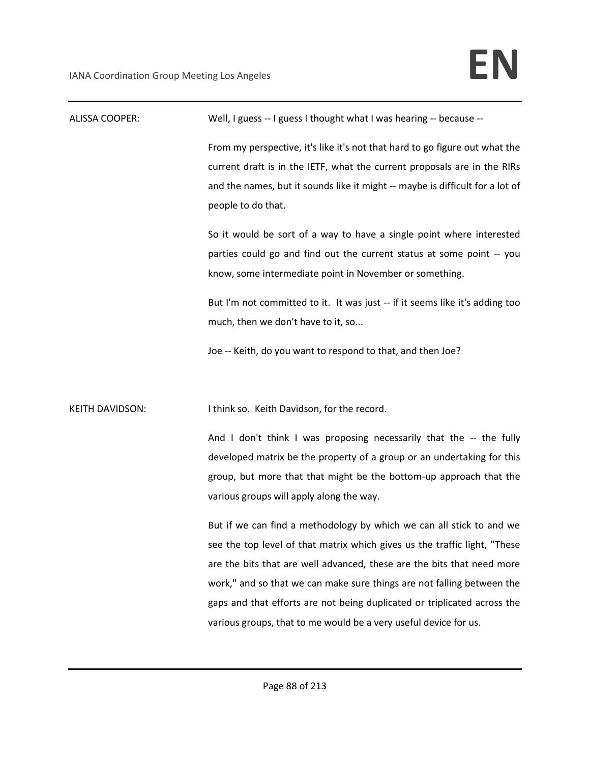ALISSA COOPER: Well, I guess -- I guess I thought what I was hearing -- because --

From my perspective, it's like it's not that hard to go figure out what the current draft is in the IETF, what the current proposals are in the RIRs and the names, but it sounds like it might -- maybe is difficult for a lot of people to do that.

So it would be sort of a way to have a single point where interested parties could go and find out the current status at some point -- you know, some intermediate point in November or something.

But I'm not committed to it. It was just -- if it seems like it's adding too much, then we don't have to it, so...

Joe -- Keith, do you want to respond to that, and then Joe?

KEITH DAVIDSON: I think so. Keith Davidson, for the record.

And I don't think I was proposing necessarily that the -- the fully developed matrix be the property of a group or an undertaking for this group, but more that that might be the bottom-up approach that the various groups will apply along the way.

But if we can find a methodology by which we can all stick to and we see the top level of that matrix which gives us the traffic light, "These are the bits that are well advanced, these are the bits that need more work," and so that we can make sure things are not falling between the gaps and that efforts are not being duplicated or triplicated across the various groups, that to me would be a very useful device for us.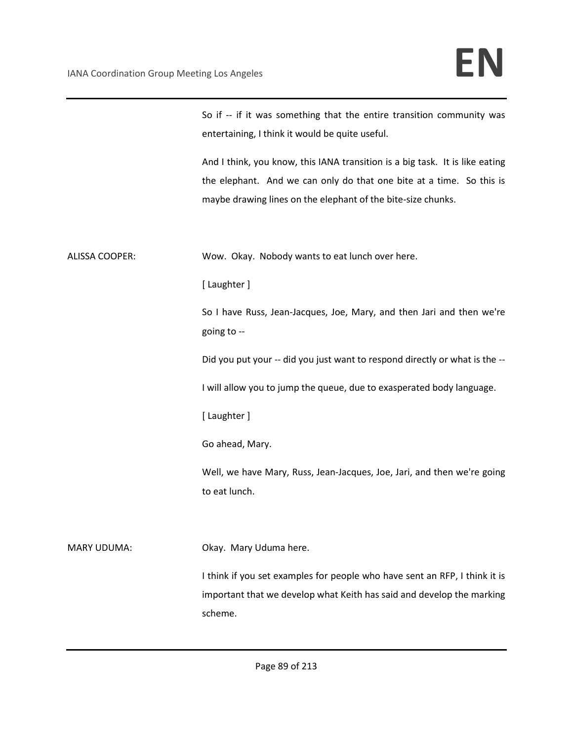So if -- if it was something that the entire transition community was entertaining, I think it would be quite useful.

And I think, you know, this IANA transition is a big task. It is like eating the elephant. And we can only do that one bite at a time. So this is maybe drawing lines on the elephant of the bite-size chunks.

ALISSA COOPER: Wow. Okay. Nobody wants to eat lunch over here.

[ Laughter ]

So I have Russ, Jean-Jacques, Joe, Mary, and then Jari and then we're going to --

Did you put your -- did you just want to respond directly or what is the --

I will allow you to jump the queue, due to exasperated body language.

[ Laughter ]

Go ahead, Mary.

Well, we have Mary, Russ, Jean-Jacques, Joe, Jari, and then we're going to eat lunch.

MARY UDUMA: Okay. Mary Uduma here.

I think if you set examples for people who have sent an RFP, I think it is important that we develop what Keith has said and develop the marking scheme.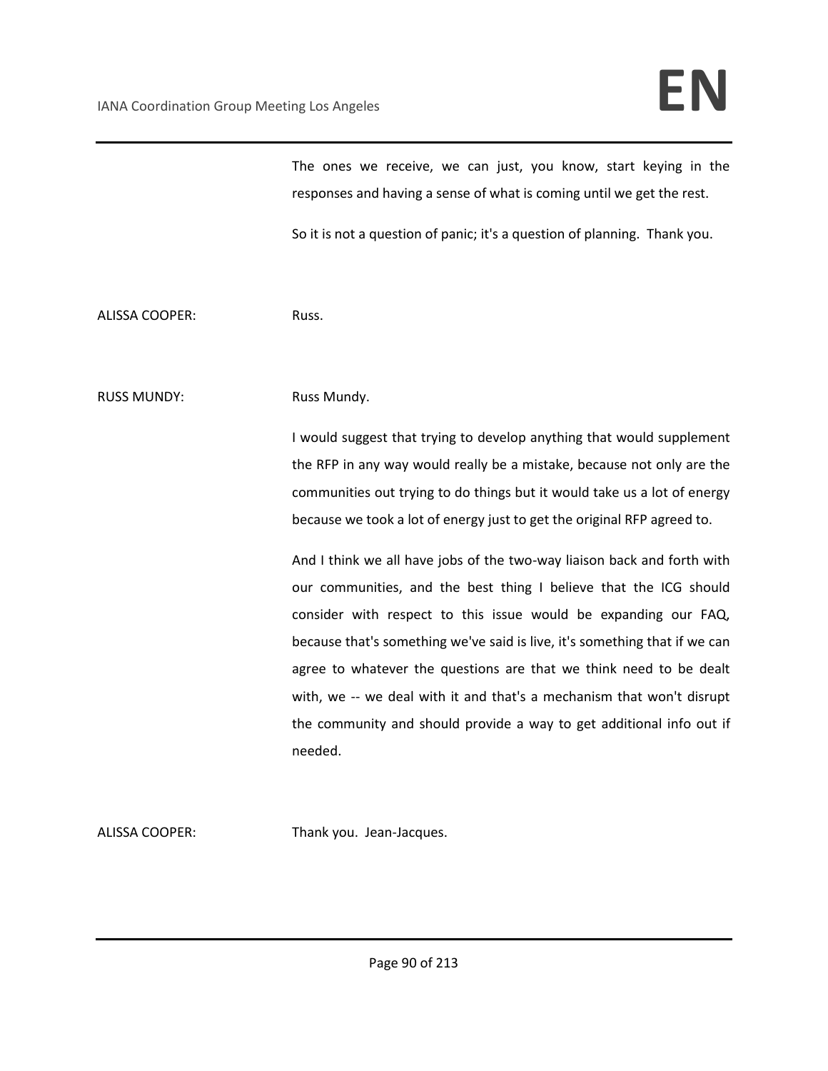The ones we receive, we can just, you know, start keying in the responses and having a sense of what is coming until we get the rest.

So it is not a question of panic; it's a question of planning. Thank you.

ALISSA COOPER: Russ.

RUSS MUNDY: Russ Mundy.

I would suggest that trying to develop anything that would supplement the RFP in any way would really be a mistake, because not only are the communities out trying to do things but it would take us a lot of energy because we took a lot of energy just to get the original RFP agreed to.

And I think we all have jobs of the two-way liaison back and forth with our communities, and the best thing I believe that the ICG should consider with respect to this issue would be expanding our FAQ, because that's something we've said is live, it's something that if we can agree to whatever the questions are that we think need to be dealt with, we -- we deal with it and that's a mechanism that won't disrupt the community and should provide a way to get additional info out if needed.

ALISSA COOPER: Thank you. Jean-Jacques.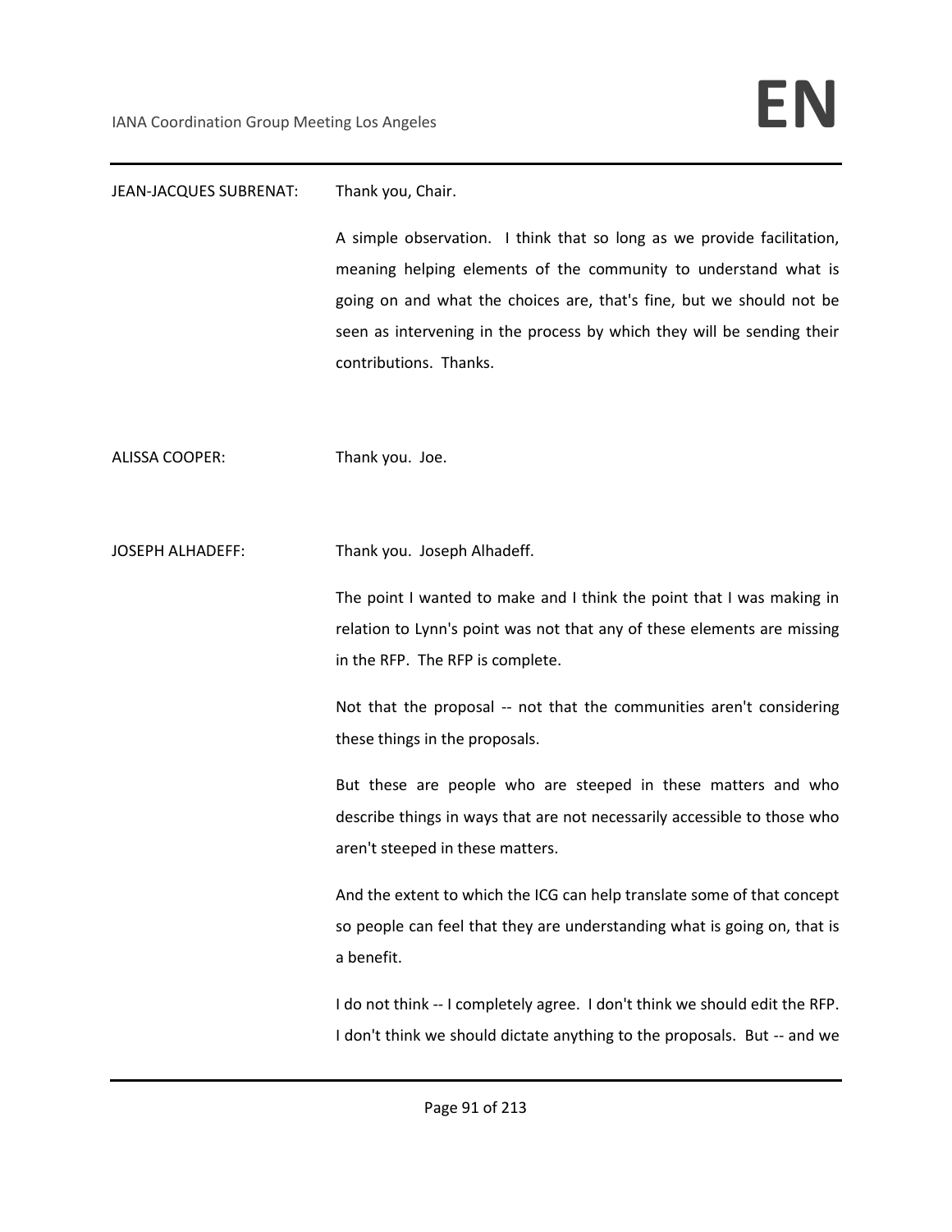JEAN-JACQUES SUBRENAT: Thank you, Chair.

A simple observation. I think that so long as we provide facilitation, meaning helping elements of the community to understand what is going on and what the choices are, that's fine, but we should not be seen as intervening in the process by which they will be sending their contributions. Thanks.

ALISSA COOPER: Thank you. Joe.

JOSEPH ALHADEFF: Thank you. Joseph Alhadeff.

The point I wanted to make and I think the point that I was making in relation to Lynn's point was not that any of these elements are missing in the RFP. The RFP is complete.

Not that the proposal -- not that the communities aren't considering these things in the proposals.

But these are people who are steeped in these matters and who describe things in ways that are not necessarily accessible to those who aren't steeped in these matters.

And the extent to which the ICG can help translate some of that concept so people can feel that they are understanding what is going on, that is a benefit.

I do not think -- I completely agree. I don't think we should edit the RFP. I don't think we should dictate anything to the proposals. But -- and we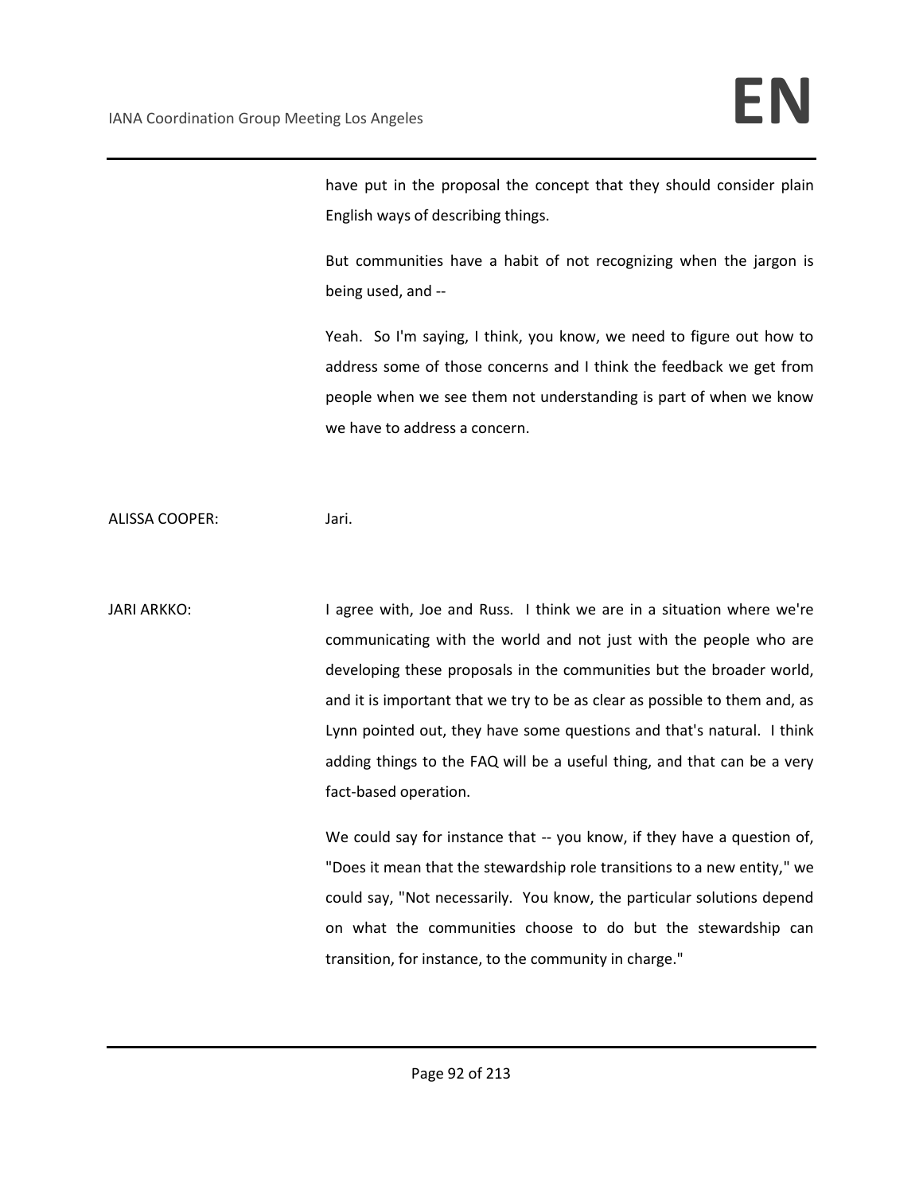have put in the proposal the concept that they should consider plain English ways of describing things.

But communities have a habit of not recognizing when the jargon is being used, and --

Yeah. So I'm saying, I think, you know, we need to figure out how to address some of those concerns and I think the feedback we get from people when we see them not understanding is part of when we know we have to address a concern.

ALISSA COOPER: Jari.

JARI ARKKO: I agree with, Joe and Russ. I think we are in a situation where we're communicating with the world and not just with the people who are developing these proposals in the communities but the broader world, and it is important that we try to be as clear as possible to them and, as Lynn pointed out, they have some questions and that's natural. I think adding things to the FAQ will be a useful thing, and that can be a very fact-based operation.

We could say for instance that -- you know, if they have a question of, "Does it mean that the stewardship role transitions to a new entity," we could say, "Not necessarily. You know, the particular solutions depend on what the communities choose to do but the stewardship can transition, for instance, to the community in charge."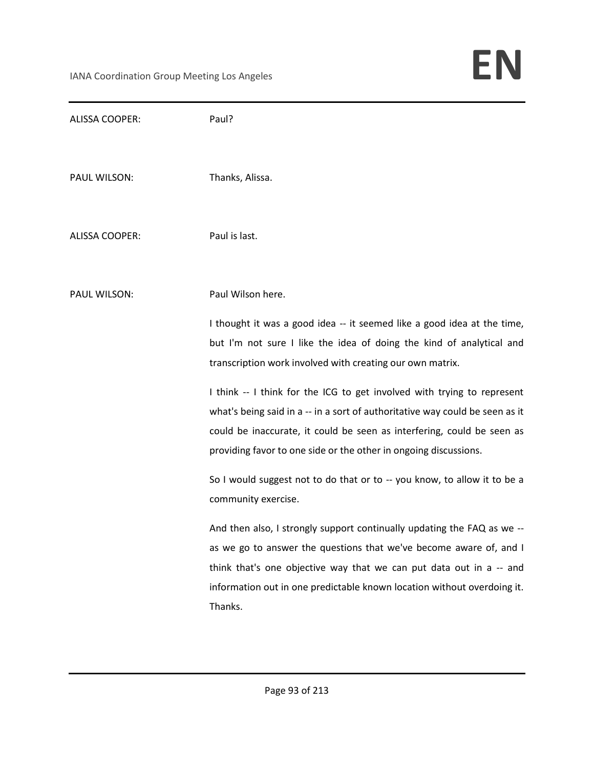ALISSA COOPER: Paul?

PAUL WILSON: Thanks, Alissa.

ALISSA COOPER: Paul is last.

PAUL WILSON: Paul Wilson here.

I thought it was a good idea -- it seemed like a good idea at the time, but I'm not sure I like the idea of doing the kind of analytical and transcription work involved with creating our own matrix.

I think -- I think for the ICG to get involved with trying to represent what's being said in a -- in a sort of authoritative way could be seen as it could be inaccurate, it could be seen as interfering, could be seen as providing favor to one side or the other in ongoing discussions.

So I would suggest not to do that or to -- you know, to allow it to be a community exercise.

And then also, I strongly support continually updating the FAQ as we -- as we go to answer the questions that we've become aware of, and I think that's one objective way that we can put data out in a -- and information out in one predictable known location without overdoing it. Thanks.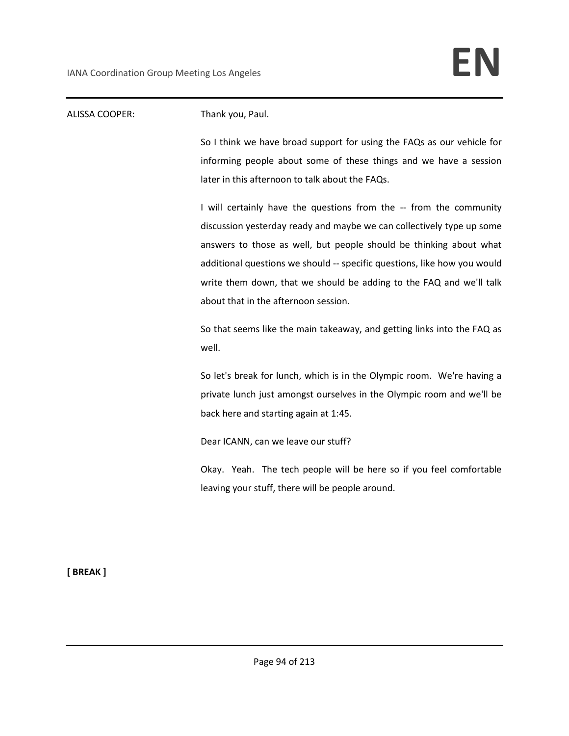ALISSA COOPER: Thank you, Paul.

So I think we have broad support for using the FAQs as our vehicle for informing people about some of these things and we have a session later in this afternoon to talk about the FAQs.

I will certainly have the questions from the -- from the community discussion yesterday ready and maybe we can collectively type up some answers to those as well, but people should be thinking about what additional questions we should -- specific questions, like how you would write them down, that we should be adding to the FAQ and we'll talk about that in the afternoon session.

So that seems like the main takeaway, and getting links into the FAQ as well.

So let's break for lunch, which is in the Olympic room. We're having a private lunch just amongst ourselves in the Olympic room and we'll be back here and starting again at 1:45.

Dear ICANN, can we leave our stuff?

Okay. Yeah. The tech people will be here so if you feel comfortable leaving your stuff, there will be people around.

**[ BREAK ]**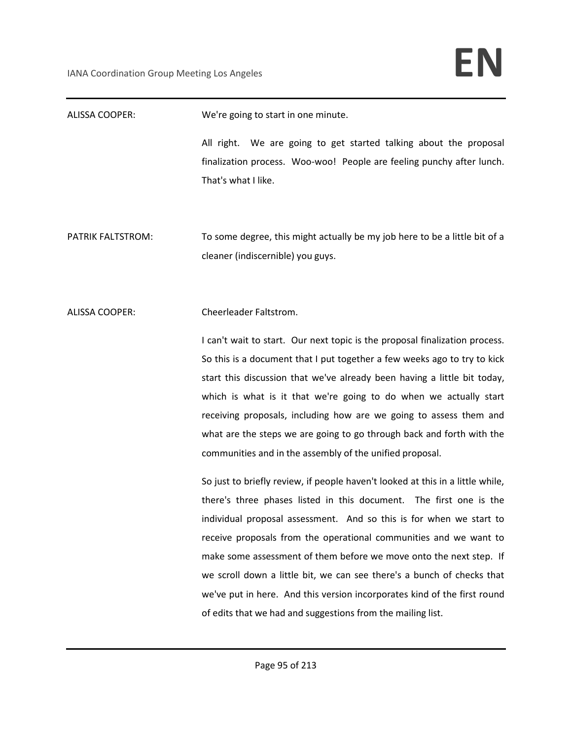ALISSA COOPER: We're going to start in one minute.

All right. We are going to get started talking about the proposal finalization process. Woo-woo! People are feeling punchy after lunch. That's what I like.

PATRIK FALTSTROM: To some degree, this might actually be my job here to be a little bit of a cleaner (indiscernible) you guys.

ALISSA COOPER: Cheerleader Faltstrom.

I can't wait to start. Our next topic is the proposal finalization process. So this is a document that I put together a few weeks ago to try to kick start this discussion that we've already been having a little bit today, which is what is it that we're going to do when we actually start receiving proposals, including how are we going to assess them and what are the steps we are going to go through back and forth with the communities and in the assembly of the unified proposal.

So just to briefly review, if people haven't looked at this in a little while, there's three phases listed in this document. The first one is the individual proposal assessment. And so this is for when we start to receive proposals from the operational communities and we want to make some assessment of them before we move onto the next step. If we scroll down a little bit, we can see there's a bunch of checks that we've put in here. And this version incorporates kind of the first round of edits that we had and suggestions from the mailing list.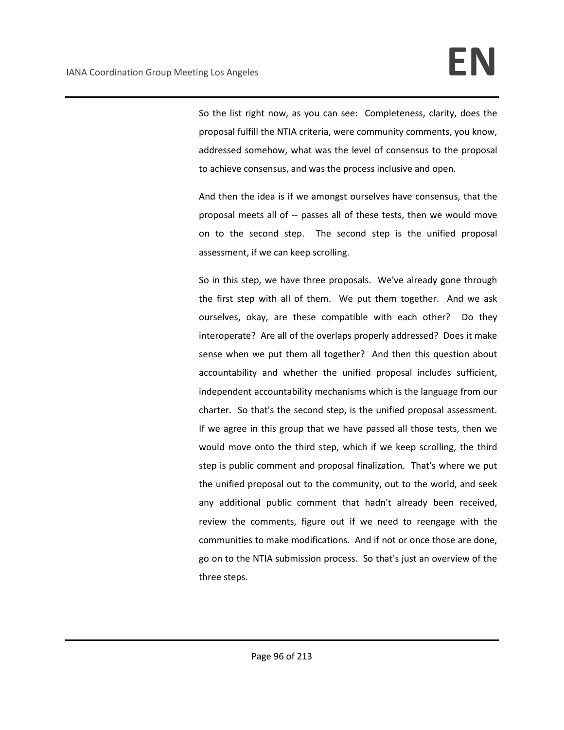So the list right now, as you can see: Completeness, clarity, does the proposal fulfill the NTIA criteria, were community comments, you know, addressed somehow, what was the level of consensus to the proposal to achieve consensus, and was the process inclusive and open.

And then the idea is if we amongst ourselves have consensus, that the proposal meets all of -- passes all of these tests, then we would move on to the second step. The second step is the unified proposal assessment, if we can keep scrolling.

So in this step, we have three proposals. We've already gone through the first step with all of them. We put them together. And we ask ourselves, okay, are these compatible with each other? Do they interoperate? Are all of the overlaps properly addressed? Does it make sense when we put them all together? And then this question about accountability and whether the unified proposal includes sufficient, independent accountability mechanisms which is the language from our charter. So that's the second step, is the unified proposal assessment. If we agree in this group that we have passed all those tests, then we would move onto the third step, which if we keep scrolling, the third step is public comment and proposal finalization. That's where we put the unified proposal out to the community, out to the world, and seek any additional public comment that hadn't already been received, review the comments, figure out if we need to reengage with the communities to make modifications. And if not or once those are done, go on to the NTIA submission process. So that's just an overview of the three steps.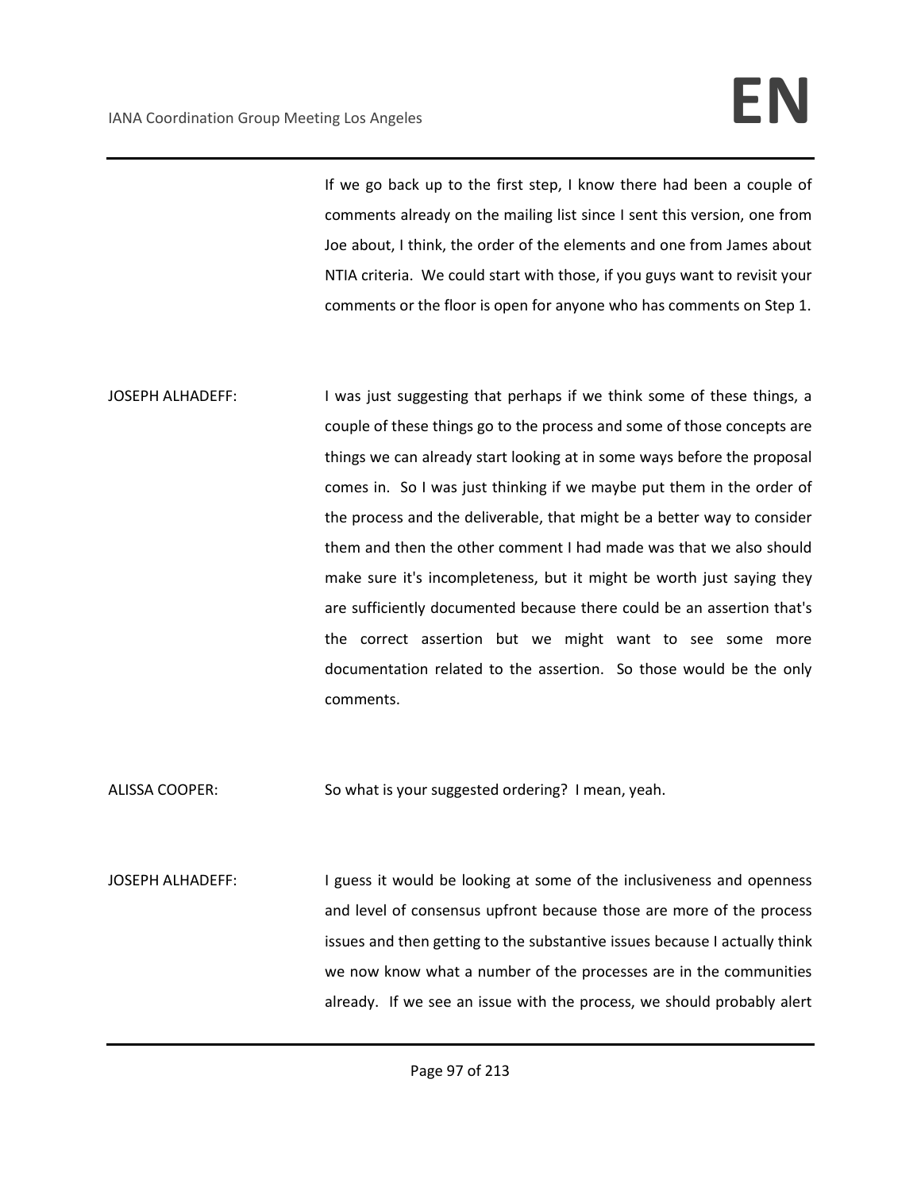If we go back up to the first step, I know there had been a couple of comments already on the mailing list since I sent this version, one from Joe about, I think, the order of the elements and one from James about NTIA criteria. We could start with those, if you guys want to revisit your comments or the floor is open for anyone who has comments on Step 1.

JOSEPH ALHADEFF: I was just suggesting that perhaps if we think some of these things, a couple of these things go to the process and some of those concepts are things we can already start looking at in some ways before the proposal comes in. So I was just thinking if we maybe put them in the order of the process and the deliverable, that might be a better way to consider them and then the other comment I had made was that we also should make sure it's incompleteness, but it might be worth just saying they are sufficiently documented because there could be an assertion that's the correct assertion but we might want to see some more documentation related to the assertion. So those would be the only comments.

ALISSA COOPER: So what is your suggested ordering? I mean, yeah.

JOSEPH ALHADEFF: I guess it would be looking at some of the inclusiveness and openness and level of consensus upfront because those are more of the process issues and then getting to the substantive issues because I actually think we now know what a number of the processes are in the communities already. If we see an issue with the process, we should probably alert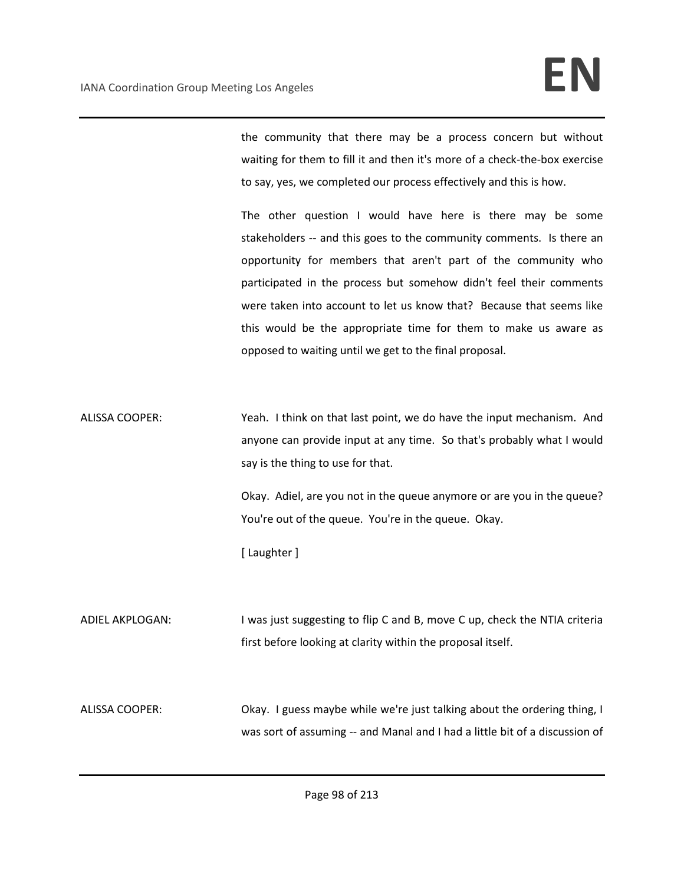the community that there may be a process concern but without waiting for them to fill it and then it's more of a check-the-box exercise to say, yes, we completed our process effectively and this is how.

The other question I would have here is there may be some stakeholders -- and this goes to the community comments. Is there an opportunity for members that aren't part of the community who participated in the process but somehow didn't feel their comments were taken into account to let us know that? Because that seems like this would be the appropriate time for them to make us aware as opposed to waiting until we get to the final proposal.

ALISSA COOPER: Yeah. I think on that last point, we do have the input mechanism. And anyone can provide input at any time. So that's probably what I would say is the thing to use for that.

Okay. Adiel, are you not in the queue anymore or are you in the queue? You're out of the queue. You're in the queue. Okay.

[ Laughter ]

ADIEL AKPLOGAN: I was just suggesting to flip C and B, move C up, check the NTIA criteria first before looking at clarity within the proposal itself.

ALISSA COOPER: Okay. I guess maybe while we're just talking about the ordering thing, I was sort of assuming -- and Manal and I had a little bit of a discussion of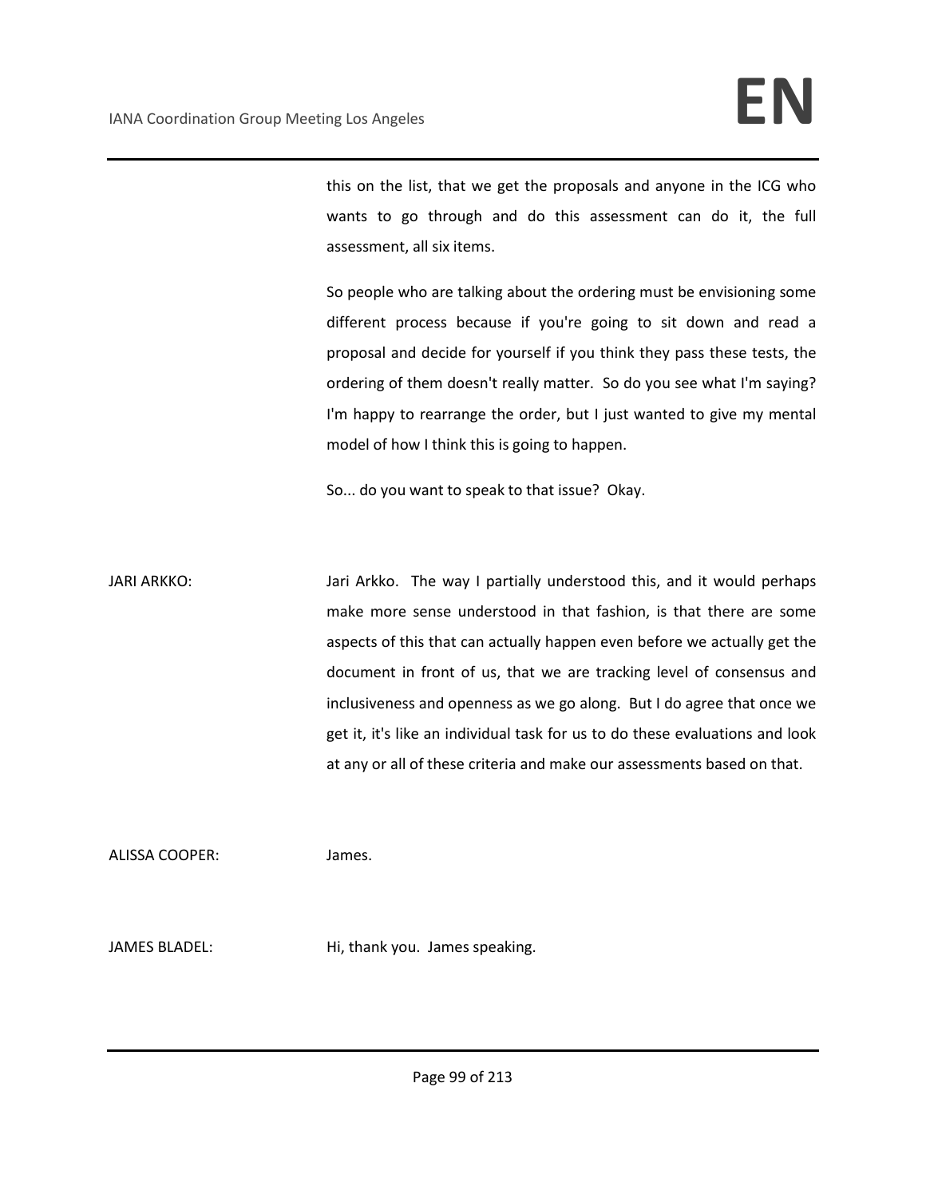this on the list, that we get the proposals and anyone in the ICG who wants to go through and do this assessment can do it, the full assessment, all six items.

So people who are talking about the ordering must be envisioning some different process because if you're going to sit down and read a proposal and decide for yourself if you think they pass these tests, the ordering of them doesn't really matter. So do you see what I'm saying? I'm happy to rearrange the order, but I just wanted to give my mental model of how I think this is going to happen.

So... do you want to speak to that issue? Okay.

JARI ARKKO: Jari Arkko. The way I partially understood this, and it would perhaps make more sense understood in that fashion, is that there are some aspects of this that can actually happen even before we actually get the document in front of us, that we are tracking level of consensus and inclusiveness and openness as we go along. But I do agree that once we get it, it's like an individual task for us to do these evaluations and look at any or all of these criteria and make our assessments based on that.

ALISSA COOPER: James.

JAMES BLADEL: Hi, thank you. James speaking.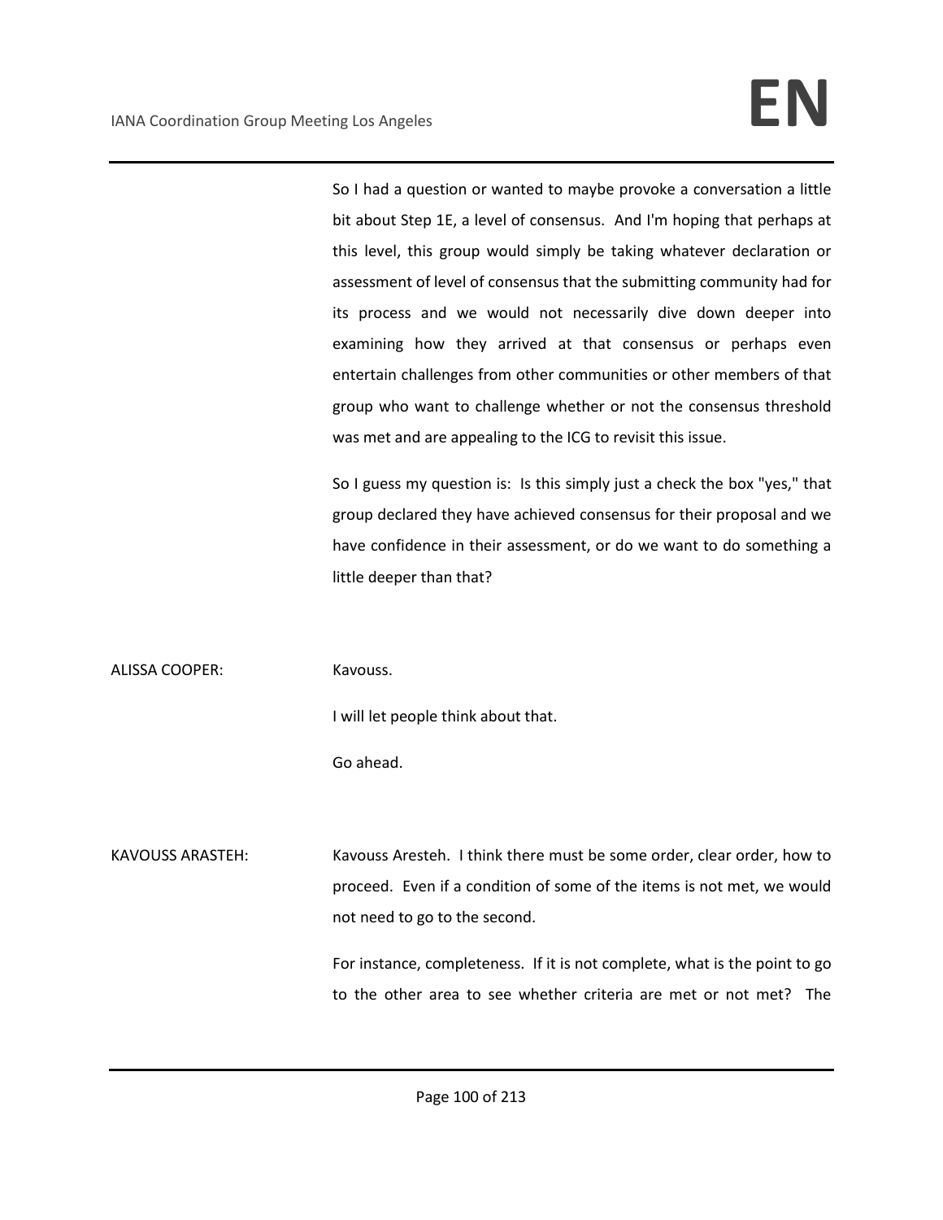So I had a question or wanted to maybe provoke a conversation a little bit about Step 1E, a level of consensus. And I'm hoping that perhaps at this level, this group would simply be taking whatever declaration or assessment of level of consensus that the submitting community had for its process and we would not necessarily dive down deeper into examining how they arrived at that consensus or perhaps even entertain challenges from other communities or other members of that group who want to challenge whether or not the consensus threshold was met and are appealing to the ICG to revisit this issue.

So I guess my question is: Is this simply just a check the box "yes," that group declared they have achieved consensus for their proposal and we have confidence in their assessment, or do we want to do something a little deeper than that?

ALISSA COOPER: Kavouss.

I will let people think about that.

Go ahead.

KAVOUSS ARASTEH: Kavouss Aresteh. I think there must be some order, clear order, how to proceed. Even if a condition of some of the items is not met, we would not need to go to the second.

For instance, completeness. If it is not complete, what is the point to go to the other area to see whether criteria are met or not met? The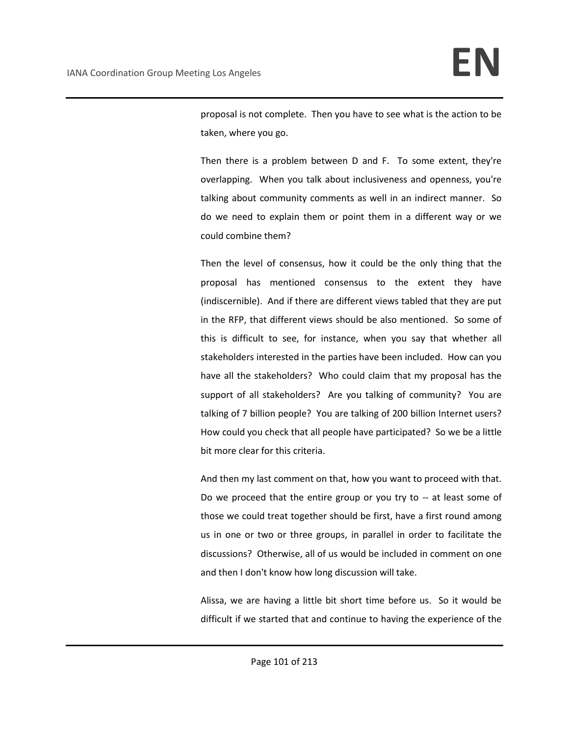proposal is not complete. Then you have to see what is the action to be taken, where you go.

Then there is a problem between D and F. To some extent, they're overlapping. When you talk about inclusiveness and openness, you're talking about community comments as well in an indirect manner. So do we need to explain them or point them in a different way or we could combine them?

Then the level of consensus, how it could be the only thing that the proposal has mentioned consensus to the extent they have (indiscernible). And if there are different views tabled that they are put in the RFP, that different views should be also mentioned. So some of this is difficult to see, for instance, when you say that whether all stakeholders interested in the parties have been included. How can you have all the stakeholders? Who could claim that my proposal has the support of all stakeholders? Are you talking of community? You are talking of 7 billion people? You are talking of 200 billion Internet users? How could you check that all people have participated? So we be a little bit more clear for this criteria.

And then my last comment on that, how you want to proceed with that. Do we proceed that the entire group or you try to -- at least some of those we could treat together should be first, have a first round among us in one or two or three groups, in parallel in order to facilitate the discussions? Otherwise, all of us would be included in comment on one and then I don't know how long discussion will take.

Alissa, we are having a little bit short time before us. So it would be difficult if we started that and continue to having the experience of the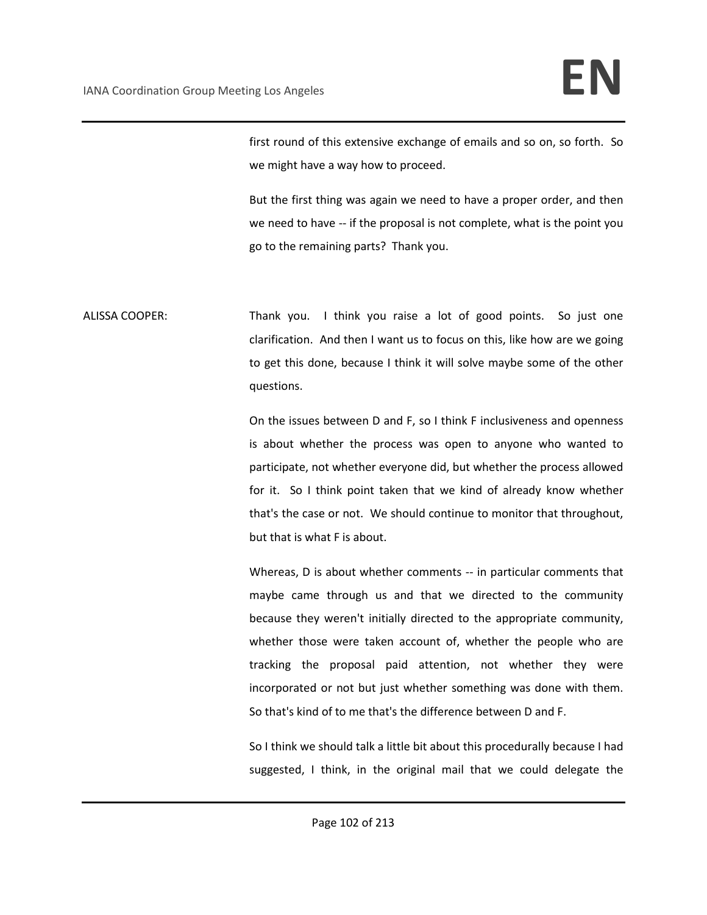first round of this extensive exchange of emails and so on, so forth. So we might have a way how to proceed.

But the first thing was again we need to have a proper order, and then we need to have -- if the proposal is not complete, what is the point you go to the remaining parts? Thank you.

ALISSA COOPER: Thank you. I think you raise a lot of good points. So just one clarification. And then I want us to focus on this, like how are we going to get this done, because I think it will solve maybe some of the other questions.

On the issues between D and F, so I think F inclusiveness and openness is about whether the process was open to anyone who wanted to participate, not whether everyone did, but whether the process allowed for it. So I think point taken that we kind of already know whether that's the case or not. We should continue to monitor that throughout, but that is what F is about.

Whereas, D is about whether comments -- in particular comments that maybe came through us and that we directed to the community because they weren't initially directed to the appropriate community, whether those were taken account of, whether the people who are tracking the proposal paid attention, not whether they were incorporated or not but just whether something was done with them. So that's kind of to me that's the difference between D and F.

So I think we should talk a little bit about this procedurally because I had suggested, I think, in the original mail that we could delegate the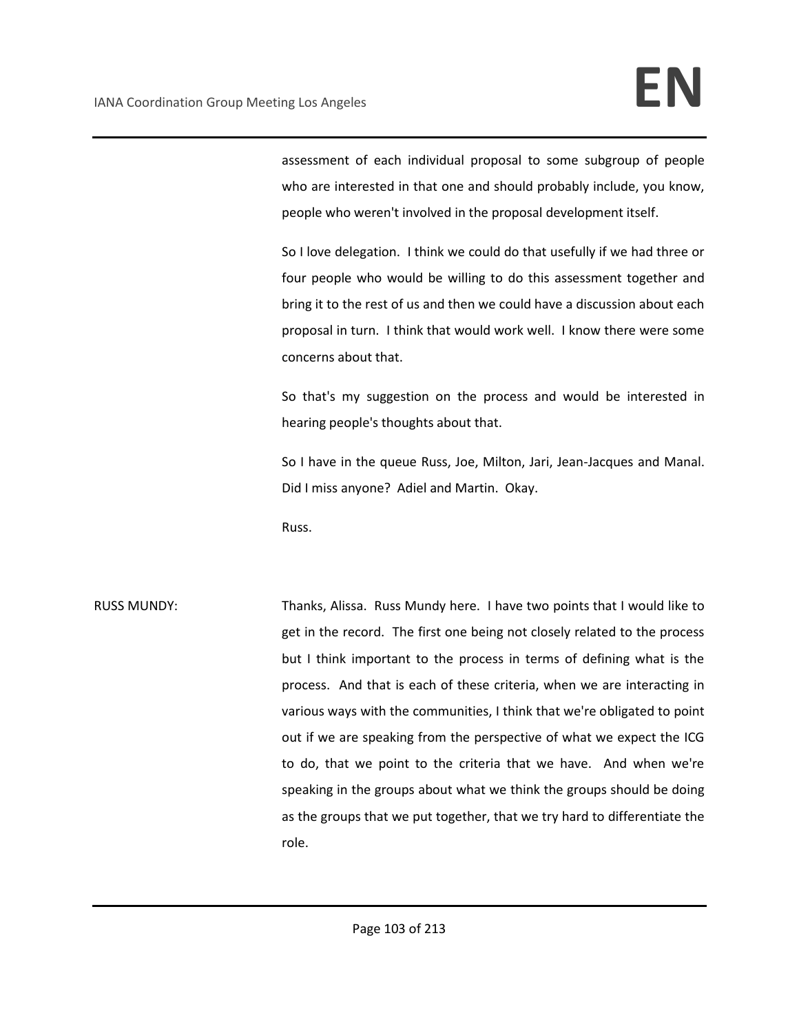assessment of each individual proposal to some subgroup of people who are interested in that one and should probably include, you know, people who weren't involved in the proposal development itself.

So I love delegation. I think we could do that usefully if we had three or four people who would be willing to do this assessment together and bring it to the rest of us and then we could have a discussion about each proposal in turn. I think that would work well. I know there were some concerns about that.

So that's my suggestion on the process and would be interested in hearing people's thoughts about that.

So I have in the queue Russ, Joe, Milton, Jari, Jean-Jacques and Manal. Did I miss anyone? Adiel and Martin. Okay.

Russ.

RUSS MUNDY: Thanks, Alissa. Russ Mundy here. I have two points that I would like to get in the record. The first one being not closely related to the process but I think important to the process in terms of defining what is the process. And that is each of these criteria, when we are interacting in various ways with the communities, I think that we're obligated to point out if we are speaking from the perspective of what we expect the ICG to do, that we point to the criteria that we have. And when we're speaking in the groups about what we think the groups should be doing as the groups that we put together, that we try hard to differentiate the role.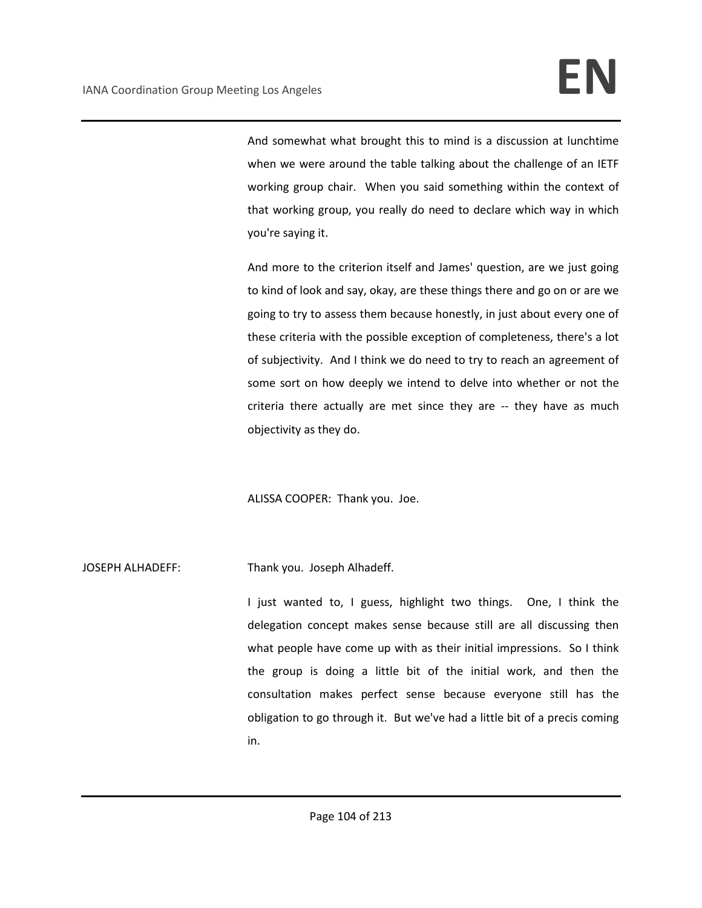And somewhat what brought this to mind is a discussion at lunchtime when we were around the table talking about the challenge of an IETF working group chair. When you said something within the context of that working group, you really do need to declare which way in which you're saying it.

And more to the criterion itself and James' question, are we just going to kind of look and say, okay, are these things there and go on or are we going to try to assess them because honestly, in just about every one of these criteria with the possible exception of completeness, there's a lot of subjectivity. And I think we do need to try to reach an agreement of some sort on how deeply we intend to delve into whether or not the criteria there actually are met since they are -- they have as much objectivity as they do.

ALISSA COOPER: Thank you. Joe.

JOSEPH ALHADEFF: Thank you. Joseph Alhadeff.

I just wanted to, I guess, highlight two things. One, I think the delegation concept makes sense because still are all discussing then what people have come up with as their initial impressions. So I think the group is doing a little bit of the initial work, and then the consultation makes perfect sense because everyone still has the obligation to go through it. But we've had a little bit of a precis coming in.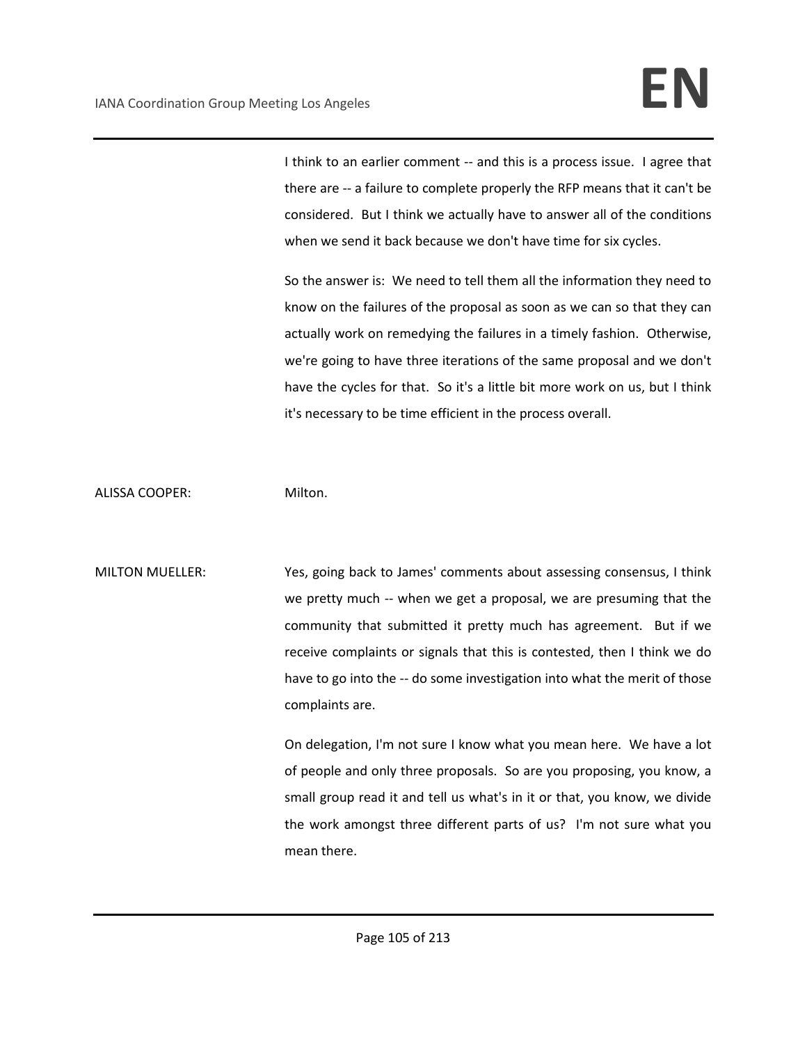I think to an earlier comment -- and this is a process issue. I agree that there are -- a failure to complete properly the RFP means that it can't be considered. But I think we actually have to answer all of the conditions when we send it back because we don't have time for six cycles.

So the answer is: We need to tell them all the information they need to know on the failures of the proposal as soon as we can so that they can actually work on remedying the failures in a timely fashion. Otherwise, we're going to have three iterations of the same proposal and we don't have the cycles for that. So it's a little bit more work on us, but I think it's necessary to be time efficient in the process overall.

ALISSA COOPER: Milton.

MILTON MUELLER: Yes, going back to James' comments about assessing consensus, I think we pretty much -- when we get a proposal, we are presuming that the community that submitted it pretty much has agreement. But if we receive complaints or signals that this is contested, then I think we do have to go into the -- do some investigation into what the merit of those complaints are.

On delegation, I'm not sure I know what you mean here. We have a lot of people and only three proposals. So are you proposing, you know, a small group read it and tell us what's in it or that, you know, we divide the work amongst three different parts of us? I'm not sure what you mean there.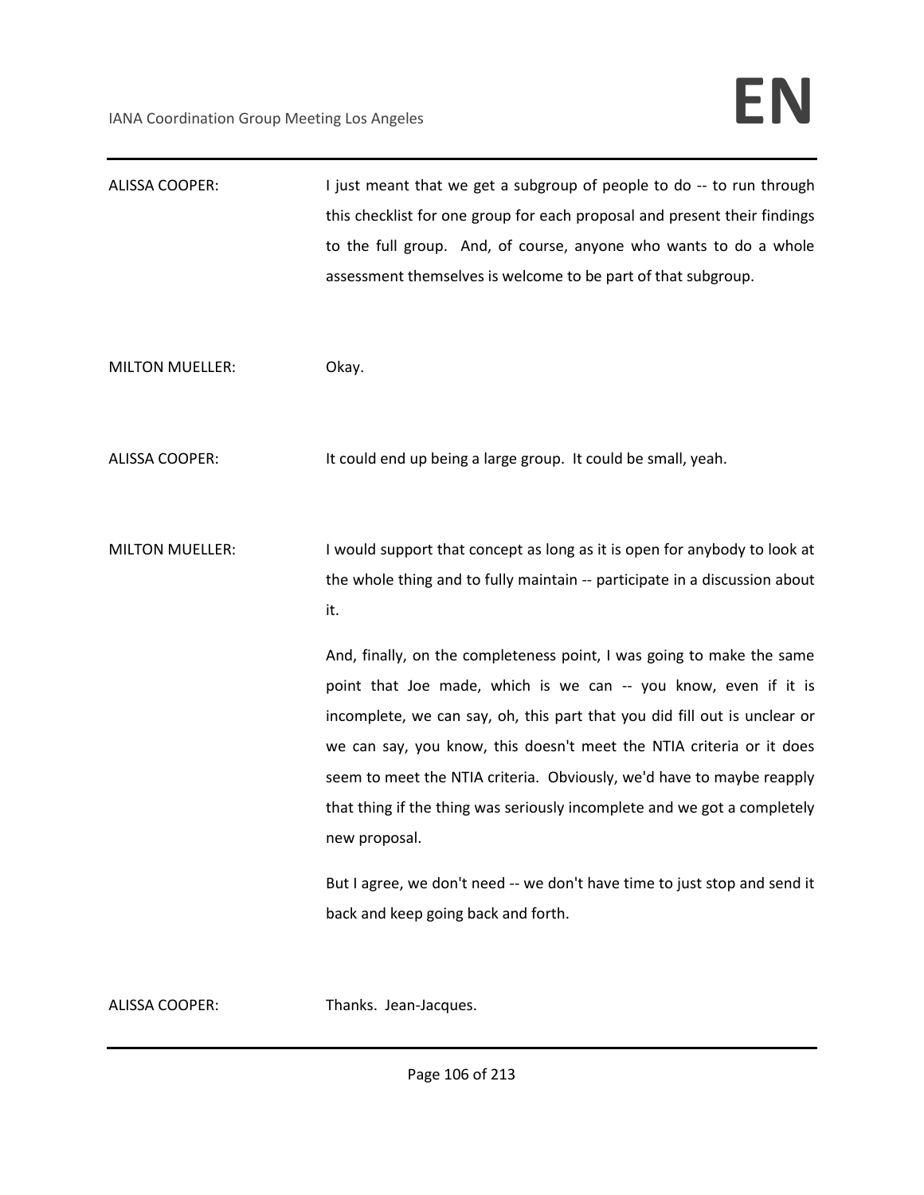ALISSA COOPER: I just meant that we get a subgroup of people to do -- to run through this checklist for one group for each proposal and present their findings to the full group. And, of course, anyone who wants to do a whole assessment themselves is welcome to be part of that subgroup.

MILTON MUELLER: Okay.

ALISSA COOPER: It could end up being a large group. It could be small, yeah.

MILTON MUELLER: I would support that concept as long as it is open for anybody to look at the whole thing and to fully maintain -- participate in a discussion about it.

And, finally, on the completeness point, I was going to make the same point that Joe made, which is we can -- you know, even if it is incomplete, we can say, oh, this part that you did fill out is unclear or we can say, you know, this doesn't meet the NTIA criteria or it does seem to meet the NTIA criteria. Obviously, we'd have to maybe reapply that thing if the thing was seriously incomplete and we got a completely new proposal.

But I agree, we don't need -- we don't have time to just stop and send it back and keep going back and forth.

ALISSA COOPER: Thanks. Jean-Jacques.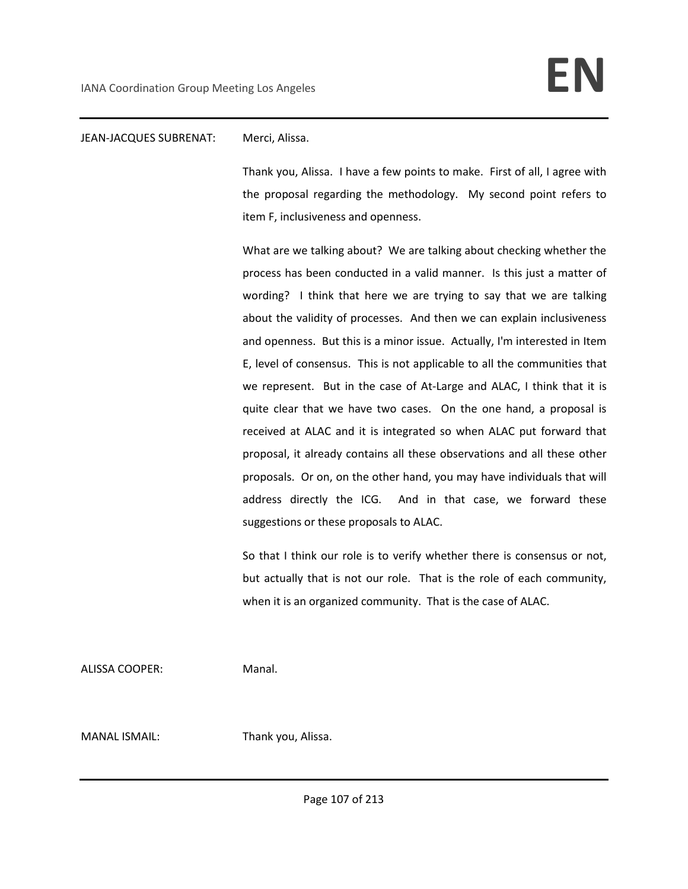JEAN-JACQUES SUBRENAT: Merci, Alissa.

Thank you, Alissa. I have a few points to make. First of all, I agree with the proposal regarding the methodology. My second point refers to item F, inclusiveness and openness.

What are we talking about? We are talking about checking whether the process has been conducted in a valid manner. Is this just a matter of wording? I think that here we are trying to say that we are talking about the validity of processes. And then we can explain inclusiveness and openness. But this is a minor issue. Actually, I'm interested in Item E, level of consensus. This is not applicable to all the communities that we represent. But in the case of At-Large and ALAC, I think that it is quite clear that we have two cases. On the one hand, a proposal is received at ALAC and it is integrated so when ALAC put forward that proposal, it already contains all these observations and all these other proposals. Or on, on the other hand, you may have individuals that will address directly the ICG. And in that case, we forward these suggestions or these proposals to ALAC.

So that I think our role is to verify whether there is consensus or not, but actually that is not our role. That is the role of each community, when it is an organized community. That is the case of ALAC.

ALISSA COOPER: Manal.

MANAL ISMAIL: Thank you, Alissa.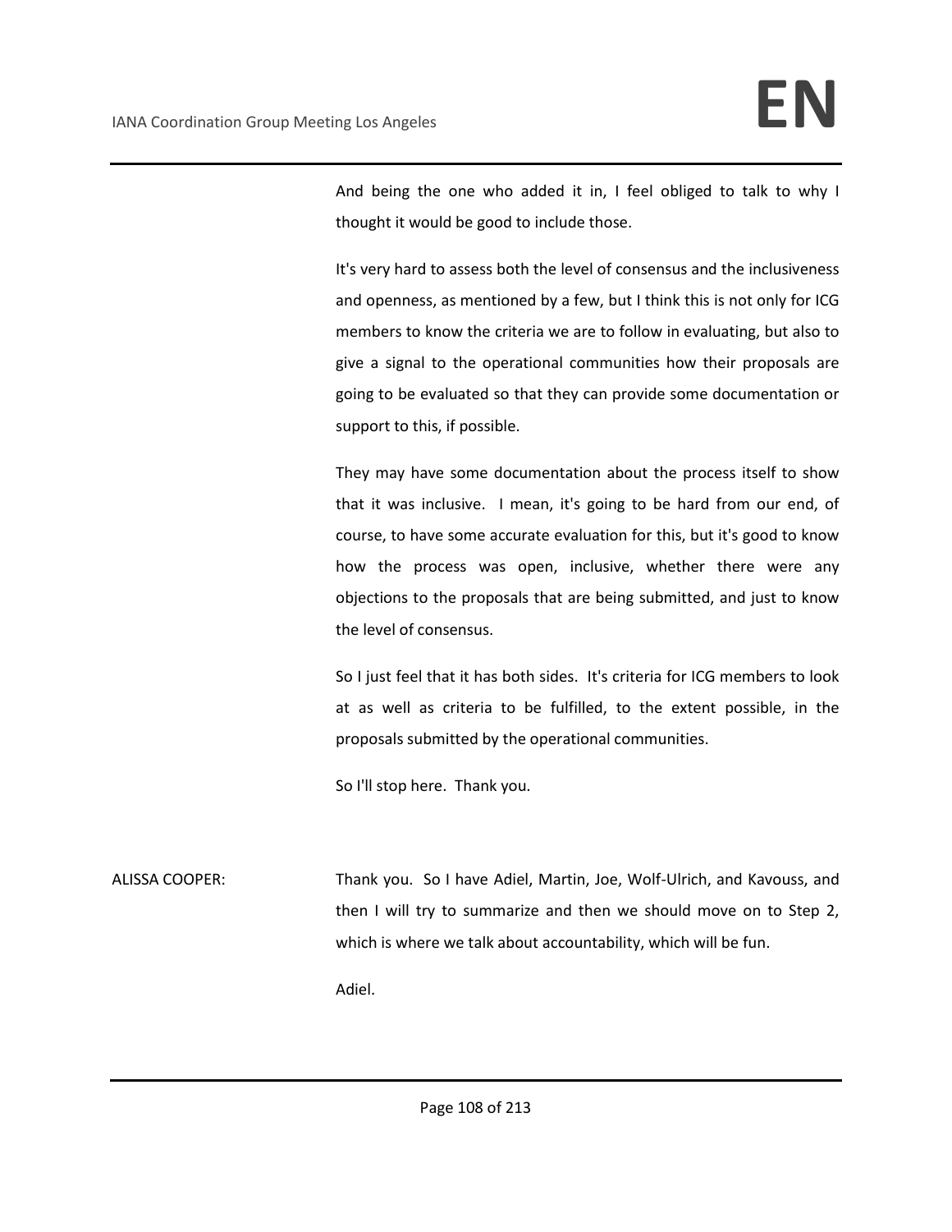And being the one who added it in, I feel obliged to talk to why I thought it would be good to include those.

It's very hard to assess both the level of consensus and the inclusiveness and openness, as mentioned by a few, but I think this is not only for ICG members to know the criteria we are to follow in evaluating, but also to give a signal to the operational communities how their proposals are going to be evaluated so that they can provide some documentation or support to this, if possible.

They may have some documentation about the process itself to show that it was inclusive. I mean, it's going to be hard from our end, of course, to have some accurate evaluation for this, but it's good to know how the process was open, inclusive, whether there were any objections to the proposals that are being submitted, and just to know the level of consensus.

So I just feel that it has both sides. It's criteria for ICG members to look at as well as criteria to be fulfilled, to the extent possible, in the proposals submitted by the operational communities.

So I'll stop here. Thank you.

ALISSA COOPER: Thank you. So I have Adiel, Martin, Joe, Wolf-Ulrich, and Kavouss, and then I will try to summarize and then we should move on to Step 2, which is where we talk about accountability, which will be fun.

Adiel.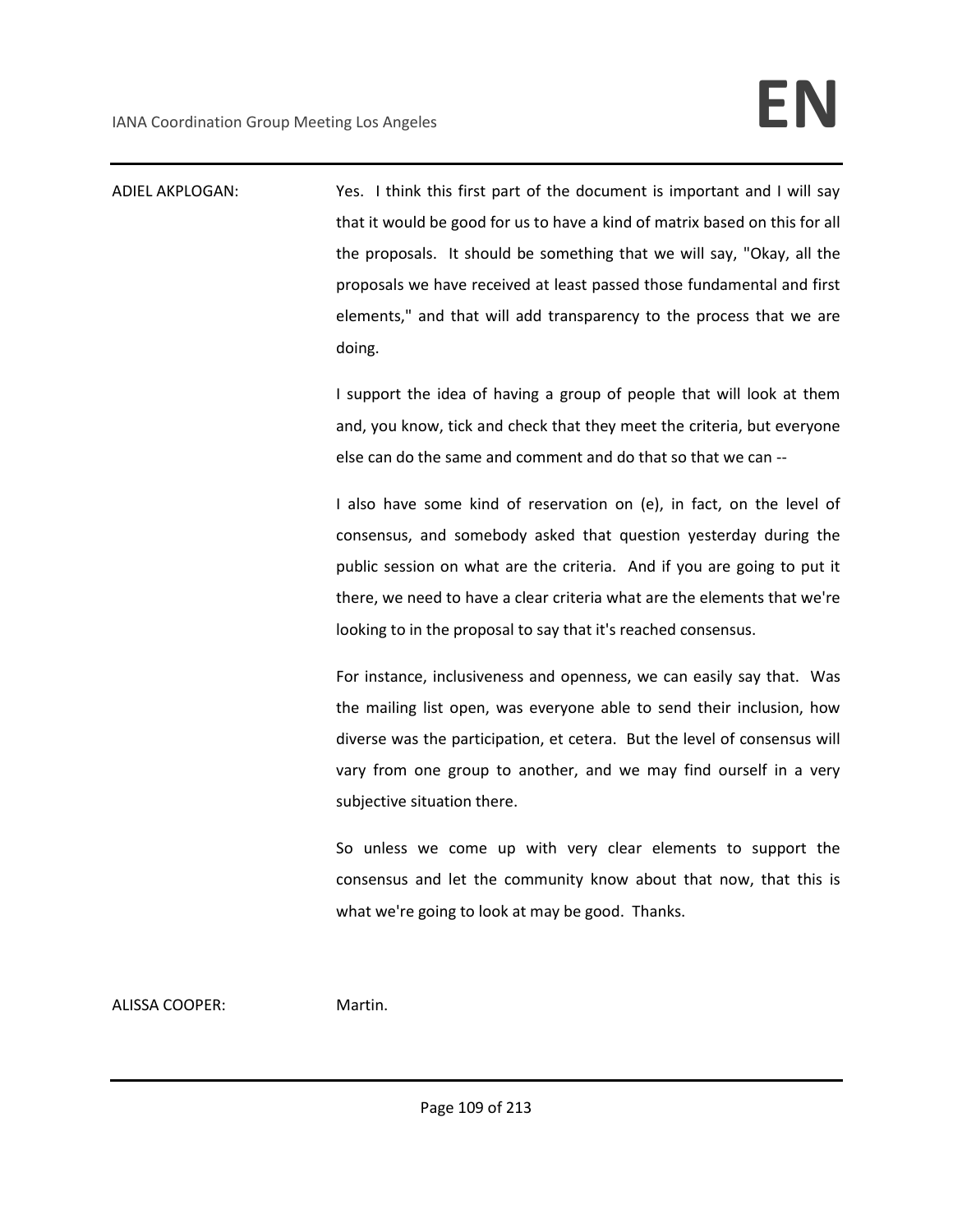ADIEL AKPLOGAN: Yes. I think this first part of the document is important and I will say that it would be good for us to have a kind of matrix based on this for all the proposals. It should be something that we will say, "Okay, all the proposals we have received at least passed those fundamental and first elements," and that will add transparency to the process that we are doing.

I support the idea of having a group of people that will look at them and, you know, tick and check that they meet the criteria, but everyone else can do the same and comment and do that so that we can --

I also have some kind of reservation on (e), in fact, on the level of consensus, and somebody asked that question yesterday during the public session on what are the criteria. And if you are going to put it there, we need to have a clear criteria what are the elements that we're looking to in the proposal to say that it's reached consensus.

For instance, inclusiveness and openness, we can easily say that. Was the mailing list open, was everyone able to send their inclusion, how diverse was the participation, et cetera. But the level of consensus will vary from one group to another, and we may find ourself in a very subjective situation there.

So unless we come up with very clear elements to support the consensus and let the community know about that now, that this is what we're going to look at may be good. Thanks.

ALISSA COOPER: Martin.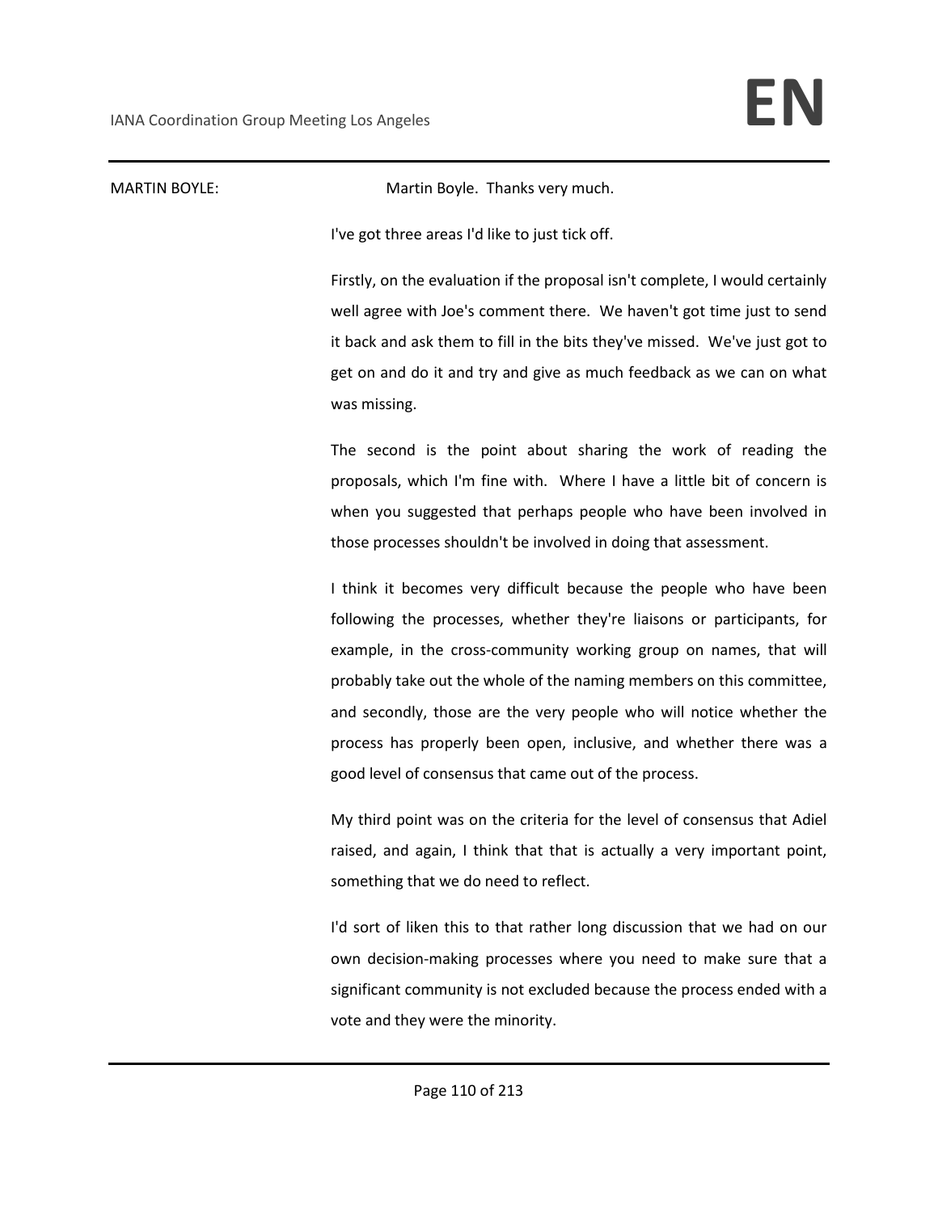MARTIN BOYLE: Martin Boyle. Thanks very much.

I've got three areas I'd like to just tick off.

Firstly, on the evaluation if the proposal isn't complete, I would certainly well agree with Joe's comment there. We haven't got time just to send it back and ask them to fill in the bits they've missed. We've just got to get on and do it and try and give as much feedback as we can on what was missing.

The second is the point about sharing the work of reading the proposals, which I'm fine with. Where I have a little bit of concern is when you suggested that perhaps people who have been involved in those processes shouldn't be involved in doing that assessment.

I think it becomes very difficult because the people who have been following the processes, whether they're liaisons or participants, for example, in the cross-community working group on names, that will probably take out the whole of the naming members on this committee, and secondly, those are the very people who will notice whether the process has properly been open, inclusive, and whether there was a good level of consensus that came out of the process.

My third point was on the criteria for the level of consensus that Adiel raised, and again, I think that that is actually a very important point, something that we do need to reflect.

I'd sort of liken this to that rather long discussion that we had on our own decision-making processes where you need to make sure that a significant community is not excluded because the process ended with a vote and they were the minority.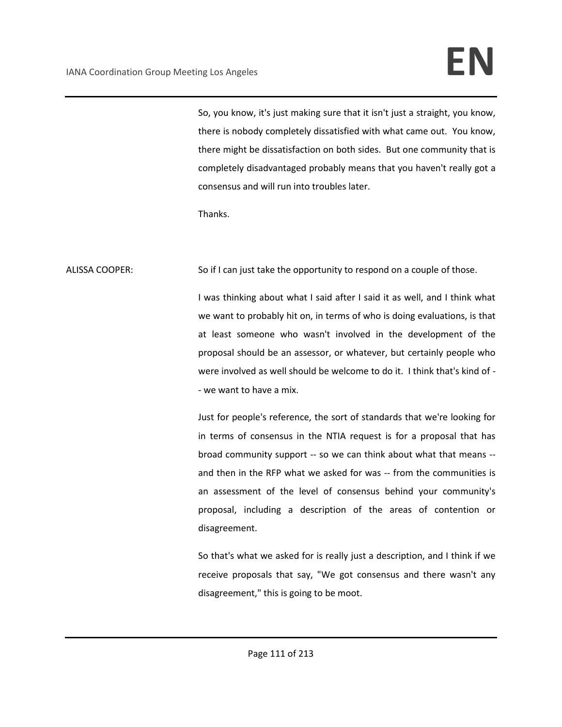So, you know, it's just making sure that it isn't just a straight, you know, there is nobody completely dissatisfied with what came out. You know, there might be dissatisfaction on both sides. But one community that is completely disadvantaged probably means that you haven't really got a consensus and will run into troubles later.

Thanks.

ALISSA COOPER: So if I can just take the opportunity to respond on a couple of those.

I was thinking about what I said after I said it as well, and I think what we want to probably hit on, in terms of who is doing evaluations, is that at least someone who wasn't involved in the development of the proposal should be an assessor, or whatever, but certainly people who were involved as well should be welcome to do it. I think that's kind of -- we want to have a mix.

Just for people's reference, the sort of standards that we're looking for in terms of consensus in the NTIA request is for a proposal that has broad community support -- so we can think about what that means -- and then in the RFP what we asked for was -- from the communities is an assessment of the level of consensus behind your community's proposal, including a description of the areas of contention or disagreement.

So that's what we asked for is really just a description, and I think if we receive proposals that say, "We got consensus and there wasn't any disagreement," this is going to be moot.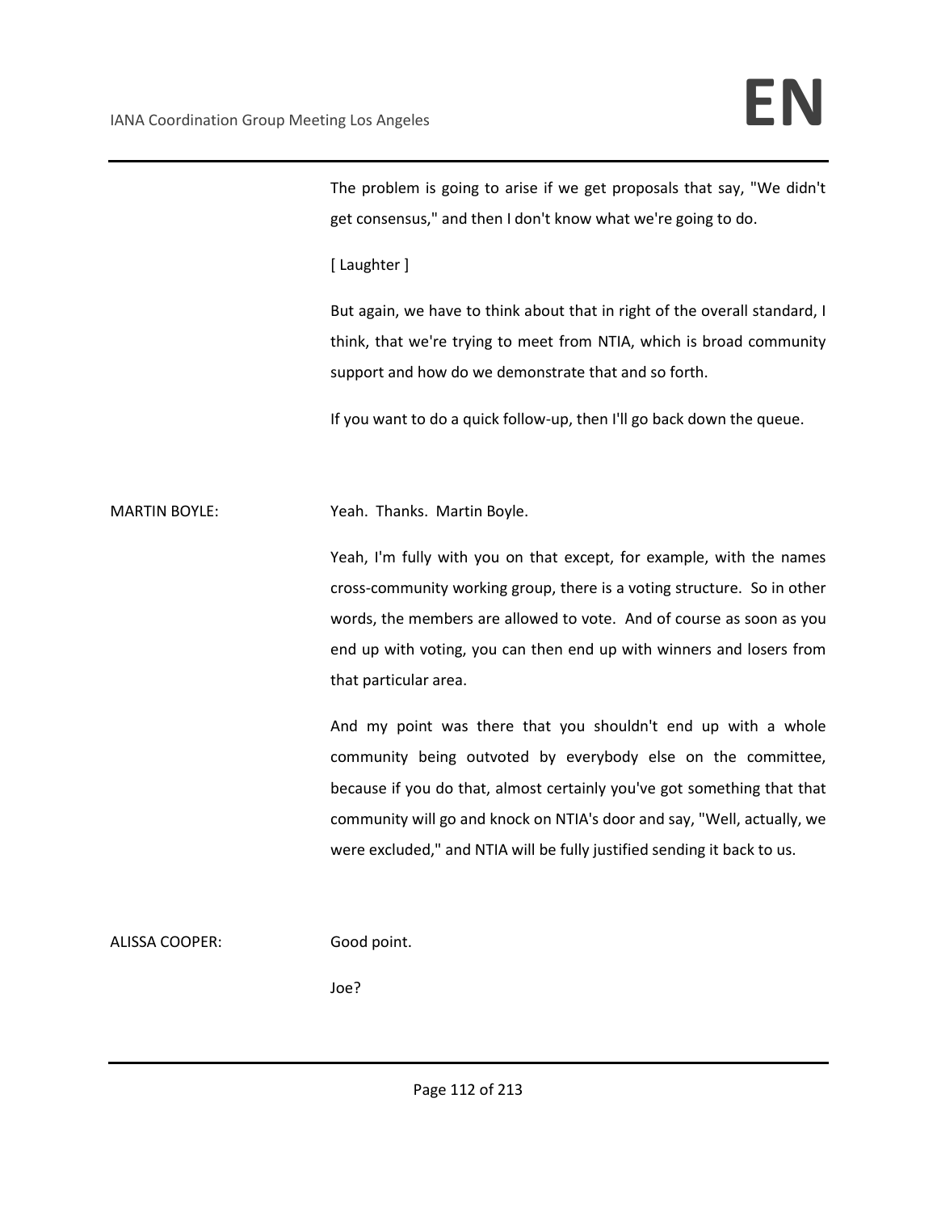The problem is going to arise if we get proposals that say, "We didn't get consensus," and then I don't know what we're going to do.

[ Laughter ]

But again, we have to think about that in right of the overall standard, I think, that we're trying to meet from NTIA, which is broad community support and how do we demonstrate that and so forth.

If you want to do a quick follow-up, then I'll go back down the queue.

MARTIN BOYLE: Yeah. Thanks. Martin Boyle.

Yeah, I'm fully with you on that except, for example, with the names cross-community working group, there is a voting structure. So in other words, the members are allowed to vote. And of course as soon as you end up with voting, you can then end up with winners and losers from that particular area.

And my point was there that you shouldn't end up with a whole community being outvoted by everybody else on the committee, because if you do that, almost certainly you've got something that that community will go and knock on NTIA's door and say, "Well, actually, we were excluded," and NTIA will be fully justified sending it back to us.

ALISSA COOPER: Good point.

Joe?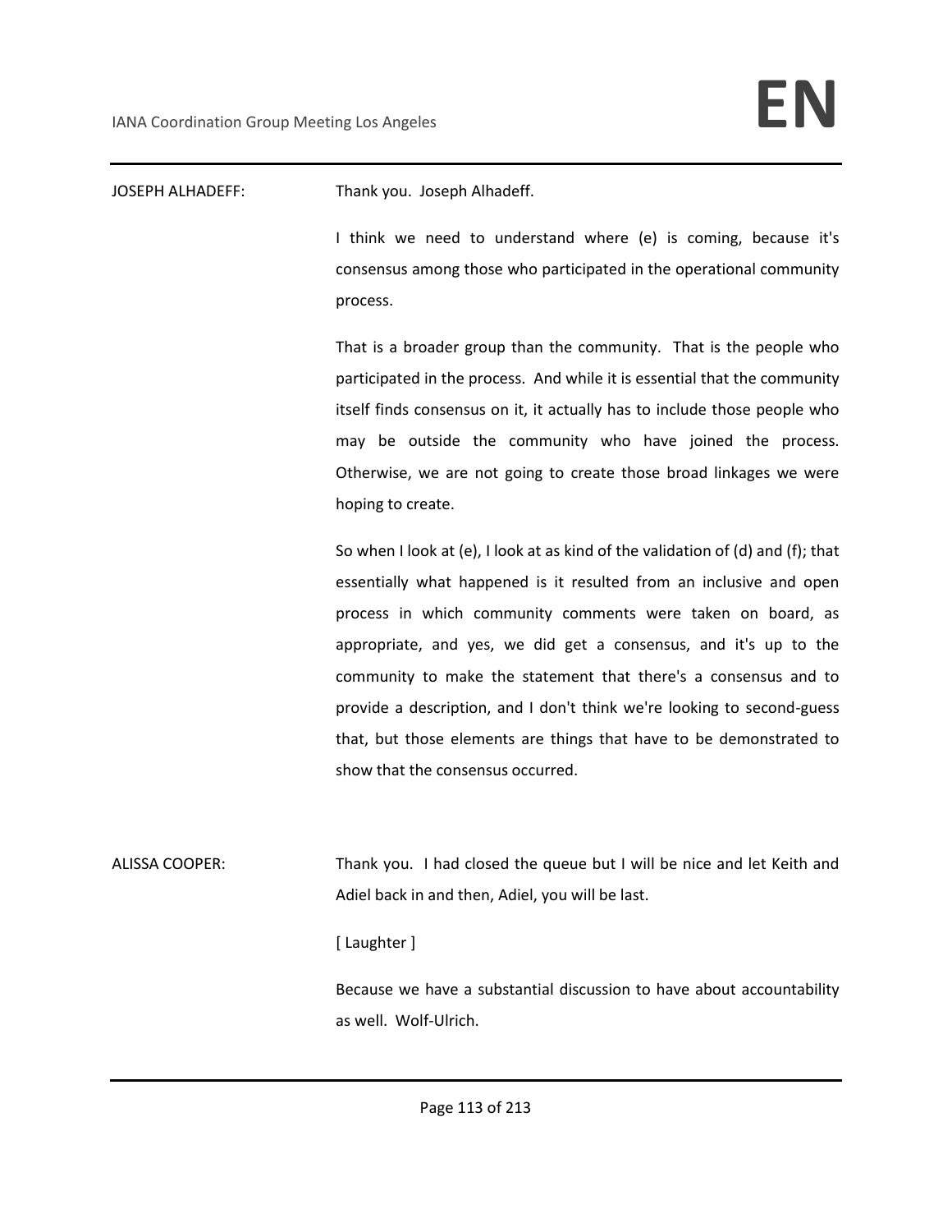**JOSEPH ALHADEFF:** Thank you. Joseph Alhadeff.

I think we need to understand where (e) is coming, because it's consensus among those who participated in the operational community process.

That is a broader group than the community. That is the people who participated in the process. And while it is essential that the community itself finds consensus on it, it actually has to include those people who may be outside the community who have joined the process. Otherwise, we are not going to create those broad linkages we were hoping to create.

So when I look at (e), I look at as kind of the validation of (d) and (f); that essentially what happened is it resulted from an inclusive and open process in which community comments were taken on board, as appropriate, and yes, we did get a consensus, and it's up to the community to make the statement that there's a consensus and to provide a description, and I don't think we're looking to second-guess that, but those elements are things that have to be demonstrated to show that the consensus occurred.

**ALISSA COOPER:** Thank you. I had closed the queue but I will be nice and let Keith and Adiel back in and then, Adiel, you will be last.

[ Laughter ]

Because we have a substantial discussion to have about accountability as well. Wolf-Ulrich.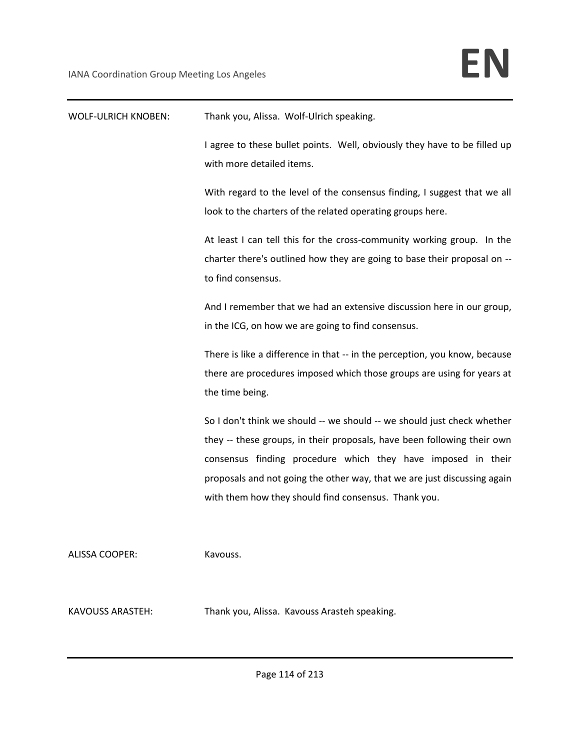WOLF-ULRICH KNOBEN: Thank you, Alissa. Wolf-Ulrich speaking.

I agree to these bullet points. Well, obviously they have to be filled up with more detailed items.

With regard to the level of the consensus finding, I suggest that we all look to the charters of the related operating groups here.

At least I can tell this for the cross-community working group. In the charter there's outlined how they are going to base their proposal on -- to find consensus.

And I remember that we had an extensive discussion here in our group, in the ICG, on how we are going to find consensus.

There is like a difference in that -- in the perception, you know, because there are procedures imposed which those groups are using for years at the time being.

So I don't think we should -- we should -- we should just check whether they -- these groups, in their proposals, have been following their own consensus finding procedure which they have imposed in their proposals and not going the other way, that we are just discussing again with them how they should find consensus. Thank you.

ALISSA COOPER: Kavouss.

KAVOUSS ARASTEH: Thank you, Alissa. Kavouss Arasteh speaking.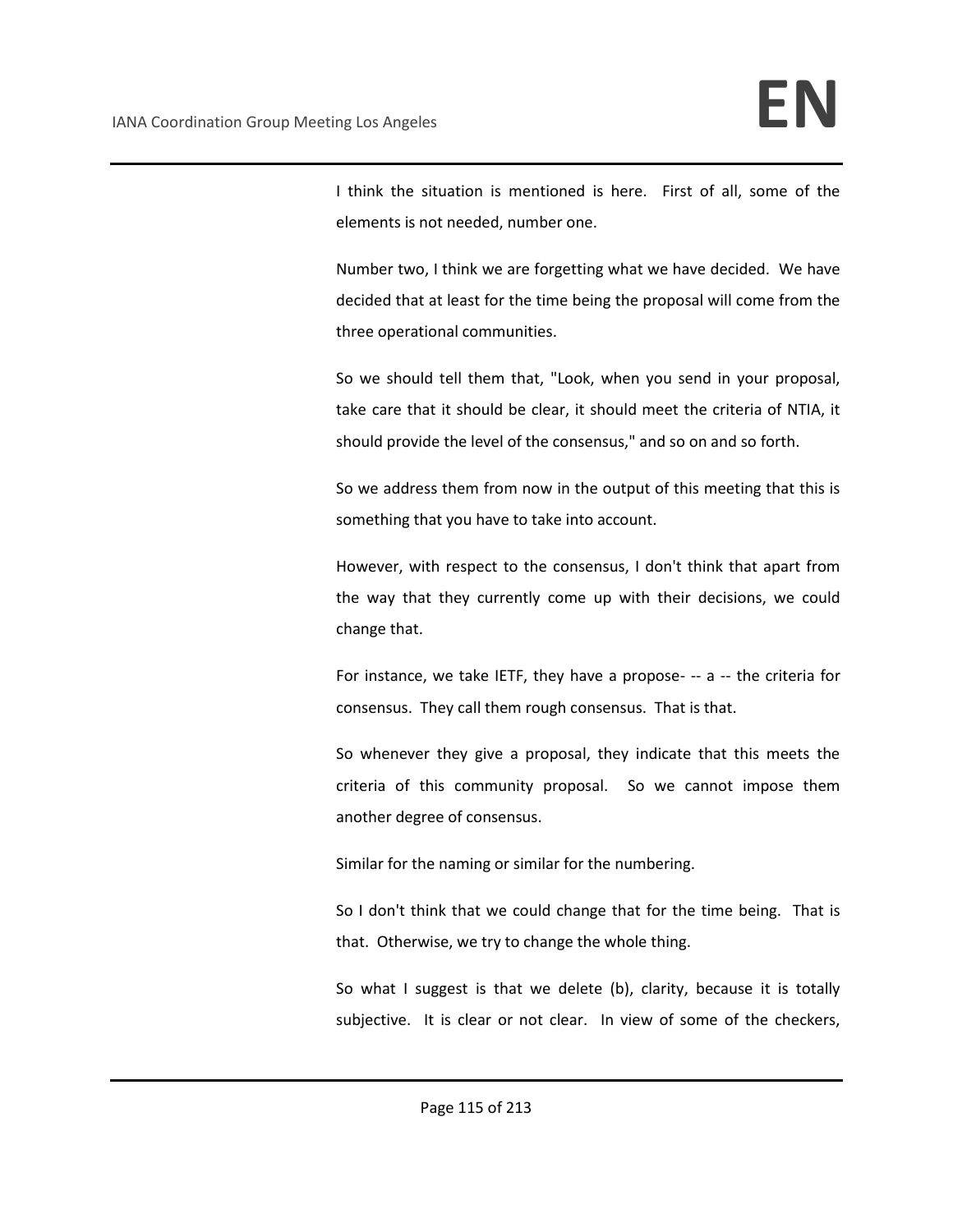I think the situation is mentioned is here. First of all, some of the elements is not needed, number one.

Number two, I think we are forgetting what we have decided. We have decided that at least for the time being the proposal will come from the three operational communities.

So we should tell them that, "Look, when you send in your proposal, take care that it should be clear, it should meet the criteria of NTIA, it should provide the level of the consensus," and so on and so forth.

So we address them from now in the output of this meeting that this is something that you have to take into account.

However, with respect to the consensus, I don't think that apart from the way that they currently come up with their decisions, we could change that.

For instance, we take IETF, they have a propose- -- a -- the criteria for consensus. They call them rough consensus. That is that.

So whenever they give a proposal, they indicate that this meets the criteria of this community proposal. So we cannot impose them another degree of consensus.

Similar for the naming or similar for the numbering.

So I don't think that we could change that for the time being. That is that. Otherwise, we try to change the whole thing.

So what I suggest is that we delete (b), clarity, because it is totally subjective. It is clear or not clear. In view of some of the checkers,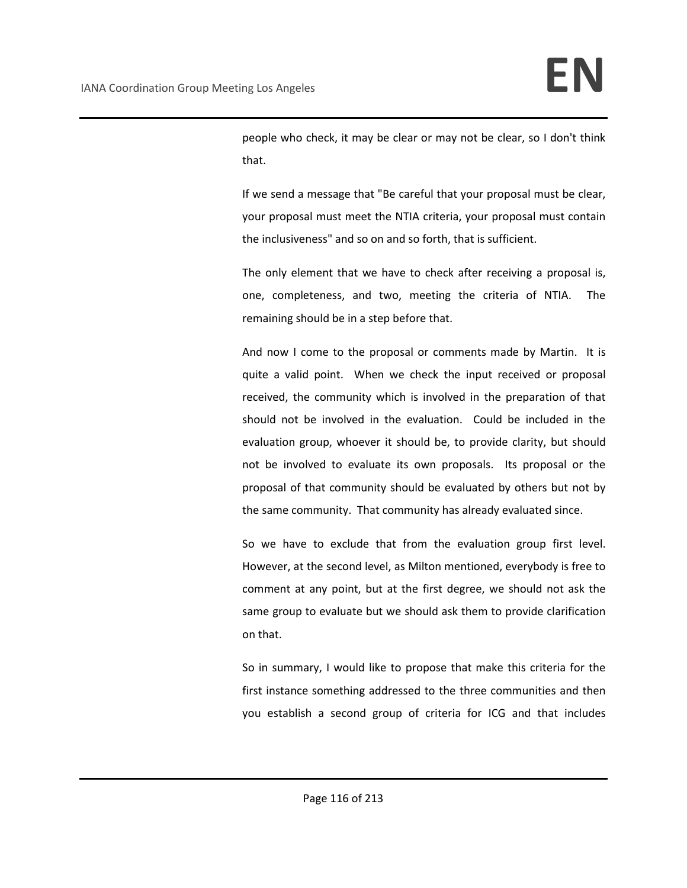people who check, it may be clear or may not be clear, so I don't think that.

If we send a message that "Be careful that your proposal must be clear, your proposal must meet the NTIA criteria, your proposal must contain the inclusiveness" and so on and so forth, that is sufficient.

The only element that we have to check after receiving a proposal is, one, completeness, and two, meeting the criteria of NTIA. The remaining should be in a step before that.

And now I come to the proposal or comments made by Martin. It is quite a valid point. When we check the input received or proposal received, the community which is involved in the preparation of that should not be involved in the evaluation. Could be included in the evaluation group, whoever it should be, to provide clarity, but should not be involved to evaluate its own proposals. Its proposal or the proposal of that community should be evaluated by others but not by the same community. That community has already evaluated since.

So we have to exclude that from the evaluation group first level. However, at the second level, as Milton mentioned, everybody is free to comment at any point, but at the first degree, we should not ask the same group to evaluate but we should ask them to provide clarification on that.

So in summary, I would like to propose that make this criteria for the first instance something addressed to the three communities and then you establish a second group of criteria for ICG and that includes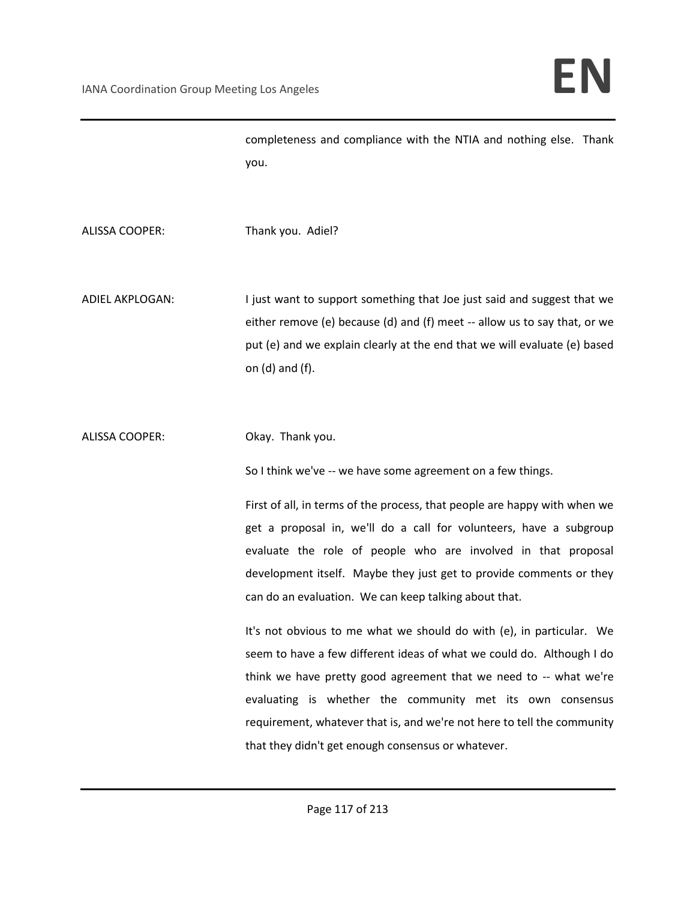completeness and compliance with the NTIA and nothing else. Thank you.

ALISSA COOPER: Thank you. Adiel?

ADIEL AKPLOGAN: I just want to support something that Joe just said and suggest that we either remove (e) because (d) and (f) meet -- allow us to say that, or we put (e) and we explain clearly at the end that we will evaluate (e) based on (d) and (f).

ALISSA COOPER: Okay. Thank you.

So I think we've -- we have some agreement on a few things.

First of all, in terms of the process, that people are happy with when we get a proposal in, we'll do a call for volunteers, have a subgroup evaluate the role of people who are involved in that proposal development itself. Maybe they just get to provide comments or they can do an evaluation. We can keep talking about that.

It's not obvious to me what we should do with (e), in particular. We seem to have a few different ideas of what we could do. Although I do think we have pretty good agreement that we need to -- what we're evaluating is whether the community met its own consensus requirement, whatever that is, and we're not here to tell the community that they didn't get enough consensus or whatever.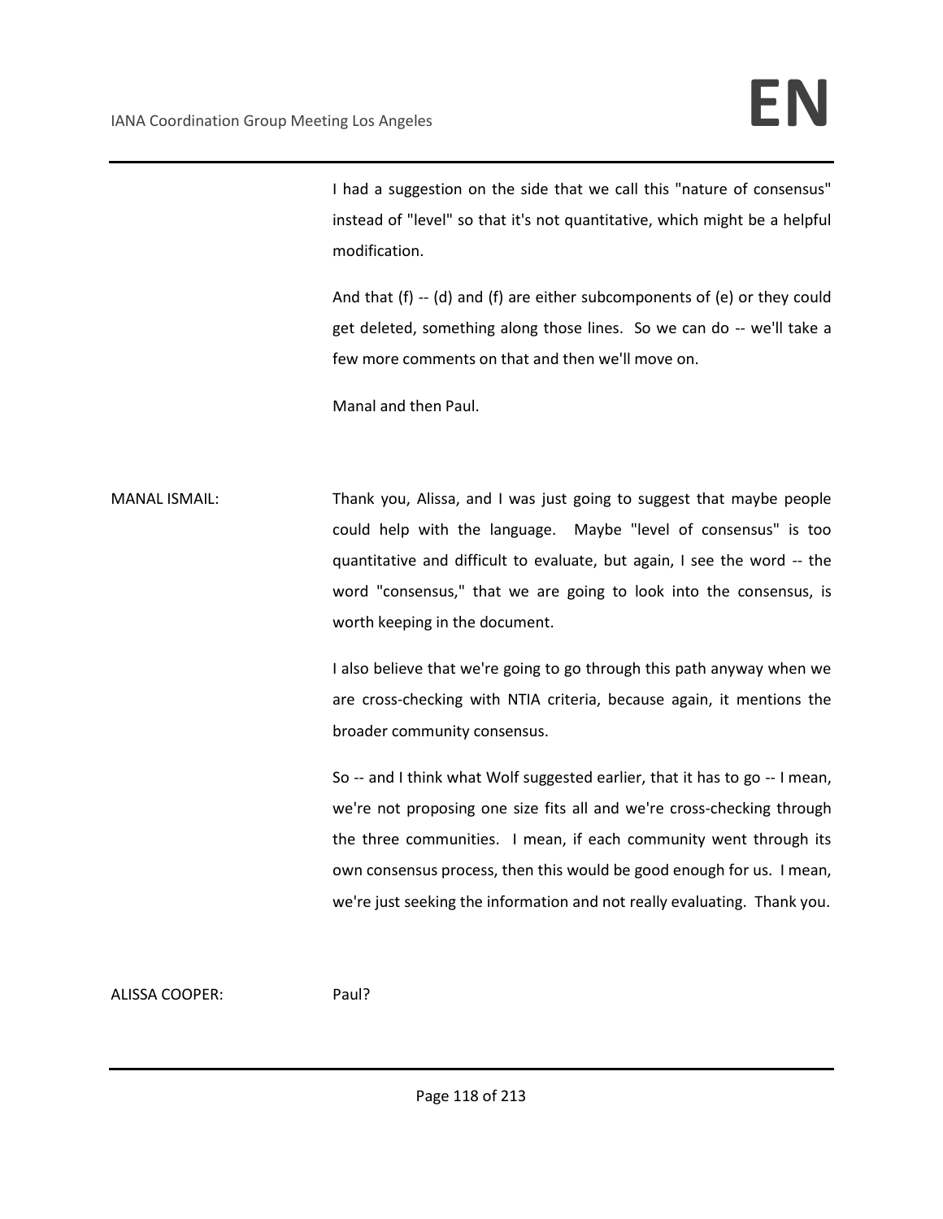I had a suggestion on the side that we call this "nature of consensus" instead of "level" so that it's not quantitative, which might be a helpful modification.

And that (f) -- (d) and (f) are either subcomponents of (e) or they could get deleted, something along those lines. So we can do -- we'll take a few more comments on that and then we'll move on.

Manal and then Paul.

MANAL ISMAIL: Thank you, Alissa, and I was just going to suggest that maybe people could help with the language. Maybe "level of consensus" is too quantitative and difficult to evaluate, but again, I see the word -- the word "consensus," that we are going to look into the consensus, is worth keeping in the document.

I also believe that we're going to go through this path anyway when we are cross-checking with NTIA criteria, because again, it mentions the broader community consensus.

So -- and I think what Wolf suggested earlier, that it has to go -- I mean, we're not proposing one size fits all and we're cross-checking through the three communities. I mean, if each community went through its own consensus process, then this would be good enough for us. I mean, we're just seeking the information and not really evaluating. Thank you.

ALISSA COOPER: Paul?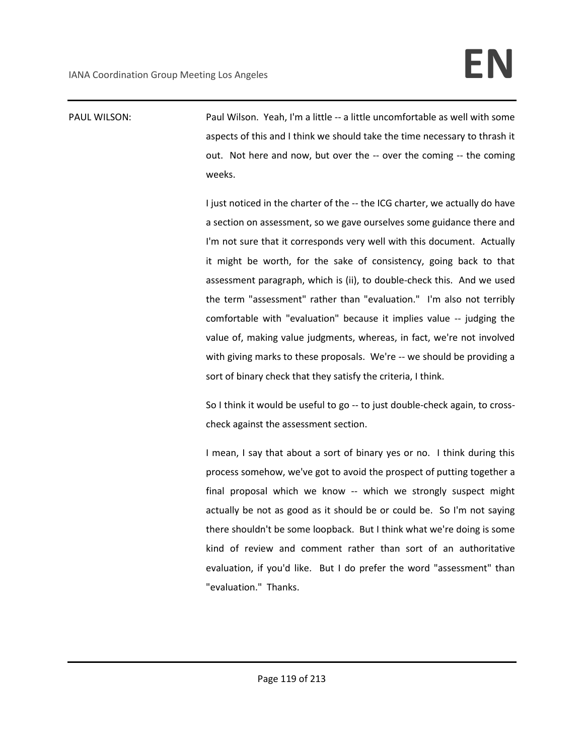PAUL WILSON: Paul Wilson. Yeah, I'm a little -- a little uncomfortable as well with some aspects of this and I think we should take the time necessary to thrash it out. Not here and now, but over the -- over the coming -- the coming weeks.

I just noticed in the charter of the -- the ICG charter, we actually do have a section on assessment, so we gave ourselves some guidance there and I'm not sure that it corresponds very well with this document. Actually it might be worth, for the sake of consistency, going back to that assessment paragraph, which is (ii), to double-check this. And we used the term "assessment" rather than "evaluation." I'm also not terribly comfortable with "evaluation" because it implies value -- judging the value of, making value judgments, whereas, in fact, we're not involved with giving marks to these proposals. We're -- we should be providing a sort of binary check that they satisfy the criteria, I think.

So I think it would be useful to go -- to just double-check again, to cross-check against the assessment section.

I mean, I say that about a sort of binary yes or no. I think during this process somehow, we've got to avoid the prospect of putting together a final proposal which we know -- which we strongly suspect might actually be not as good as it should be or could be. So I'm not saying there shouldn't be some loopback. But I think what we're doing is some kind of review and comment rather than sort of an authoritative evaluation, if you'd like. But I do prefer the word "assessment" than "evaluation." Thanks.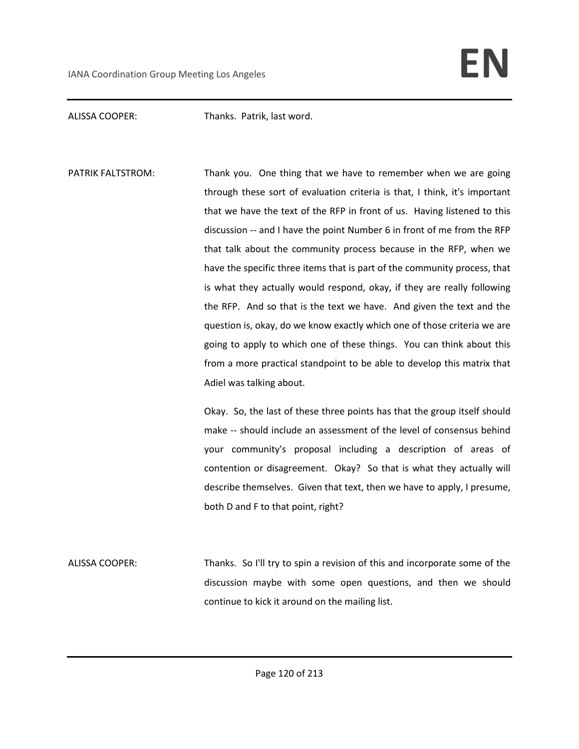ALISSA COOPER: Thanks. Patrik, last word.

PATRIK FALTSTROM: Thank you. One thing that we have to remember when we are going through these sort of evaluation criteria is that, I think, it's important that we have the text of the RFP in front of us. Having listened to this discussion -- and I have the point Number 6 in front of me from the RFP that talk about the community process because in the RFP, when we have the specific three items that is part of the community process, that is what they actually would respond, okay, if they are really following the RFP. And so that is the text we have. And given the text and the question is, okay, do we know exactly which one of those criteria we are going to apply to which one of these things. You can think about this from a more practical standpoint to be able to develop this matrix that Adiel was talking about.

Okay. So, the last of these three points has that the group itself should make -- should include an assessment of the level of consensus behind your community's proposal including a description of areas of contention or disagreement. Okay? So that is what they actually will describe themselves. Given that text, then we have to apply, I presume, both D and F to that point, right?

ALISSA COOPER: Thanks. So I'll try to spin a revision of this and incorporate some of the discussion maybe with some open questions, and then we should continue to kick it around on the mailing list.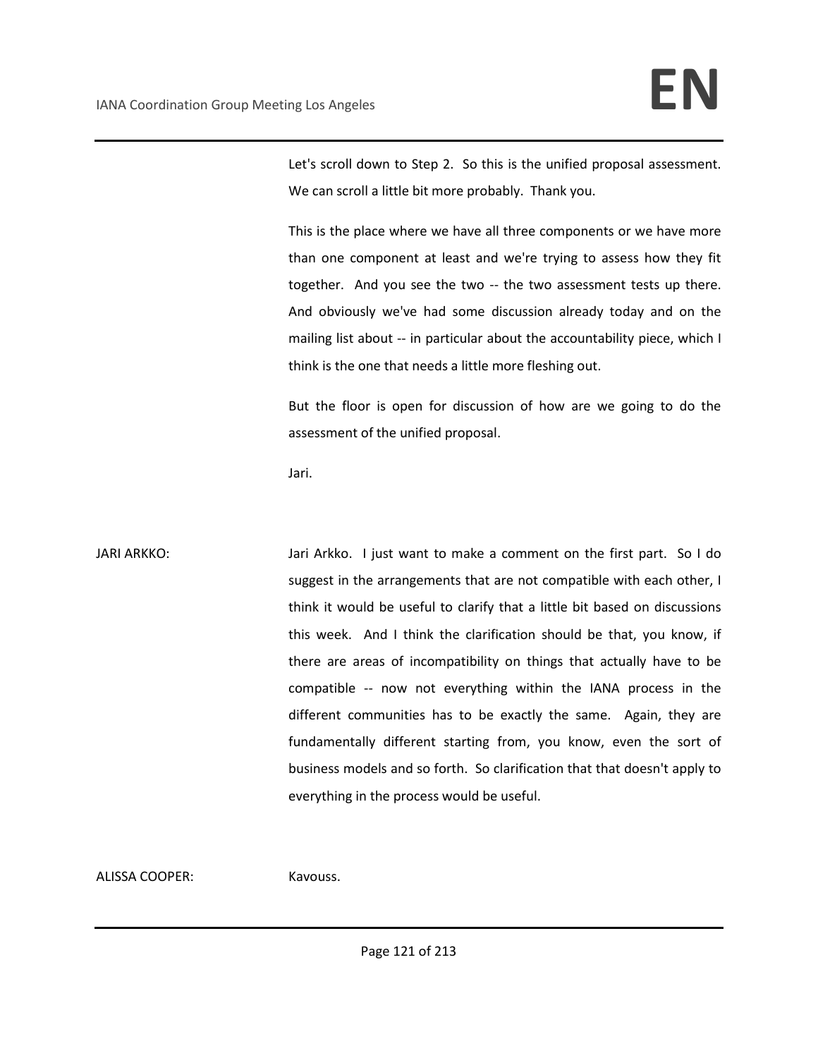Let's scroll down to Step 2. So this is the unified proposal assessment. We can scroll a little bit more probably. Thank you.

This is the place where we have all three components or we have more than one component at least and we're trying to assess how they fit together. And you see the two -- the two assessment tests up there. And obviously we've had some discussion already today and on the mailing list about -- in particular about the accountability piece, which I think is the one that needs a little more fleshing out.

But the floor is open for discussion of how are we going to do the assessment of the unified proposal.

Jari.

JARI ARKKO: Jari Arkko. I just want to make a comment on the first part. So I do suggest in the arrangements that are not compatible with each other, I think it would be useful to clarify that a little bit based on discussions this week. And I think the clarification should be that, you know, if there are areas of incompatibility on things that actually have to be compatible -- now not everything within the IANA process in the different communities has to be exactly the same. Again, they are fundamentally different starting from, you know, even the sort of business models and so forth. So clarification that that doesn't apply to everything in the process would be useful.

ALISSA COOPER: Kavouss.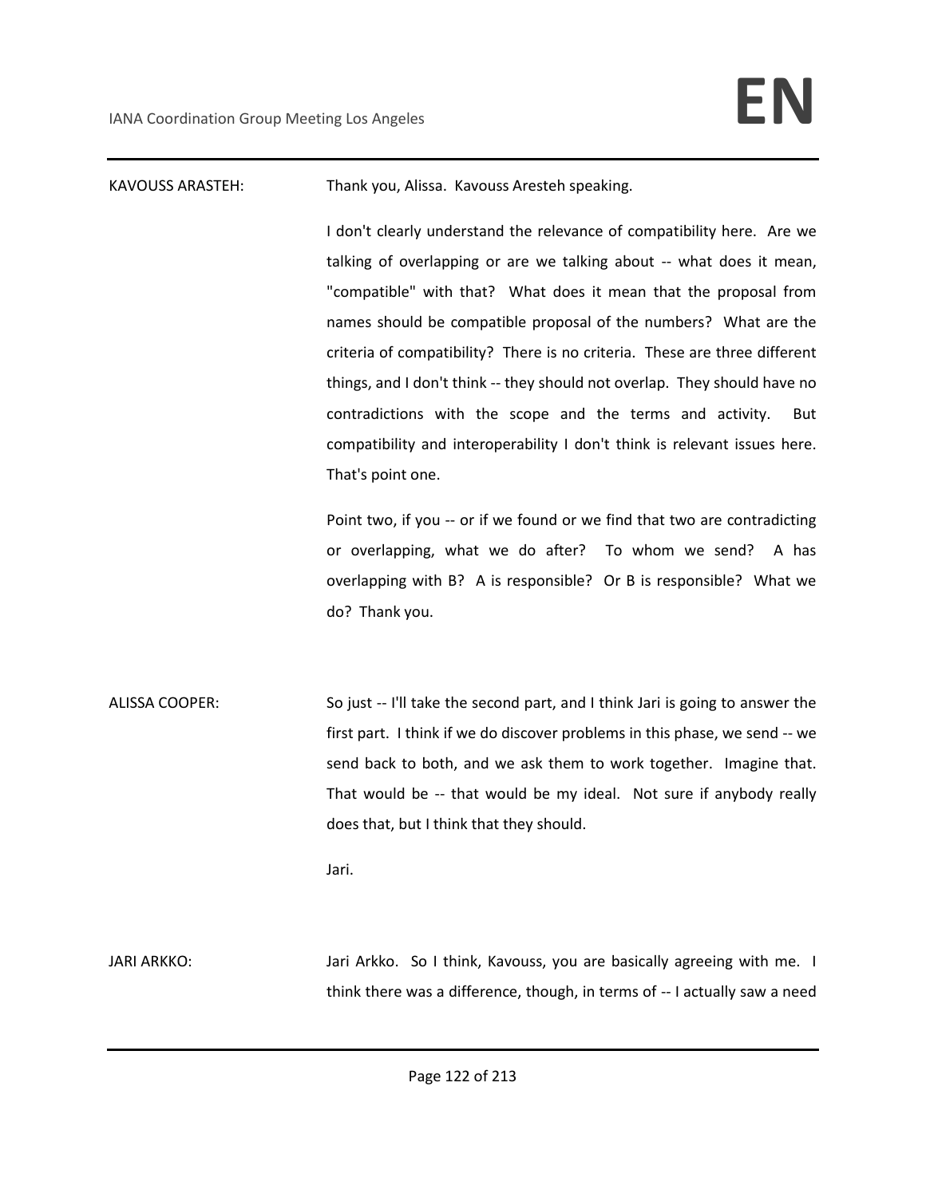KAVOUSS ARASTEH: Thank you, Alissa. Kavouss Aresteh speaking.

I don't clearly understand the relevance of compatibility here. Are we talking of overlapping or are we talking about -- what does it mean, "compatible" with that? What does it mean that the proposal from names should be compatible proposal of the numbers? What are the criteria of compatibility? There is no criteria. These are three different things, and I don't think -- they should not overlap. They should have no contradictions with the scope and the terms and activity. But compatibility and interoperability I don't think is relevant issues here. That's point one.

Point two, if you -- or if we found or we find that two are contradicting or overlapping, what we do after? To whom we send? A has overlapping with B? A is responsible? Or B is responsible? What we do? Thank you.

ALISSA COOPER: So just -- I'll take the second part, and I think Jari is going to answer the first part. I think if we do discover problems in this phase, we send -- we send back to both, and we ask them to work together. Imagine that. That would be -- that would be my ideal. Not sure if anybody really does that, but I think that they should.

Jari.

JARI ARKKO: Jari Arkko. So I think, Kavouss, you are basically agreeing with me. I think there was a difference, though, in terms of -- I actually saw a need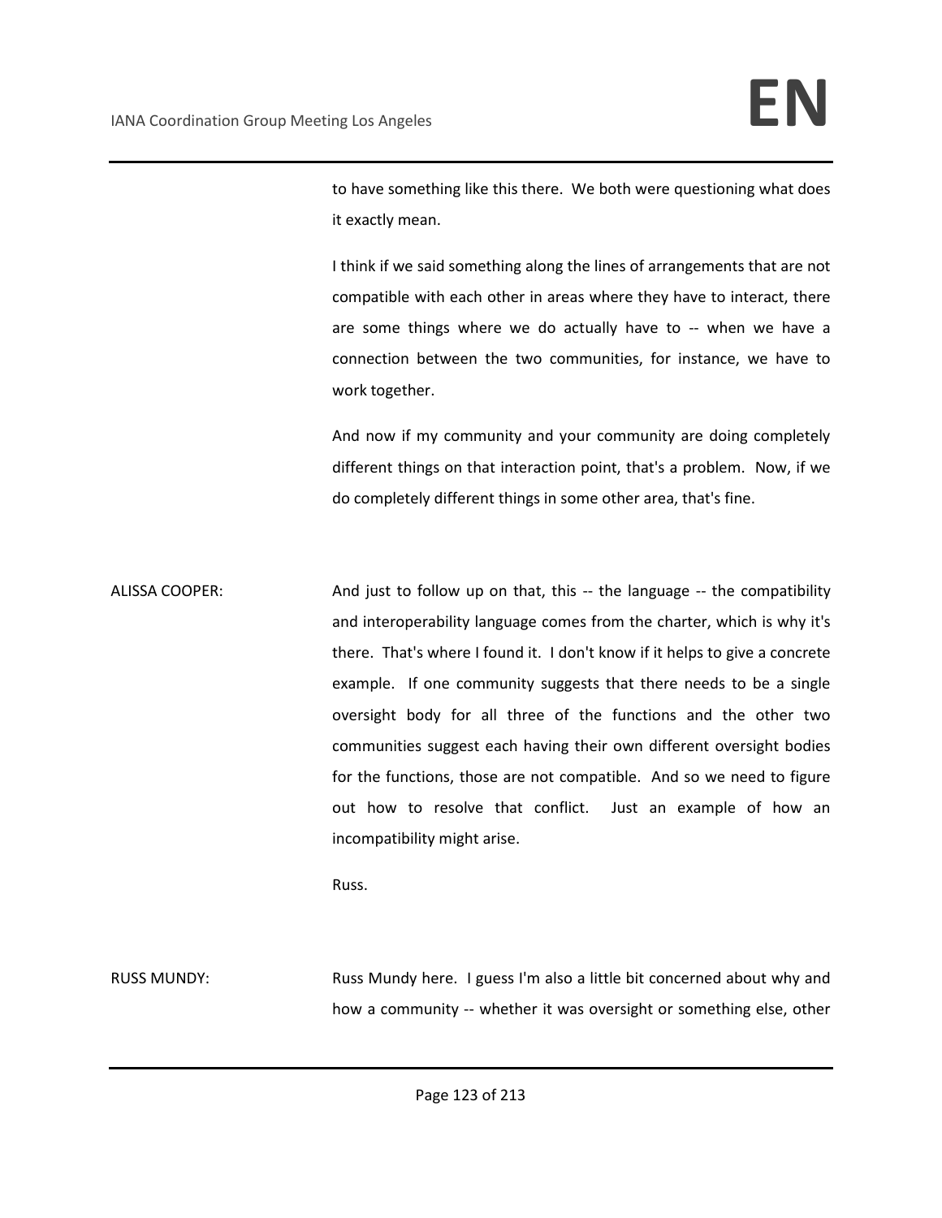to have something like this there. We both were questioning what does it exactly mean.

I think if we said something along the lines of arrangements that are not compatible with each other in areas where they have to interact, there are some things where we do actually have to -- when we have a connection between the two communities, for instance, we have to work together.

And now if my community and your community are doing completely different things on that interaction point, that's a problem. Now, if we do completely different things in some other area, that's fine.

ALISSA COOPER: And just to follow up on that, this -- the language -- the compatibility and interoperability language comes from the charter, which is why it's there. That's where I found it. I don't know if it helps to give a concrete example. If one community suggests that there needs to be a single oversight body for all three of the functions and the other two communities suggest each having their own different oversight bodies for the functions, those are not compatible. And so we need to figure out how to resolve that conflict. Just an example of how an incompatibility might arise.

Russ.

RUSS MUNDY: Russ Mundy here. I guess I'm also a little bit concerned about why and how a community -- whether it was oversight or something else, other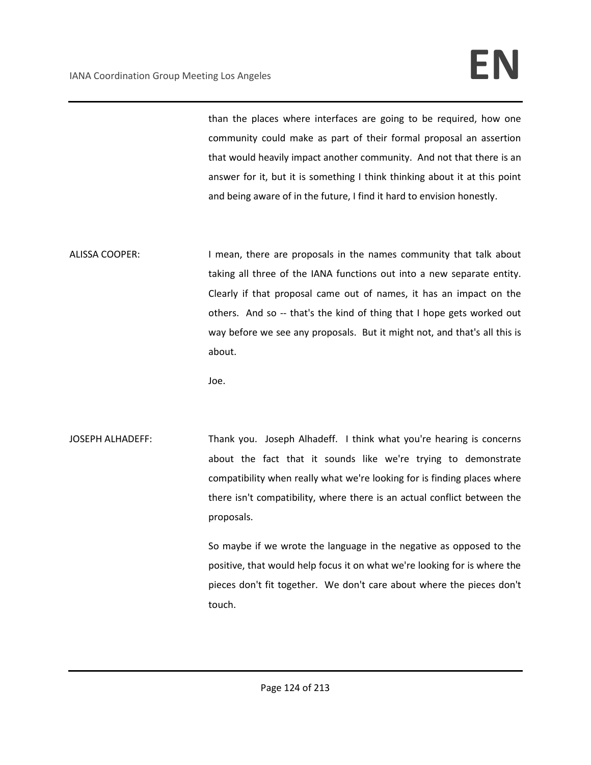than the places where interfaces are going to be required, how one community could make as part of their formal proposal an assertion that would heavily impact another community. And not that there is an answer for it, but it is something I think thinking about it at this point and being aware of in the future, I find it hard to envision honestly.

ALISSA COOPER: I mean, there are proposals in the names community that talk about taking all three of the IANA functions out into a new separate entity. Clearly if that proposal came out of names, it has an impact on the others. And so -- that's the kind of thing that I hope gets worked out way before we see any proposals. But it might not, and that's all this is about.

Joe.

JOSEPH ALHADEFF: Thank you. Joseph Alhadeff. I think what you're hearing is concerns about the fact that it sounds like we're trying to demonstrate compatibility when really what we're looking for is finding places where there isn't compatibility, where there is an actual conflict between the proposals.

So maybe if we wrote the language in the negative as opposed to the positive, that would help focus it on what we're looking for is where the pieces don't fit together. We don't care about where the pieces don't touch.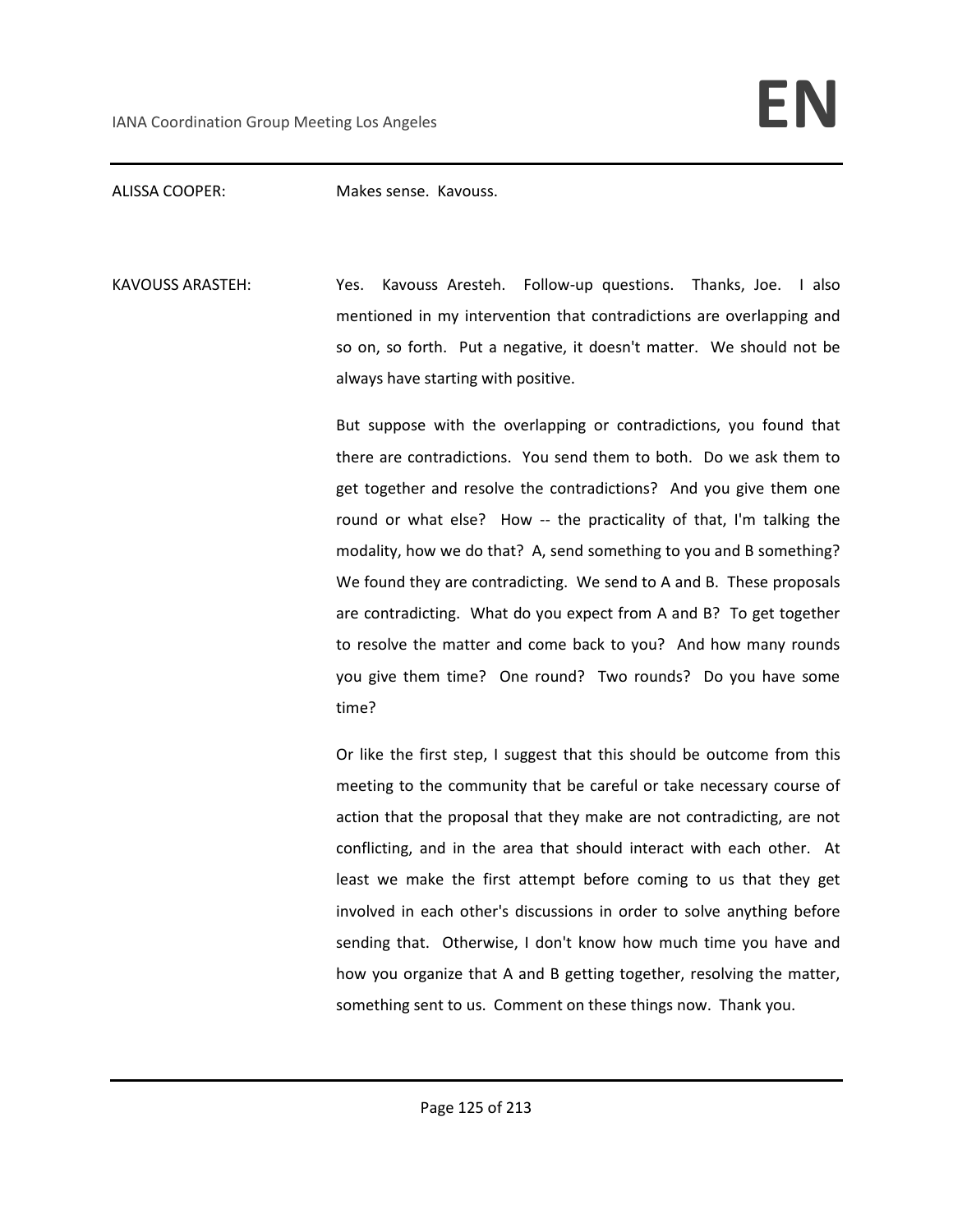ALISSA COOPER: Makes sense. Kavouss.

KAVOUSS ARASTEH: Yes. Kavouss Aresteh. Follow-up questions. Thanks, Joe. I also mentioned in my intervention that contradictions are overlapping and so on, so forth. Put a negative, it doesn't matter. We should not be always have starting with positive.

But suppose with the overlapping or contradictions, you found that there are contradictions. You send them to both. Do we ask them to get together and resolve the contradictions? And you give them one round or what else? How -- the practicality of that, I'm talking the modality, how we do that? A, send something to you and B something? We found they are contradicting. We send to A and B. These proposals are contradicting. What do you expect from A and B? To get together to resolve the matter and come back to you? And how many rounds you give them time? One round? Two rounds? Do you have some time?

Or like the first step, I suggest that this should be outcome from this meeting to the community that be careful or take necessary course of action that the proposal that they make are not contradicting, are not conflicting, and in the area that should interact with each other. At least we make the first attempt before coming to us that they get involved in each other's discussions in order to solve anything before sending that. Otherwise, I don't know how much time you have and how you organize that A and B getting together, resolving the matter, something sent to us. Comment on these things now. Thank you.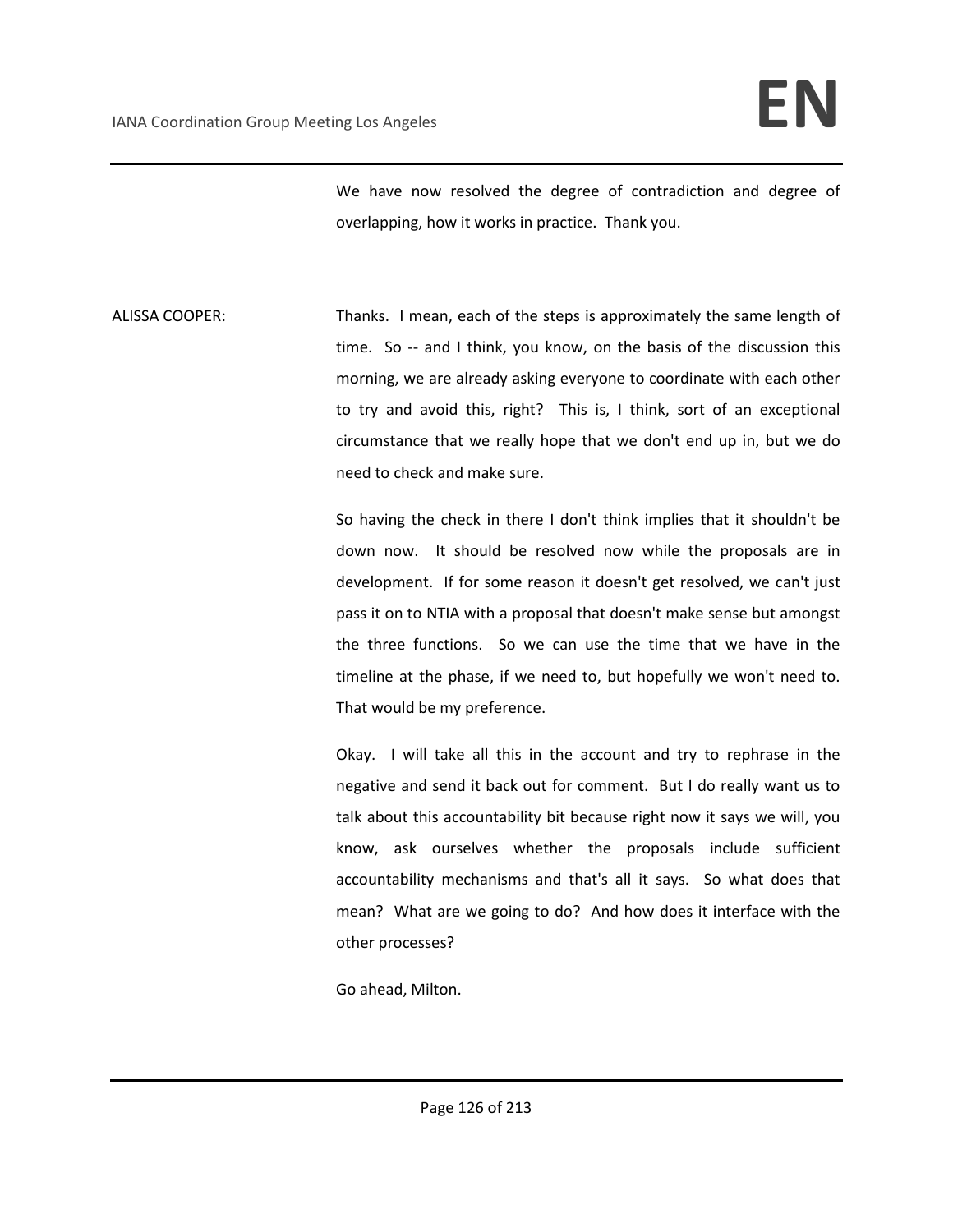We have now resolved the degree of contradiction and degree of overlapping, how it works in practice. Thank you.

ALISSA COOPER: Thanks. I mean, each of the steps is approximately the same length of time. So -- and I think, you know, on the basis of the discussion this morning, we are already asking everyone to coordinate with each other to try and avoid this, right? This is, I think, sort of an exceptional circumstance that we really hope that we don't end up in, but we do need to check and make sure.

So having the check in there I don't think implies that it shouldn't be down now. It should be resolved now while the proposals are in development. If for some reason it doesn't get resolved, we can't just pass it on to NTIA with a proposal that doesn't make sense but amongst the three functions. So we can use the time that we have in the timeline at the phase, if we need to, but hopefully we won't need to. That would be my preference.

Okay. I will take all this in the account and try to rephrase in the negative and send it back out for comment. But I do really want us to talk about this accountability bit because right now it says we will, you know, ask ourselves whether the proposals include sufficient accountability mechanisms and that's all it says. So what does that mean? What are we going to do? And how does it interface with the other processes?

Go ahead, Milton.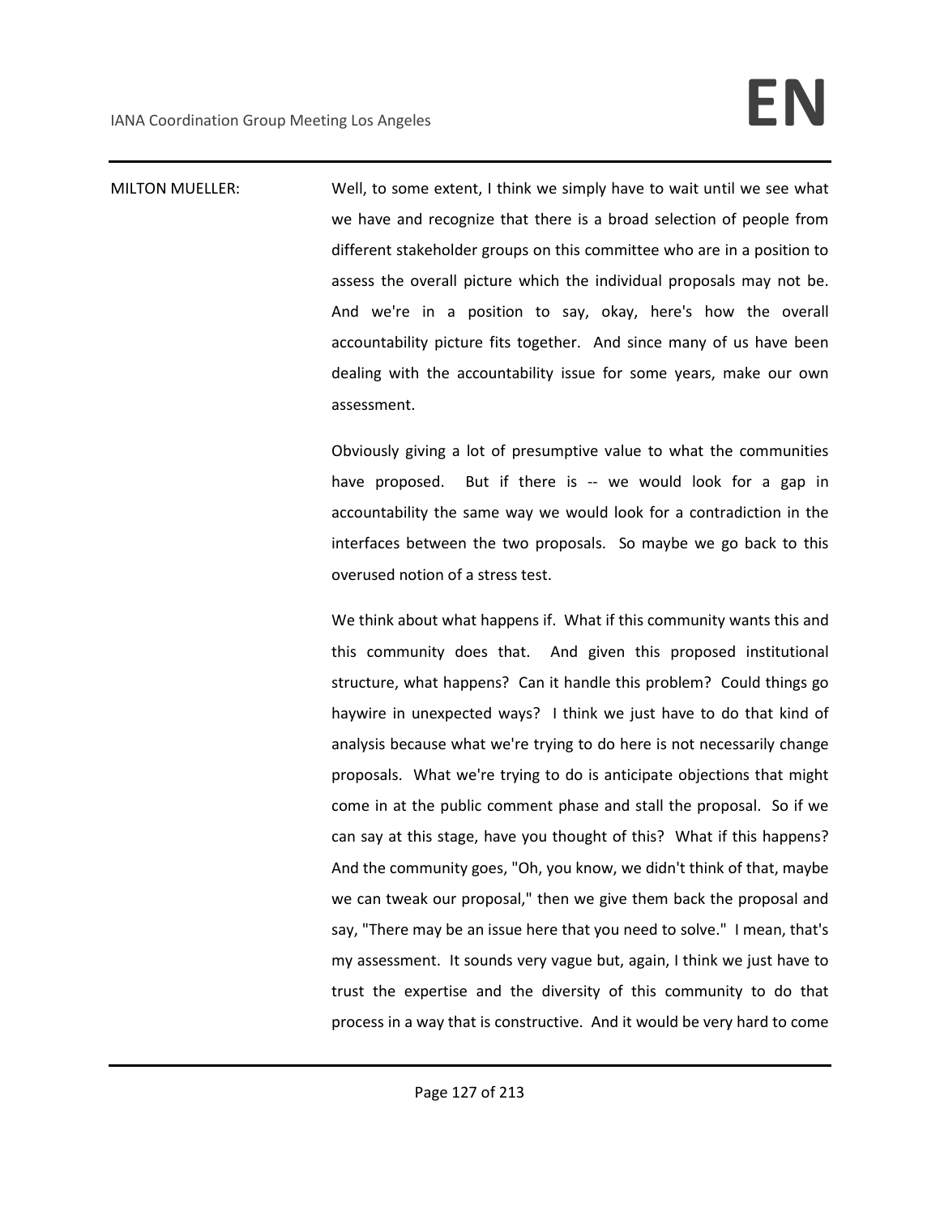MILTON MUELLER: Well, to some extent, I think we simply have to wait until we see what we have and recognize that there is a broad selection of people from different stakeholder groups on this committee who are in a position to assess the overall picture which the individual proposals may not be. And we're in a position to say, okay, here's how the overall accountability picture fits together. And since many of us have been dealing with the accountability issue for some years, make our own assessment.

Obviously giving a lot of presumptive value to what the communities have proposed. But if there is -- we would look for a gap in accountability the same way we would look for a contradiction in the interfaces between the two proposals. So maybe we go back to this overused notion of a stress test.

We think about what happens if. What if this community wants this and this community does that. And given this proposed institutional structure, what happens? Can it handle this problem? Could things go haywire in unexpected ways? I think we just have to do that kind of analysis because what we're trying to do here is not necessarily change proposals. What we're trying to do is anticipate objections that might come in at the public comment phase and stall the proposal. So if we can say at this stage, have you thought of this? What if this happens? And the community goes, "Oh, you know, we didn't think of that, maybe we can tweak our proposal," then we give them back the proposal and say, "There may be an issue here that you need to solve." I mean, that's my assessment. It sounds very vague but, again, I think we just have to trust the expertise and the diversity of this community to do that process in a way that is constructive. And it would be very hard to come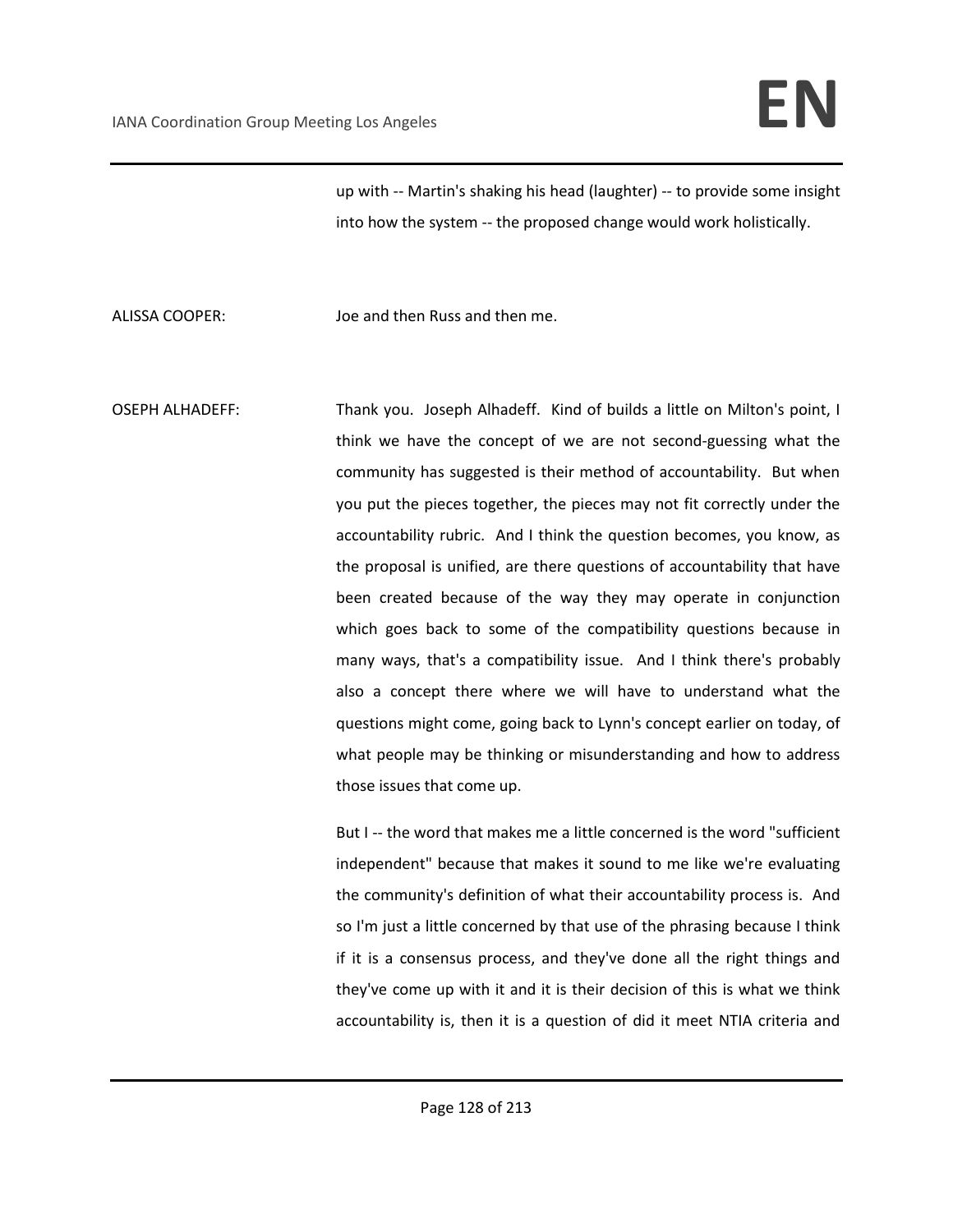up with -- Martin's shaking his head (laughter) -- to provide some insight into how the system -- the proposed change would work holistically.

ALISSA COOPER: Joe and then Russ and then me.

OSEPH ALHADEFF: Thank you. Joseph Alhadeff. Kind of builds a little on Milton's point, I think we have the concept of we are not second-guessing what the community has suggested is their method of accountability. But when you put the pieces together, the pieces may not fit correctly under the accountability rubric. And I think the question becomes, you know, as the proposal is unified, are there questions of accountability that have been created because of the way they may operate in conjunction which goes back to some of the compatibility questions because in many ways, that's a compatibility issue. And I think there's probably also a concept there where we will have to understand what the questions might come, going back to Lynn's concept earlier on today, of what people may be thinking or misunderstanding and how to address those issues that come up.

But I -- the word that makes me a little concerned is the word "sufficient independent" because that makes it sound to me like we're evaluating the community's definition of what their accountability process is. And so I'm just a little concerned by that use of the phrasing because I think if it is a consensus process, and they've done all the right things and they've come up with it and it is their decision of this is what we think accountability is, then it is a question of did it meet NTIA criteria and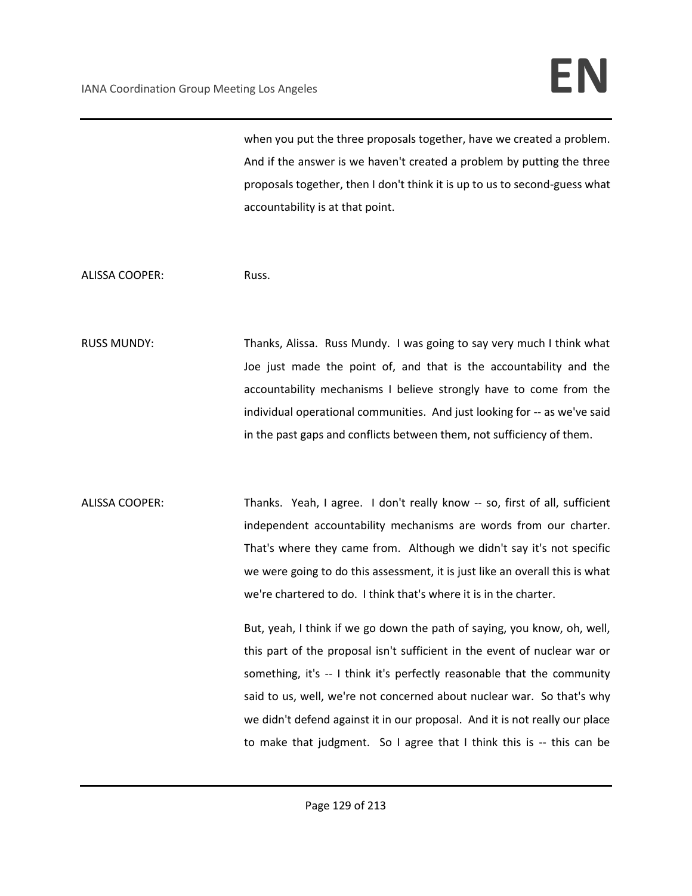when you put the three proposals together, have we created a problem. And if the answer is we haven't created a problem by putting the three proposals together, then I don't think it is up to us to second-guess what accountability is at that point.

ALISSA COOPER: Russ.

RUSS MUNDY: Thanks, Alissa. Russ Mundy. I was going to say very much I think what Joe just made the point of, and that is the accountability and the accountability mechanisms I believe strongly have to come from the individual operational communities. And just looking for -- as we've said in the past gaps and conflicts between them, not sufficiency of them.

ALISSA COOPER: Thanks. Yeah, I agree. I don't really know -- so, first of all, sufficient independent accountability mechanisms are words from our charter. That's where they came from. Although we didn't say it's not specific we were going to do this assessment, it is just like an overall this is what we're chartered to do. I think that's where it is in the charter.

But, yeah, I think if we go down the path of saying, you know, oh, well, this part of the proposal isn't sufficient in the event of nuclear war or something, it's -- I think it's perfectly reasonable that the community said to us, well, we're not concerned about nuclear war. So that's why we didn't defend against it in our proposal. And it is not really our place to make that judgment. So I agree that I think this is -- this can be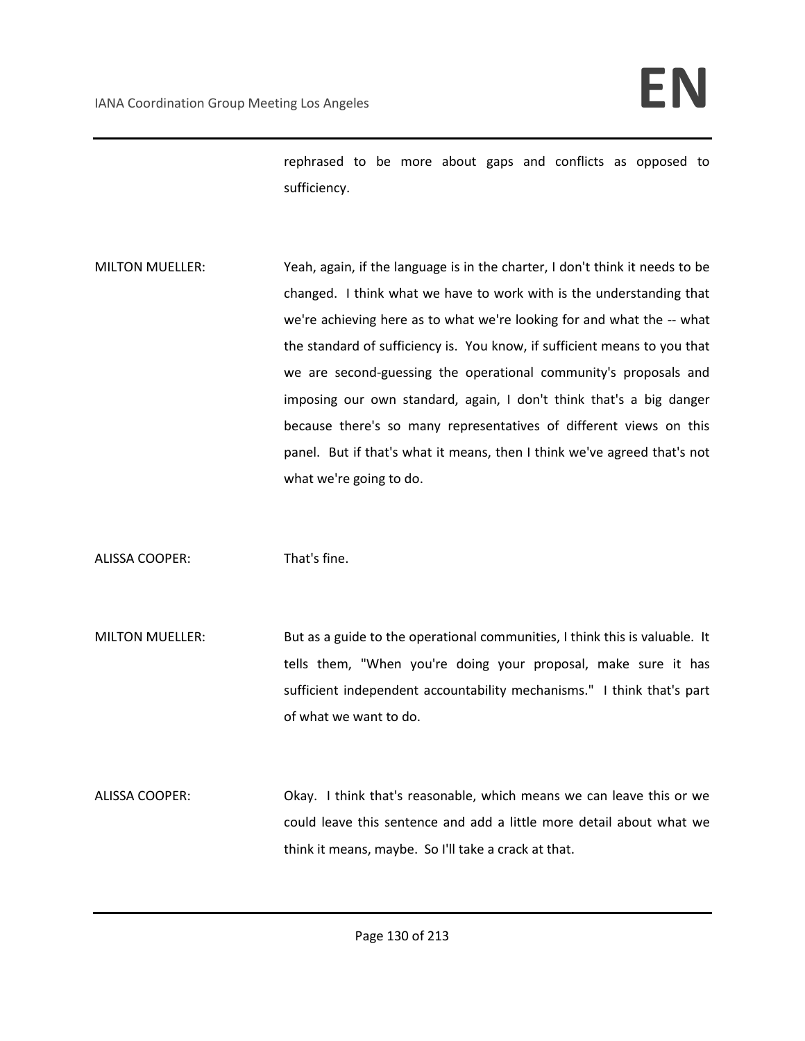rephrased to be more about gaps and conflicts as opposed to sufficiency.

MILTON MUELLER: Yeah, again, if the language is in the charter, I don't think it needs to be changed. I think what we have to work with is the understanding that we're achieving here as to what we're looking for and what the -- what the standard of sufficiency is. You know, if sufficient means to you that we are second-guessing the operational community's proposals and imposing our own standard, again, I don't think that's a big danger because there's so many representatives of different views on this panel. But if that's what it means, then I think we've agreed that's not what we're going to do.

ALISSA COOPER: That's fine.

MILTON MUELLER: But as a guide to the operational communities, I think this is valuable. It tells them, "When you're doing your proposal, make sure it has sufficient independent accountability mechanisms." I think that's part of what we want to do.

ALISSA COOPER: Okay. I think that's reasonable, which means we can leave this or we could leave this sentence and add a little more detail about what we think it means, maybe. So I'll take a crack at that.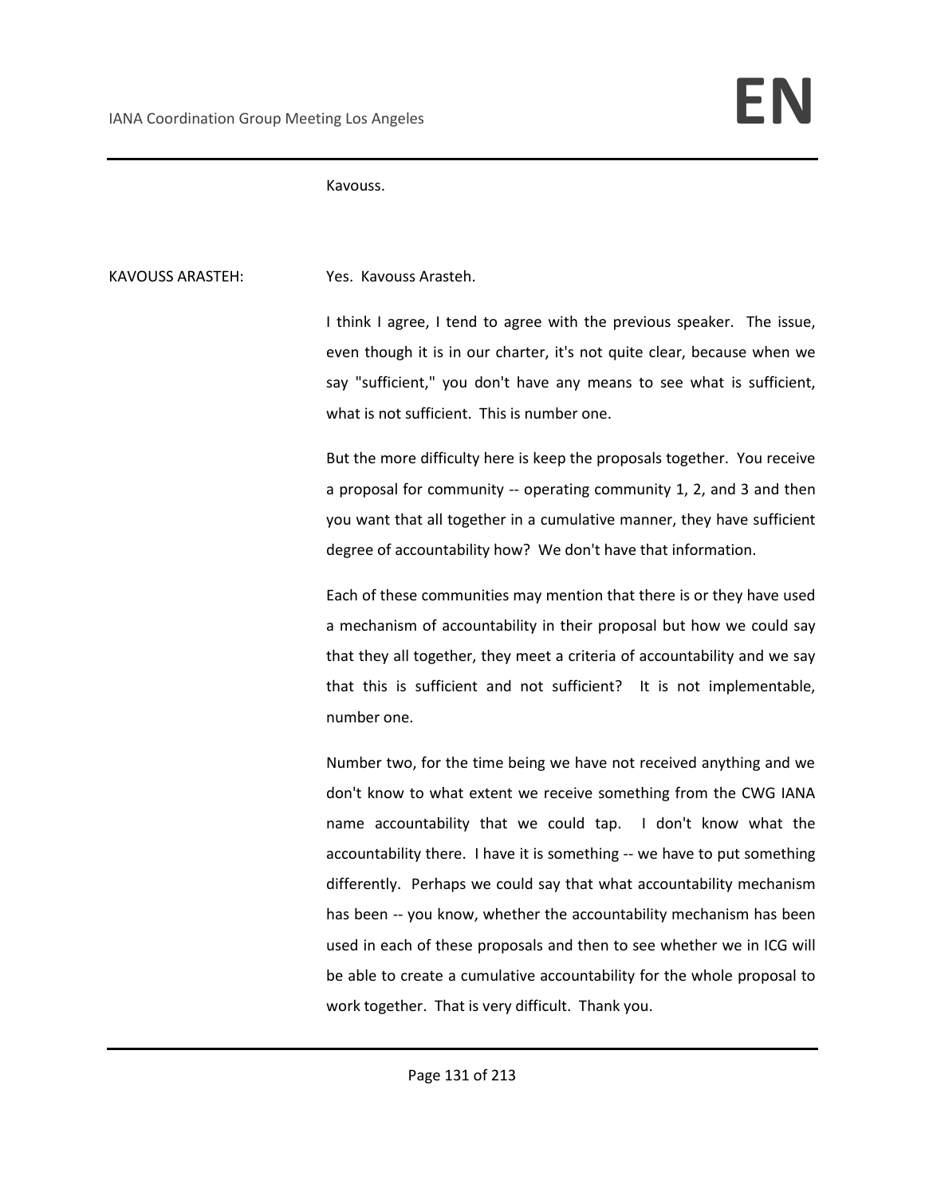Kavouss.

KAVOUSS ARASTEH: Yes. Kavouss Arasteh.

I think I agree, I tend to agree with the previous speaker. The issue, even though it is in our charter, it's not quite clear, because when we say "sufficient," you don't have any means to see what is sufficient, what is not sufficient. This is number one.

But the more difficulty here is keep the proposals together. You receive a proposal for community -- operating community 1, 2, and 3 and then you want that all together in a cumulative manner, they have sufficient degree of accountability how? We don't have that information.

Each of these communities may mention that there is or they have used a mechanism of accountability in their proposal but how we could say that they all together, they meet a criteria of accountability and we say that this is sufficient and not sufficient? It is not implementable, number one.

Number two, for the time being we have not received anything and we don't know to what extent we receive something from the CWG IANA name accountability that we could tap. I don't know what the accountability there. I have it is something -- we have to put something differently. Perhaps we could say that what accountability mechanism has been -- you know, whether the accountability mechanism has been used in each of these proposals and then to see whether we in ICG will be able to create a cumulative accountability for the whole proposal to work together. That is very difficult. Thank you.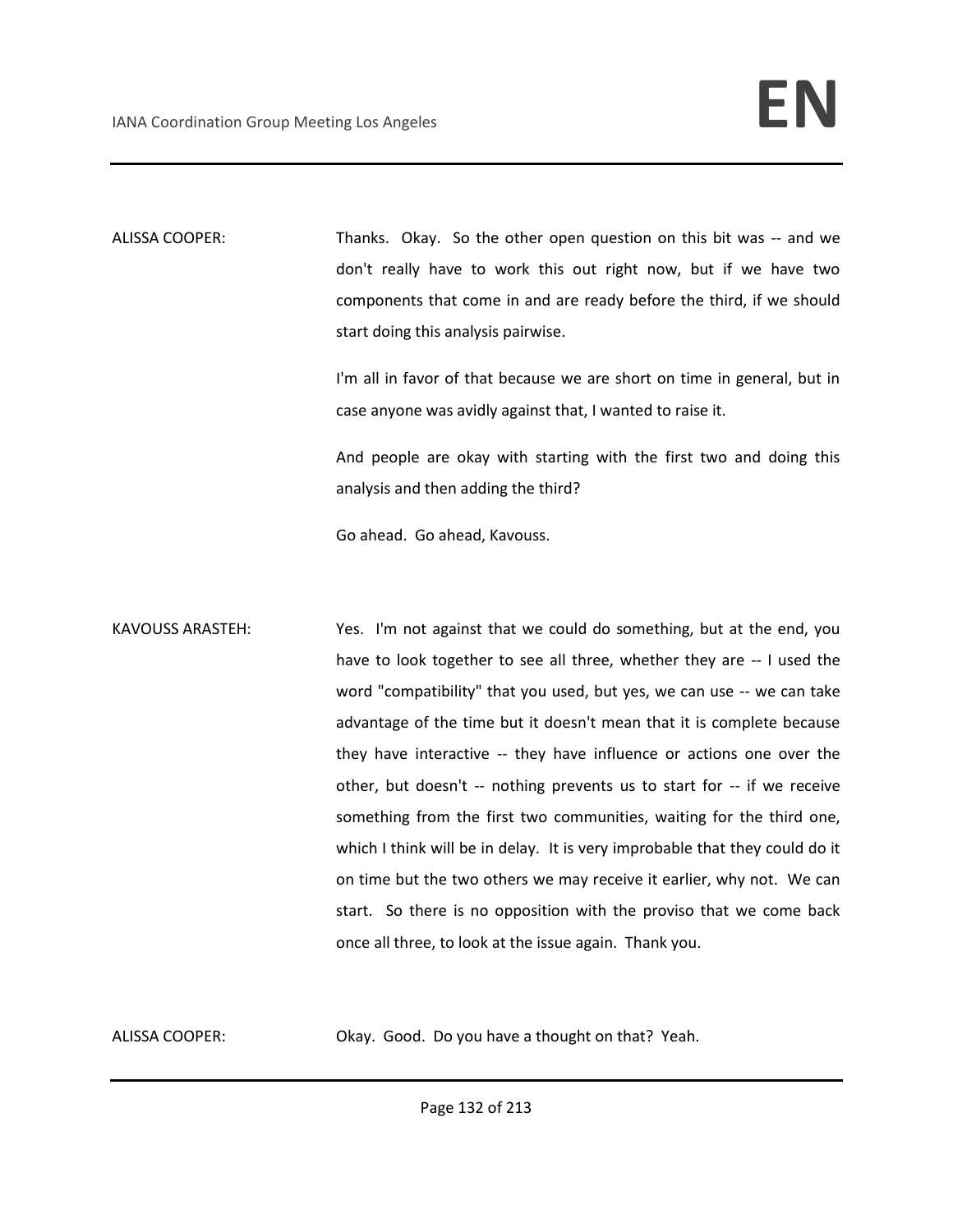ALISSA COOPER: Thanks. Okay. So the other open question on this bit was -- and we don't really have to work this out right now, but if we have two components that come in and are ready before the third, if we should start doing this analysis pairwise.

I'm all in favor of that because we are short on time in general, but in case anyone was avidly against that, I wanted to raise it.

And people are okay with starting with the first two and doing this analysis and then adding the third?

Go ahead. Go ahead, Kavouss.

KAVOUSS ARASTEH: Yes. I'm not against that we could do something, but at the end, you have to look together to see all three, whether they are -- I used the word "compatibility" that you used, but yes, we can use -- we can take advantage of the time but it doesn't mean that it is complete because they have interactive -- they have influence or actions one over the other, but doesn't -- nothing prevents us to start for -- if we receive something from the first two communities, waiting for the third one, which I think will be in delay. It is very improbable that they could do it on time but the two others we may receive it earlier, why not. We can start. So there is no opposition with the proviso that we come back once all three, to look at the issue again. Thank you.

ALISSA COOPER: Okay. Good. Do you have a thought on that? Yeah.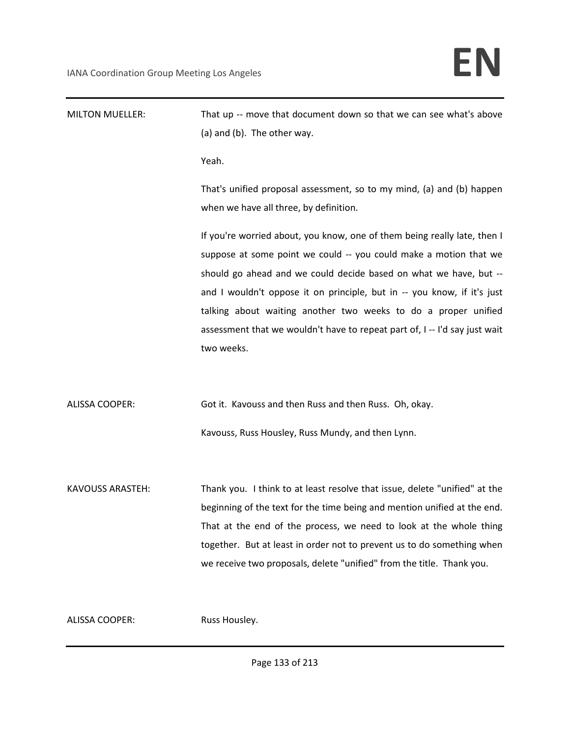MILTON MUELLER: That up -- move that document down so that we can see what's above (a) and (b). The other way.

Yeah.

That's unified proposal assessment, so to my mind, (a) and (b) happen when we have all three, by definition.

If you're worried about, you know, one of them being really late, then I suppose at some point we could -- you could make a motion that we should go ahead and we could decide based on what we have, but -- and I wouldn't oppose it on principle, but in -- you know, if it's just talking about waiting another two weeks to do a proper unified assessment that we wouldn't have to repeat part of, I -- I'd say just wait two weeks.

ALISSA COOPER: Got it. Kavouss and then Russ and then Russ. Oh, okay.

Kavouss, Russ Housley, Russ Mundy, and then Lynn.

KAVOUSS ARASTEH: Thank you. I think to at least resolve that issue, delete "unified" at the beginning of the text for the time being and mention unified at the end. That at the end of the process, we need to look at the whole thing together. But at least in order not to prevent us to do something when we receive two proposals, delete "unified" from the title. Thank you.

ALISSA COOPER: Russ Housley.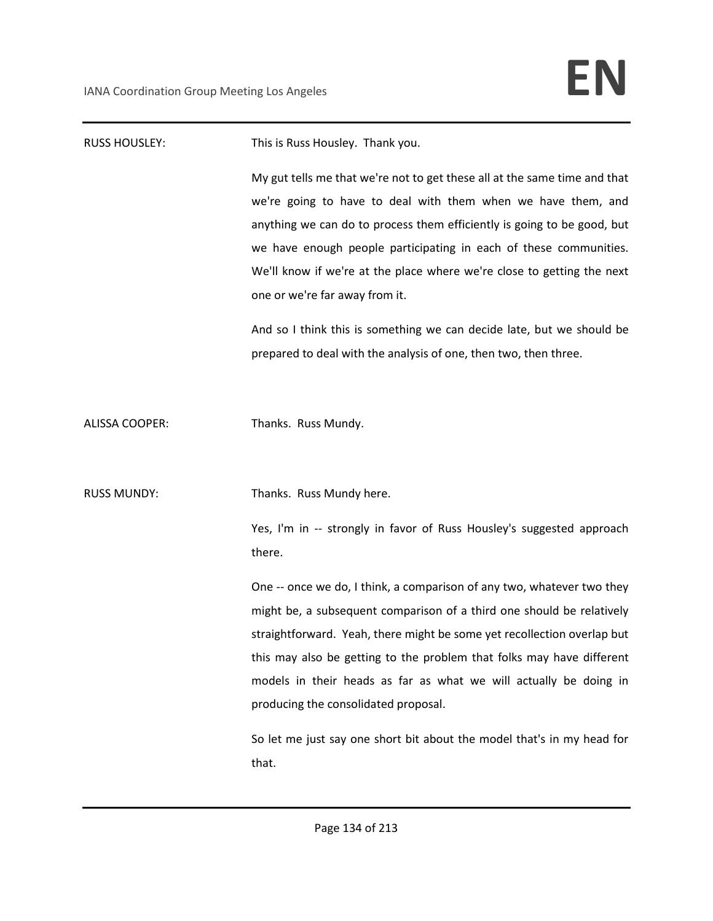RUSS HOUSLEY: This is Russ Housley. Thank you.

My gut tells me that we're not to get these all at the same time and that we're going to have to deal with them when we have them, and anything we can do to process them efficiently is going to be good, but we have enough people participating in each of these communities. We'll know if we're at the place where we're close to getting the next one or we're far away from it.

And so I think this is something we can decide late, but we should be prepared to deal with the analysis of one, then two, then three.

ALISSA COOPER: Thanks. Russ Mundy.

RUSS MUNDY: Thanks. Russ Mundy here.

Yes, I'm in -- strongly in favor of Russ Housley's suggested approach there.

One -- once we do, I think, a comparison of any two, whatever two they might be, a subsequent comparison of a third one should be relatively straightforward. Yeah, there might be some yet recollection overlap but this may also be getting to the problem that folks may have different models in their heads as far as what we will actually be doing in producing the consolidated proposal.

So let me just say one short bit about the model that's in my head for that.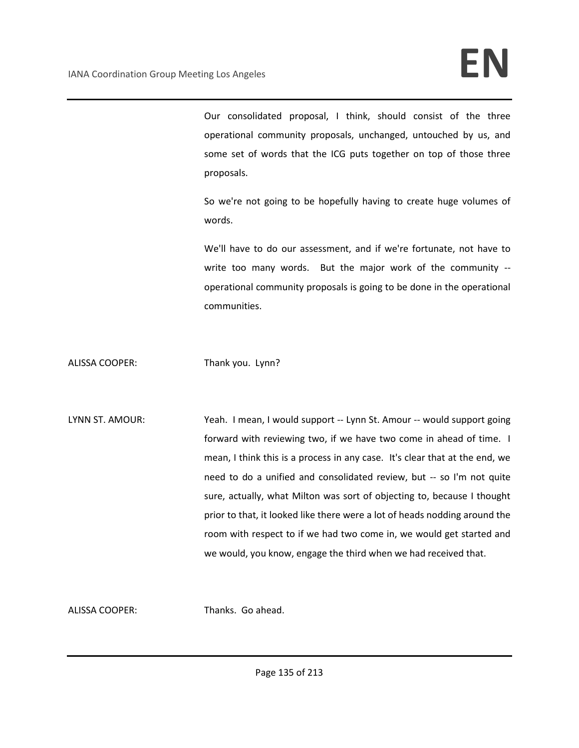Our consolidated proposal, I think, should consist of the three operational community proposals, unchanged, untouched by us, and some set of words that the ICG puts together on top of those three proposals.

So we're not going to be hopefully having to create huge volumes of words.

We'll have to do our assessment, and if we're fortunate, not have to write too many words. But the major work of the community -- operational community proposals is going to be done in the operational communities.

ALISSA COOPER: Thank you. Lynn?

LYNN ST. AMOUR: Yeah. I mean, I would support -- Lynn St. Amour -- would support going forward with reviewing two, if we have two come in ahead of time. I mean, I think this is a process in any case. It's clear that at the end, we need to do a unified and consolidated review, but -- so I'm not quite sure, actually, what Milton was sort of objecting to, because I thought prior to that, it looked like there were a lot of heads nodding around the room with respect to if we had two come in, we would get started and we would, you know, engage the third when we had received that.

ALISSA COOPER: Thanks. Go ahead.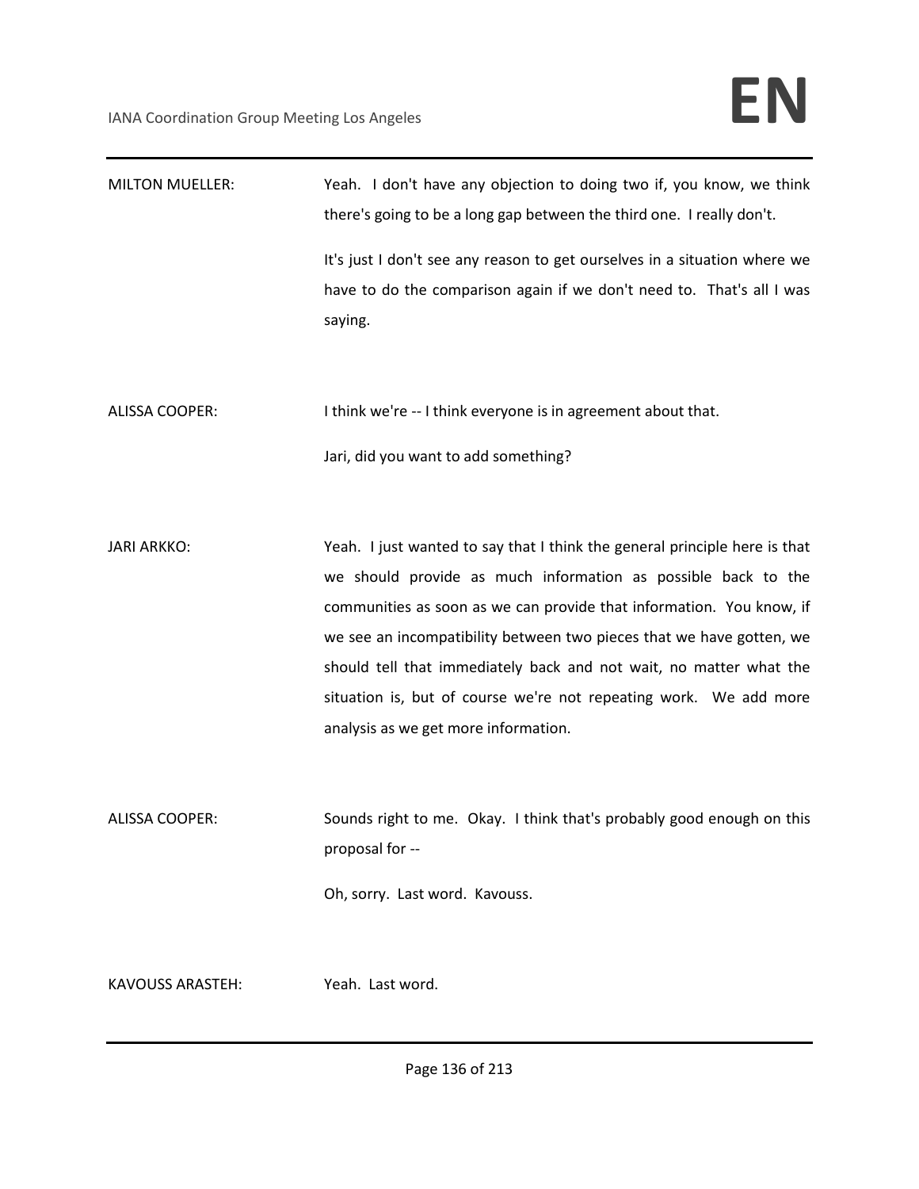MILTON MUELLER: Yeah. I don't have any objection to doing two if, you know, we think there's going to be a long gap between the third one. I really don't.

It's just I don't see any reason to get ourselves in a situation where we have to do the comparison again if we don't need to. That's all I was saying.

ALISSA COOPER: I think we're -- I think everyone is in agreement about that.

Jari, did you want to add something?

JARI ARKKO: Yeah. I just wanted to say that I think the general principle here is that we should provide as much information as possible back to the communities as soon as we can provide that information. You know, if we see an incompatibility between two pieces that we have gotten, we should tell that immediately back and not wait, no matter what the situation is, but of course we're not repeating work. We add more analysis as we get more information.

ALISSA COOPER: Sounds right to me. Okay. I think that's probably good enough on this proposal for --

Oh, sorry. Last word. Kavouss.

KAVOUSS ARASTEH: Yeah. Last word.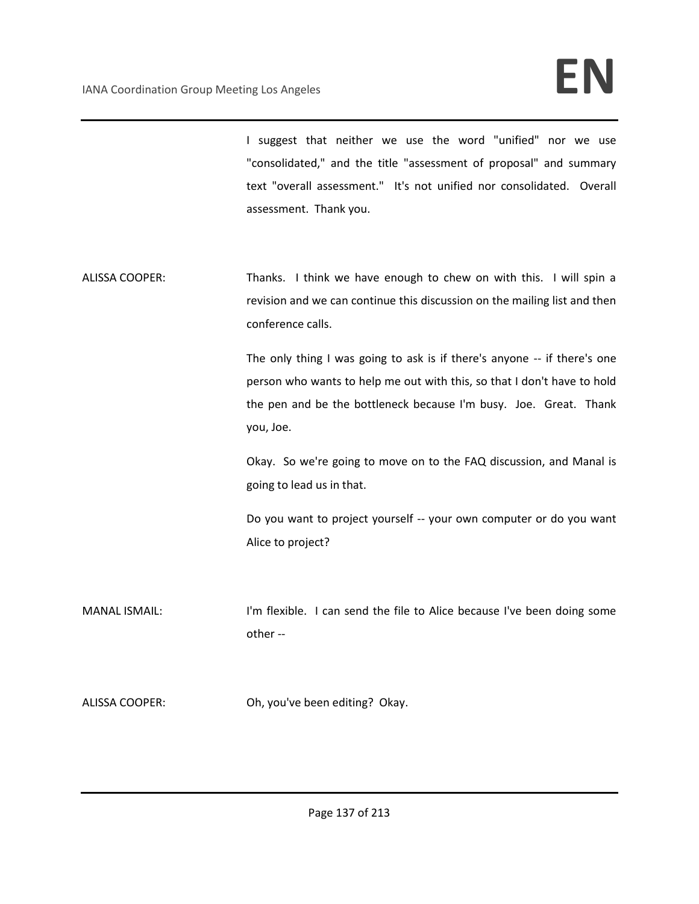I suggest that neither we use the word "unified" nor we use "consolidated," and the title "assessment of proposal" and summary text "overall assessment." It's not unified nor consolidated. Overall assessment. Thank you.

ALISSA COOPER: Thanks. I think we have enough to chew on with this. I will spin a revision and we can continue this discussion on the mailing list and then conference calls.

The only thing I was going to ask is if there's anyone -- if there's one person who wants to help me out with this, so that I don't have to hold the pen and be the bottleneck because I'm busy. Joe. Great. Thank you, Joe.

Okay. So we're going to move on to the FAQ discussion, and Manal is going to lead us in that.

Do you want to project yourself -- your own computer or do you want Alice to project?

MANAL ISMAIL: I'm flexible. I can send the file to Alice because I've been doing some other --

ALISSA COOPER: Oh, you've been editing? Okay.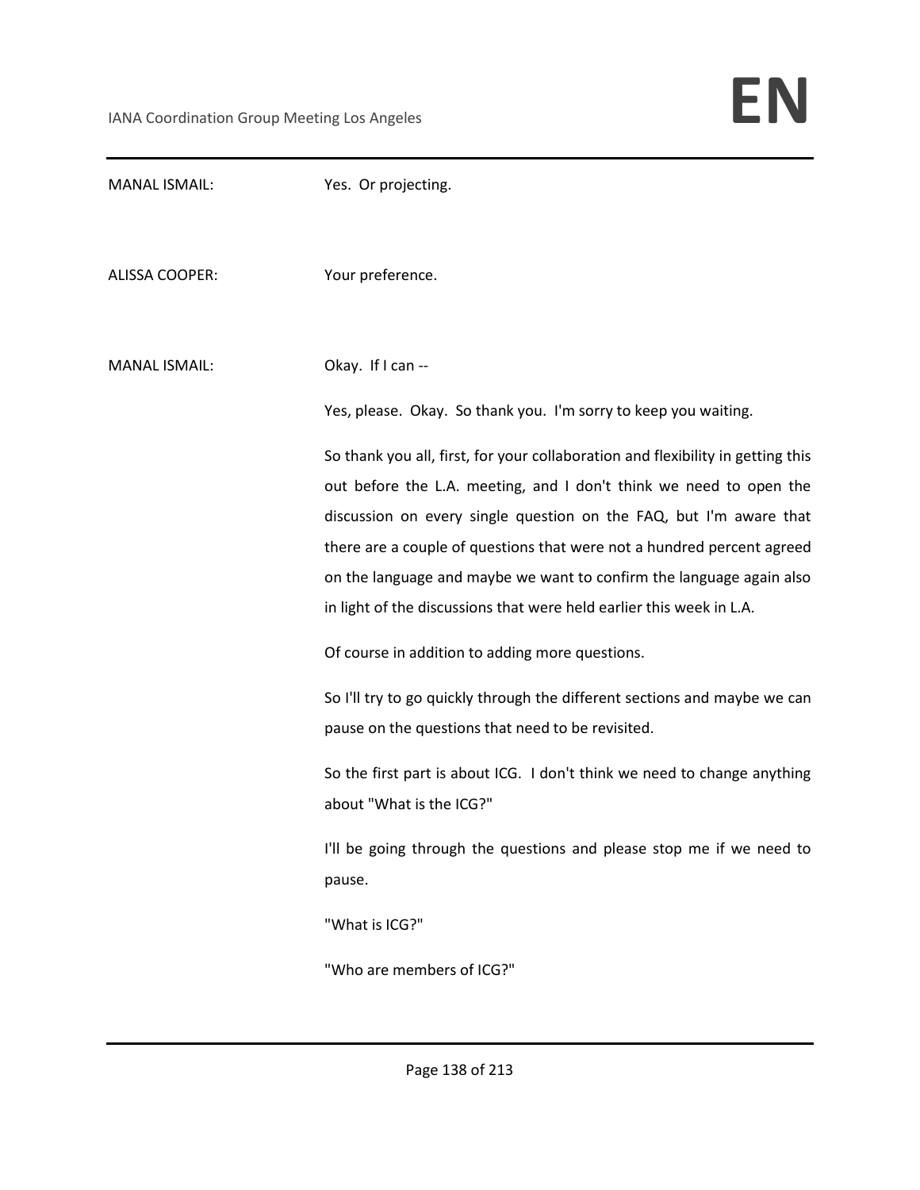MANAL ISMAIL: Yes. Or projecting.

ALISSA COOPER: Your preference.

MANAL ISMAIL: Okay. If I can --

Yes, please. Okay. So thank you. I'm sorry to keep you waiting.

So thank you all, first, for your collaboration and flexibility in getting this out before the L.A. meeting, and I don't think we need to open the discussion on every single question on the FAQ, but I'm aware that there are a couple of questions that were not a hundred percent agreed on the language and maybe we want to confirm the language again also in light of the discussions that were held earlier this week in L.A.

Of course in addition to adding more questions.

So I'll try to go quickly through the different sections and maybe we can pause on the questions that need to be revisited.

So the first part is about ICG. I don't think we need to change anything about "What is the ICG?"

I'll be going through the questions and please stop me if we need to pause.

"What is ICG?"

"Who are members of ICG?"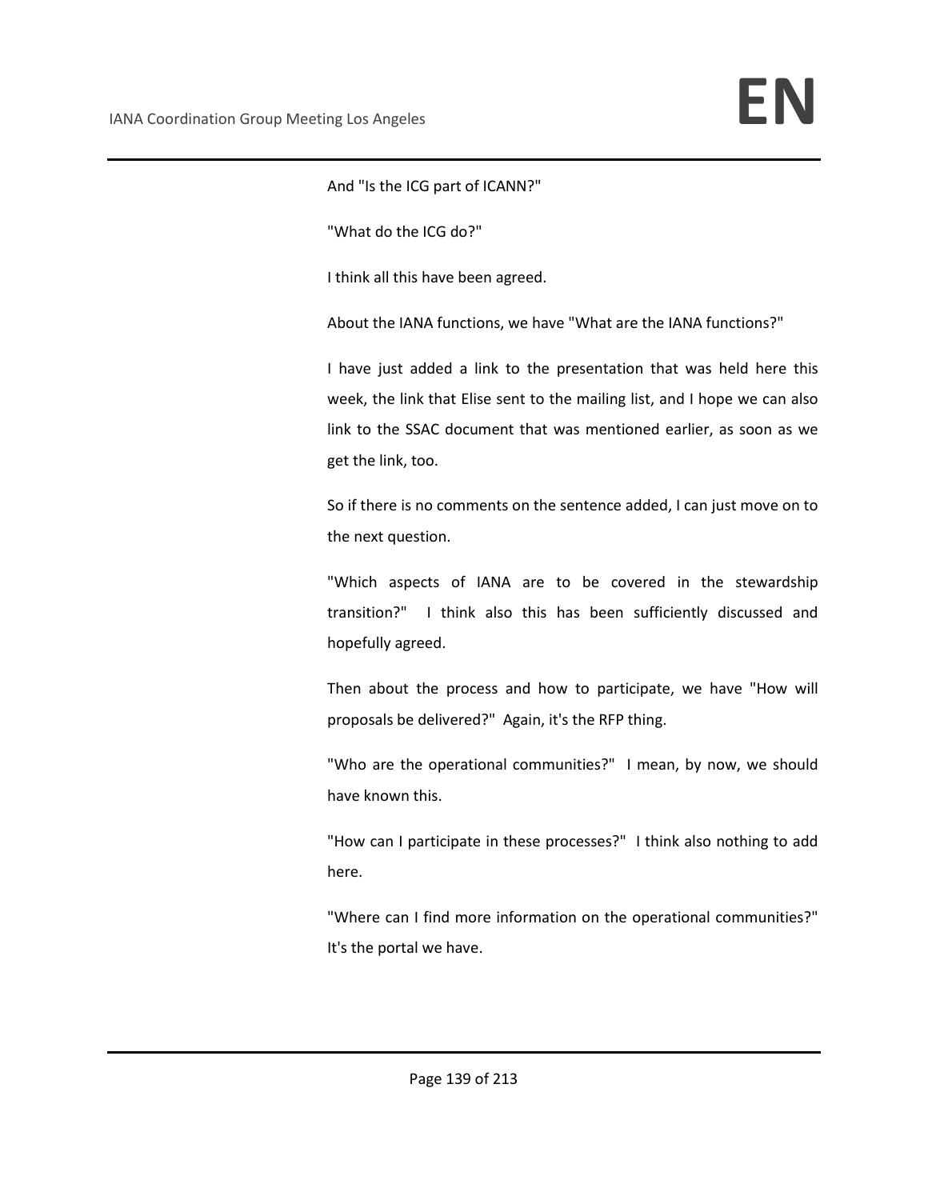And "Is the ICG part of ICANN?"

"What do the ICG do?"

I think all this have been agreed.

About the IANA functions, we have "What are the IANA functions?"

I have just added a link to the presentation that was held here this week, the link that Elise sent to the mailing list, and I hope we can also link to the SSAC document that was mentioned earlier, as soon as we get the link, too.

So if there is no comments on the sentence added, I can just move on to the next question.

"Which aspects of IANA are to be covered in the stewardship transition?" I think also this has been sufficiently discussed and hopefully agreed.

Then about the process and how to participate, we have "How will proposals be delivered?" Again, it's the RFP thing.

"Who are the operational communities?" I mean, by now, we should have known this.

"How can I participate in these processes?" I think also nothing to add here.

"Where can I find more information on the operational communities?" It's the portal we have.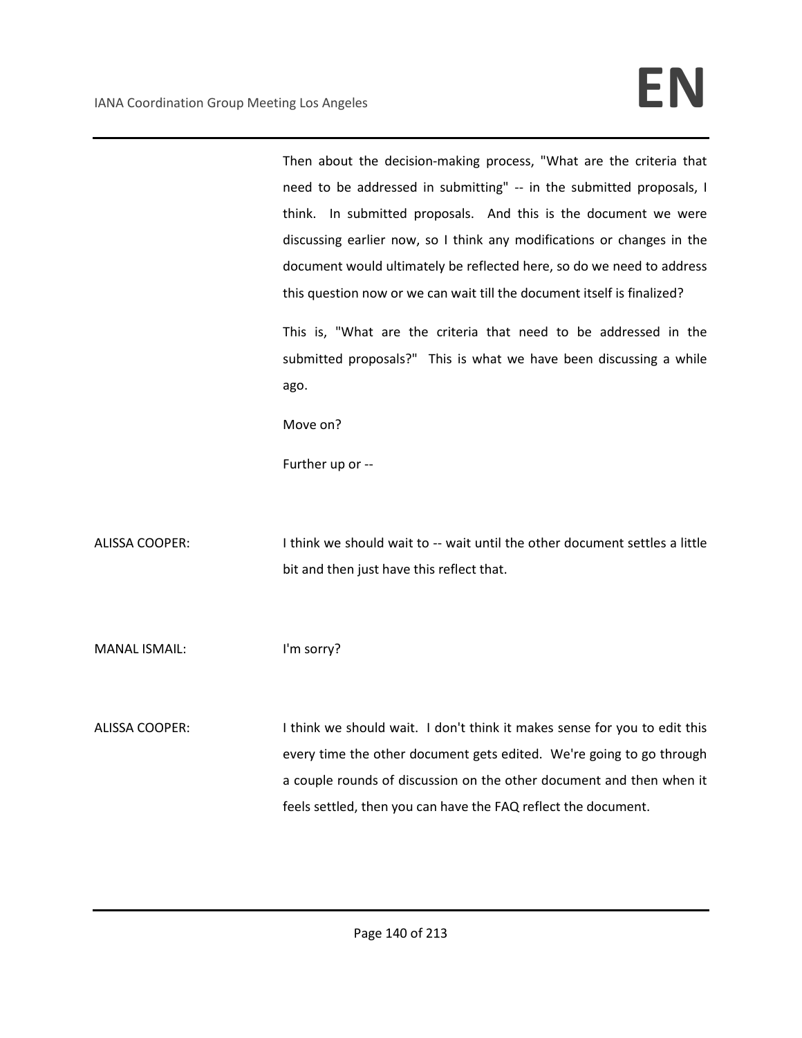Then about the decision-making process, "What are the criteria that need to be addressed in submitting" -- in the submitted proposals, I think. In submitted proposals. And this is the document we were discussing earlier now, so I think any modifications or changes in the document would ultimately be reflected here, so do we need to address this question now or we can wait till the document itself is finalized?

This is, "What are the criteria that need to be addressed in the submitted proposals?" This is what we have been discussing a while ago.

Move on?

Further up or --

ALISSA COOPER: I think we should wait to -- wait until the other document settles a little bit and then just have this reflect that.

MANAL ISMAIL: I'm sorry?

ALISSA COOPER: I think we should wait. I don't think it makes sense for you to edit this every time the other document gets edited. We're going to go through a couple rounds of discussion on the other document and then when it feels settled, then you can have the FAQ reflect the document.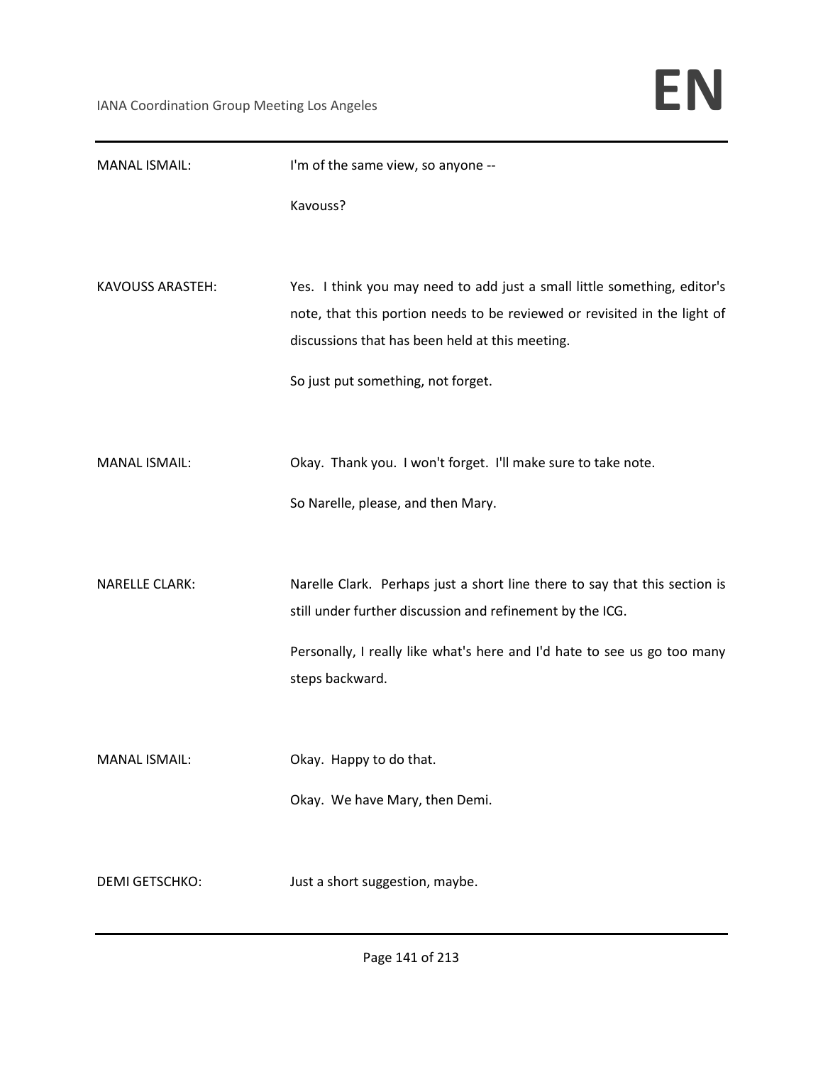MANAL ISMAIL: I'm of the same view, so anyone --

Kavouss?

KAVOUSS ARASTEH: Yes. I think you may need to add just a small little something, editor's note, that this portion needs to be reviewed or revisited in the light of discussions that has been held at this meeting.

So just put something, not forget.

MANAL ISMAIL: Okay. Thank you. I won't forget. I'll make sure to take note.

So Narelle, please, and then Mary.

NARELLE CLARK: Narelle Clark. Perhaps just a short line there to say that this section is still under further discussion and refinement by the ICG.

Personally, I really like what's here and I'd hate to see us go too many steps backward.

MANAL ISMAIL: Okay. Happy to do that.

Okay. We have Mary, then Demi.

DEMI GETSCHKO: Just a short suggestion, maybe.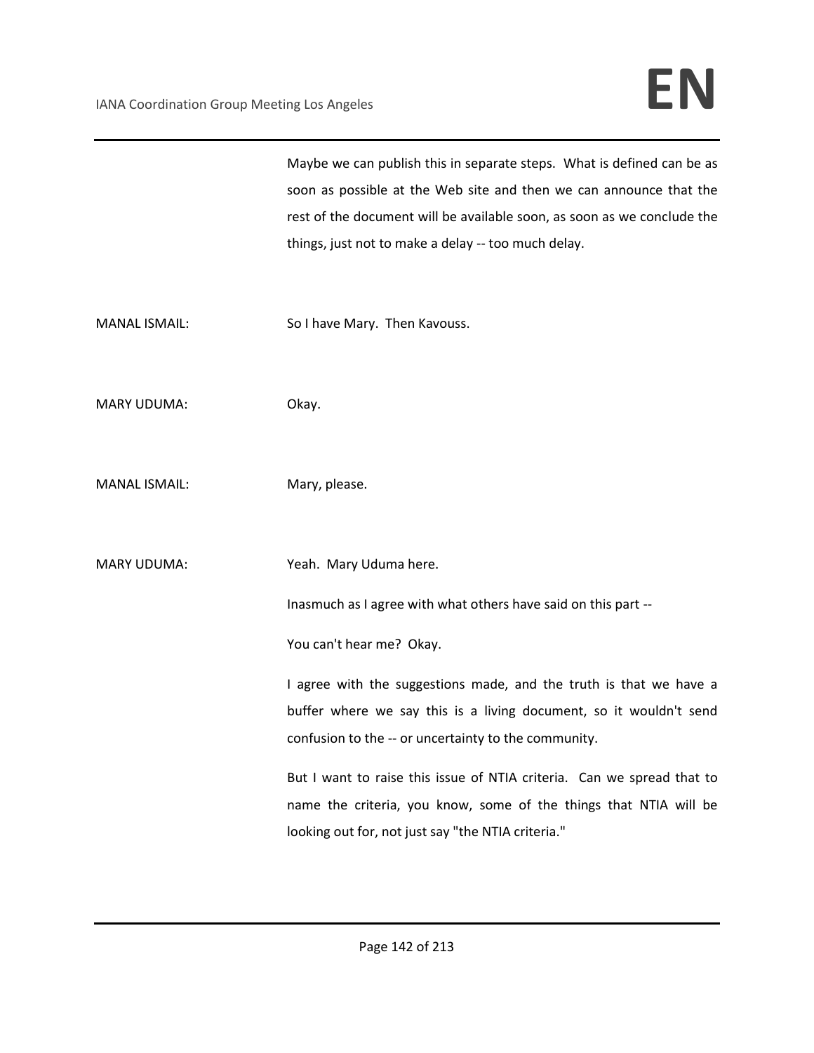Maybe we can publish this in separate steps. What is defined can be as soon as possible at the Web site and then we can announce that the rest of the document will be available soon, as soon as we conclude the things, just not to make a delay -- too much delay.

MANAL ISMAIL: So I have Mary. Then Kavouss.

MARY UDUMA: Okay.

MANAL ISMAIL: Mary, please.

MARY UDUMA: Yeah. Mary Uduma here.

Inasmuch as I agree with what others have said on this part --

You can't hear me? Okay.

I agree with the suggestions made, and the truth is that we have a buffer where we say this is a living document, so it wouldn't send confusion to the -- or uncertainty to the community.

But I want to raise this issue of NTIA criteria. Can we spread that to name the criteria, you know, some of the things that NTIA will be looking out for, not just say "the NTIA criteria."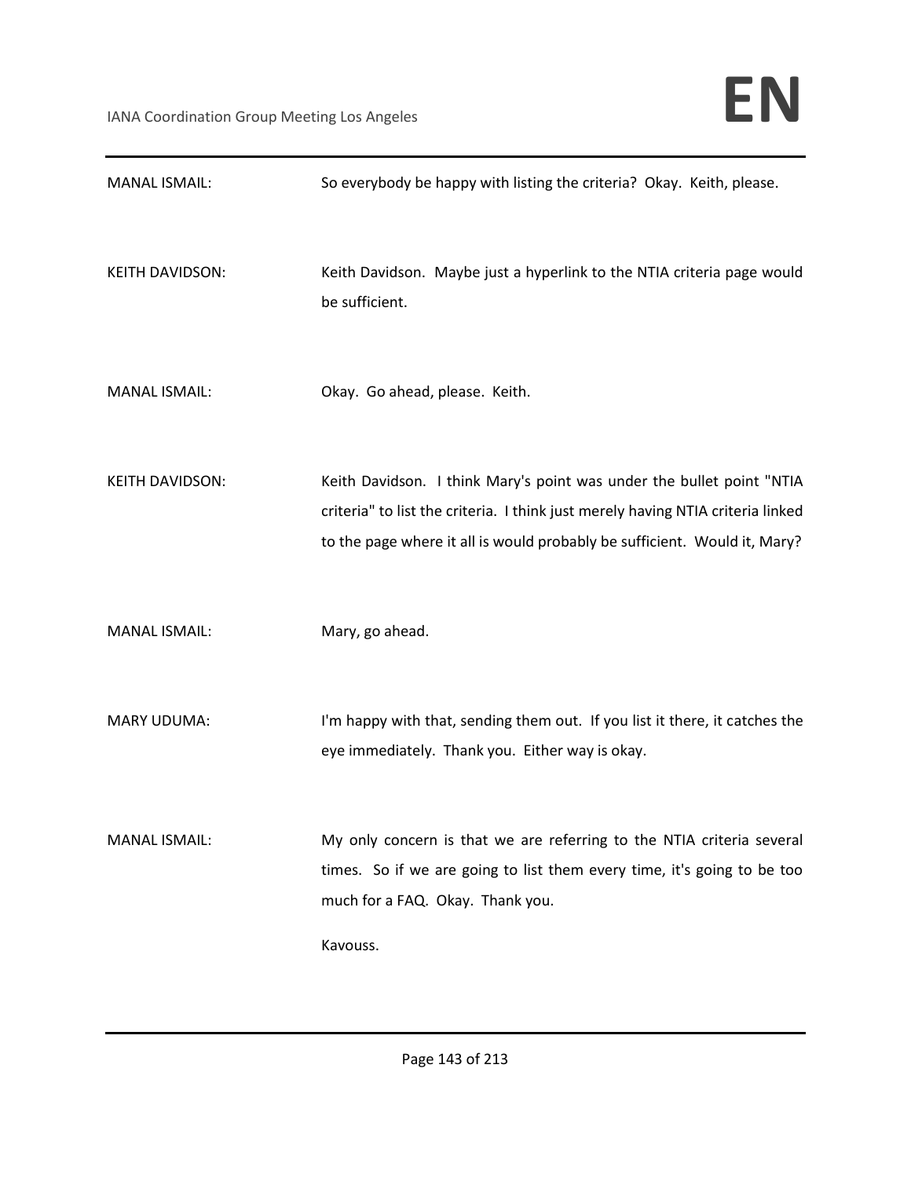**MANAL ISMAIL:** So everybody be happy with listing the criteria? Okay. Keith, please.

**KEITH DAVIDSON:** Keith Davidson. Maybe just a hyperlink to the NTIA criteria page would be sufficient.

**MANAL ISMAIL:** Okay. Go ahead, please. Keith.

**KEITH DAVIDSON:** Keith Davidson. I think Mary's point was under the bullet point "NTIA criteria" to list the criteria. I think just merely having NTIA criteria linked to the page where it all is would probably be sufficient. Would it, Mary?

**MANAL ISMAIL:** Mary, go ahead.

**MARY UDUMA:** I'm happy with that, sending them out. If you list it there, it catches the eye immediately. Thank you. Either way is okay.

**MANAL ISMAIL:** My only concern is that we are referring to the NTIA criteria several times. So if we are going to list them every time, it's going to be too much for a FAQ. Okay. Thank you.

Kavouss.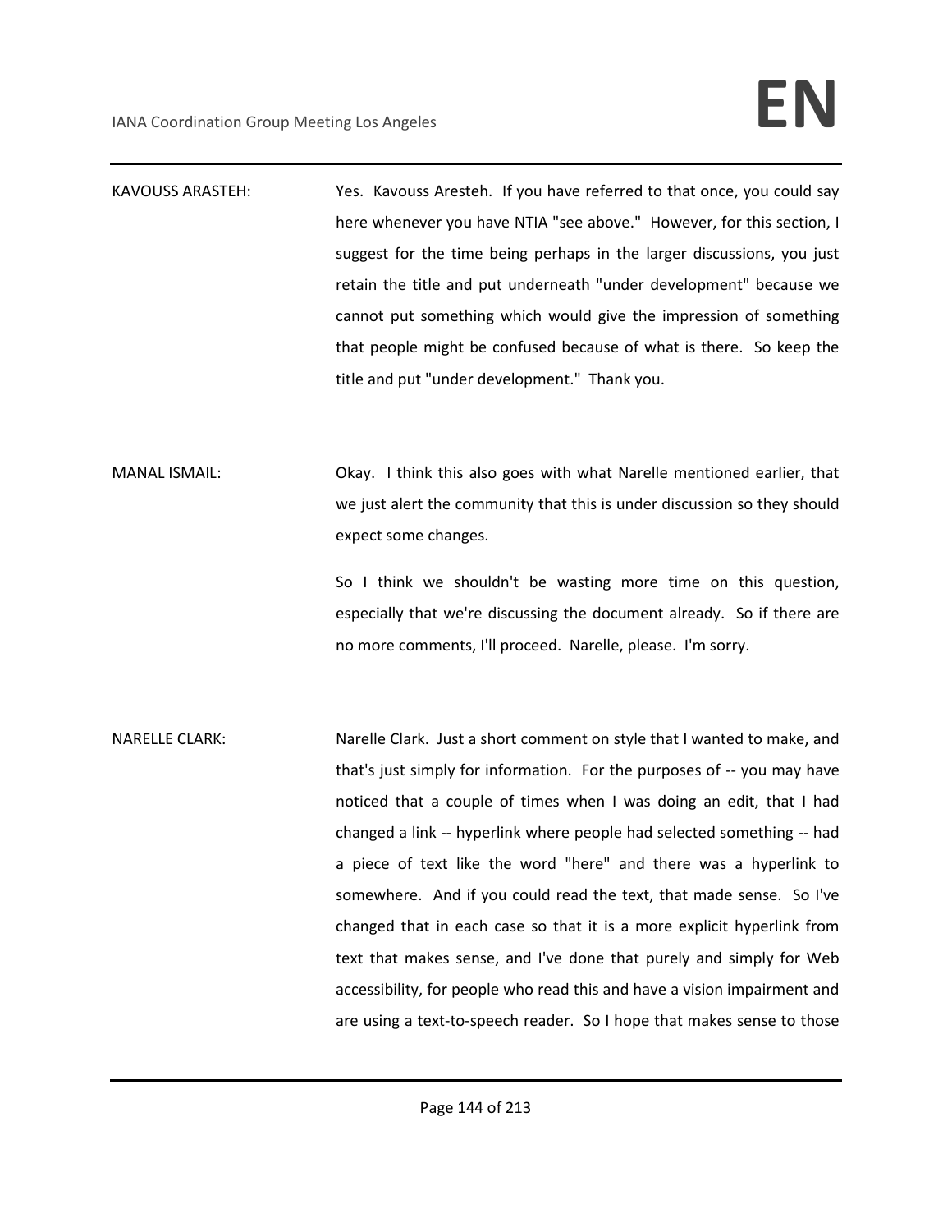KAVOUSS ARASTEH: Yes. Kavouss Aresteh. If you have referred to that once, you could say here whenever you have NTIA "see above." However, for this section, I suggest for the time being perhaps in the larger discussions, you just retain the title and put underneath "under development" because we cannot put something which would give the impression of something that people might be confused because of what is there. So keep the title and put "under development." Thank you.

MANAL ISMAIL: Okay. I think this also goes with what Narelle mentioned earlier, that we just alert the community that this is under discussion so they should expect some changes.

So I think we shouldn't be wasting more time on this question, especially that we're discussing the document already. So if there are no more comments, I'll proceed. Narelle, please. I'm sorry.

NARELLE CLARK: Narelle Clark. Just a short comment on style that I wanted to make, and that's just simply for information. For the purposes of -- you may have noticed that a couple of times when I was doing an edit, that I had changed a link -- hyperlink where people had selected something -- had a piece of text like the word "here" and there was a hyperlink to somewhere. And if you could read the text, that made sense. So I've changed that in each case so that it is a more explicit hyperlink from text that makes sense, and I've done that purely and simply for Web accessibility, for people who read this and have a vision impairment and are using a text-to-speech reader. So I hope that makes sense to those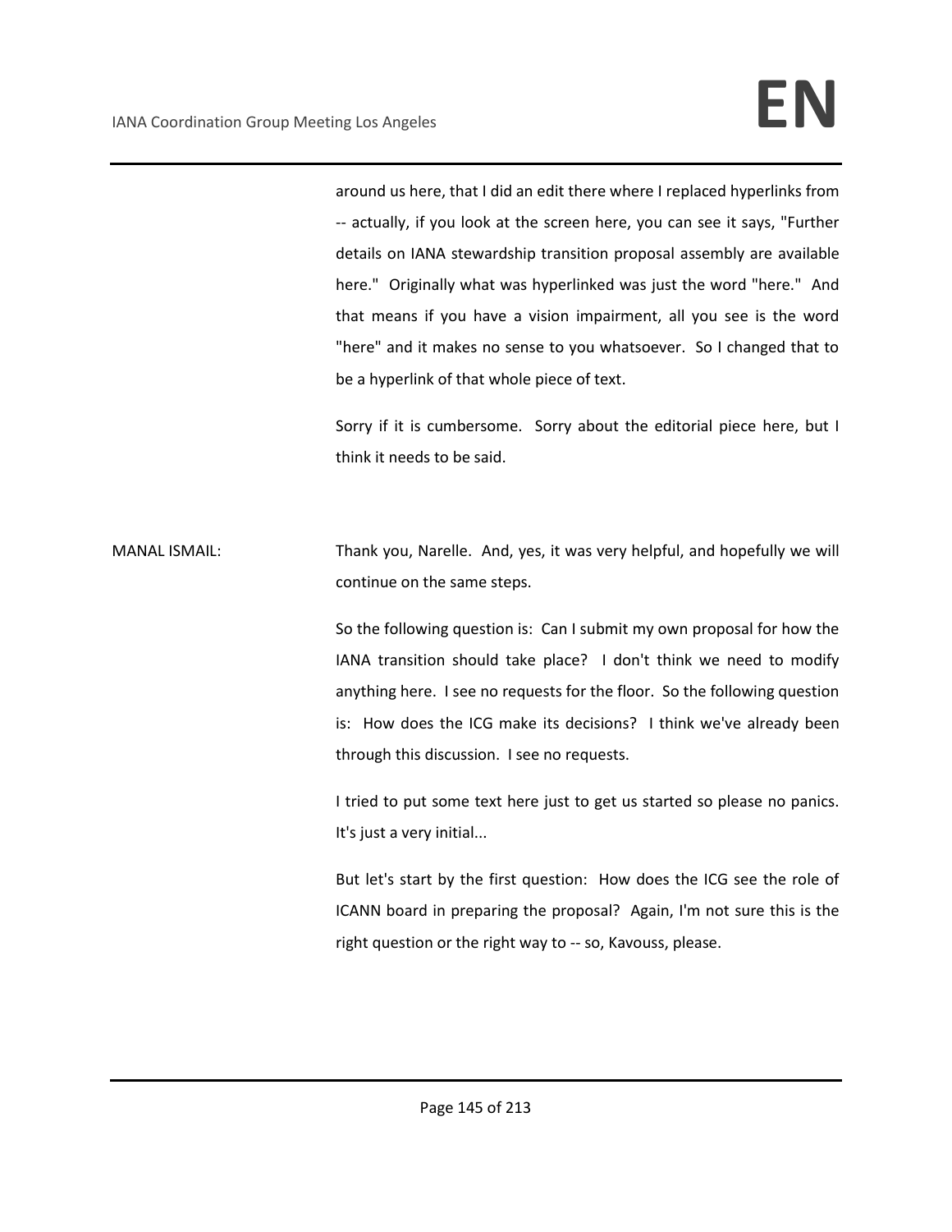around us here, that I did an edit there where I replaced hyperlinks from -- actually, if you look at the screen here, you can see it says, "Further details on IANA stewardship transition proposal assembly are available here." Originally what was hyperlinked was just the word "here." And that means if you have a vision impairment, all you see is the word "here" and it makes no sense to you whatsoever. So I changed that to be a hyperlink of that whole piece of text.

Sorry if it is cumbersome. Sorry about the editorial piece here, but I think it needs to be said.

MANAL ISMAIL: Thank you, Narelle. And, yes, it was very helpful, and hopefully we will continue on the same steps.

So the following question is: Can I submit my own proposal for how the IANA transition should take place? I don't think we need to modify anything here. I see no requests for the floor. So the following question is: How does the ICG make its decisions? I think we've already been through this discussion. I see no requests.

I tried to put some text here just to get us started so please no panics. It's just a very initial...

But let's start by the first question: How does the ICG see the role of ICANN board in preparing the proposal? Again, I'm not sure this is the right question or the right way to -- so, Kavouss, please.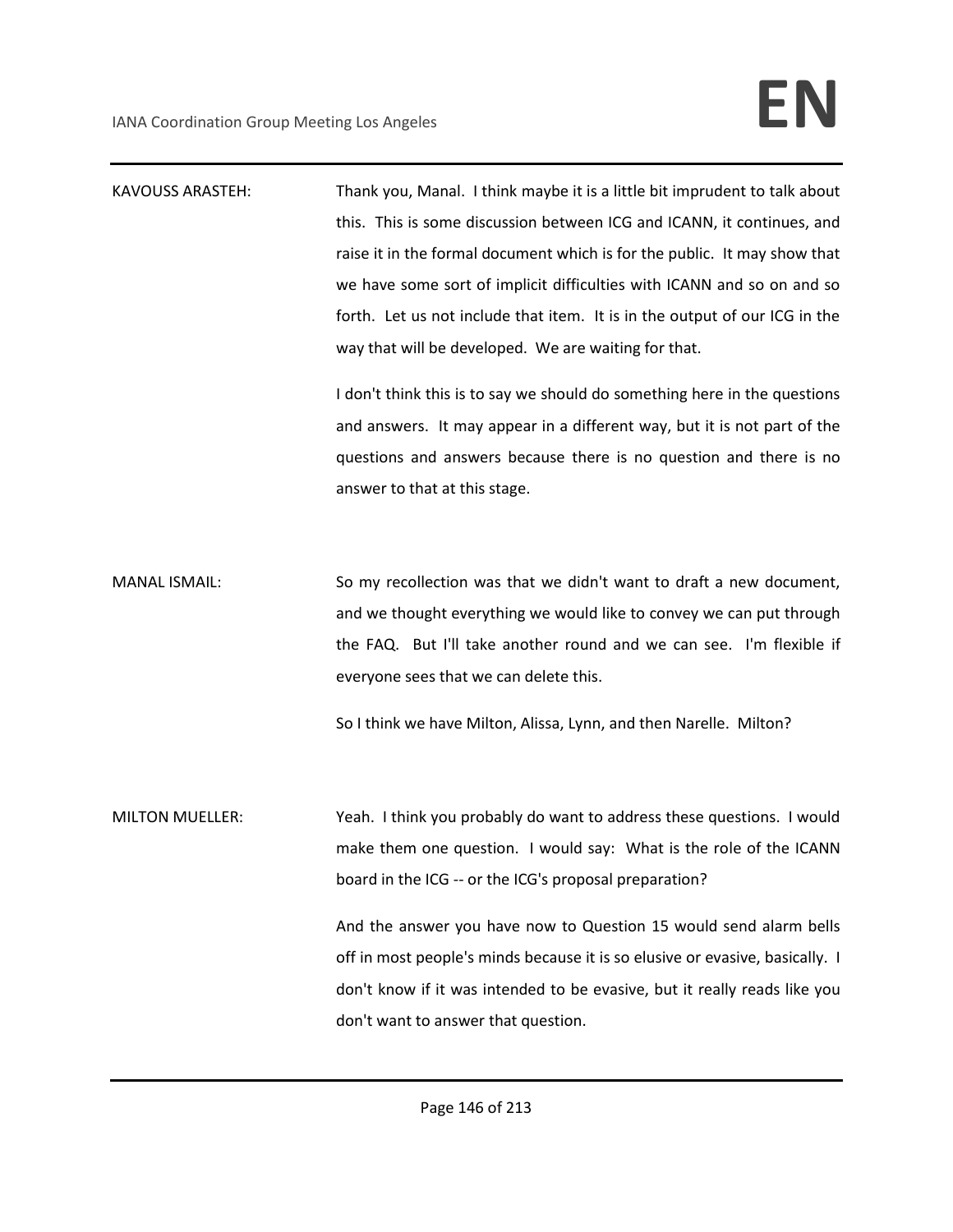KAVOUSS ARASTEH: Thank you, Manal. I think maybe it is a little bit imprudent to talk about this. This is some discussion between ICG and ICANN, it continues, and raise it in the formal document which is for the public. It may show that we have some sort of implicit difficulties with ICANN and so on and so forth. Let us not include that item. It is in the output of our ICG in the way that will be developed. We are waiting for that.

I don't think this is to say we should do something here in the questions and answers. It may appear in a different way, but it is not part of the questions and answers because there is no question and there is no answer to that at this stage.

MANAL ISMAIL: So my recollection was that we didn't want to draft a new document, and we thought everything we would like to convey we can put through the FAQ. But I'll take another round and we can see. I'm flexible if everyone sees that we can delete this.

So I think we have Milton, Alissa, Lynn, and then Narelle. Milton?

MILTON MUELLER: Yeah. I think you probably do want to address these questions. I would make them one question. I would say: What is the role of the ICANN board in the ICG -- or the ICG's proposal preparation?

And the answer you have now to Question 15 would send alarm bells off in most people's minds because it is so elusive or evasive, basically. I don't know if it was intended to be evasive, but it really reads like you don't want to answer that question.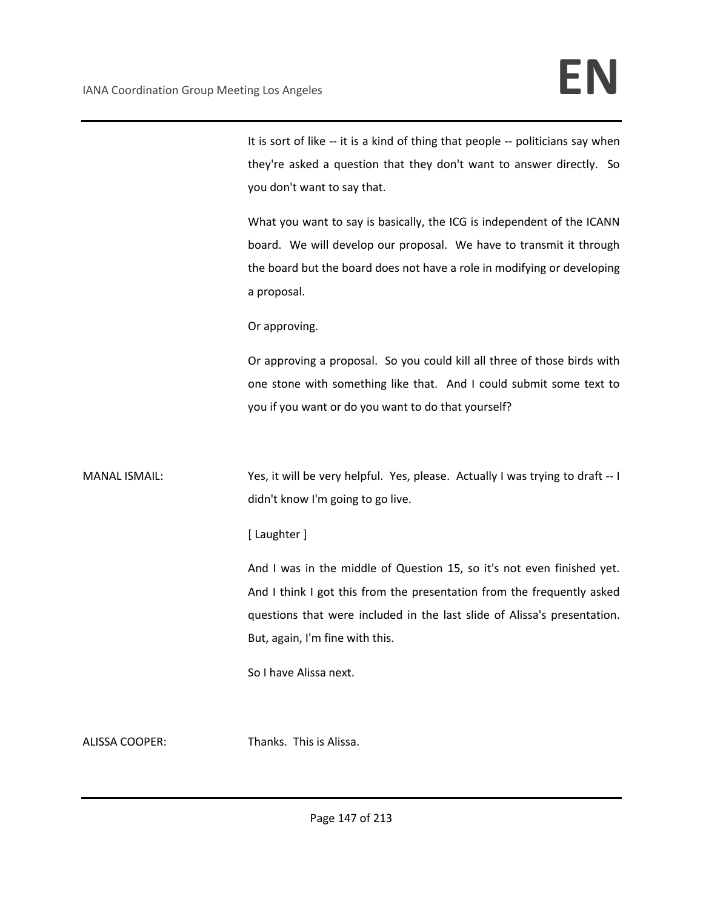It is sort of like -- it is a kind of thing that people -- politicians say when they're asked a question that they don't want to answer directly. So you don't want to say that.

What you want to say is basically, the ICG is independent of the ICANN board. We will develop our proposal. We have to transmit it through the board but the board does not have a role in modifying or developing a proposal.

Or approving.

Or approving a proposal. So you could kill all three of those birds with one stone with something like that. And I could submit some text to you if you want or do you want to do that yourself?

MANAL ISMAIL: Yes, it will be very helpful. Yes, please. Actually I was trying to draft -- I didn't know I'm going to go live.

[ Laughter ]

And I was in the middle of Question 15, so it's not even finished yet. And I think I got this from the presentation from the frequently asked questions that were included in the last slide of Alissa's presentation. But, again, I'm fine with this.

So I have Alissa next.

ALISSA COOPER: Thanks. This is Alissa.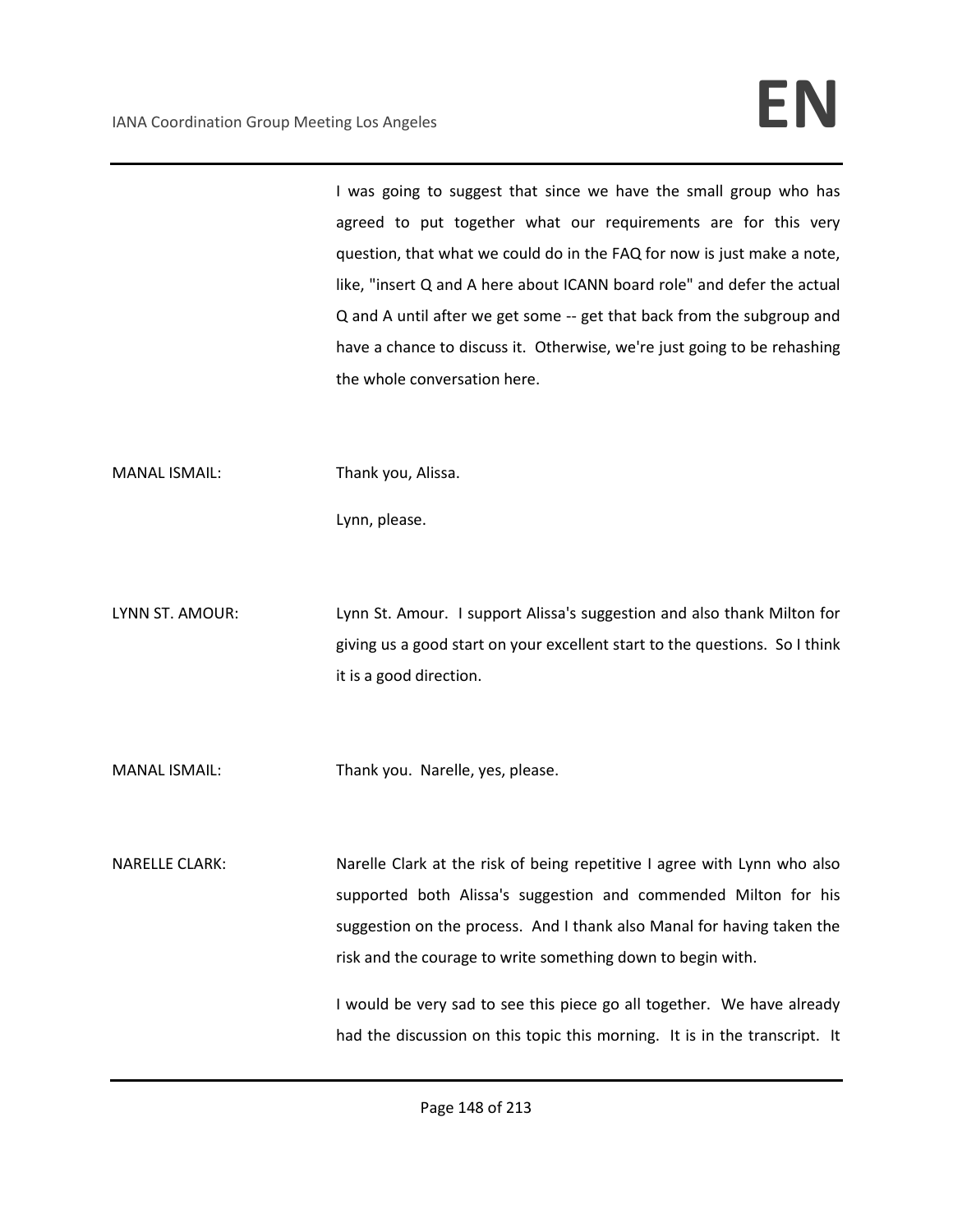I was going to suggest that since we have the small group who has agreed to put together what our requirements are for this very question, that what we could do in the FAQ for now is just make a note, like, "insert Q and A here about ICANN board role" and defer the actual Q and A until after we get some -- get that back from the subgroup and have a chance to discuss it. Otherwise, we're just going to be rehashing the whole conversation here.

MANAL ISMAIL: Thank you, Alissa.

Lynn, please.

LYNN ST. AMOUR: Lynn St. Amour. I support Alissa's suggestion and also thank Milton for giving us a good start on your excellent start to the questions. So I think it is a good direction.

MANAL ISMAIL: Thank you. Narelle, yes, please.

NARELLE CLARK: Narelle Clark at the risk of being repetitive I agree with Lynn who also supported both Alissa's suggestion and commended Milton for his suggestion on the process. And I thank also Manal for having taken the risk and the courage to write something down to begin with.

I would be very sad to see this piece go all together. We have already had the discussion on this topic this morning. It is in the transcript. It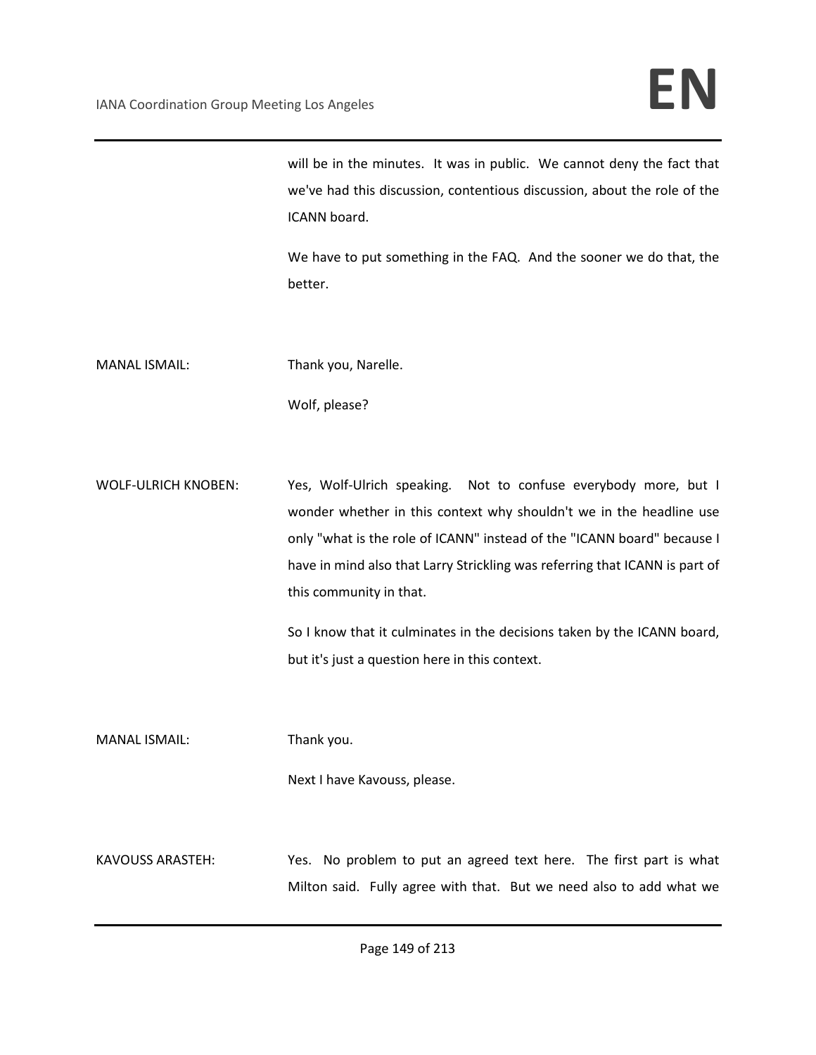will be in the minutes. It was in public. We cannot deny the fact that we've had this discussion, contentious discussion, about the role of the ICANN board.

We have to put something in the FAQ. And the sooner we do that, the better.

MANAL ISMAIL: Thank you, Narelle.

Wolf, please?

WOLF-ULRICH KNOBEN: Yes, Wolf-Ulrich speaking. Not to confuse everybody more, but I wonder whether in this context why shouldn't we in the headline use only "what is the role of ICANN" instead of the "ICANN board" because I have in mind also that Larry Strickling was referring that ICANN is part of this community in that.

So I know that it culminates in the decisions taken by the ICANN board, but it's just a question here in this context.

MANAL ISMAIL: Thank you.

Next I have Kavouss, please.

KAVOUSS ARASTEH: Yes. No problem to put an agreed text here. The first part is what Milton said. Fully agree with that. But we need also to add what we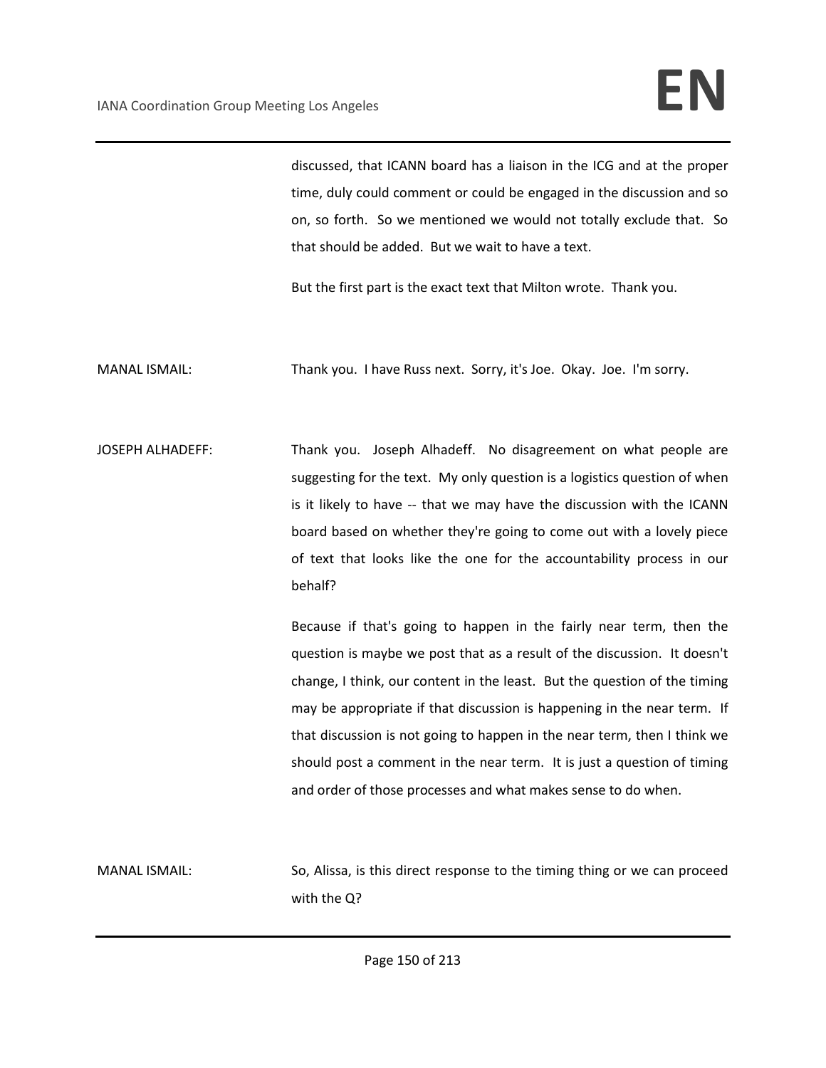discussed, that ICANN board has a liaison in the ICG and at the proper time, duly could comment or could be engaged in the discussion and so on, so forth. So we mentioned we would not totally exclude that. So that should be added. But we wait to have a text.

But the first part is the exact text that Milton wrote. Thank you.

MANAL ISMAIL: Thank you. I have Russ next. Sorry, it's Joe. Okay. Joe. I'm sorry.

JOSEPH ALHADEFF: Thank you. Joseph Alhadeff. No disagreement on what people are suggesting for the text. My only question is a logistics question of when is it likely to have -- that we may have the discussion with the ICANN board based on whether they're going to come out with a lovely piece of text that looks like the one for the accountability process in our behalf?

Because if that's going to happen in the fairly near term, then the question is maybe we post that as a result of the discussion. It doesn't change, I think, our content in the least. But the question of the timing may be appropriate if that discussion is happening in the near term. If that discussion is not going to happen in the near term, then I think we should post a comment in the near term. It is just a question of timing and order of those processes and what makes sense to do when.

MANAL ISMAIL: So, Alissa, is this direct response to the timing thing or we can proceed with the Q?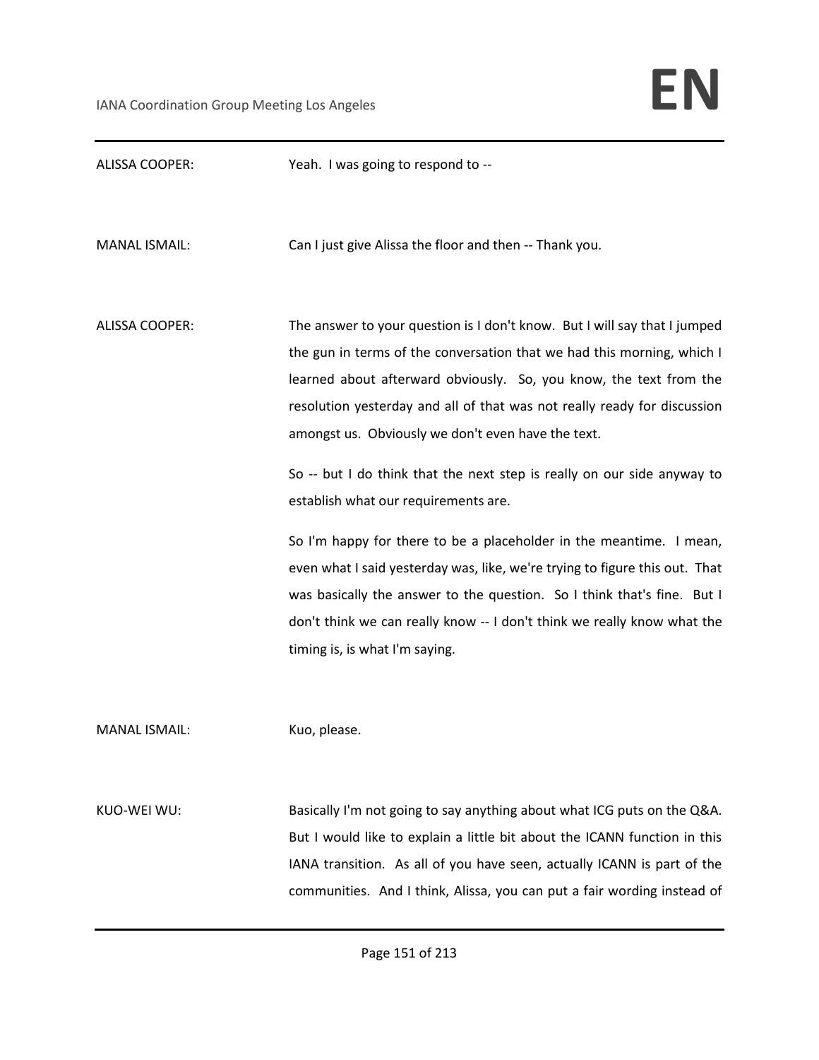ALISSA COOPER: Yeah. I was going to respond to --

MANAL ISMAIL: Can I just give Alissa the floor and then -- Thank you.

ALISSA COOPER: The answer to your question is I don't know. But I will say that I jumped the gun in terms of the conversation that we had this morning, which I learned about afterward obviously. So, you know, the text from the resolution yesterday and all of that was not really ready for discussion amongst us. Obviously we don't even have the text.

So -- but I do think that the next step is really on our side anyway to establish what our requirements are.

So I'm happy for there to be a placeholder in the meantime. I mean, even what I said yesterday was, like, we're trying to figure this out. That was basically the answer to the question. So I think that's fine. But I don't think we can really know -- I don't think we really know what the timing is, is what I'm saying.

MANAL ISMAIL: Kuo, please.

KUO-WEI WU: Basically I'm not going to say anything about what ICG puts on the Q&A. But I would like to explain a little bit about the ICANN function in this IANA transition. As all of you have seen, actually ICANN is part of the communities. And I think, Alissa, you can put a fair wording instead of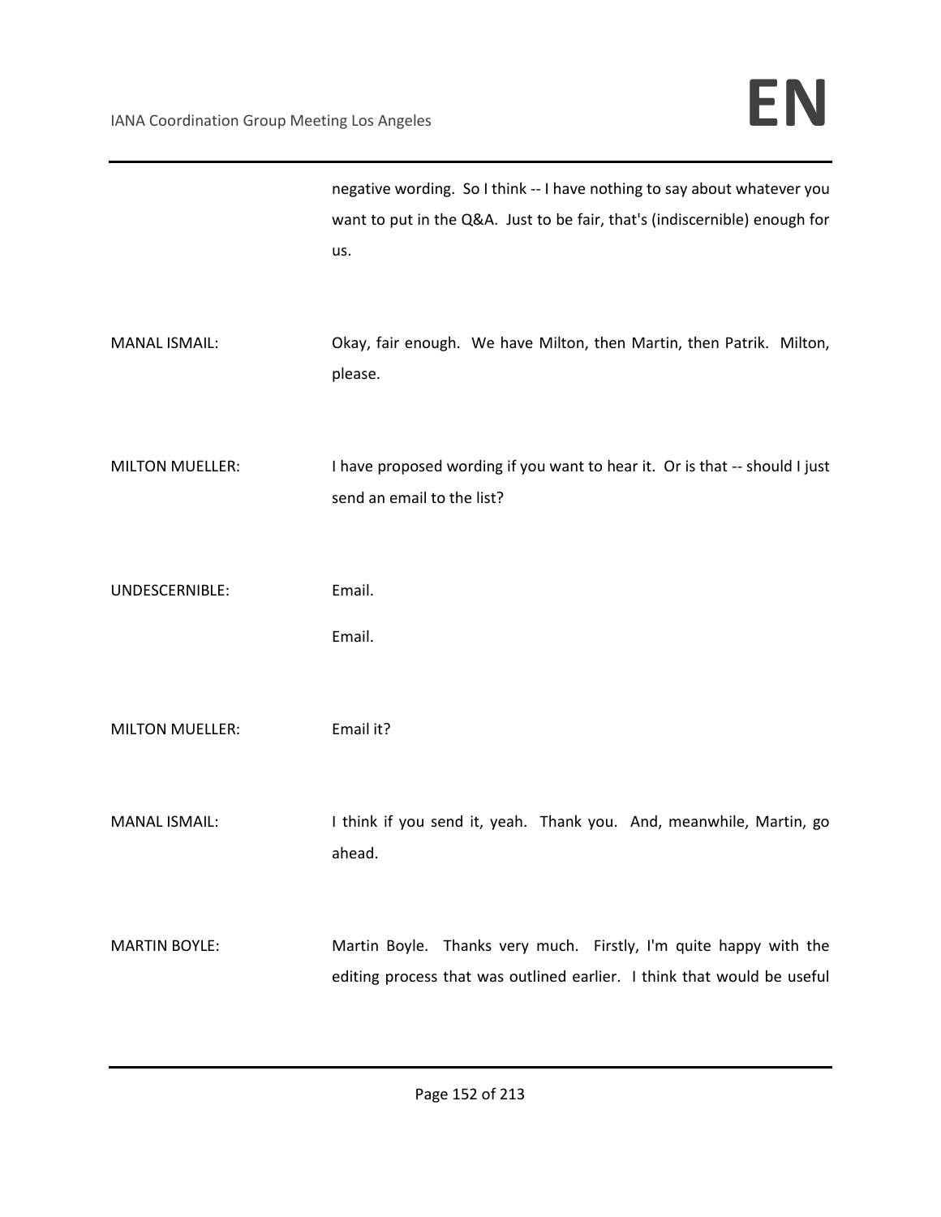negative wording. So I think -- I have nothing to say about whatever you want to put in the Q&A. Just to be fair, that's (indiscernible) enough for us.

MANAL ISMAIL: Okay, fair enough. We have Milton, then Martin, then Patrik. Milton, please.

MILTON MUELLER: I have proposed wording if you want to hear it. Or is that -- should I just send an email to the list?

UNDESCERNIBLE: Email.

Email.

MILTON MUELLER: Email it?

MANAL ISMAIL: I think if you send it, yeah. Thank you. And, meanwhile, Martin, go ahead.

MARTIN BOYLE: Martin Boyle. Thanks very much. Firstly, I'm quite happy with the editing process that was outlined earlier. I think that would be useful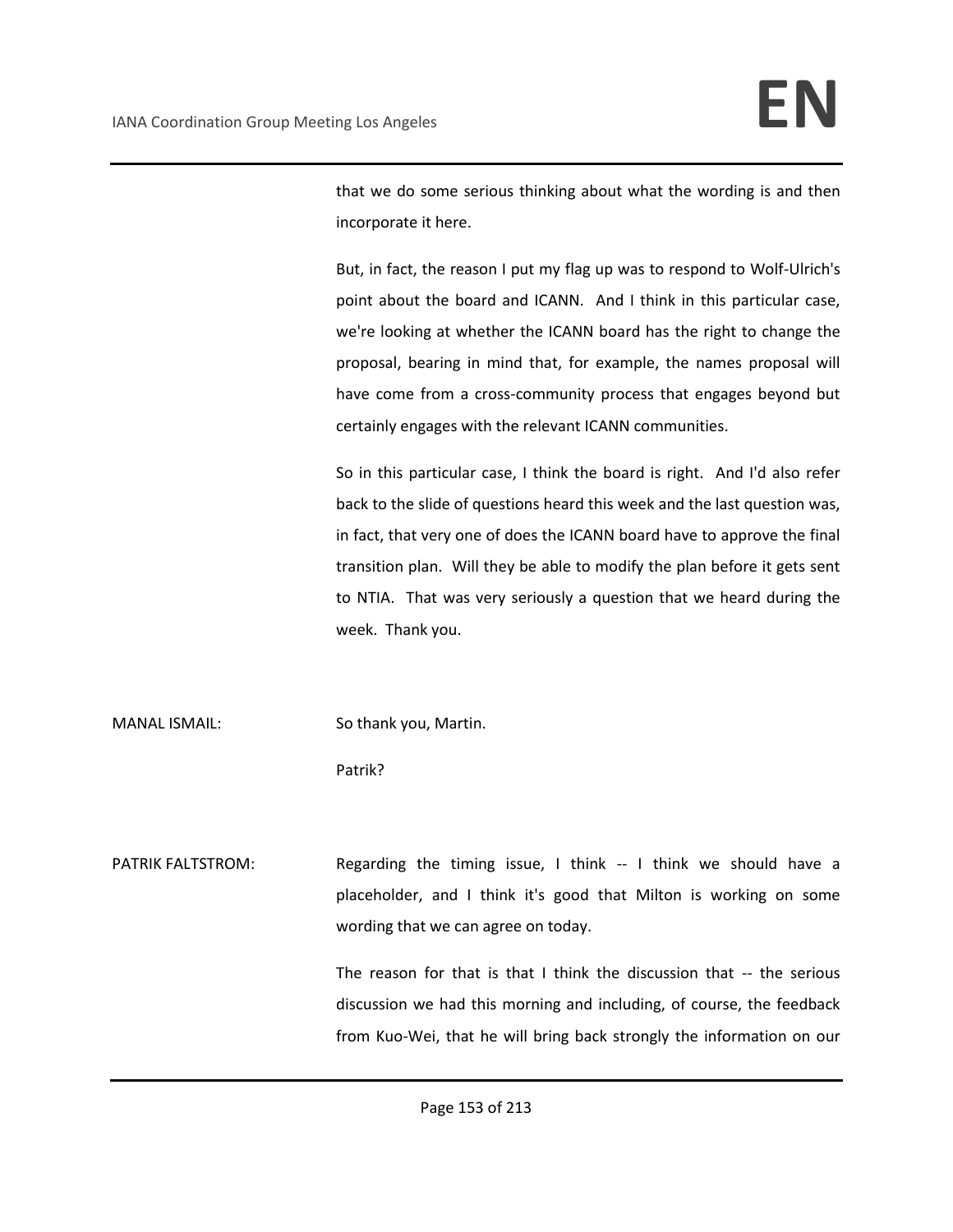that we do some serious thinking about what the wording is and then incorporate it here.

But, in fact, the reason I put my flag up was to respond to Wolf-Ulrich's point about the board and ICANN. And I think in this particular case, we're looking at whether the ICANN board has the right to change the proposal, bearing in mind that, for example, the names proposal will have come from a cross-community process that engages beyond but certainly engages with the relevant ICANN communities.

So in this particular case, I think the board is right. And I'd also refer back to the slide of questions heard this week and the last question was, in fact, that very one of does the ICANN board have to approve the final transition plan. Will they be able to modify the plan before it gets sent to NTIA. That was very seriously a question that we heard during the week. Thank you.

MANAL ISMAIL: So thank you, Martin.

Patrik?

PATRIK FALTSTROM: Regarding the timing issue, I think -- I think we should have a placeholder, and I think it's good that Milton is working on some wording that we can agree on today.

The reason for that is that I think the discussion that -- the serious discussion we had this morning and including, of course, the feedback from Kuo-Wei, that he will bring back strongly the information on our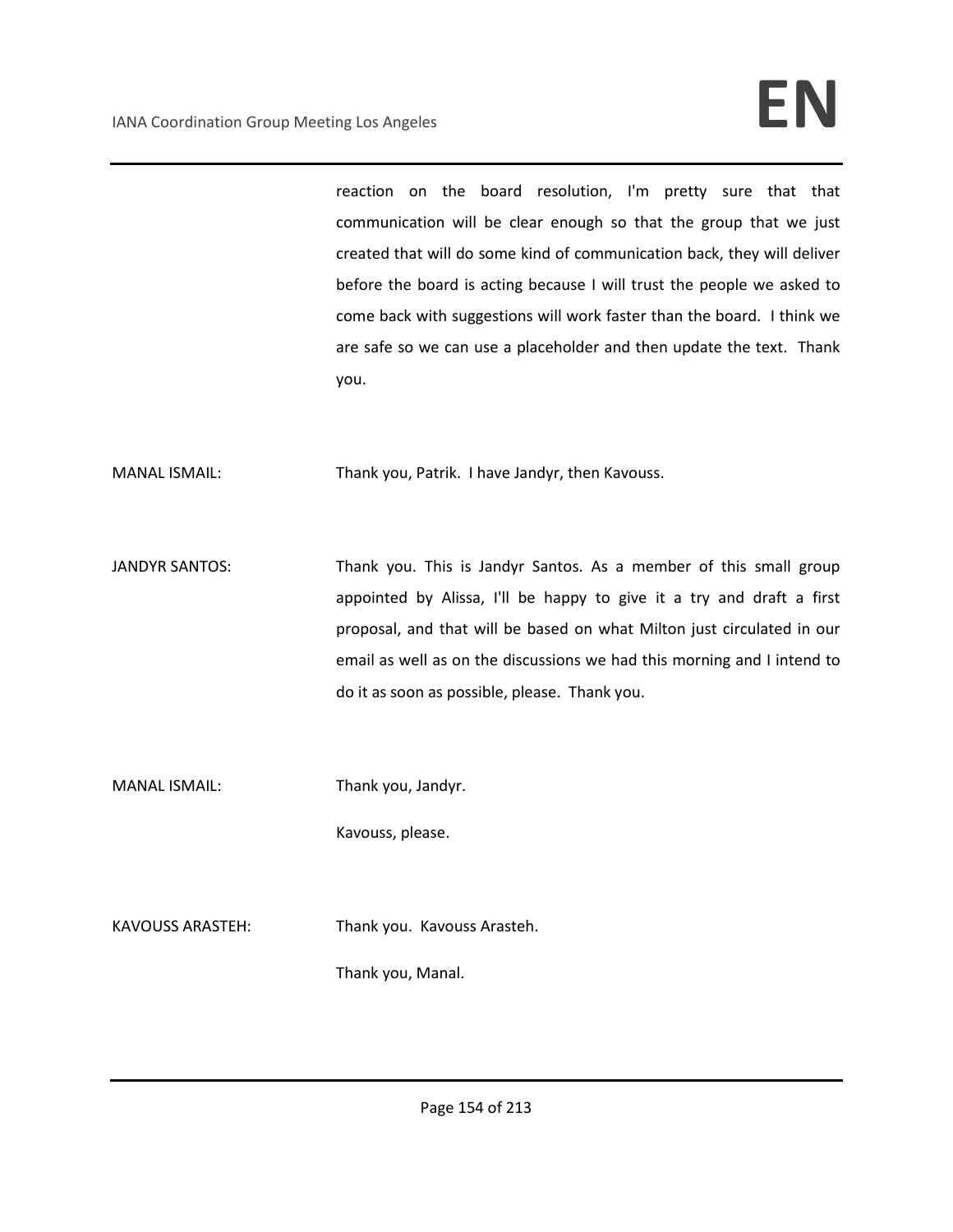reaction on the board resolution, I'm pretty sure that that communication will be clear enough so that the group that we just created that will do some kind of communication back, they will deliver before the board is acting because I will trust the people we asked to come back with suggestions will work faster than the board. I think we are safe so we can use a placeholder and then update the text. Thank you.

MANAL ISMAIL: Thank you, Patrik. I have Jandyr, then Kavouss.

JANDYR SANTOS: Thank you. This is Jandyr Santos. As a member of this small group appointed by Alissa, I'll be happy to give it a try and draft a first proposal, and that will be based on what Milton just circulated in our email as well as on the discussions we had this morning and I intend to do it as soon as possible, please. Thank you.

MANAL ISMAIL: Thank you, Jandyr.

Kavouss, please.

KAVOUSS ARASTEH: Thank you. Kavouss Arasteh.

Thank you, Manal.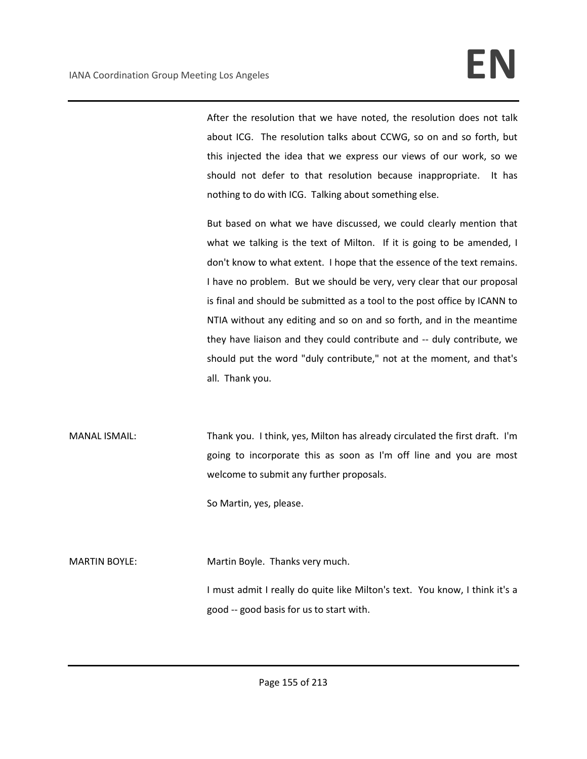After the resolution that we have noted, the resolution does not talk about ICG. The resolution talks about CCWG, so on and so forth, but this injected the idea that we express our views of our work, so we should not defer to that resolution because inappropriate. It has nothing to do with ICG. Talking about something else.

But based on what we have discussed, we could clearly mention that what we talking is the text of Milton. If it is going to be amended, I don't know to what extent. I hope that the essence of the text remains. I have no problem. But we should be very, very clear that our proposal is final and should be submitted as a tool to the post office by ICANN to NTIA without any editing and so on and so forth, and in the meantime they have liaison and they could contribute and -- duly contribute, we should put the word "duly contribute," not at the moment, and that's all. Thank you.

MANAL ISMAIL: Thank you. I think, yes, Milton has already circulated the first draft. I'm going to incorporate this as soon as I'm off line and you are most welcome to submit any further proposals.

So Martin, yes, please.

MARTIN BOYLE: Martin Boyle. Thanks very much.

I must admit I really do quite like Milton's text. You know, I think it's a good -- good basis for us to start with.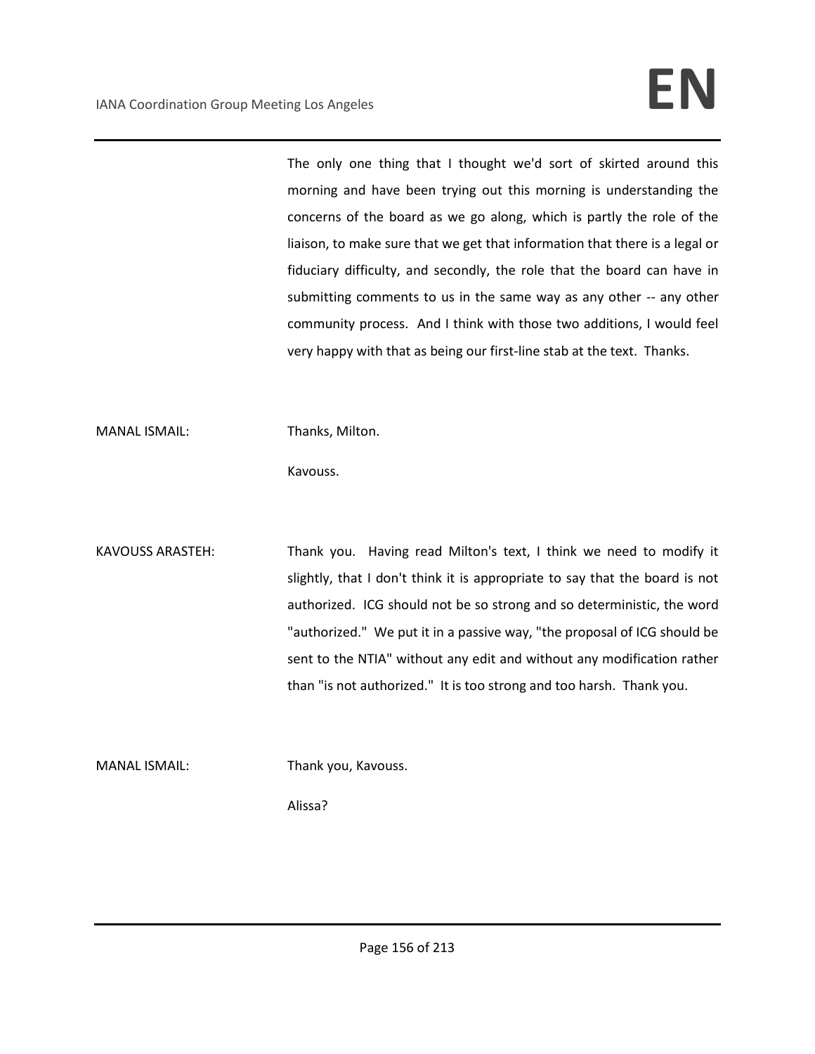The only one thing that I thought we'd sort of skirted around this morning and have been trying out this morning is understanding the concerns of the board as we go along, which is partly the role of the liaison, to make sure that we get that information that there is a legal or fiduciary difficulty, and secondly, the role that the board can have in submitting comments to us in the same way as any other -- any other community process. And I think with those two additions, I would feel very happy with that as being our first-line stab at the text. Thanks.

MANAL ISMAIL: Thanks, Milton.

Kavouss.

KAVOUSS ARASTEH: Thank you. Having read Milton's text, I think we need to modify it slightly, that I don't think it is appropriate to say that the board is not authorized. ICG should not be so strong and so deterministic, the word "authorized." We put it in a passive way, "the proposal of ICG should be sent to the NTIA" without any edit and without any modification rather than "is not authorized." It is too strong and too harsh. Thank you.

MANAL ISMAIL: Thank you, Kavouss.

Alissa?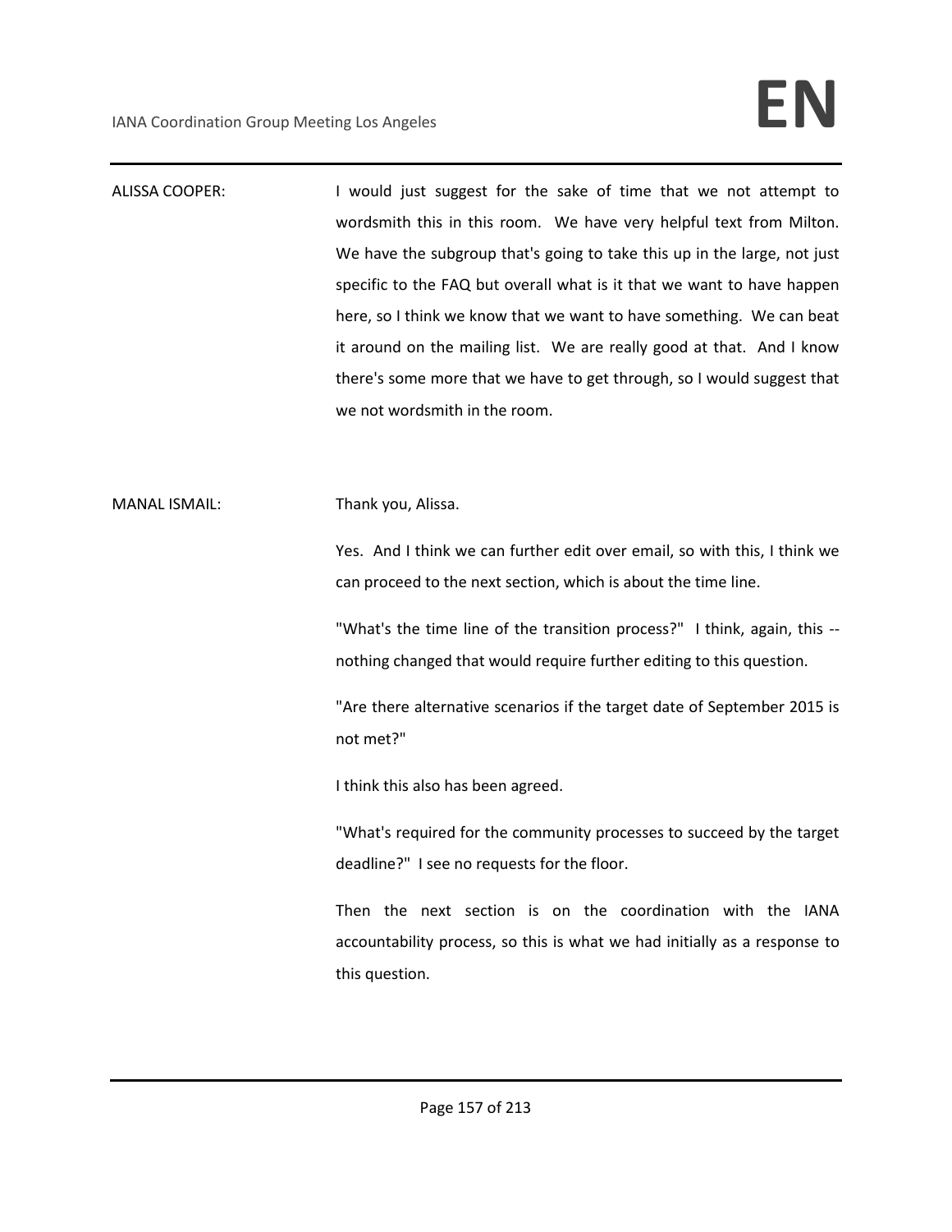ALISSA COOPER: I would just suggest for the sake of time that we not attempt to wordsmith this in this room. We have very helpful text from Milton. We have the subgroup that's going to take this up in the large, not just specific to the FAQ but overall what is it that we want to have happen here, so I think we know that we want to have something. We can beat it around on the mailing list. We are really good at that. And I know there's some more that we have to get through, so I would suggest that we not wordsmith in the room.

MANAL ISMAIL: Thank you, Alissa.

Yes. And I think we can further edit over email, so with this, I think we can proceed to the next section, which is about the time line.

"What's the time line of the transition process?" I think, again, this -- nothing changed that would require further editing to this question.

"Are there alternative scenarios if the target date of September 2015 is not met?"

I think this also has been agreed.

"What's required for the community processes to succeed by the target deadline?" I see no requests for the floor.

Then the next section is on the coordination with the IANA accountability process, so this is what we had initially as a response to this question.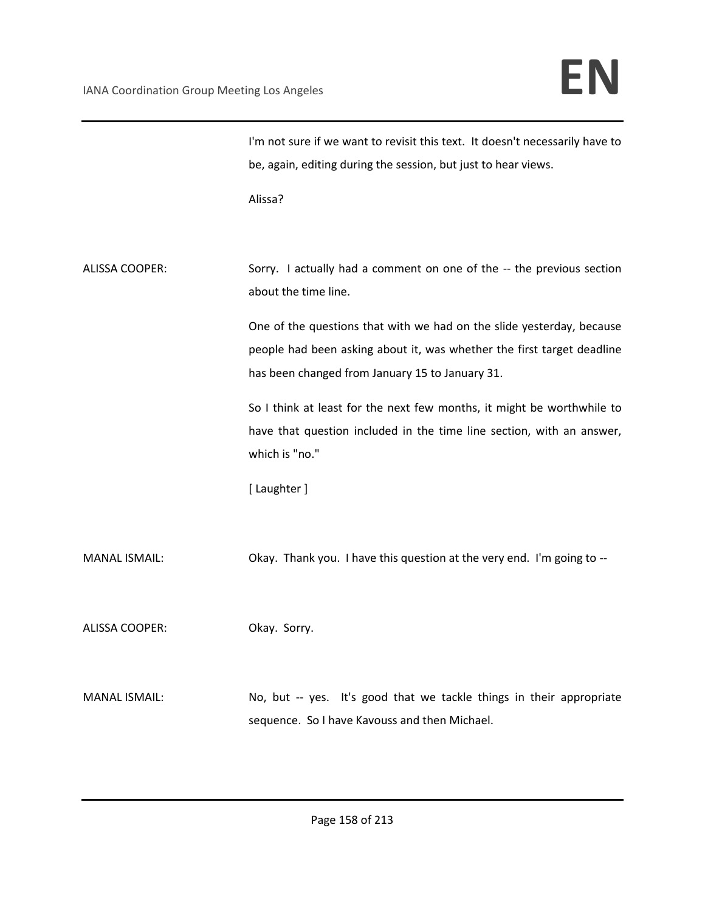I'm not sure if we want to revisit this text. It doesn't necessarily have to be, again, editing during the session, but just to hear views.

Alissa?

ALISSA COOPER: Sorry. I actually had a comment on one of the -- the previous section about the time line.

One of the questions that with we had on the slide yesterday, because people had been asking about it, was whether the first target deadline has been changed from January 15 to January 31.

So I think at least for the next few months, it might be worthwhile to have that question included in the time line section, with an answer, which is "no."

[ Laughter ]

MANAL ISMAIL: Okay. Thank you. I have this question at the very end. I'm going to --

ALISSA COOPER: Okay. Sorry.

MANAL ISMAIL: No, but -- yes. It's good that we tackle things in their appropriate sequence. So I have Kavouss and then Michael.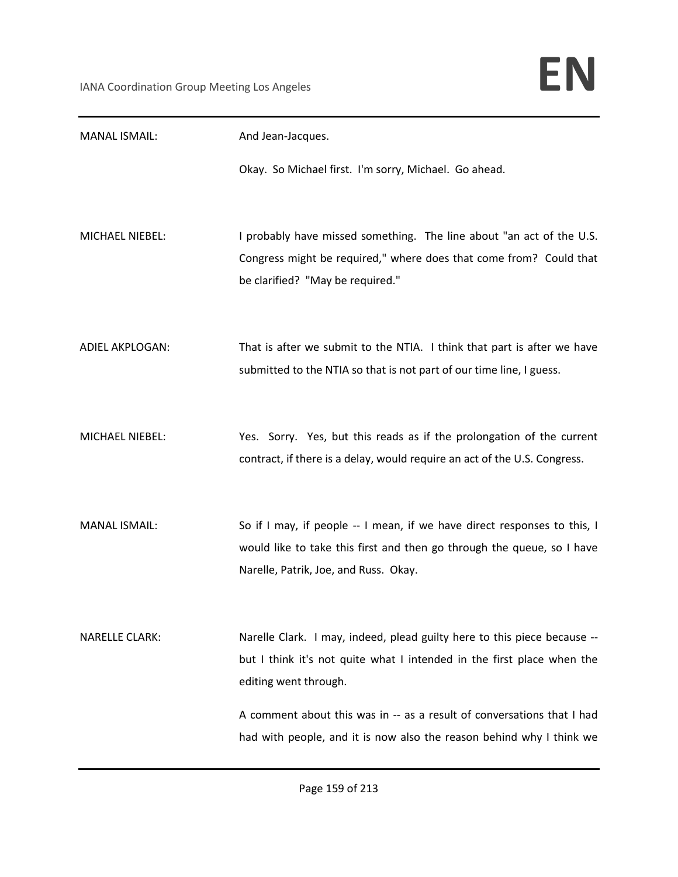| | |
|---|---|
| MANAL ISMAIL: | And Jean-Jacques. |
| | Okay. So Michael first. I'm sorry, Michael. Go ahead. |
| MICHAEL NIEBEL: | I probably have missed something. The line about "an act of the U.S. Congress might be required," where does that come from? Could that be clarified? "May be required." |
| ADIEL AKPLOGAN: | That is after we submit to the NTIA. I think that part is after we have submitted to the NTIA so that is not part of our time line, I guess. |
| MICHAEL NIEBEL: | Yes. Sorry. Yes, but this reads as if the prolongation of the current contract, if there is a delay, would require an act of the U.S. Congress. |
| MANAL ISMAIL: | So if I may, if people -- I mean, if we have direct responses to this, I would like to take this first and then go through the queue, so I have Narelle, Patrik, Joe, and Russ. Okay. |
| NARELLE CLARK: | Narelle Clark. I may, indeed, plead guilty here to this piece because -- but I think it's not quite what I intended in the first place when the editing went through. |
| | A comment about this was in -- as a result of conversations that I had had with people, and it is now also the reason behind why I think we |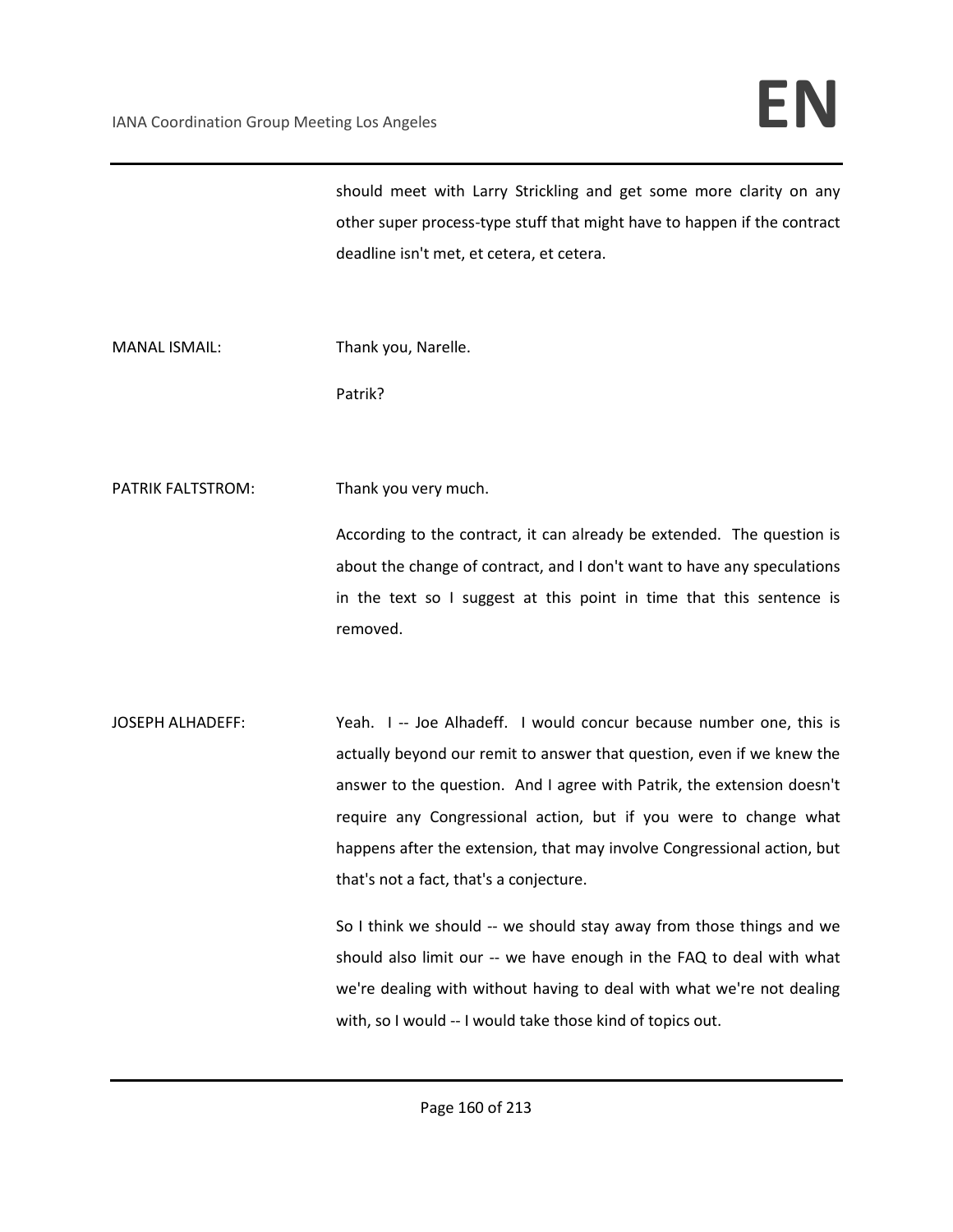should meet with Larry Strickling and get some more clarity on any other super process-type stuff that might have to happen if the contract deadline isn't met, et cetera, et cetera.

MANAL ISMAIL: Thank you, Narelle.

Patrik?

PATRIK FALTSTROM: Thank you very much.

According to the contract, it can already be extended. The question is about the change of contract, and I don't want to have any speculations in the text so I suggest at this point in time that this sentence is removed.

JOSEPH ALHADEFF: Yeah. I -- Joe Alhadeff. I would concur because number one, this is actually beyond our remit to answer that question, even if we knew the answer to the question. And I agree with Patrik, the extension doesn't require any Congressional action, but if you were to change what happens after the extension, that may involve Congressional action, but that's not a fact, that's a conjecture.

So I think we should -- we should stay away from those things and we should also limit our -- we have enough in the FAQ to deal with what we're dealing with without having to deal with what we're not dealing with, so I would -- I would take those kind of topics out.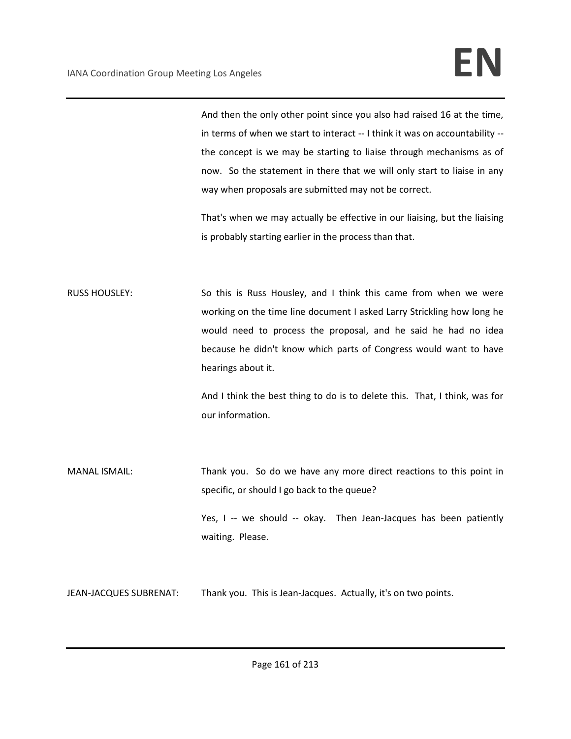And then the only other point since you also had raised 16 at the time, in terms of when we start to interact -- I think it was on accountability -- the concept is we may be starting to liaise through mechanisms as of now. So the statement in there that we will only start to liaise in any way when proposals are submitted may not be correct.

That's when we may actually be effective in our liaising, but the liaising is probably starting earlier in the process than that.

RUSS HOUSLEY: So this is Russ Housley, and I think this came from when we were working on the time line document I asked Larry Strickling how long he would need to process the proposal, and he said he had no idea because he didn't know which parts of Congress would want to have hearings about it.

And I think the best thing to do is to delete this. That, I think, was for our information.

MANAL ISMAIL: Thank you. So do we have any more direct reactions to this point in specific, or should I go back to the queue?

Yes, I -- we should -- okay. Then Jean-Jacques has been patiently waiting. Please.

JEAN-JACQUES SUBRENAT: Thank you. This is Jean-Jacques. Actually, it's on two points.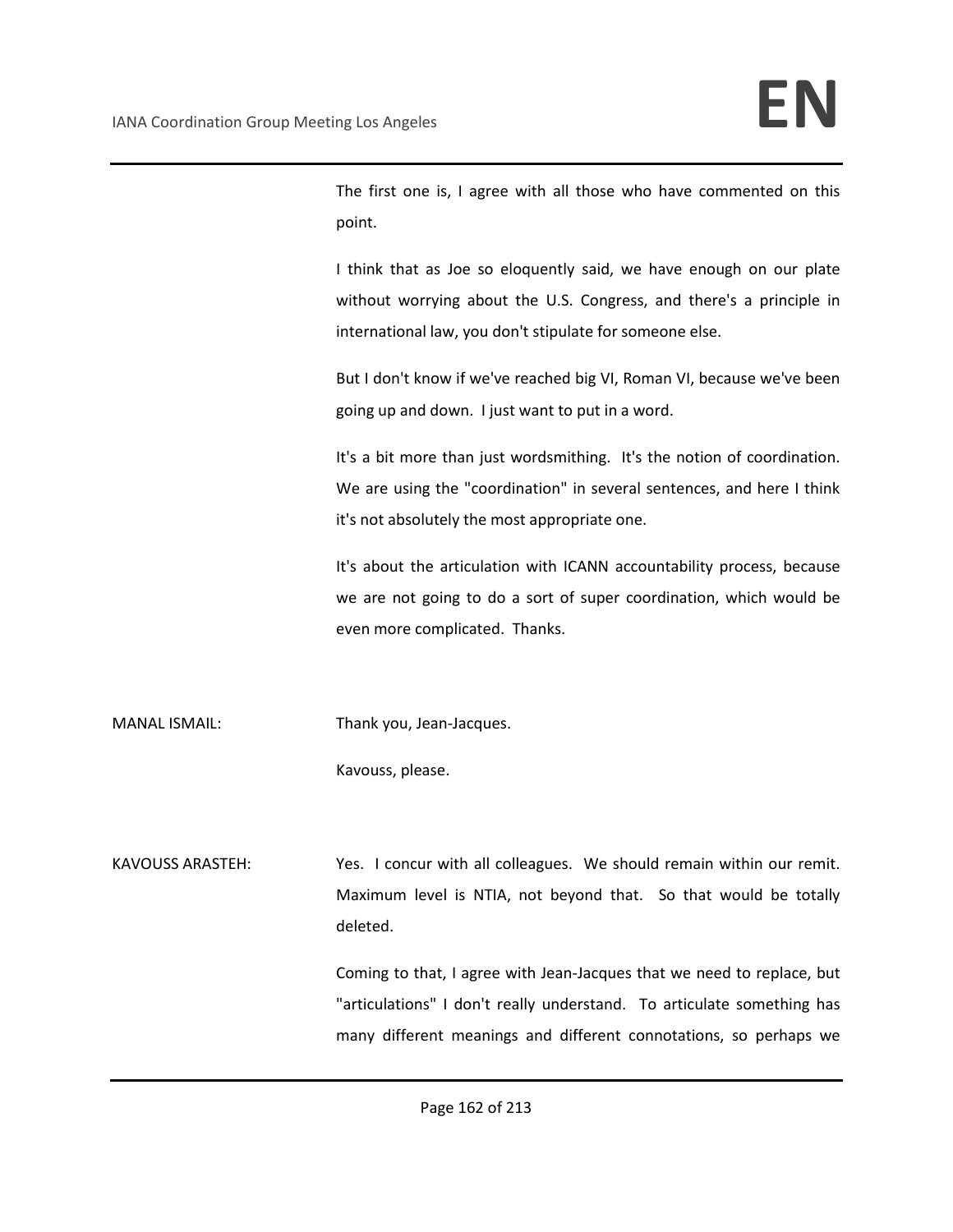The first one is, I agree with all those who have commented on this point.

I think that as Joe so eloquently said, we have enough on our plate without worrying about the U.S. Congress, and there's a principle in international law, you don't stipulate for someone else.

But I don't know if we've reached big VI, Roman VI, because we've been going up and down. I just want to put in a word.

It's a bit more than just wordsmithing. It's the notion of coordination. We are using the "coordination" in several sentences, and here I think it's not absolutely the most appropriate one.

It's about the articulation with ICANN accountability process, because we are not going to do a sort of super coordination, which would be even more complicated. Thanks.

MANAL ISMAIL: Thank you, Jean-Jacques.

Kavouss, please.

KAVOUSS ARASTEH: Yes. I concur with all colleagues. We should remain within our remit. Maximum level is NTIA, not beyond that. So that would be totally deleted.

Coming to that, I agree with Jean-Jacques that we need to replace, but "articulations" I don't really understand. To articulate something has many different meanings and different connotations, so perhaps we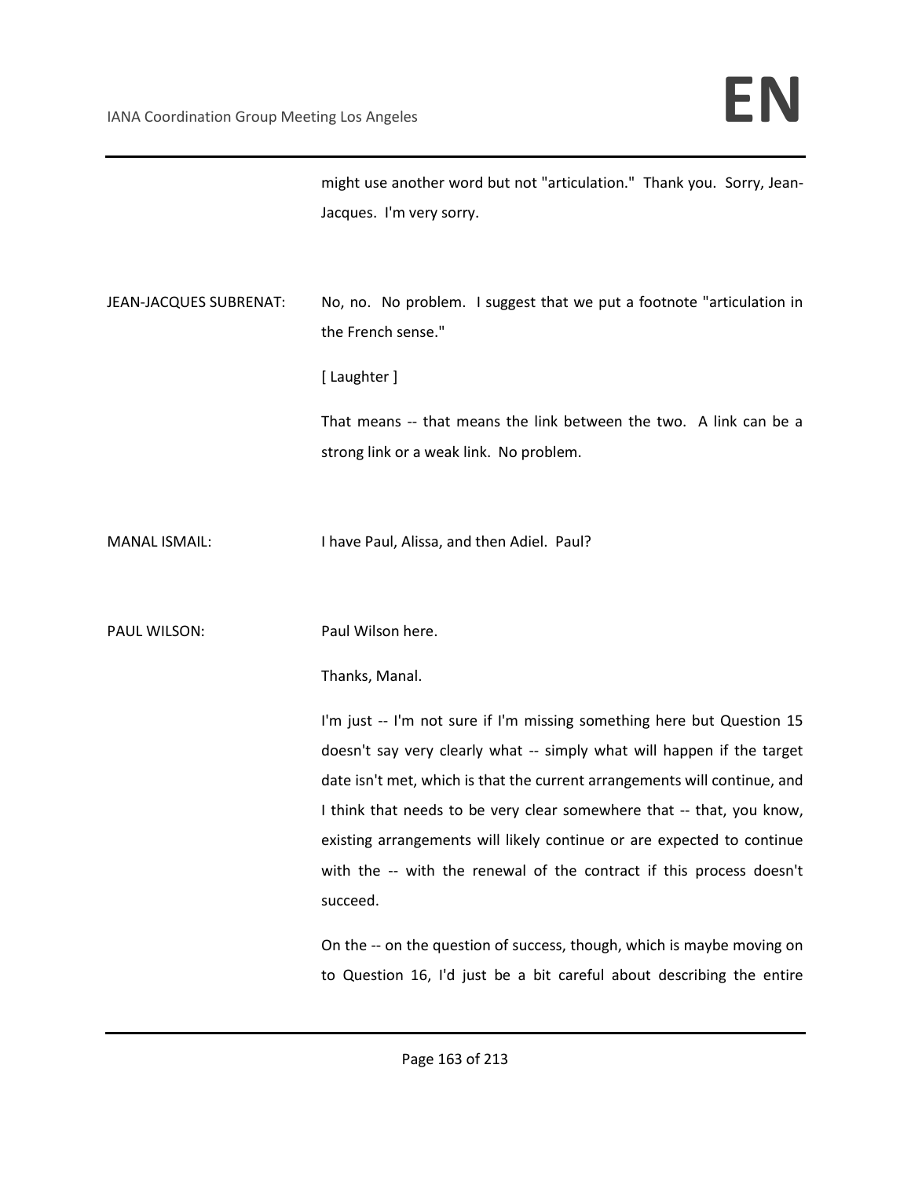might use another word but not "articulation." Thank you. Sorry, Jean-Jacques. I'm very sorry.

JEAN-JACQUES SUBRENAT: No, no. No problem. I suggest that we put a footnote "articulation in the French sense."

[ Laughter ]

That means -- that means the link between the two. A link can be a strong link or a weak link. No problem.

MANAL ISMAIL: I have Paul, Alissa, and then Adiel. Paul?

PAUL WILSON: Paul Wilson here.

Thanks, Manal.

I'm just -- I'm not sure if I'm missing something here but Question 15 doesn't say very clearly what -- simply what will happen if the target date isn't met, which is that the current arrangements will continue, and I think that needs to be very clear somewhere that -- that, you know, existing arrangements will likely continue or are expected to continue with the -- with the renewal of the contract if this process doesn't succeed.

On the -- on the question of success, though, which is maybe moving on to Question 16, I'd just be a bit careful about describing the entire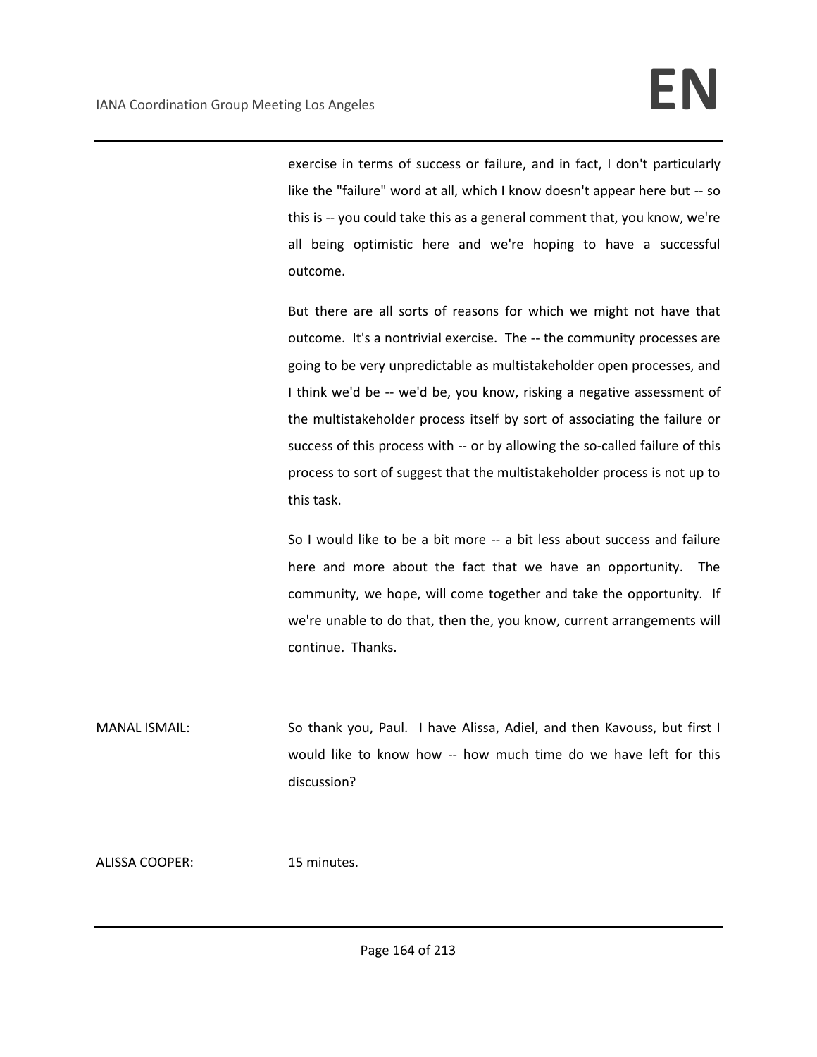exercise in terms of success or failure, and in fact, I don't particularly like the "failure" word at all, which I know doesn't appear here but -- so this is -- you could take this as a general comment that, you know, we're all being optimistic here and we're hoping to have a successful outcome.

But there are all sorts of reasons for which we might not have that outcome. It's a nontrivial exercise. The -- the community processes are going to be very unpredictable as multistakeholder open processes, and I think we'd be -- we'd be, you know, risking a negative assessment of the multistakeholder process itself by sort of associating the failure or success of this process with -- or by allowing the so-called failure of this process to sort of suggest that the multistakeholder process is not up to this task.

So I would like to be a bit more -- a bit less about success and failure here and more about the fact that we have an opportunity. The community, we hope, will come together and take the opportunity. If we're unable to do that, then the, you know, current arrangements will continue. Thanks.

MANAL ISMAIL: So thank you, Paul. I have Alissa, Adiel, and then Kavouss, but first I would like to know how -- how much time do we have left for this discussion?

ALISSA COOPER: 15 minutes.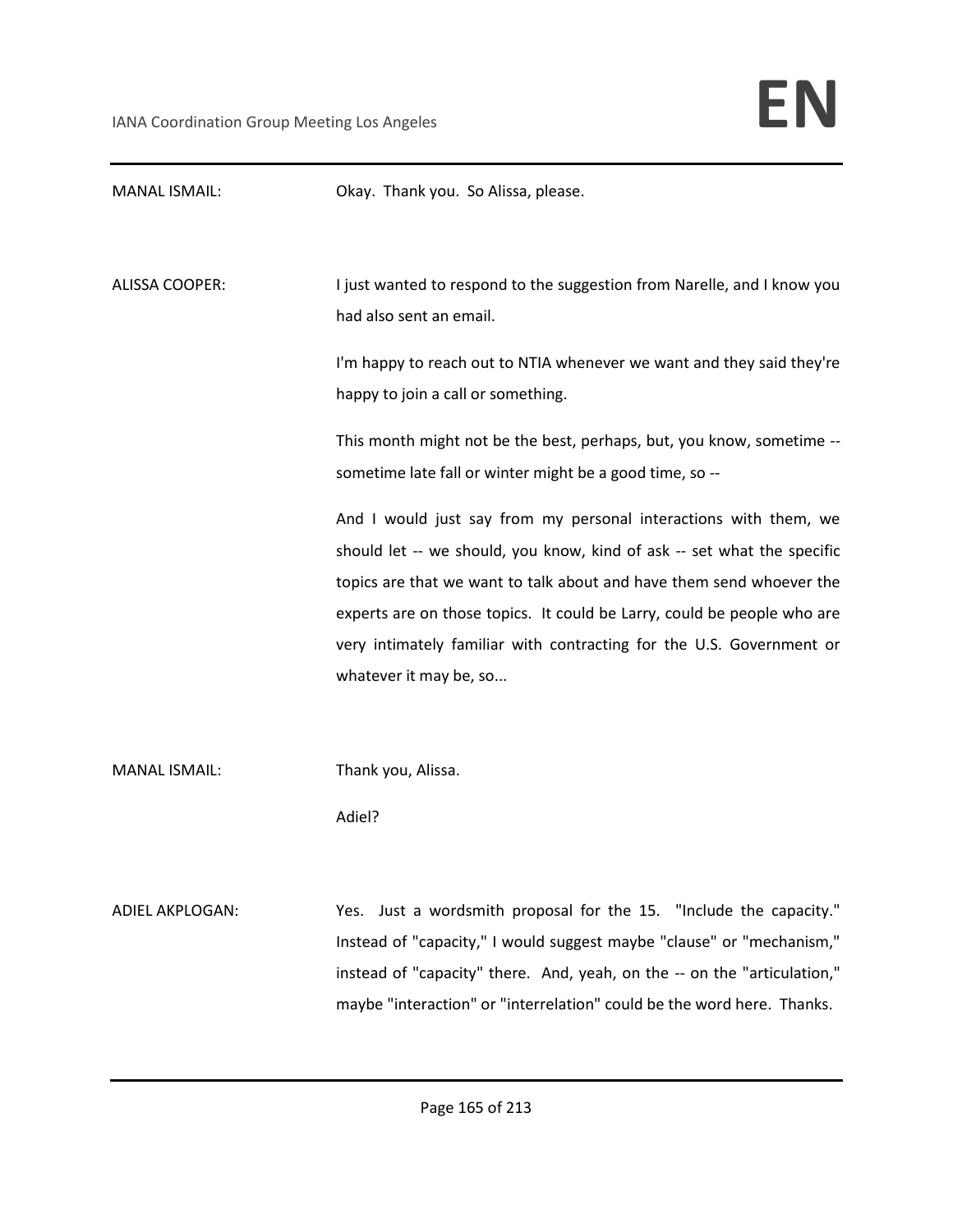MANAL ISMAIL: Okay. Thank you. So Alissa, please.

ALISSA COOPER: I just wanted to respond to the suggestion from Narelle, and I know you had also sent an email.

I'm happy to reach out to NTIA whenever we want and they said they're happy to join a call or something.

This month might not be the best, perhaps, but, you know, sometime -- sometime late fall or winter might be a good time, so --

And I would just say from my personal interactions with them, we should let -- we should, you know, kind of ask -- set what the specific topics are that we want to talk about and have them send whoever the experts are on those topics. It could be Larry, could be people who are very intimately familiar with contracting for the U.S. Government or whatever it may be, so...

MANAL ISMAIL: Thank you, Alissa.

Adiel?

ADIEL AKPLOGAN: Yes. Just a wordsmith proposal for the 15. "Include the capacity." Instead of "capacity," I would suggest maybe "clause" or "mechanism," instead of "capacity" there. And, yeah, on the -- on the "articulation," maybe "interaction" or "interrelation" could be the word here. Thanks.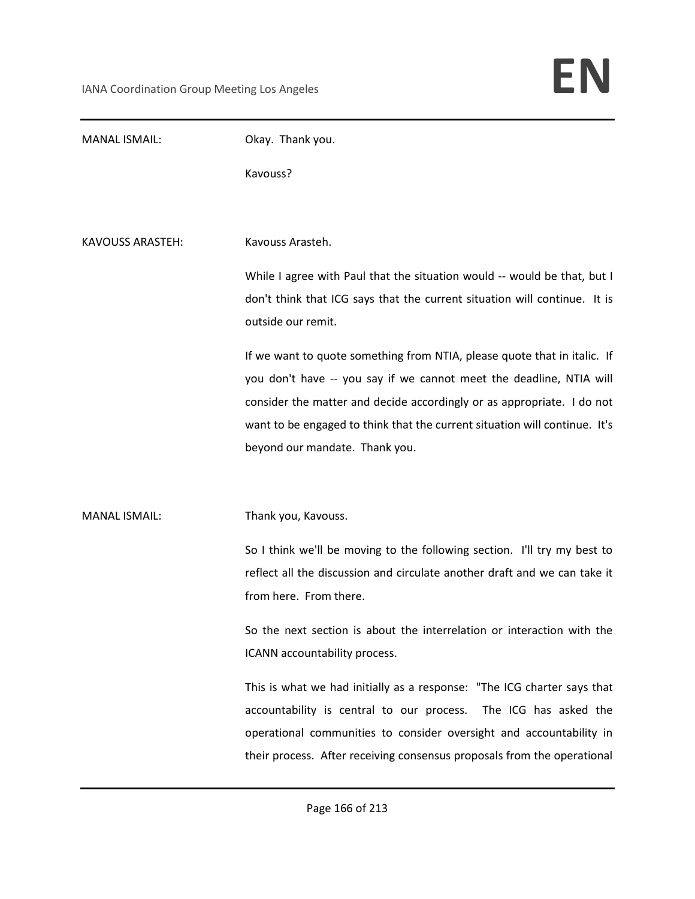MANAL ISMAIL: Okay. Thank you.

Kavouss?

KAVOUSS ARASTEH: Kavouss Arasteh.

While I agree with Paul that the situation would -- would be that, but I don't think that ICG says that the current situation will continue. It is outside our remit.

If we want to quote something from NTIA, please quote that in italic. If you don't have -- you say if we cannot meet the deadline, NTIA will consider the matter and decide accordingly or as appropriate. I do not want to be engaged to think that the current situation will continue. It's beyond our mandate. Thank you.

MANAL ISMAIL: Thank you, Kavouss.

So I think we'll be moving to the following section. I'll try my best to reflect all the discussion and circulate another draft and we can take it from here. From there.

So the next section is about the interrelation or interaction with the ICANN accountability process.

This is what we had initially as a response: "The ICG charter says that accountability is central to our process. The ICG has asked the operational communities to consider oversight and accountability in their process. After receiving consensus proposals from the operational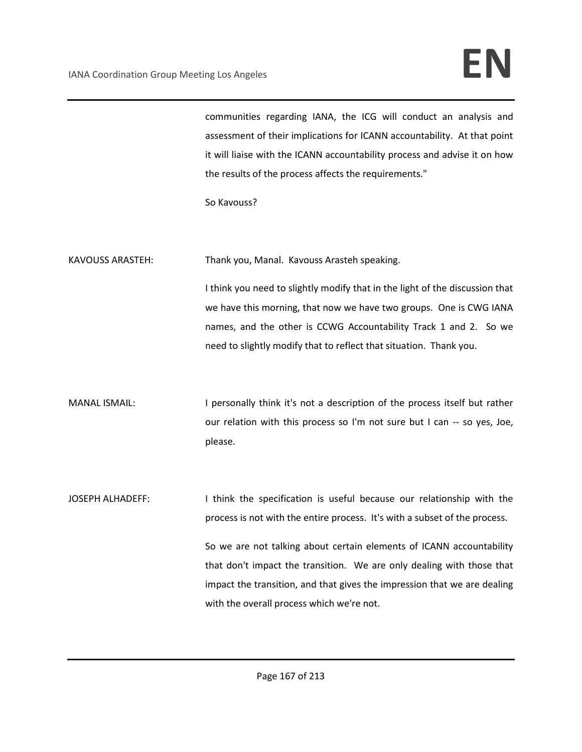communities regarding IANA, the ICG will conduct an analysis and assessment of their implications for ICANN accountability. At that point it will liaise with the ICANN accountability process and advise it on how the results of the process affects the requirements."

So Kavouss?

KAVOUSS ARASTEH: Thank you, Manal. Kavouss Arasteh speaking.

I think you need to slightly modify that in the light of the discussion that we have this morning, that now we have two groups. One is CWG IANA names, and the other is CCWG Accountability Track 1 and 2. So we need to slightly modify that to reflect that situation. Thank you.

MANAL ISMAIL: I personally think it's not a description of the process itself but rather our relation with this process so I'm not sure but I can -- so yes, Joe, please.

JOSEPH ALHADEFF: I think the specification is useful because our relationship with the process is not with the entire process. It's with a subset of the process.

So we are not talking about certain elements of ICANN accountability that don't impact the transition. We are only dealing with those that impact the transition, and that gives the impression that we are dealing with the overall process which we're not.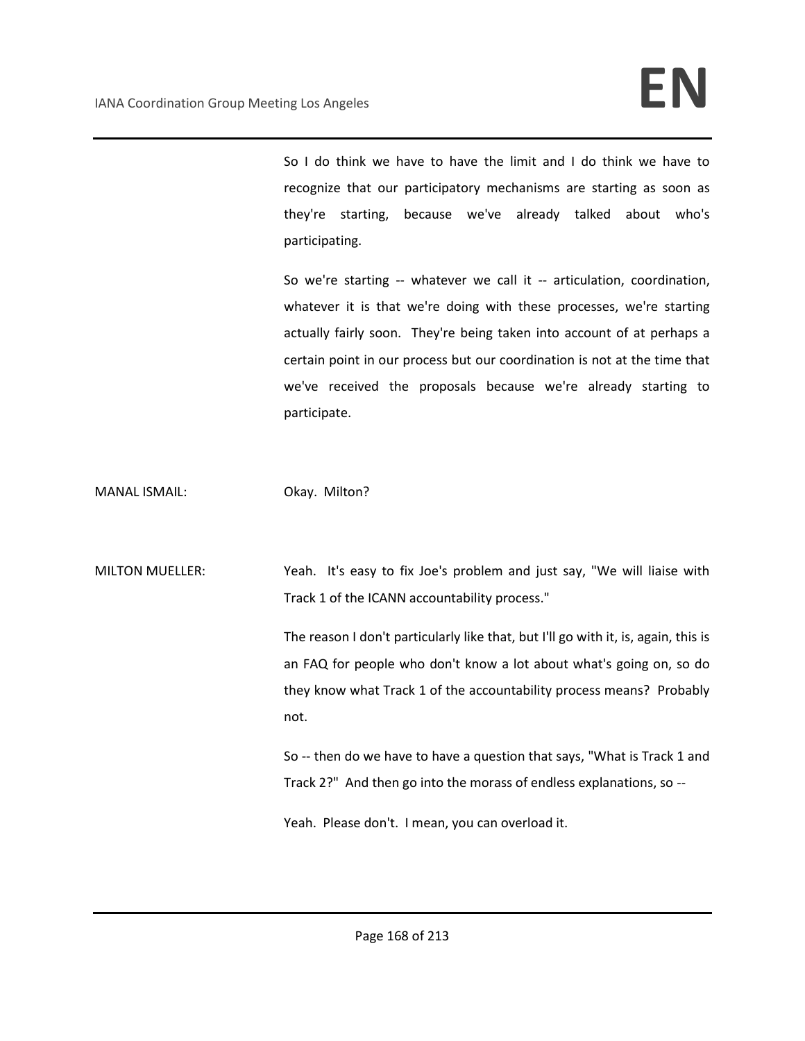So I do think we have to have the limit and I do think we have to recognize that our participatory mechanisms are starting as soon as they're starting, because we've already talked about who's participating.

So we're starting -- whatever we call it -- articulation, coordination, whatever it is that we're doing with these processes, we're starting actually fairly soon. They're being taken into account of at perhaps a certain point in our process but our coordination is not at the time that we've received the proposals because we're already starting to participate.

MANAL ISMAIL: Okay. Milton?

MILTON MUELLER: Yeah. It's easy to fix Joe's problem and just say, "We will liaise with Track 1 of the ICANN accountability process."

The reason I don't particularly like that, but I'll go with it, is, again, this is an FAQ for people who don't know a lot about what's going on, so do they know what Track 1 of the accountability process means? Probably not.

So -- then do we have to have a question that says, "What is Track 1 and Track 2?" And then go into the morass of endless explanations, so --

Yeah. Please don't. I mean, you can overload it.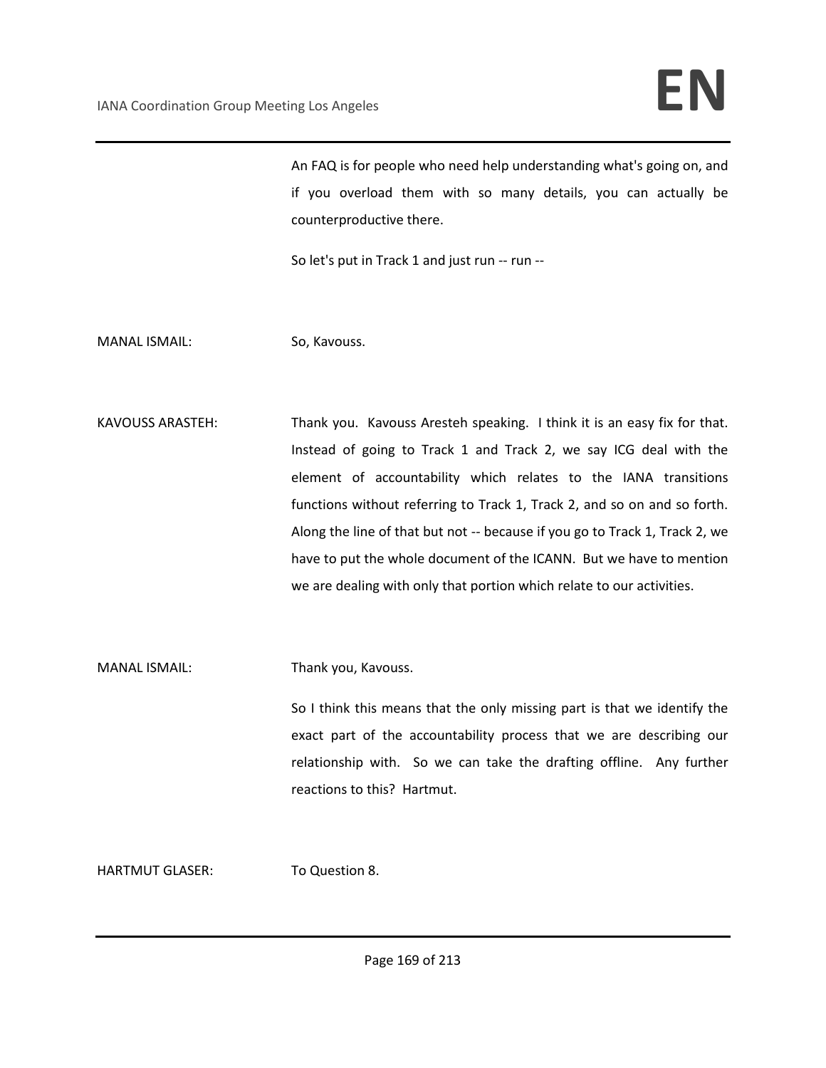An FAQ is for people who need help understanding what's going on, and if you overload them with so many details, you can actually be counterproductive there.

So let's put in Track 1 and just run -- run --

MANAL ISMAIL: So, Kavouss.

KAVOUSS ARASTEH: Thank you. Kavouss Aresteh speaking. I think it is an easy fix for that. Instead of going to Track 1 and Track 2, we say ICG deal with the element of accountability which relates to the IANA transitions functions without referring to Track 1, Track 2, and so on and so forth. Along the line of that but not -- because if you go to Track 1, Track 2, we have to put the whole document of the ICANN. But we have to mention we are dealing with only that portion which relate to our activities.

MANAL ISMAIL: Thank you, Kavouss.

So I think this means that the only missing part is that we identify the exact part of the accountability process that we are describing our relationship with. So we can take the drafting offline. Any further reactions to this? Hartmut.

HARTMUT GLASER: To Question 8.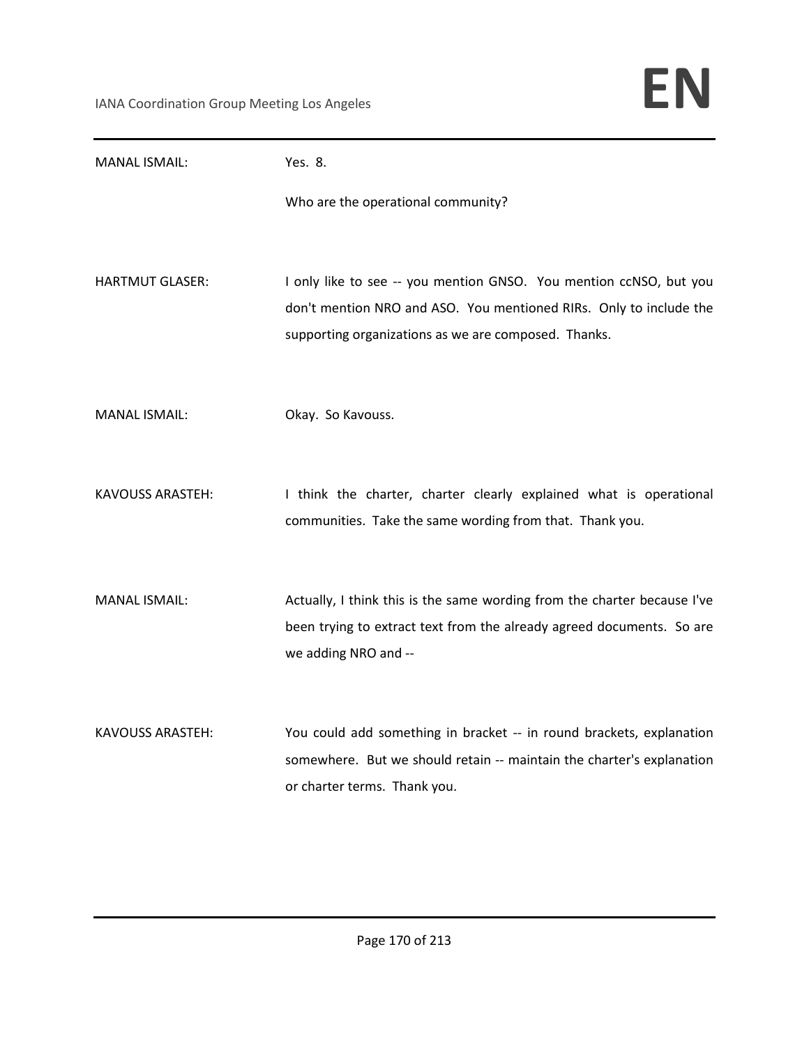MANAL ISMAIL: Yes. 8.

Who are the operational community?

HARTMUT GLASER: I only like to see -- you mention GNSO. You mention ccNSO, but you don't mention NRO and ASO. You mentioned RIRs. Only to include the supporting organizations as we are composed. Thanks.

MANAL ISMAIL: Okay. So Kavouss.

KAVOUSS ARASTEH: I think the charter, charter clearly explained what is operational communities. Take the same wording from that. Thank you.

MANAL ISMAIL: Actually, I think this is the same wording from the charter because I've been trying to extract text from the already agreed documents. So are we adding NRO and --

KAVOUSS ARASTEH: You could add something in bracket -- in round brackets, explanation somewhere. But we should retain -- maintain the charter's explanation or charter terms. Thank you.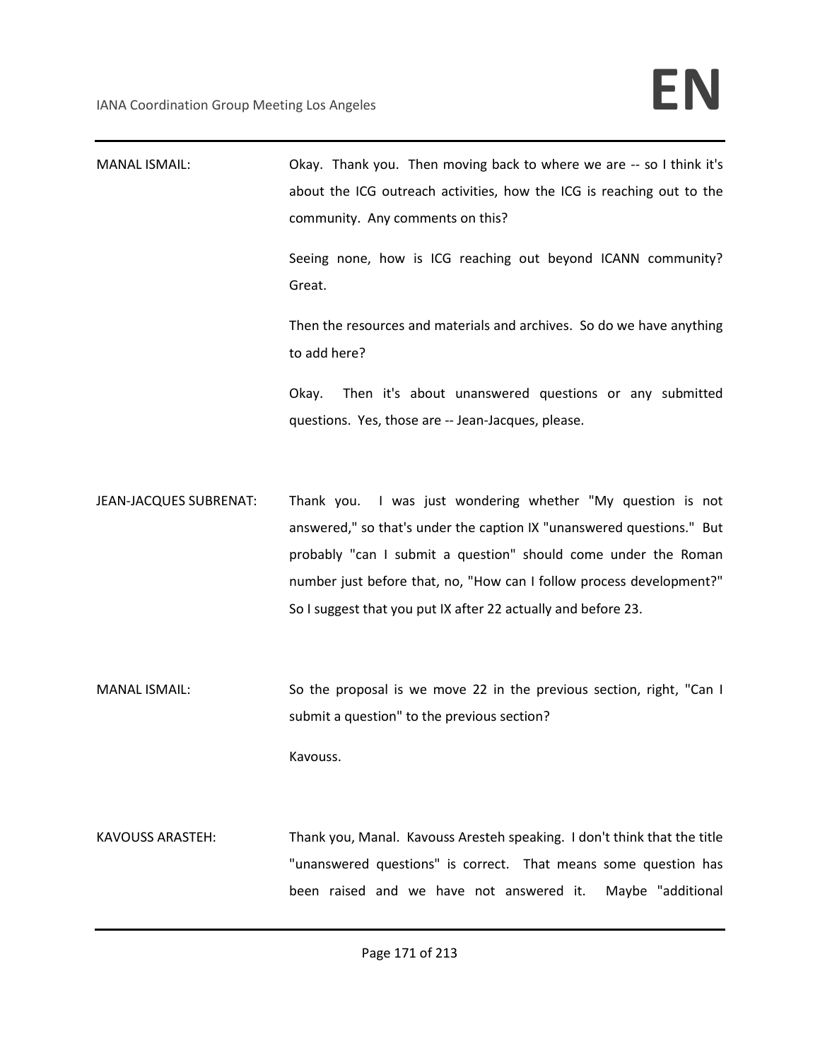MANAL ISMAIL: Okay. Thank you. Then moving back to where we are -- so I think it's about the ICG outreach activities, how the ICG is reaching out to the community. Any comments on this?

Seeing none, how is ICG reaching out beyond ICANN community? Great.

Then the resources and materials and archives. So do we have anything to add here?

Okay. Then it's about unanswered questions or any submitted questions. Yes, those are -- Jean-Jacques, please.

JEAN-JACQUES SUBRENAT: Thank you. I was just wondering whether "My question is not answered," so that's under the caption IX "unanswered questions." But probably "can I submit a question" should come under the Roman number just before that, no, "How can I follow process development?" So I suggest that you put IX after 22 actually and before 23.

MANAL ISMAIL: So the proposal is we move 22 in the previous section, right, "Can I submit a question" to the previous section?

Kavouss.

KAVOUSS ARASTEH: Thank you, Manal. Kavouss Aresteh speaking. I don't think that the title "unanswered questions" is correct. That means some question has been raised and we have not answered it. Maybe "additional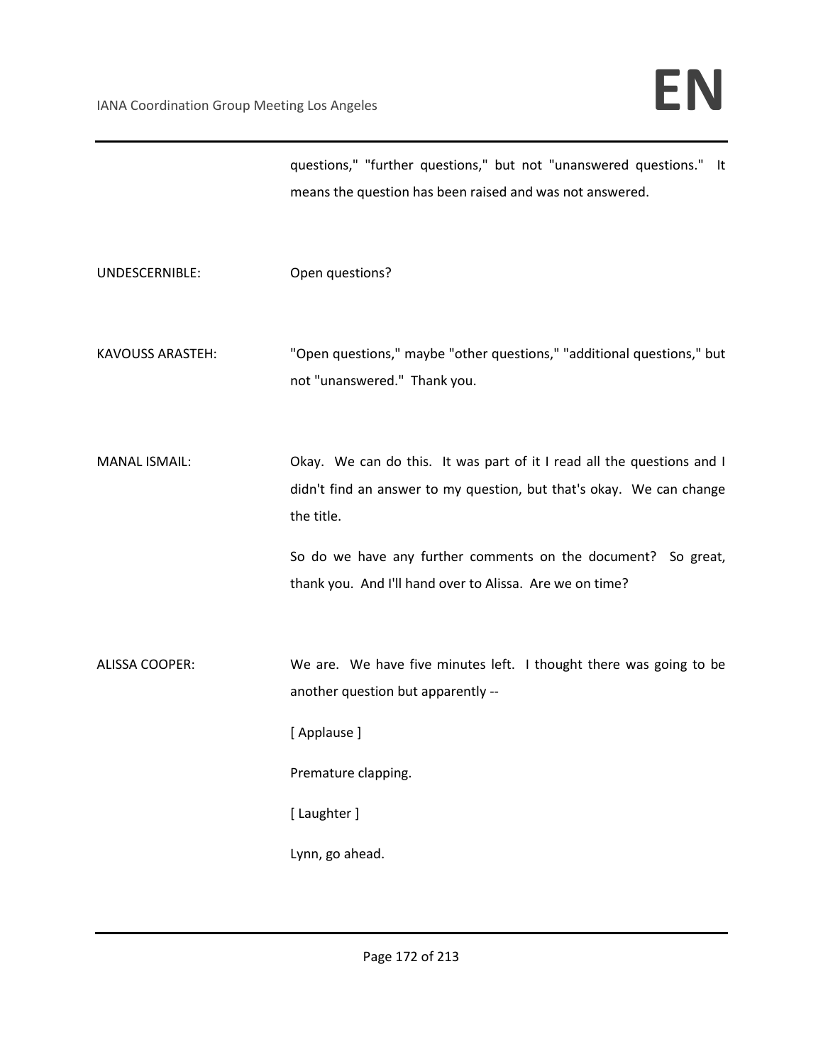questions," "further questions," but not "unanswered questions." It means the question has been raised and was not answered.

UNDESCERNIBLE: Open questions?

KAVOUSS ARASTEH: "Open questions," maybe "other questions," "additional questions," but not "unanswered." Thank you.

MANAL ISMAIL: Okay. We can do this. It was part of it I read all the questions and I didn't find an answer to my question, but that's okay. We can change the title.

So do we have any further comments on the document? So great, thank you. And I'll hand over to Alissa. Are we on time?

ALISSA COOPER: We are. We have five minutes left. I thought there was going to be another question but apparently --

[ Applause ]

Premature clapping.

[ Laughter ]

Lynn, go ahead.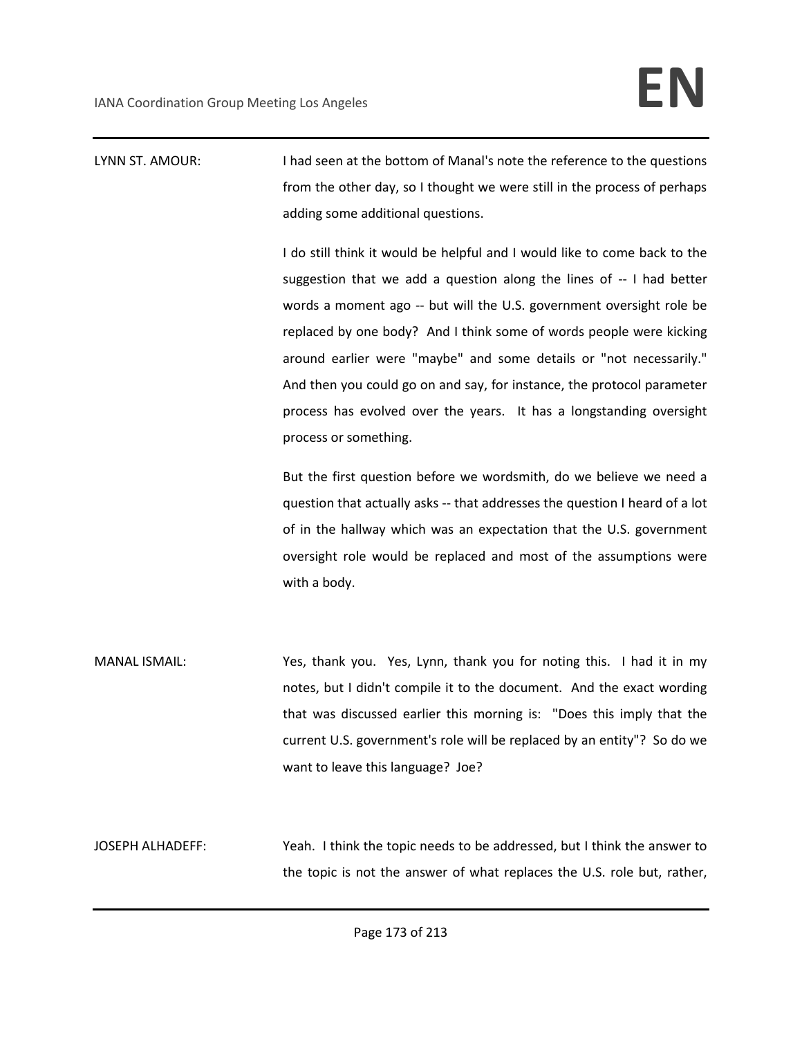LYNN ST. AMOUR: I had seen at the bottom of Manal's note the reference to the questions from the other day, so I thought we were still in the process of perhaps adding some additional questions.

I do still think it would be helpful and I would like to come back to the suggestion that we add a question along the lines of -- I had better words a moment ago -- but will the U.S. government oversight role be replaced by one body? And I think some of words people were kicking around earlier were "maybe" and some details or "not necessarily." And then you could go on and say, for instance, the protocol parameter process has evolved over the years. It has a longstanding oversight process or something.

But the first question before we wordsmith, do we believe we need a question that actually asks -- that addresses the question I heard of a lot of in the hallway which was an expectation that the U.S. government oversight role would be replaced and most of the assumptions were with a body.

MANAL ISMAIL: Yes, thank you. Yes, Lynn, thank you for noting this. I had it in my notes, but I didn't compile it to the document. And the exact wording that was discussed earlier this morning is: "Does this imply that the current U.S. government's role will be replaced by an entity"? So do we want to leave this language? Joe?

JOSEPH ALHADEFF: Yeah. I think the topic needs to be addressed, but I think the answer to the topic is not the answer of what replaces the U.S. role but, rather,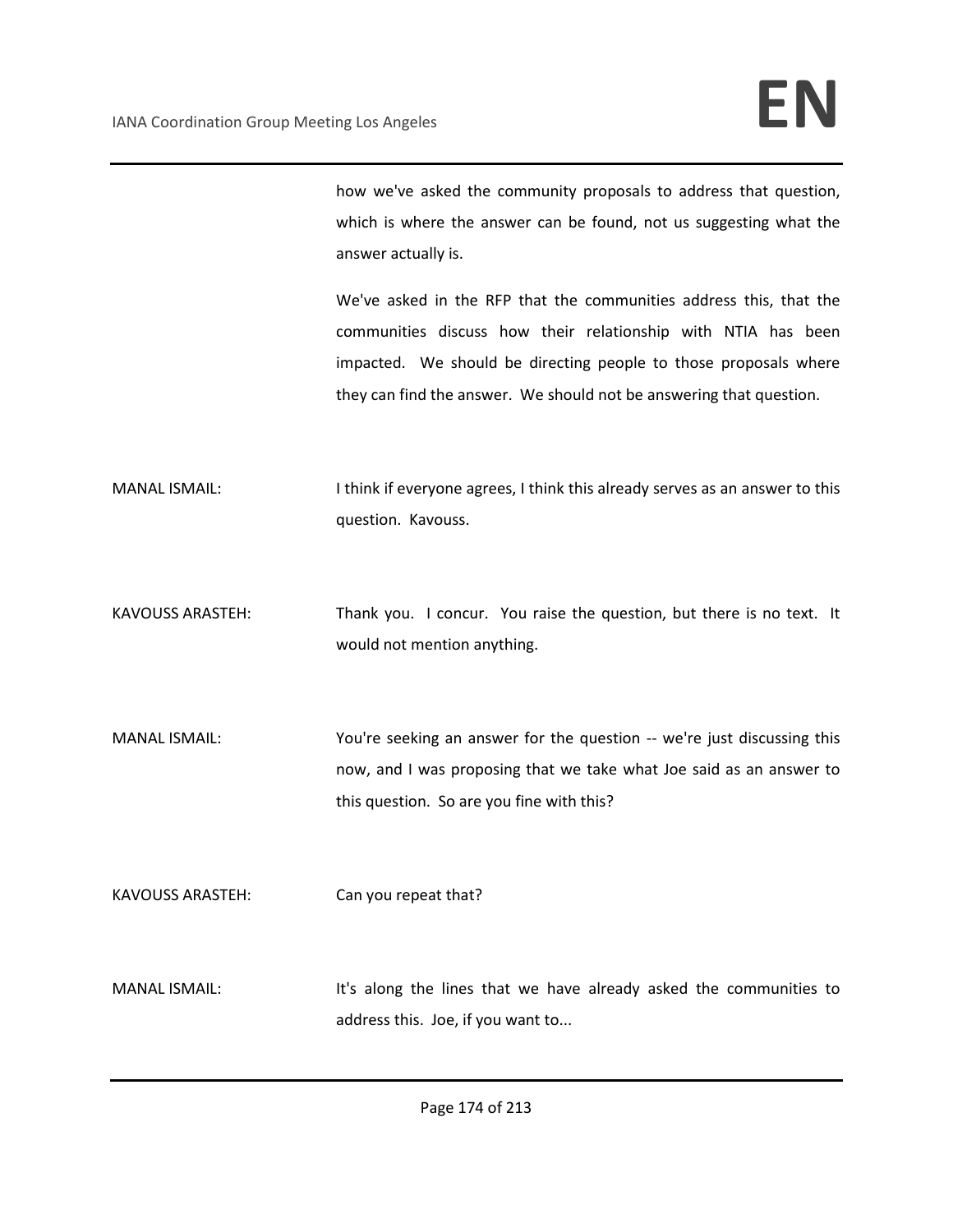how we've asked the community proposals to address that question, which is where the answer can be found, not us suggesting what the answer actually is.

We've asked in the RFP that the communities address this, that the communities discuss how their relationship with NTIA has been impacted. We should be directing people to those proposals where they can find the answer. We should not be answering that question.

MANAL ISMAIL: I think if everyone agrees, I think this already serves as an answer to this question. Kavouss.

KAVOUSS ARASTEH: Thank you. I concur. You raise the question, but there is no text. It would not mention anything.

MANAL ISMAIL: You're seeking an answer for the question -- we're just discussing this now, and I was proposing that we take what Joe said as an answer to this question. So are you fine with this?

KAVOUSS ARASTEH: Can you repeat that?

MANAL ISMAIL: It's along the lines that we have already asked the communities to address this. Joe, if you want to...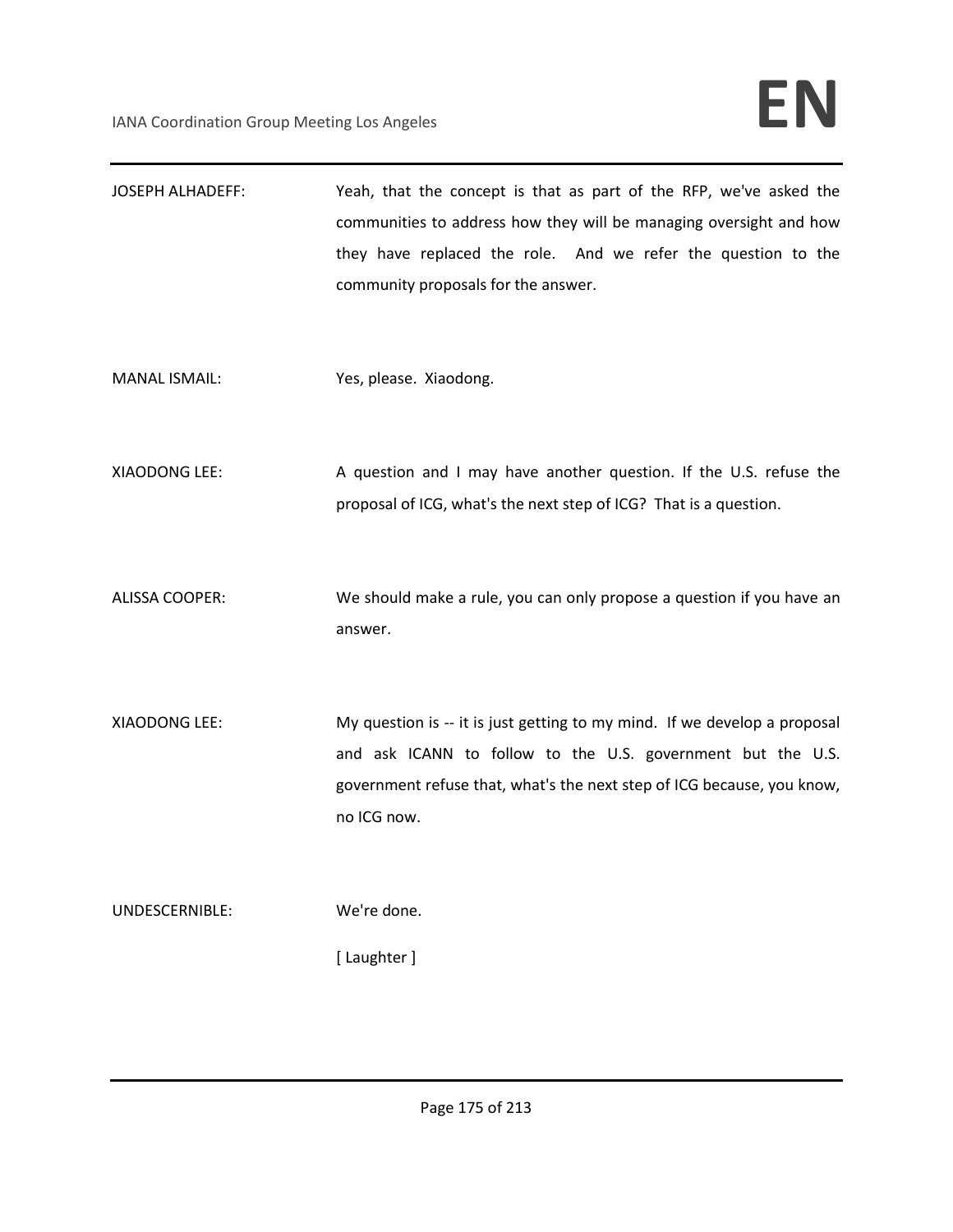JOSEPH ALHADEFF: Yeah, that the concept is that as part of the RFP, we've asked the communities to address how they will be managing oversight and how they have replaced the role. And we refer the question to the community proposals for the answer.

MANAL ISMAIL: Yes, please. Xiaodong.

XIAODONG LEE: A question and I may have another question. If the U.S. refuse the proposal of ICG, what's the next step of ICG? That is a question.

ALISSA COOPER: We should make a rule, you can only propose a question if you have an answer.

XIAODONG LEE: My question is -- it is just getting to my mind. If we develop a proposal and ask ICANN to follow to the U.S. government but the U.S. government refuse that, what's the next step of ICG because, you know, no ICG now.

UNDESCERNIBLE: We're done.

[ Laughter ]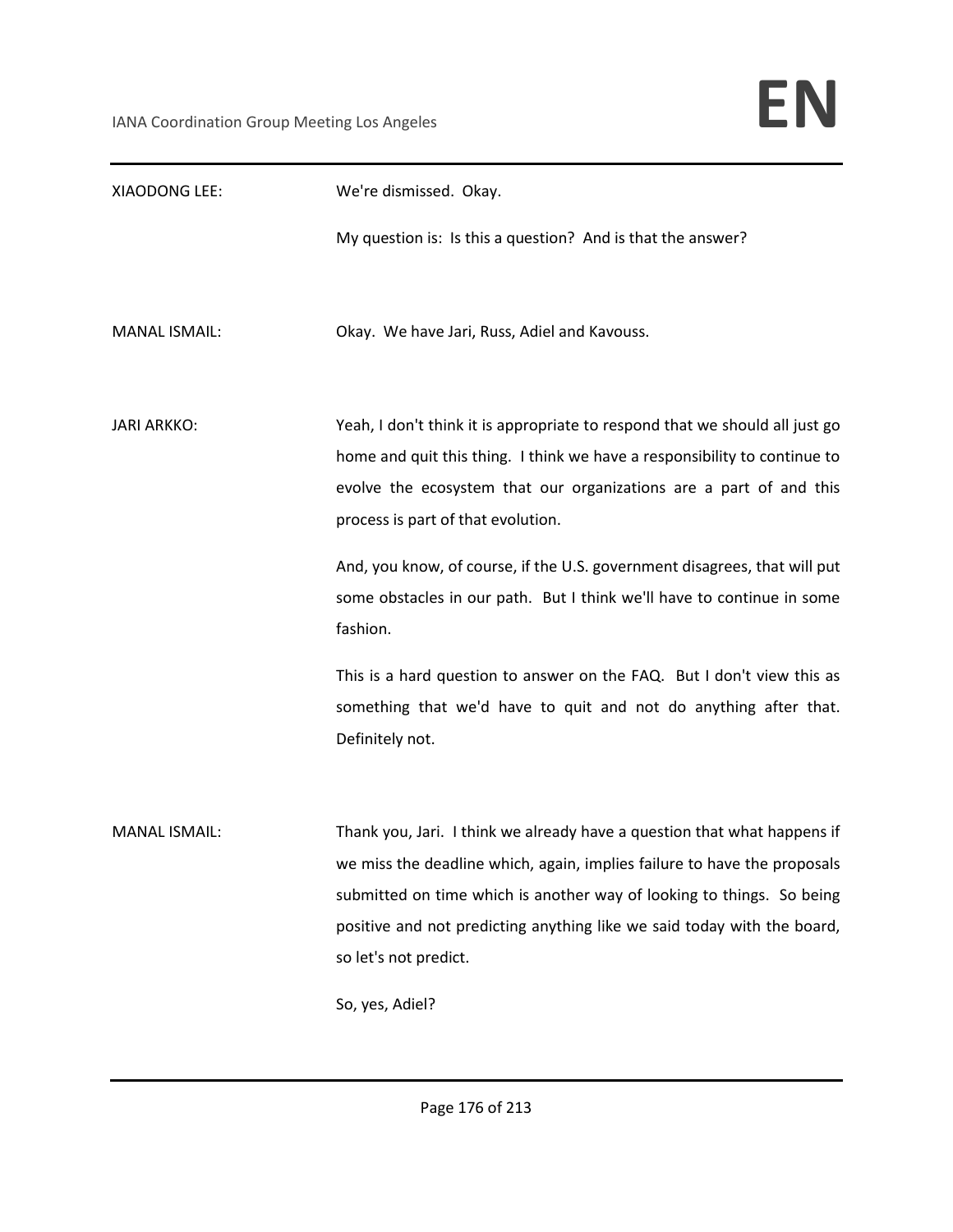XIAODONG LEE: We're dismissed. Okay.

My question is: Is this a question? And is that the answer?

MANAL ISMAIL: Okay. We have Jari, Russ, Adiel and Kavouss.

JARI ARKKO: Yeah, I don't think it is appropriate to respond that we should all just go home and quit this thing. I think we have a responsibility to continue to evolve the ecosystem that our organizations are a part of and this process is part of that evolution.

And, you know, of course, if the U.S. government disagrees, that will put some obstacles in our path. But I think we'll have to continue in some fashion.

This is a hard question to answer on the FAQ. But I don't view this as something that we'd have to quit and not do anything after that. Definitely not.

MANAL ISMAIL: Thank you, Jari. I think we already have a question that what happens if we miss the deadline which, again, implies failure to have the proposals submitted on time which is another way of looking to things. So being positive and not predicting anything like we said today with the board, so let's not predict.

So, yes, Adiel?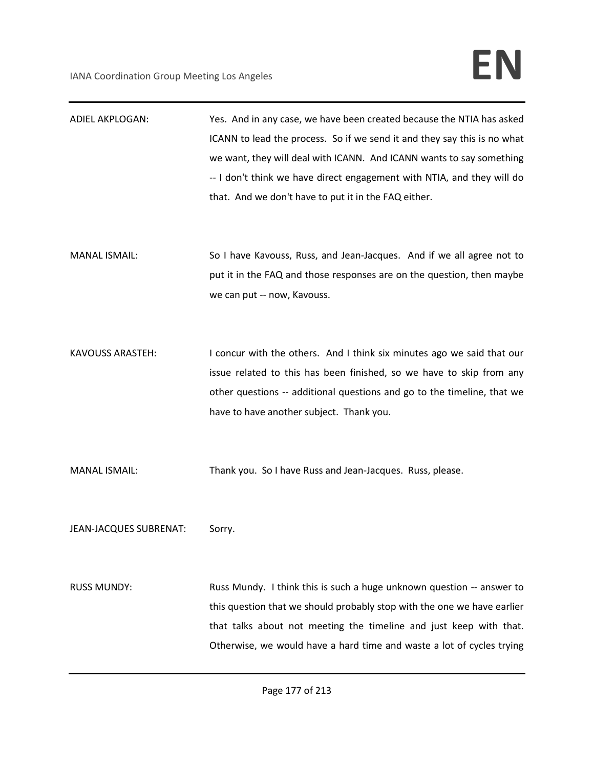ADIEL AKPLOGAN: Yes. And in any case, we have been created because the NTIA has asked ICANN to lead the process. So if we send it and they say this is no what we want, they will deal with ICANN. And ICANN wants to say something -- I don't think we have direct engagement with NTIA, and they will do that. And we don't have to put it in the FAQ either.

MANAL ISMAIL: So I have Kavouss, Russ, and Jean-Jacques. And if we all agree not to put it in the FAQ and those responses are on the question, then maybe we can put -- now, Kavouss.

KAVOUSS ARASTEH: I concur with the others. And I think six minutes ago we said that our issue related to this has been finished, so we have to skip from any other questions -- additional questions and go to the timeline, that we have to have another subject. Thank you.

MANAL ISMAIL: Thank you. So I have Russ and Jean-Jacques. Russ, please.

JEAN-JACQUES SUBRENAT: Sorry.

RUSS MUNDY: Russ Mundy. I think this is such a huge unknown question -- answer to this question that we should probably stop with the one we have earlier that talks about not meeting the timeline and just keep with that. Otherwise, we would have a hard time and waste a lot of cycles trying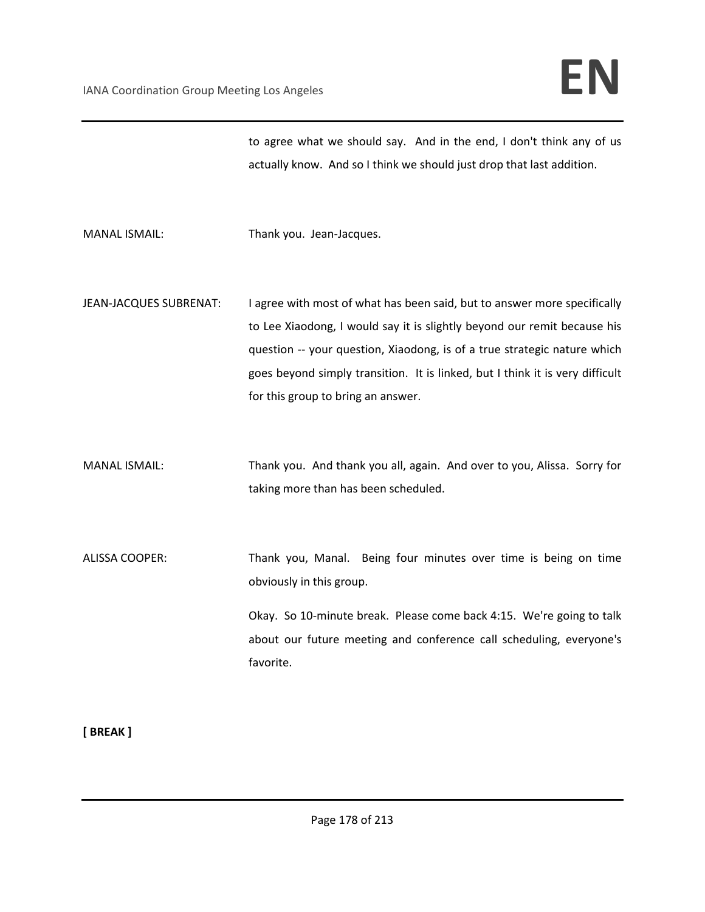to agree what we should say. And in the end, I don't think any of us actually know. And so I think we should just drop that last addition.

MANAL ISMAIL: Thank you. Jean-Jacques.

JEAN-JACQUES SUBRENAT: I agree with most of what has been said, but to answer more specifically to Lee Xiaodong, I would say it is slightly beyond our remit because his question -- your question, Xiaodong, is of a true strategic nature which goes beyond simply transition. It is linked, but I think it is very difficult for this group to bring an answer.

MANAL ISMAIL: Thank you. And thank you all, again. And over to you, Alissa. Sorry for taking more than has been scheduled.

ALISSA COOPER: Thank you, Manal. Being four minutes over time is being on time obviously in this group.

Okay. So 10-minute break. Please come back 4:15. We're going to talk about our future meeting and conference call scheduling, everyone's favorite.

**[ BREAK ]**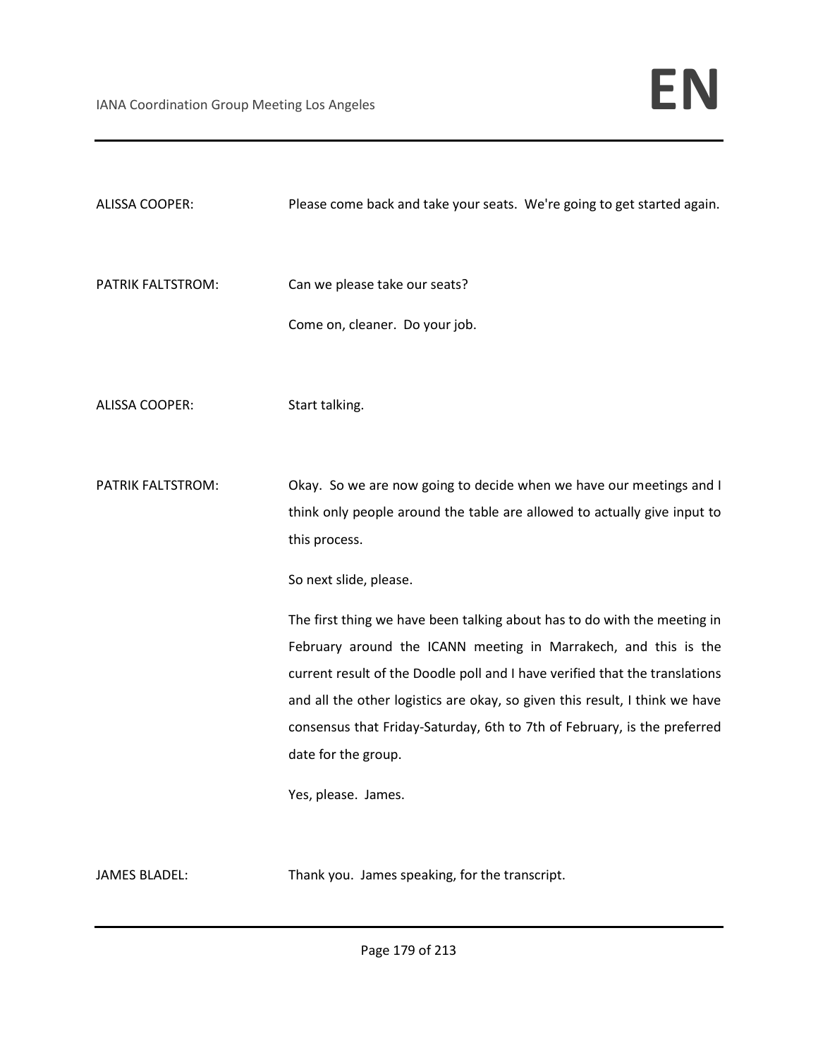ALISSA COOPER: Please come back and take your seats. We're going to get started again.

PATRIK FALTSTROM: Can we please take our seats?

Come on, cleaner. Do your job.

ALISSA COOPER: Start talking.

PATRIK FALTSTROM: Okay. So we are now going to decide when we have our meetings and I think only people around the table are allowed to actually give input to this process.

So next slide, please.

The first thing we have been talking about has to do with the meeting in February around the ICANN meeting in Marrakech, and this is the current result of the Doodle poll and I have verified that the translations and all the other logistics are okay, so given this result, I think we have consensus that Friday-Saturday, 6th to 7th of February, is the preferred date for the group.

Yes, please. James.

JAMES BLADEL: Thank you. James speaking, for the transcript.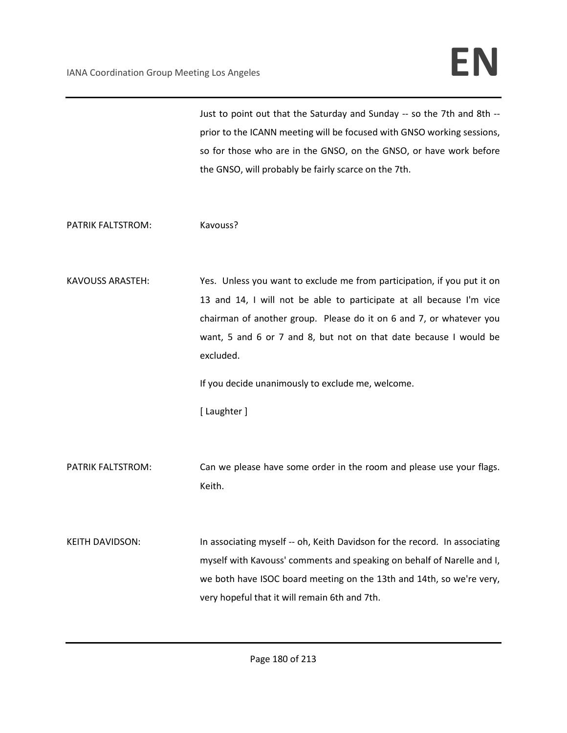Just to point out that the Saturday and Sunday -- so the 7th and 8th -- prior to the ICANN meeting will be focused with GNSO working sessions, so for those who are in the GNSO, on the GNSO, or have work before the GNSO, will probably be fairly scarce on the 7th.

PATRIK FALTSTROM: Kavouss?

KAVOUSS ARASTEH: Yes. Unless you want to exclude me from participation, if you put it on 13 and 14, I will not be able to participate at all because I'm vice chairman of another group. Please do it on 6 and 7, or whatever you want, 5 and 6 or 7 and 8, but not on that date because I would be excluded.

If you decide unanimously to exclude me, welcome.

[ Laughter ]

PATRIK FALTSTROM: Can we please have some order in the room and please use your flags. Keith.

KEITH DAVIDSON: In associating myself -- oh, Keith Davidson for the record. In associating myself with Kavouss' comments and speaking on behalf of Narelle and I, we both have ISOC board meeting on the 13th and 14th, so we're very, very hopeful that it will remain 6th and 7th.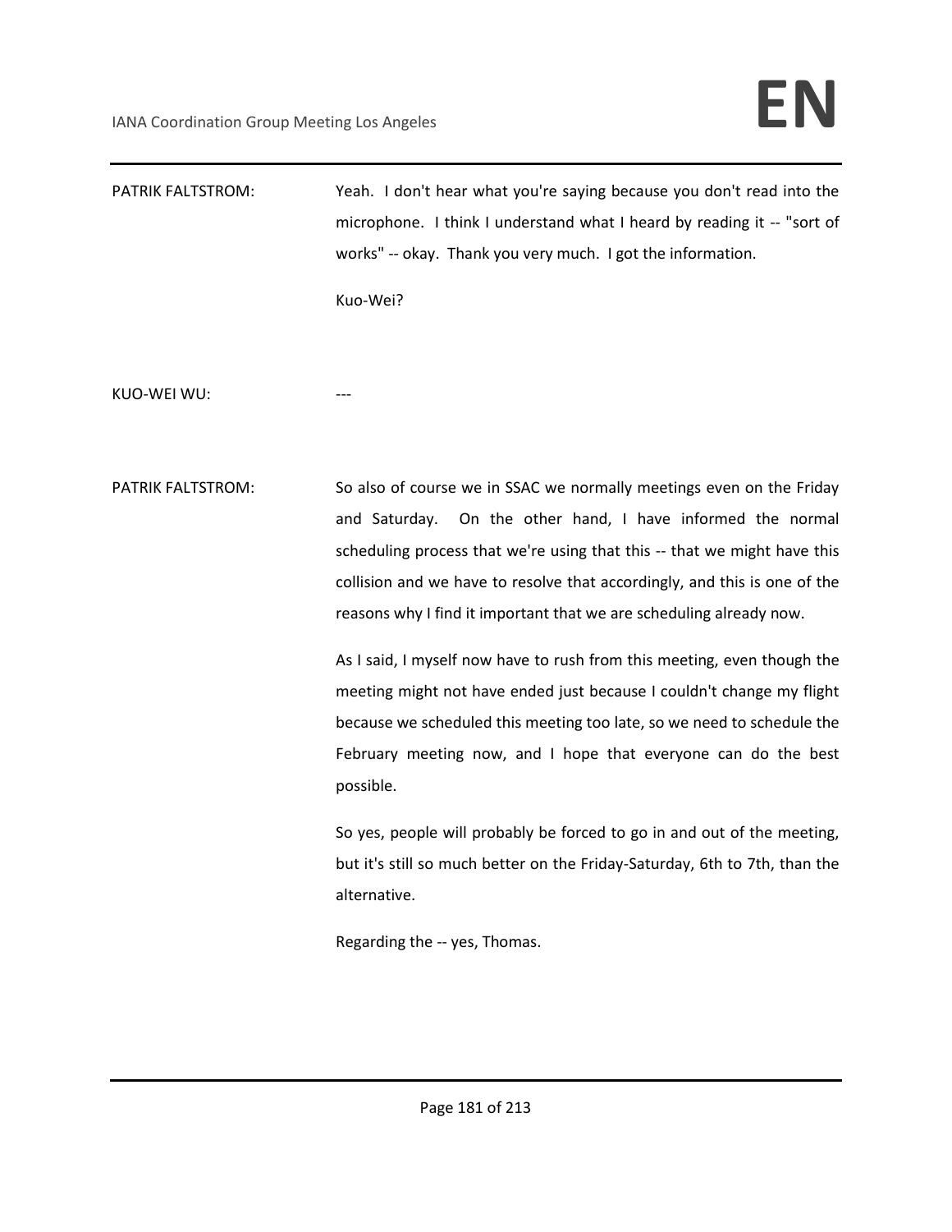PATRIK FALTSTROM: Yeah. I don't hear what you're saying because you don't read into the microphone. I think I understand what I heard by reading it -- "sort of works" -- okay. Thank you very much. I got the information.

Kuo-Wei?

KUO-WEI WU: ---

PATRIK FALTSTROM: So also of course we in SSAC we normally meetings even on the Friday and Saturday. On the other hand, I have informed the normal scheduling process that we're using that this -- that we might have this collision and we have to resolve that accordingly, and this is one of the reasons why I find it important that we are scheduling already now.

As I said, I myself now have to rush from this meeting, even though the meeting might not have ended just because I couldn't change my flight because we scheduled this meeting too late, so we need to schedule the February meeting now, and I hope that everyone can do the best possible.

So yes, people will probably be forced to go in and out of the meeting, but it's still so much better on the Friday-Saturday, 6th to 7th, than the alternative.

Regarding the -- yes, Thomas.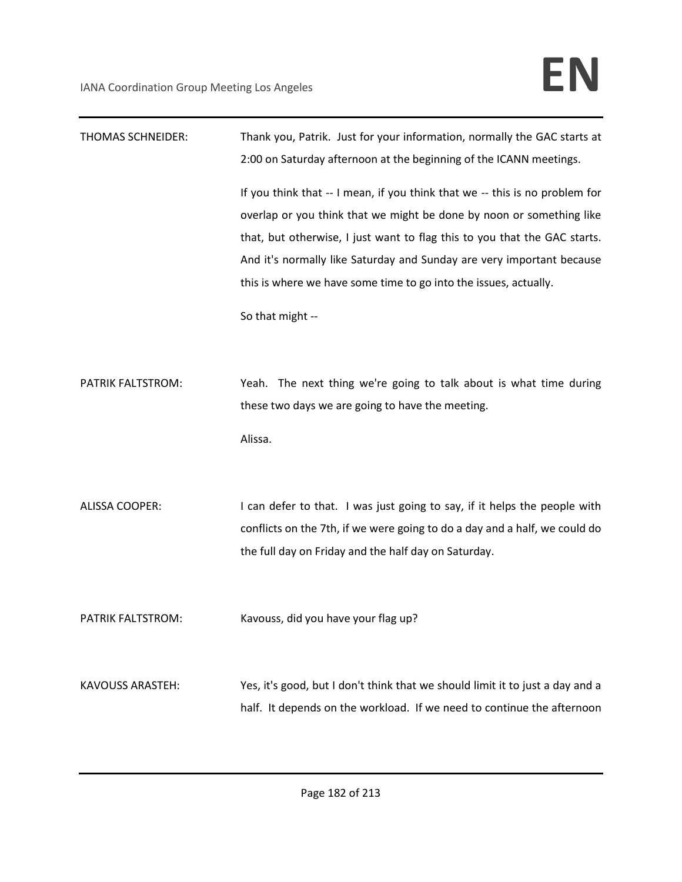THOMAS SCHNEIDER: Thank you, Patrik. Just for your information, normally the GAC starts at 2:00 on Saturday afternoon at the beginning of the ICANN meetings.

If you think that -- I mean, if you think that we -- this is no problem for overlap or you think that we might be done by noon or something like that, but otherwise, I just want to flag this to you that the GAC starts. And it's normally like Saturday and Sunday are very important because this is where we have some time to go into the issues, actually.

So that might --

PATRIK FALTSTROM: Yeah. The next thing we're going to talk about is what time during these two days we are going to have the meeting.

Alissa.

ALISSA COOPER: I can defer to that. I was just going to say, if it helps the people with conflicts on the 7th, if we were going to do a day and a half, we could do the full day on Friday and the half day on Saturday.

PATRIK FALTSTROM: Kavouss, did you have your flag up?

KAVOUSS ARASTEH: Yes, it's good, but I don't think that we should limit it to just a day and a half. It depends on the workload. If we need to continue the afternoon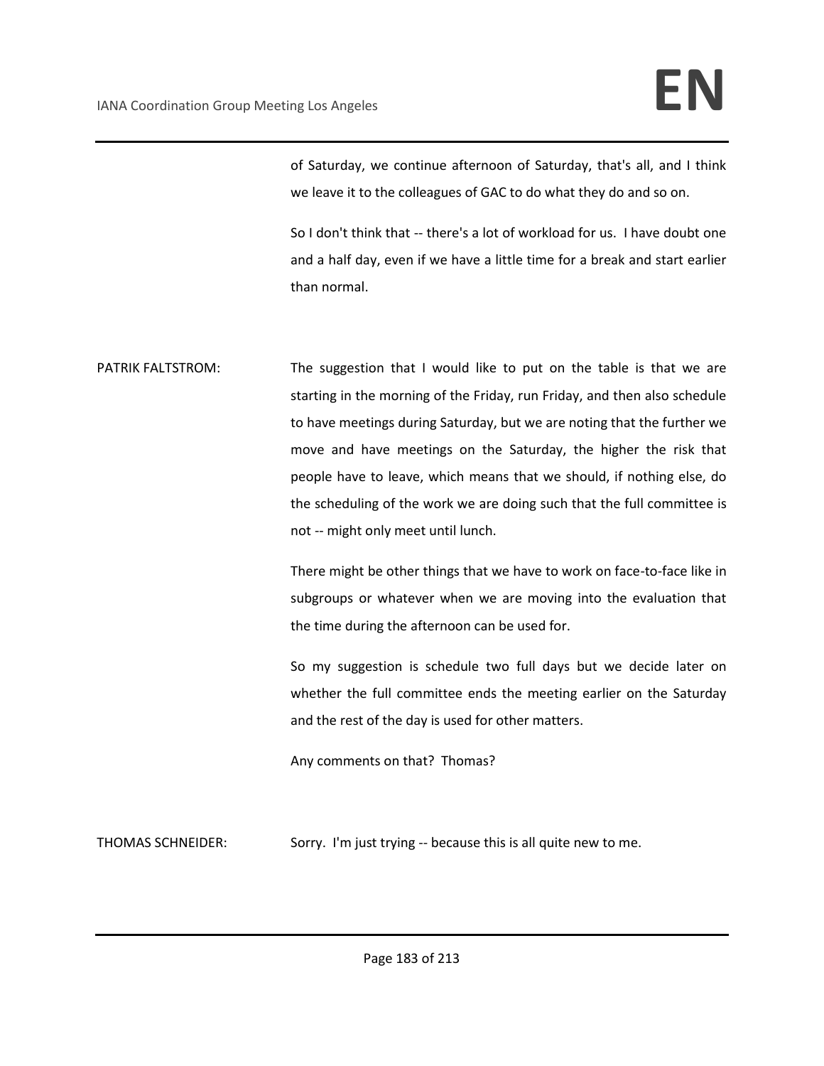of Saturday, we continue afternoon of Saturday, that's all, and I think we leave it to the colleagues of GAC to do what they do and so on.

So I don't think that -- there's a lot of workload for us. I have doubt one and a half day, even if we have a little time for a break and start earlier than normal.

PATRIK FALTSTROM: The suggestion that I would like to put on the table is that we are starting in the morning of the Friday, run Friday, and then also schedule to have meetings during Saturday, but we are noting that the further we move and have meetings on the Saturday, the higher the risk that people have to leave, which means that we should, if nothing else, do the scheduling of the work we are doing such that the full committee is not -- might only meet until lunch.

There might be other things that we have to work on face-to-face like in subgroups or whatever when we are moving into the evaluation that the time during the afternoon can be used for.

So my suggestion is schedule two full days but we decide later on whether the full committee ends the meeting earlier on the Saturday and the rest of the day is used for other matters.

Any comments on that? Thomas?

THOMAS SCHNEIDER: Sorry. I'm just trying -- because this is all quite new to me.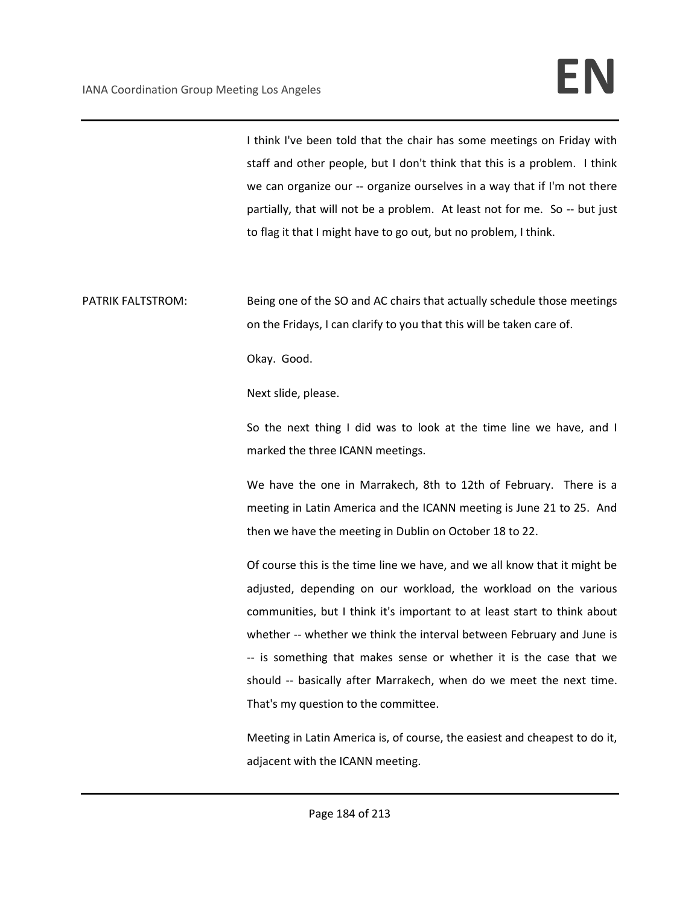I think I've been told that the chair has some meetings on Friday with staff and other people, but I don't think that this is a problem. I think we can organize our -- organize ourselves in a way that if I'm not there partially, that will not be a problem. At least not for me. So -- but just to flag it that I might have to go out, but no problem, I think.

PATRIK FALTSTROM: Being one of the SO and AC chairs that actually schedule those meetings on the Fridays, I can clarify to you that this will be taken care of.

Okay. Good.

Next slide, please.

So the next thing I did was to look at the time line we have, and I marked the three ICANN meetings.

We have the one in Marrakech, 8th to 12th of February. There is a meeting in Latin America and the ICANN meeting is June 21 to 25. And then we have the meeting in Dublin on October 18 to 22.

Of course this is the time line we have, and we all know that it might be adjusted, depending on our workload, the workload on the various communities, but I think it's important to at least start to think about whether -- whether we think the interval between February and June is -- is something that makes sense or whether it is the case that we should -- basically after Marrakech, when do we meet the next time. That's my question to the committee.

Meeting in Latin America is, of course, the easiest and cheapest to do it, adjacent with the ICANN meeting.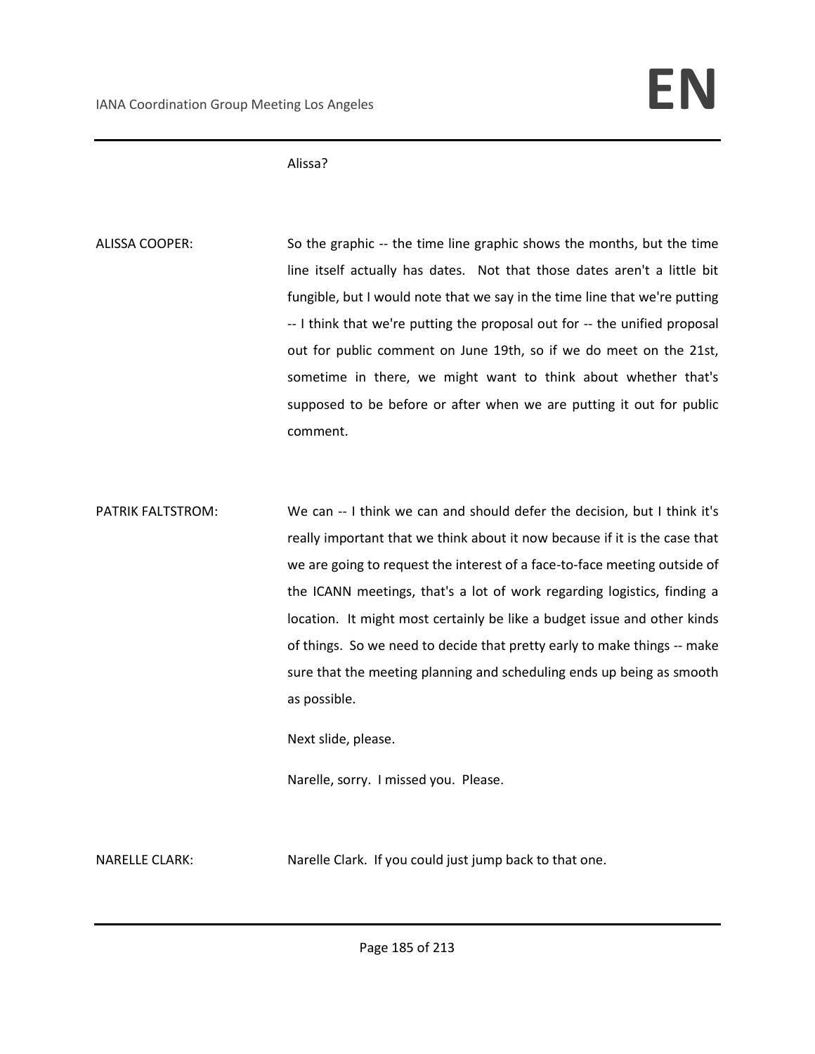Alissa?

ALISSA COOPER: So the graphic -- the time line graphic shows the months, but the time line itself actually has dates. Not that those dates aren't a little bit fungible, but I would note that we say in the time line that we're putting -- I think that we're putting the proposal out for -- the unified proposal out for public comment on June 19th, so if we do meet on the 21st, sometime in there, we might want to think about whether that's supposed to be before or after when we are putting it out for public comment.

PATRIK FALTSTROM: We can -- I think we can and should defer the decision, but I think it's really important that we think about it now because if it is the case that we are going to request the interest of a face-to-face meeting outside of the ICANN meetings, that's a lot of work regarding logistics, finding a location. It might most certainly be like a budget issue and other kinds of things. So we need to decide that pretty early to make things -- make sure that the meeting planning and scheduling ends up being as smooth as possible.

Next slide, please.

Narelle, sorry. I missed you. Please.

NARELLE CLARK: Narelle Clark. If you could just jump back to that one.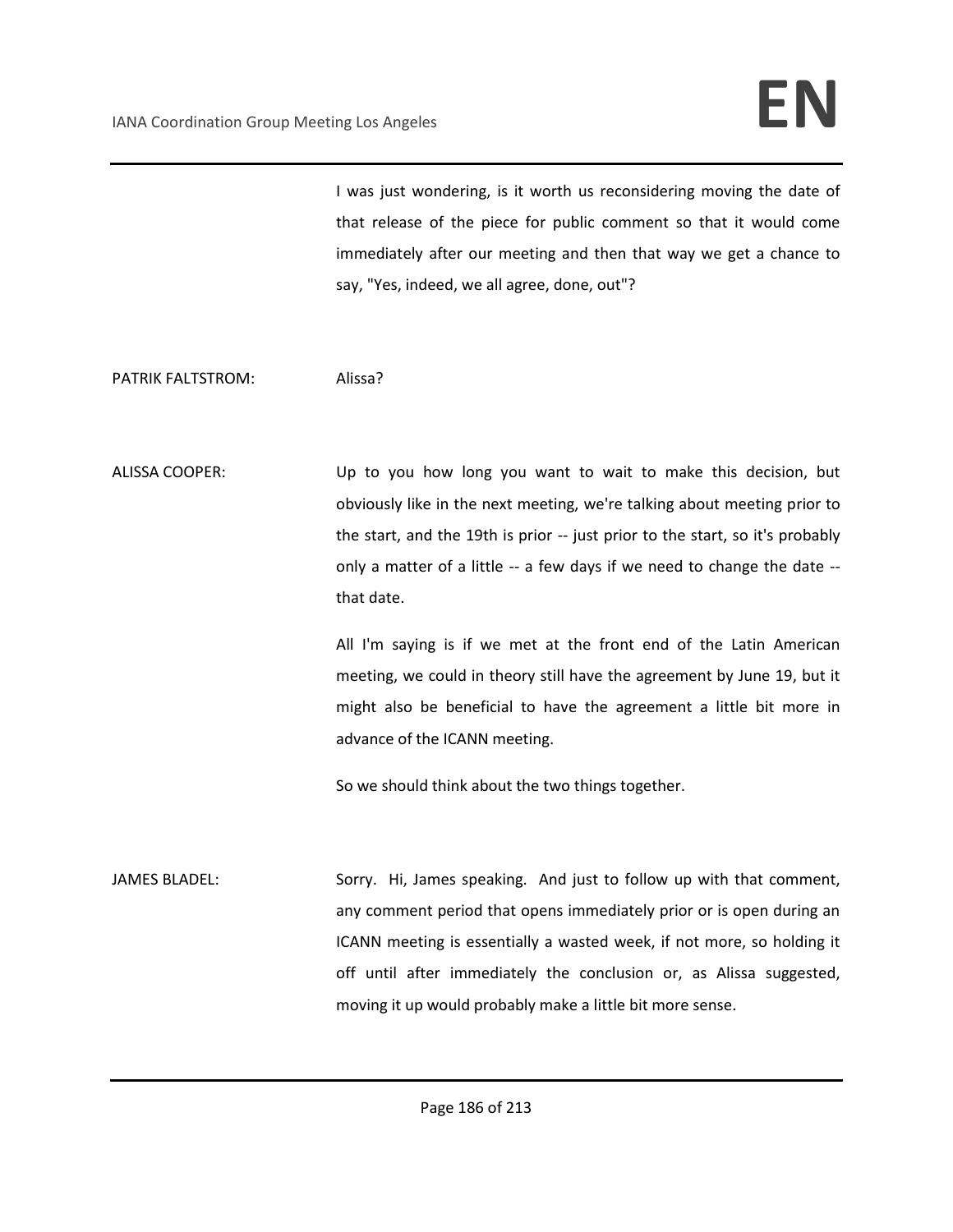I was just wondering, is it worth us reconsidering moving the date of that release of the piece for public comment so that it would come immediately after our meeting and then that way we get a chance to say, "Yes, indeed, we all agree, done, out"?

PATRIK FALTSTROM: Alissa?

ALISSA COOPER: Up to you how long you want to wait to make this decision, but obviously like in the next meeting, we're talking about meeting prior to the start, and the 19th is prior -- just prior to the start, so it's probably only a matter of a little -- a few days if we need to change the date -- that date.

All I'm saying is if we met at the front end of the Latin American meeting, we could in theory still have the agreement by June 19, but it might also be beneficial to have the agreement a little bit more in advance of the ICANN meeting.

So we should think about the two things together.

JAMES BLADEL: Sorry. Hi, James speaking. And just to follow up with that comment, any comment period that opens immediately prior or is open during an ICANN meeting is essentially a wasted week, if not more, so holding it off until after immediately the conclusion or, as Alissa suggested, moving it up would probably make a little bit more sense.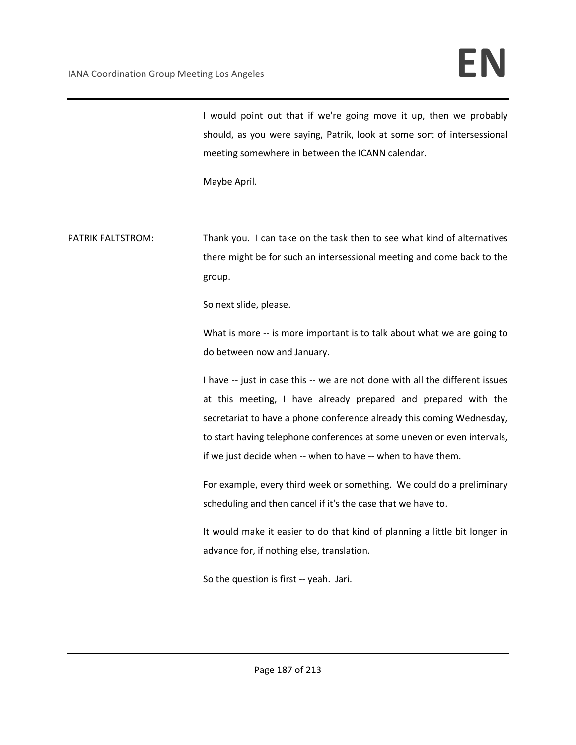I would point out that if we're going move it up, then we probably should, as you were saying, Patrik, look at some sort of intersessional meeting somewhere in between the ICANN calendar.

Maybe April.

PATRIK FALTSTROM: Thank you. I can take on the task then to see what kind of alternatives there might be for such an intersessional meeting and come back to the group.

So next slide, please.

What is more -- is more important is to talk about what we are going to do between now and January.

I have -- just in case this -- we are not done with all the different issues at this meeting, I have already prepared and prepared with the secretariat to have a phone conference already this coming Wednesday, to start having telephone conferences at some uneven or even intervals, if we just decide when -- when to have -- when to have them.

For example, every third week or something. We could do a preliminary scheduling and then cancel if it's the case that we have to.

It would make it easier to do that kind of planning a little bit longer in advance for, if nothing else, translation.

So the question is first -- yeah. Jari.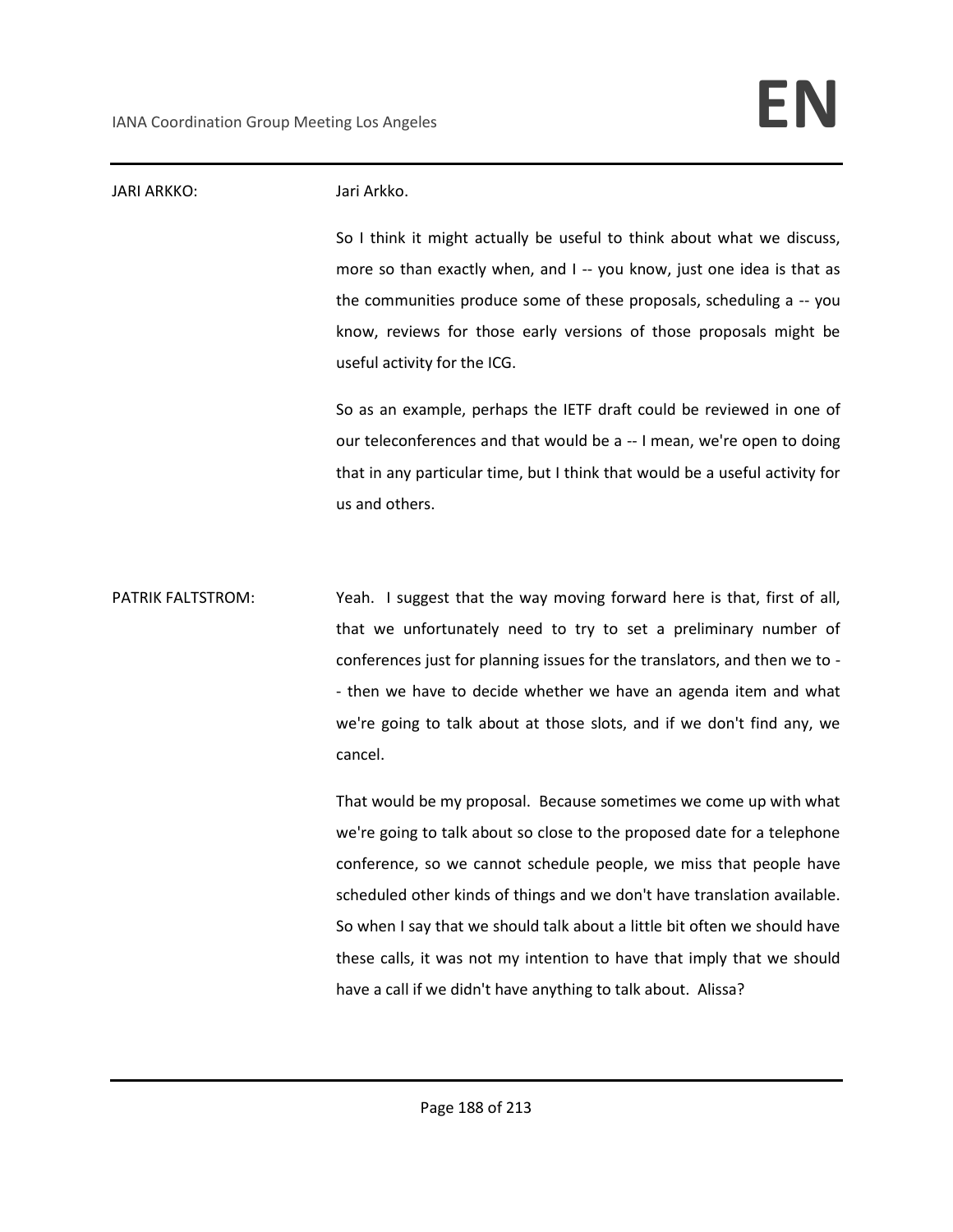JARI ARKKO: Jari Arkko.

So I think it might actually be useful to think about what we discuss, more so than exactly when, and I -- you know, just one idea is that as the communities produce some of these proposals, scheduling a -- you know, reviews for those early versions of those proposals might be useful activity for the ICG.

So as an example, perhaps the IETF draft could be reviewed in one of our teleconferences and that would be a -- I mean, we're open to doing that in any particular time, but I think that would be a useful activity for us and others.

PATRIK FALTSTROM: Yeah. I suggest that the way moving forward here is that, first of all, that we unfortunately need to try to set a preliminary number of conferences just for planning issues for the translators, and then we to -- then we have to decide whether we have an agenda item and what we're going to talk about at those slots, and if we don't find any, we cancel.

That would be my proposal. Because sometimes we come up with what we're going to talk about so close to the proposed date for a telephone conference, so we cannot schedule people, we miss that people have scheduled other kinds of things and we don't have translation available. So when I say that we should talk about a little bit often we should have these calls, it was not my intention to have that imply that we should have a call if we didn't have anything to talk about. Alissa?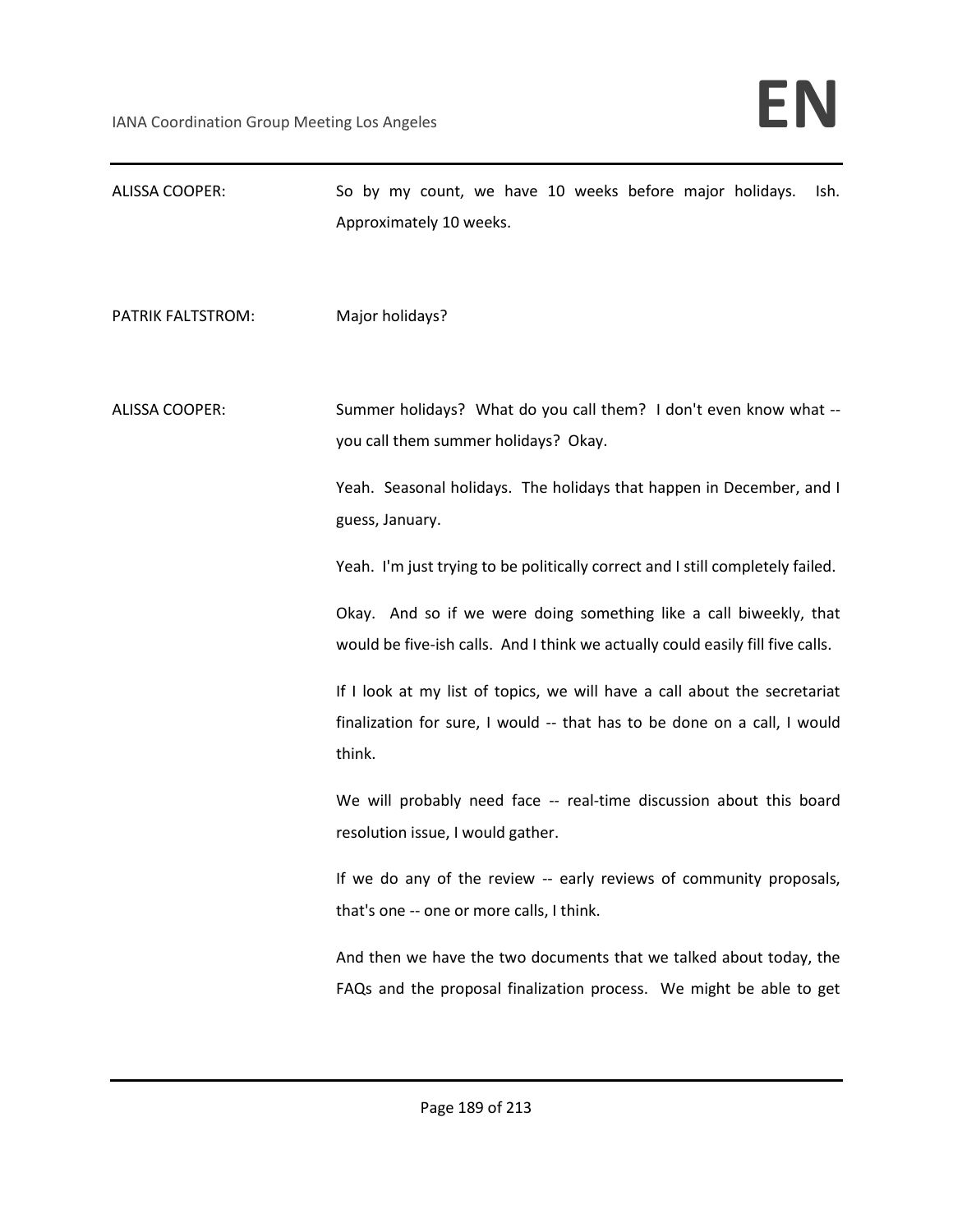ALISSA COOPER: So by my count, we have 10 weeks before major holidays. Ish. Approximately 10 weeks.

PATRIK FALTSTROM: Major holidays?

ALISSA COOPER: Summer holidays? What do you call them? I don't even know what -- you call them summer holidays? Okay.

Yeah. Seasonal holidays. The holidays that happen in December, and I guess, January.

Yeah. I'm just trying to be politically correct and I still completely failed.

Okay. And so if we were doing something like a call biweekly, that would be five-ish calls. And I think we actually could easily fill five calls.

If I look at my list of topics, we will have a call about the secretariat finalization for sure, I would -- that has to be done on a call, I would think.

We will probably need face -- real-time discussion about this board resolution issue, I would gather.

If we do any of the review -- early reviews of community proposals, that's one -- one or more calls, I think.

And then we have the two documents that we talked about today, the FAQs and the proposal finalization process. We might be able to get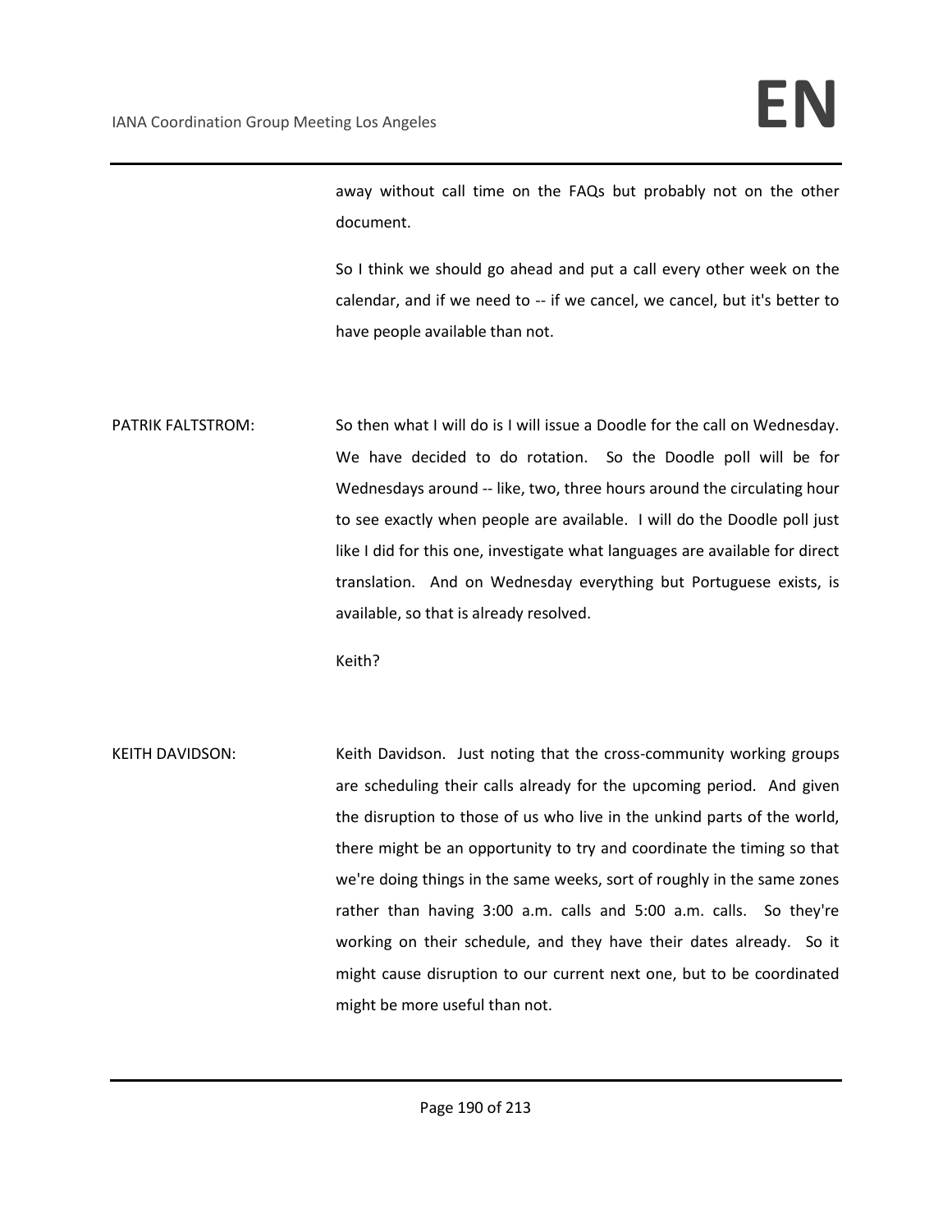away without call time on the FAQs but probably not on the other document.

So I think we should go ahead and put a call every other week on the calendar, and if we need to -- if we cancel, we cancel, but it's better to have people available than not.

PATRIK FALTSTROM: So then what I will do is I will issue a Doodle for the call on Wednesday. We have decided to do rotation. So the Doodle poll will be for Wednesdays around -- like, two, three hours around the circulating hour to see exactly when people are available. I will do the Doodle poll just like I did for this one, investigate what languages are available for direct translation. And on Wednesday everything but Portuguese exists, is available, so that is already resolved.

Keith?

KEITH DAVIDSON: Keith Davidson. Just noting that the cross-community working groups are scheduling their calls already for the upcoming period. And given the disruption to those of us who live in the unkind parts of the world, there might be an opportunity to try and coordinate the timing so that we're doing things in the same weeks, sort of roughly in the same zones rather than having 3:00 a.m. calls and 5:00 a.m. calls. So they're working on their schedule, and they have their dates already. So it might cause disruption to our current next one, but to be coordinated might be more useful than not.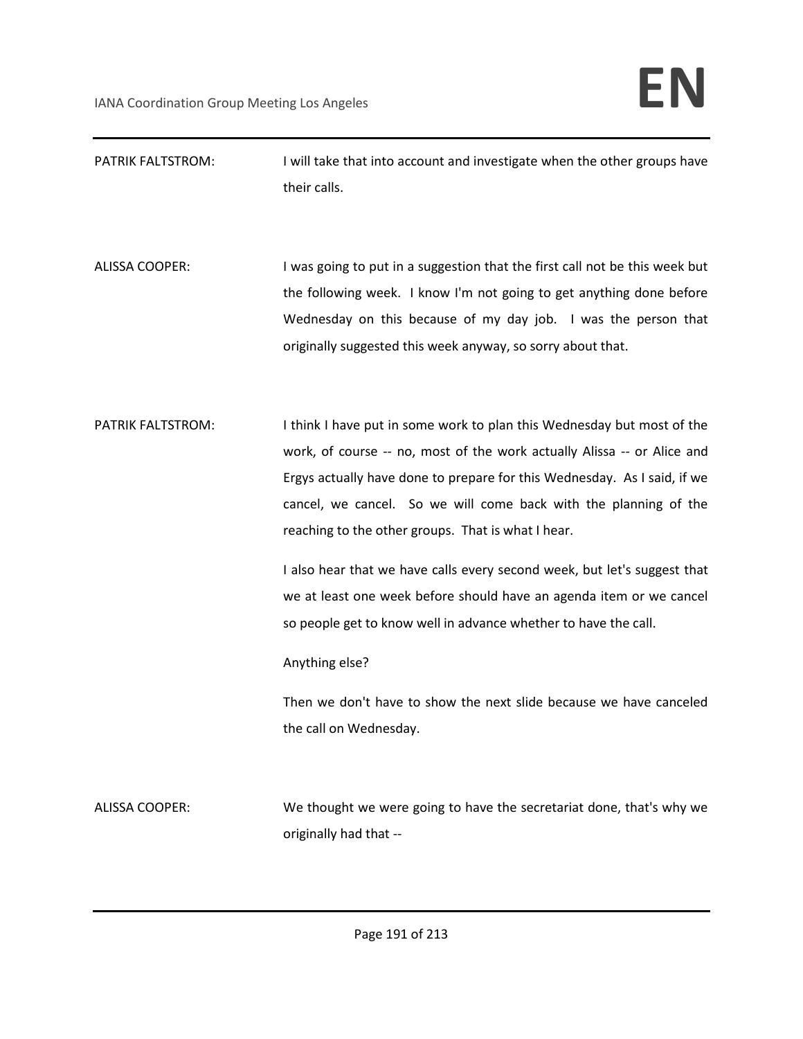PATRIK FALTSTROM: I will take that into account and investigate when the other groups have their calls.

ALISSA COOPER: I was going to put in a suggestion that the first call not be this week but the following week. I know I'm not going to get anything done before Wednesday on this because of my day job. I was the person that originally suggested this week anyway, so sorry about that.

PATRIK FALTSTROM: I think I have put in some work to plan this Wednesday but most of the work, of course -- no, most of the work actually Alissa -- or Alice and Ergys actually have done to prepare for this Wednesday. As I said, if we cancel, we cancel. So we will come back with the planning of the reaching to the other groups. That is what I hear.

I also hear that we have calls every second week, but let's suggest that we at least one week before should have an agenda item or we cancel so people get to know well in advance whether to have the call.

Anything else?

Then we don't have to show the next slide because we have canceled the call on Wednesday.

ALISSA COOPER: We thought we were going to have the secretariat done, that's why we originally had that --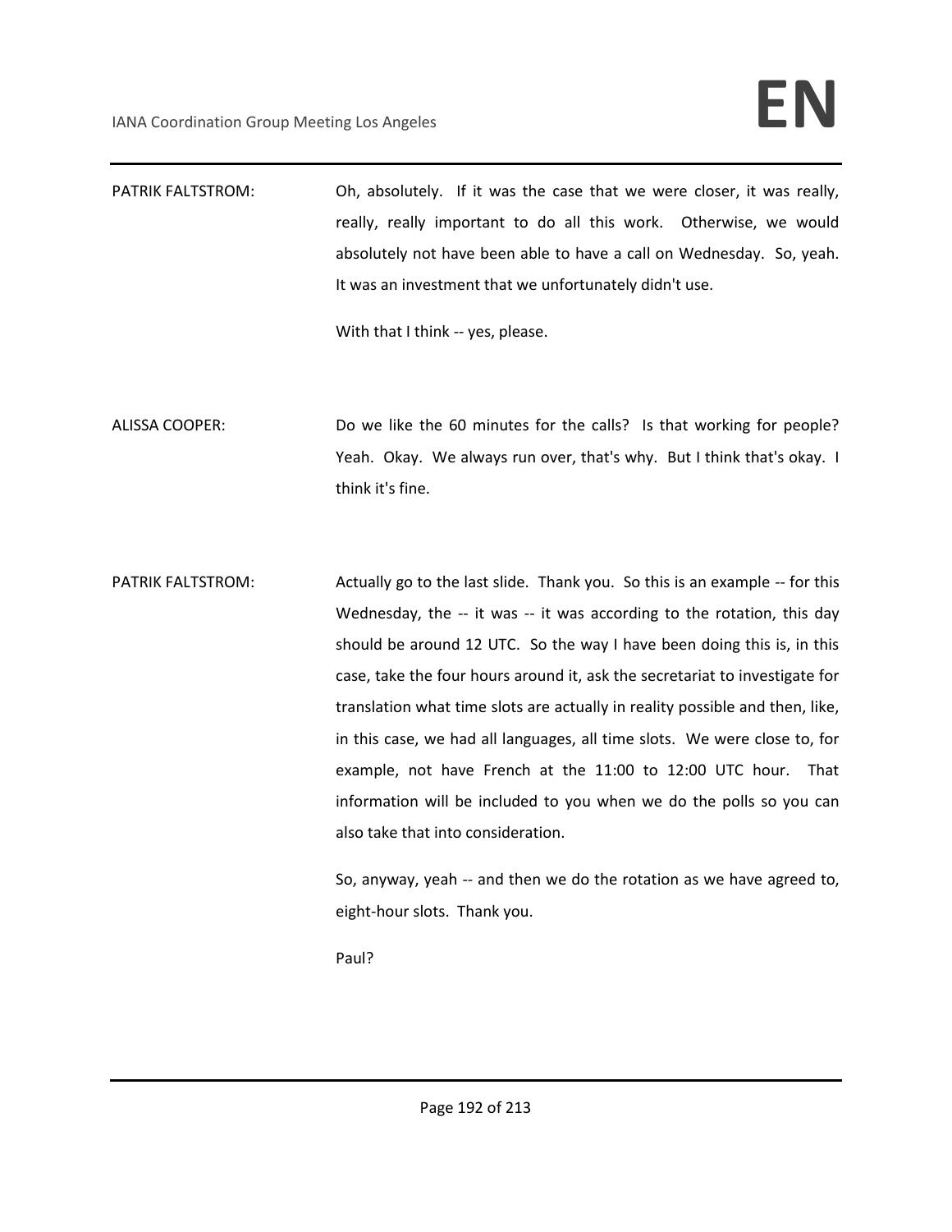PATRIK FALTSTROM: Oh, absolutely. If it was the case that we were closer, it was really, really, really important to do all this work. Otherwise, we would absolutely not have been able to have a call on Wednesday. So, yeah. It was an investment that we unfortunately didn't use.

With that I think -- yes, please.

ALISSA COOPER: Do we like the 60 minutes for the calls? Is that working for people? Yeah. Okay. We always run over, that's why. But I think that's okay. I think it's fine.

PATRIK FALTSTROM: Actually go to the last slide. Thank you. So this is an example -- for this Wednesday, the -- it was -- it was according to the rotation, this day should be around 12 UTC. So the way I have been doing this is, in this case, take the four hours around it, ask the secretariat to investigate for translation what time slots are actually in reality possible and then, like, in this case, we had all languages, all time slots. We were close to, for example, not have French at the 11:00 to 12:00 UTC hour. That information will be included to you when we do the polls so you can also take that into consideration.

So, anyway, yeah -- and then we do the rotation as we have agreed to, eight-hour slots. Thank you.

Paul?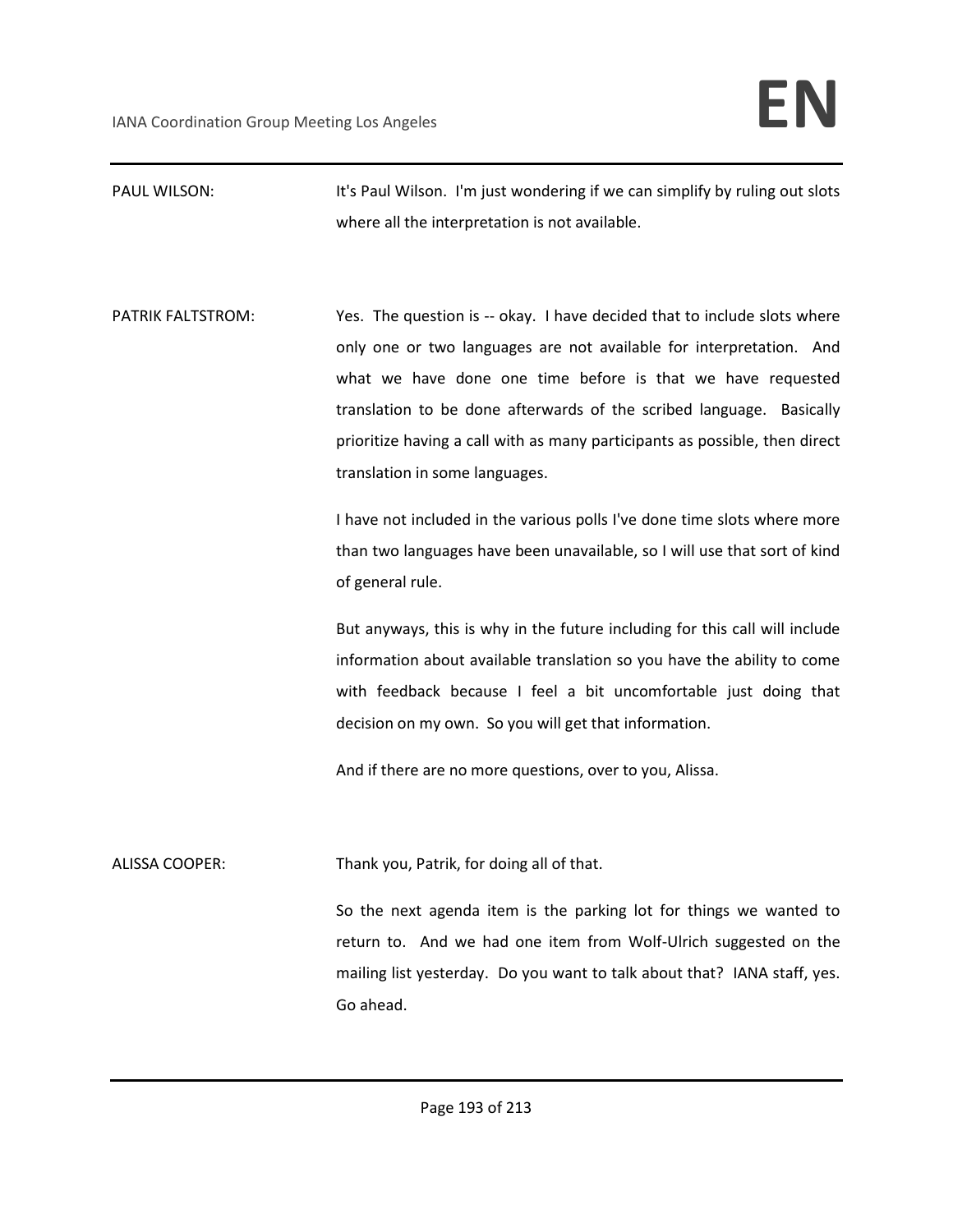PAUL WILSON: It's Paul Wilson. I'm just wondering if we can simplify by ruling out slots where all the interpretation is not available.

PATRIK FALTSTROM: Yes. The question is -- okay. I have decided that to include slots where only one or two languages are not available for interpretation. And what we have done one time before is that we have requested translation to be done afterwards of the scribed language. Basically prioritize having a call with as many participants as possible, then direct translation in some languages.

I have not included in the various polls I've done time slots where more than two languages have been unavailable, so I will use that sort of kind of general rule.

But anyways, this is why in the future including for this call will include information about available translation so you have the ability to come with feedback because I feel a bit uncomfortable just doing that decision on my own. So you will get that information.

And if there are no more questions, over to you, Alissa.

ALISSA COOPER: Thank you, Patrik, for doing all of that.

So the next agenda item is the parking lot for things we wanted to return to. And we had one item from Wolf-Ulrich suggested on the mailing list yesterday. Do you want to talk about that? IANA staff, yes. Go ahead.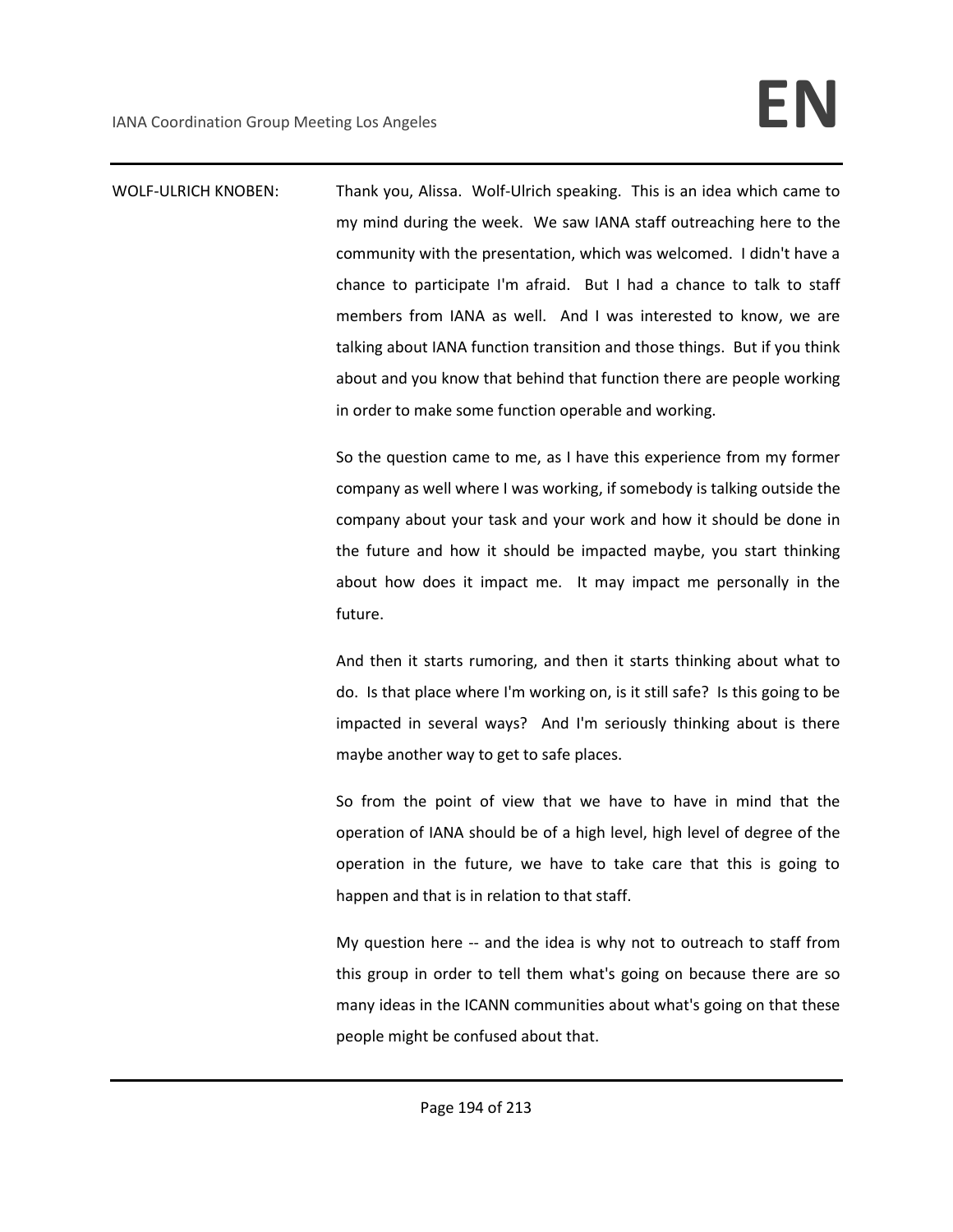WOLF-ULRICH KNOBEN: Thank you, Alissa. Wolf-Ulrich speaking. This is an idea which came to my mind during the week. We saw IANA staff outreaching here to the community with the presentation, which was welcomed. I didn't have a chance to participate I'm afraid. But I had a chance to talk to staff members from IANA as well. And I was interested to know, we are talking about IANA function transition and those things. But if you think about and you know that behind that function there are people working in order to make some function operable and working.

So the question came to me, as I have this experience from my former company as well where I was working, if somebody is talking outside the company about your task and your work and how it should be done in the future and how it should be impacted maybe, you start thinking about how does it impact me. It may impact me personally in the future.

And then it starts rumoring, and then it starts thinking about what to do. Is that place where I'm working on, is it still safe? Is this going to be impacted in several ways? And I'm seriously thinking about is there maybe another way to get to safe places.

So from the point of view that we have to have in mind that the operation of IANA should be of a high level, high level of degree of the operation in the future, we have to take care that this is going to happen and that is in relation to that staff.

My question here -- and the idea is why not to outreach to staff from this group in order to tell them what's going on because there are so many ideas in the ICANN communities about what's going on that these people might be confused about that.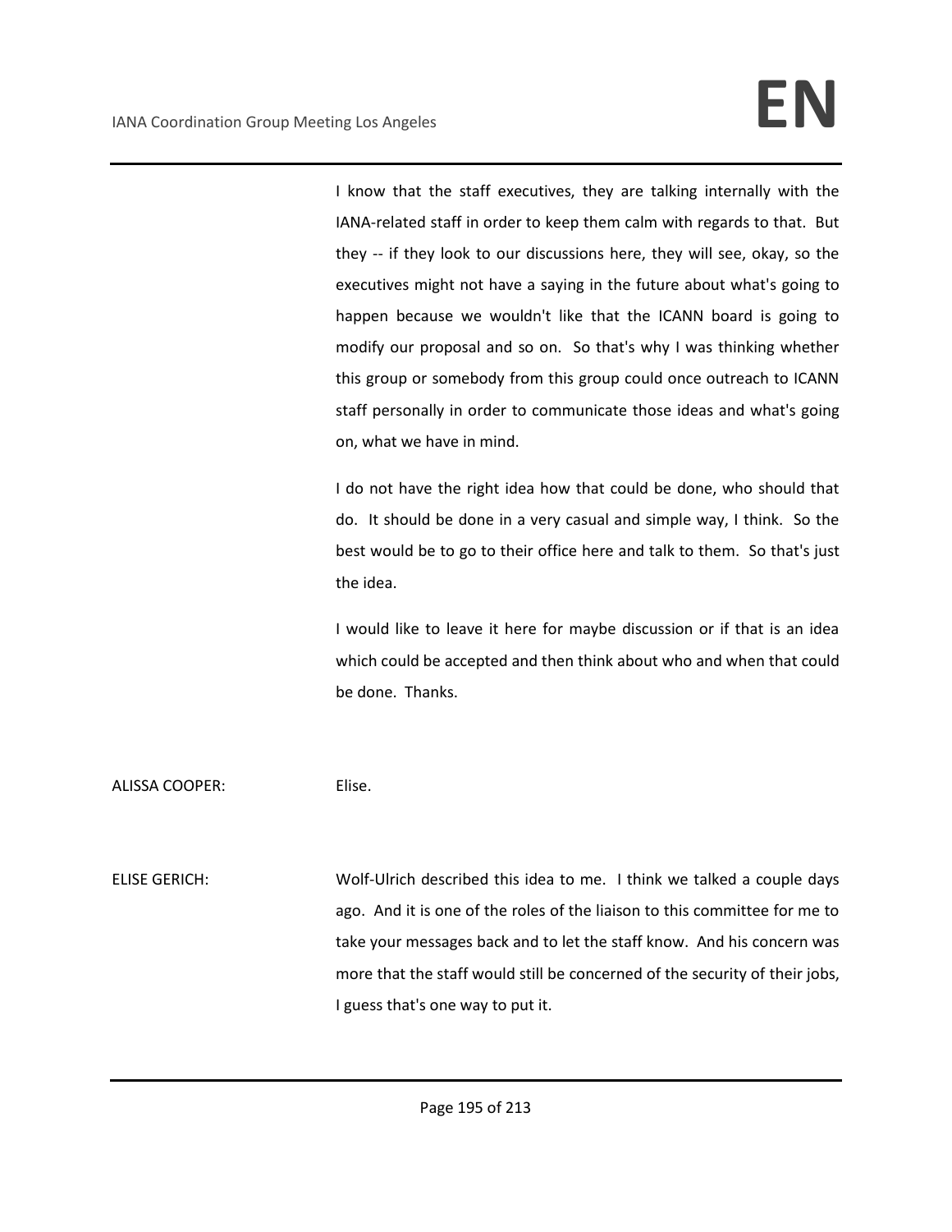I know that the staff executives, they are talking internally with the IANA-related staff in order to keep them calm with regards to that. But they -- if they look to our discussions here, they will see, okay, so the executives might not have a saying in the future about what's going to happen because we wouldn't like that the ICANN board is going to modify our proposal and so on. So that's why I was thinking whether this group or somebody from this group could once outreach to ICANN staff personally in order to communicate those ideas and what's going on, what we have in mind.

I do not have the right idea how that could be done, who should that do. It should be done in a very casual and simple way, I think. So the best would be to go to their office here and talk to them. So that's just the idea.

I would like to leave it here for maybe discussion or if that is an idea which could be accepted and then think about who and when that could be done. Thanks.

ALISSA COOPER: Elise.

ELISE GERICH: Wolf-Ulrich described this idea to me. I think we talked a couple days ago. And it is one of the roles of the liaison to this committee for me to take your messages back and to let the staff know. And his concern was more that the staff would still be concerned of the security of their jobs, I guess that's one way to put it.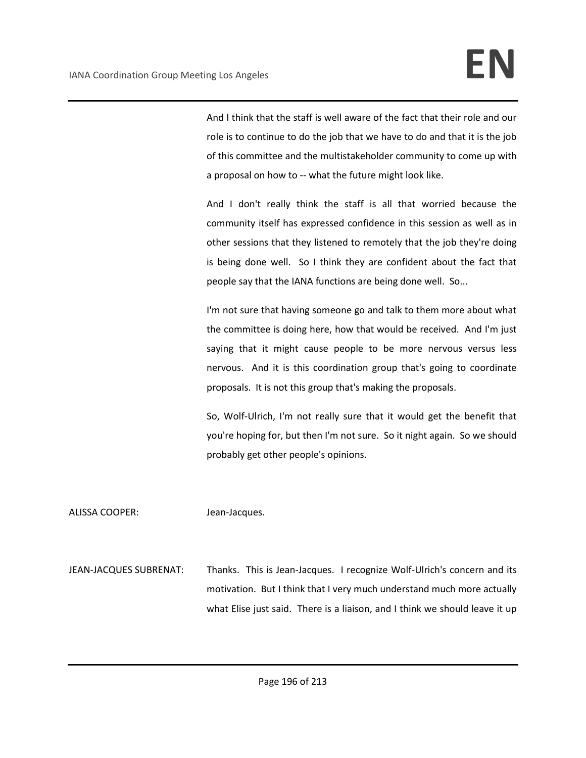And I think that the staff is well aware of the fact that their role and our role is to continue to do the job that we have to do and that it is the job of this committee and the multistakeholder community to come up with a proposal on how to -- what the future might look like.

And I don't really think the staff is all that worried because the community itself has expressed confidence in this session as well as in other sessions that they listened to remotely that the job they're doing is being done well. So I think they are confident about the fact that people say that the IANA functions are being done well. So...

I'm not sure that having someone go and talk to them more about what the committee is doing here, how that would be received. And I'm just saying that it might cause people to be more nervous versus less nervous. And it is this coordination group that's going to coordinate proposals. It is not this group that's making the proposals.

So, Wolf-Ulrich, I'm not really sure that it would get the benefit that you're hoping for, but then I'm not sure. So it night again. So we should probably get other people's opinions.

ALISSA COOPER: Jean-Jacques.

JEAN-JACQUES SUBRENAT: Thanks. This is Jean-Jacques. I recognize Wolf-Ulrich's concern and its motivation. But I think that I very much understand much more actually what Elise just said. There is a liaison, and I think we should leave it up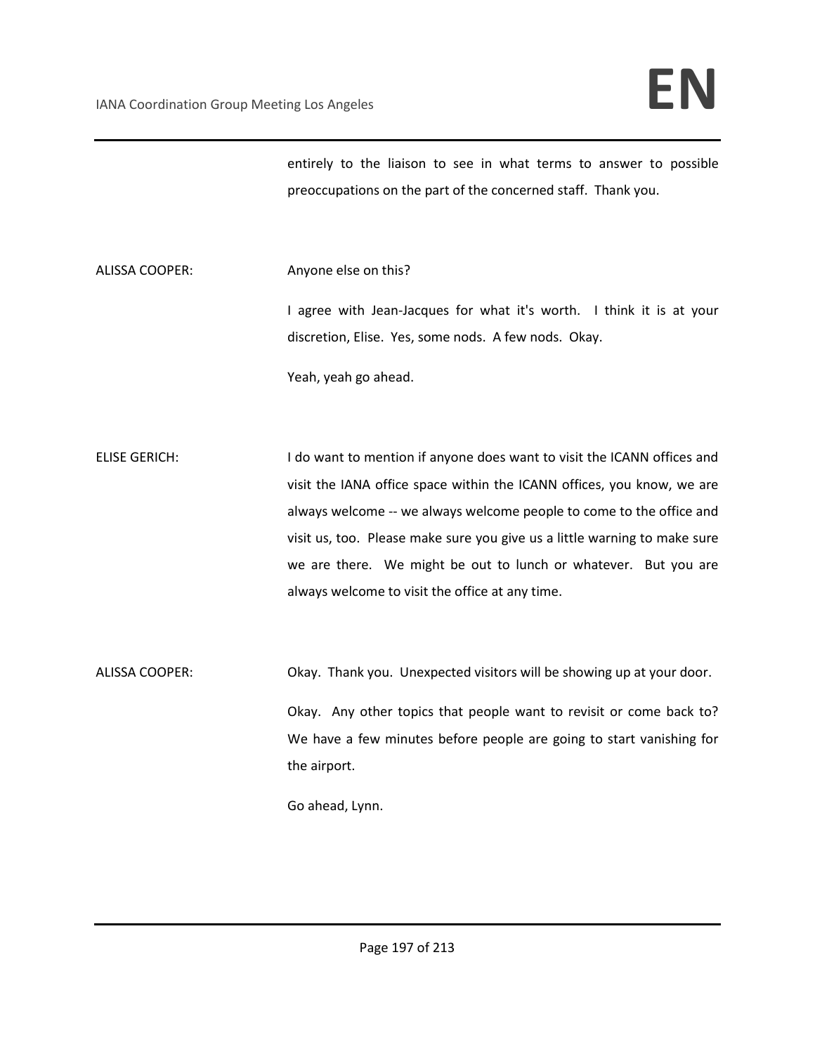entirely to the liaison to see in what terms to answer to possible preoccupations on the part of the concerned staff. Thank you.

ALISSA COOPER: Anyone else on this?

I agree with Jean-Jacques for what it's worth. I think it is at your discretion, Elise. Yes, some nods. A few nods. Okay.

Yeah, yeah go ahead.

ELISE GERICH: I do want to mention if anyone does want to visit the ICANN offices and visit the IANA office space within the ICANN offices, you know, we are always welcome -- we always welcome people to come to the office and visit us, too. Please make sure you give us a little warning to make sure we are there. We might be out to lunch or whatever. But you are always welcome to visit the office at any time.

ALISSA COOPER: Okay. Thank you. Unexpected visitors will be showing up at your door.

Okay. Any other topics that people want to revisit or come back to? We have a few minutes before people are going to start vanishing for the airport.

Go ahead, Lynn.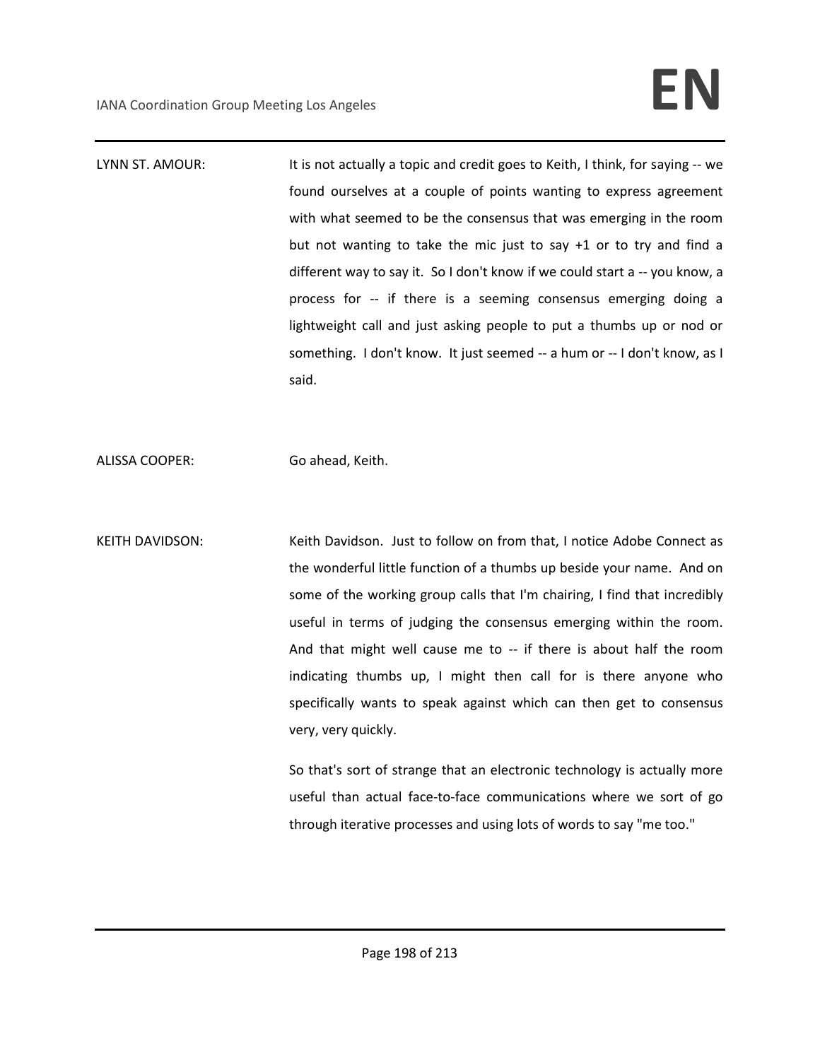LYNN ST. AMOUR: It is not actually a topic and credit goes to Keith, I think, for saying -- we found ourselves at a couple of points wanting to express agreement with what seemed to be the consensus that was emerging in the room but not wanting to take the mic just to say +1 or to try and find a different way to say it. So I don't know if we could start a -- you know, a process for -- if there is a seeming consensus emerging doing a lightweight call and just asking people to put a thumbs up or nod or something. I don't know. It just seemed -- a hum or -- I don't know, as I said.

ALISSA COOPER: Go ahead, Keith.

KEITH DAVIDSON: Keith Davidson. Just to follow on from that, I notice Adobe Connect as the wonderful little function of a thumbs up beside your name. And on some of the working group calls that I'm chairing, I find that incredibly useful in terms of judging the consensus emerging within the room. And that might well cause me to -- if there is about half the room indicating thumbs up, I might then call for is there anyone who specifically wants to speak against which can then get to consensus very, very quickly.

So that's sort of strange that an electronic technology is actually more useful than actual face-to-face communications where we sort of go through iterative processes and using lots of words to say "me too."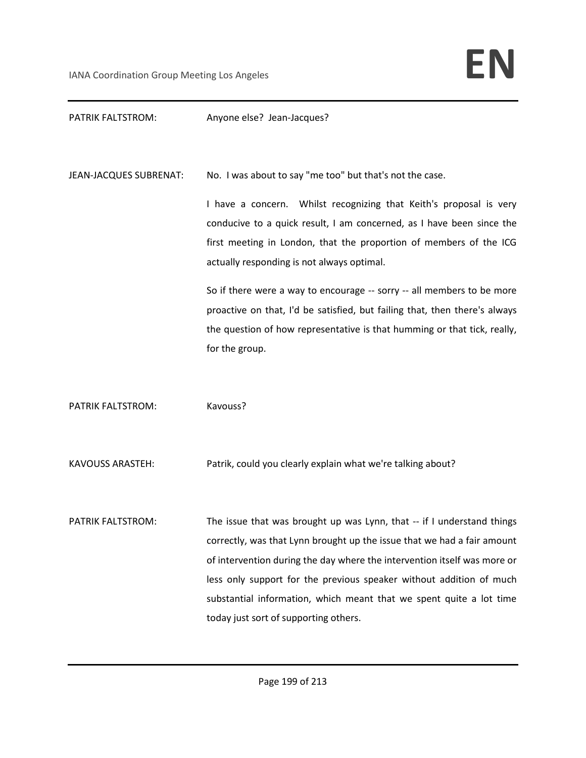PATRIK FALTSTROM: Anyone else? Jean-Jacques?

JEAN-JACQUES SUBRENAT: No. I was about to say "me too" but that's not the case.

I have a concern. Whilst recognizing that Keith's proposal is very conducive to a quick result, I am concerned, as I have been since the first meeting in London, that the proportion of members of the ICG actually responding is not always optimal.

So if there were a way to encourage -- sorry -- all members to be more proactive on that, I'd be satisfied, but failing that, then there's always the question of how representative is that humming or that tick, really, for the group.

PATRIK FALTSTROM: Kavouss?

KAVOUSS ARASTEH: Patrik, could you clearly explain what we're talking about?

PATRIK FALTSTROM: The issue that was brought up was Lynn, that -- if I understand things correctly, was that Lynn brought up the issue that we had a fair amount of intervention during the day where the intervention itself was more or less only support for the previous speaker without addition of much substantial information, which meant that we spent quite a lot time today just sort of supporting others.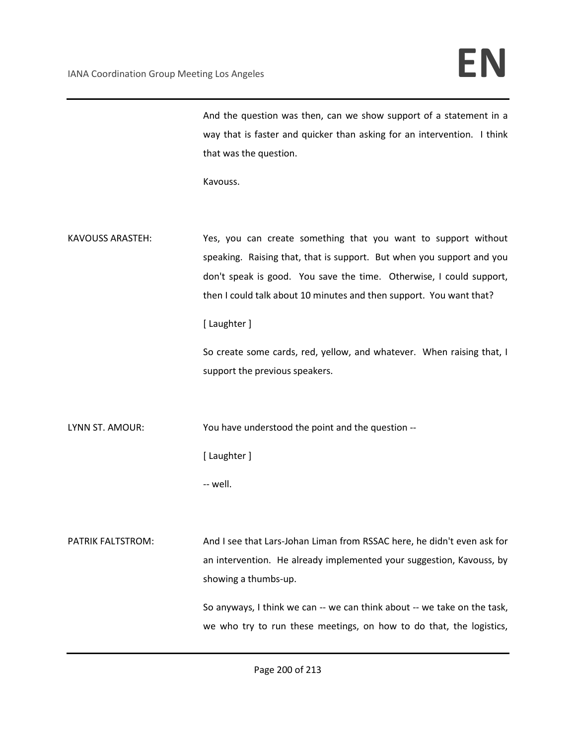And the question was then, can we show support of a statement in a way that is faster and quicker than asking for an intervention. I think that was the question.

Kavouss.

KAVOUSS ARASTEH: Yes, you can create something that you want to support without speaking. Raising that, that is support. But when you support and you don't speak is good. You save the time. Otherwise, I could support, then I could talk about 10 minutes and then support. You want that?

[ Laughter ]

So create some cards, red, yellow, and whatever. When raising that, I support the previous speakers.

LYNN ST. AMOUR: You have understood the point and the question --

[ Laughter ]

-- well.

PATRIK FALTSTROM: And I see that Lars-Johan Liman from RSSAC here, he didn't even ask for an intervention. He already implemented your suggestion, Kavouss, by showing a thumbs-up.

So anyways, I think we can -- we can think about -- we take on the task, we who try to run these meetings, on how to do that, the logistics,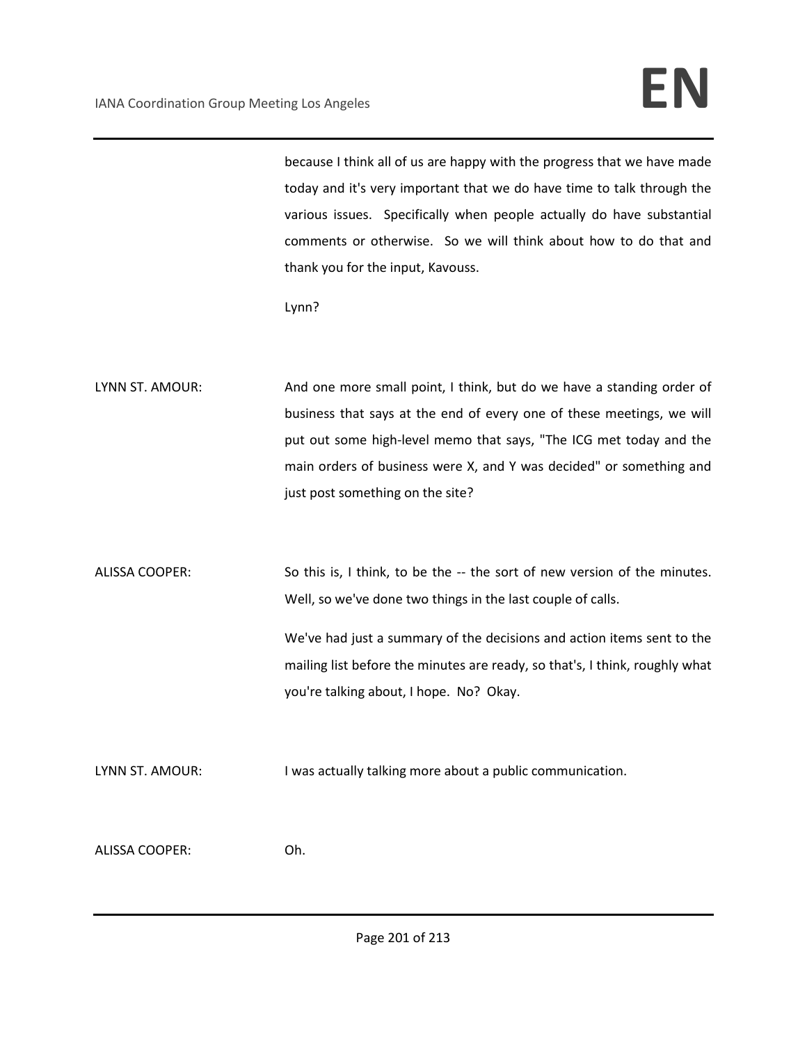because I think all of us are happy with the progress that we have made today and it's very important that we do have time to talk through the various issues. Specifically when people actually do have substantial comments or otherwise. So we will think about how to do that and thank you for the input, Kavouss.

Lynn?

LYNN ST. AMOUR: And one more small point, I think, but do we have a standing order of business that says at the end of every one of these meetings, we will put out some high-level memo that says, "The ICG met today and the main orders of business were X, and Y was decided" or something and just post something on the site?

ALISSA COOPER: So this is, I think, to be the -- the sort of new version of the minutes. Well, so we've done two things in the last couple of calls.

We've had just a summary of the decisions and action items sent to the mailing list before the minutes are ready, so that's, I think, roughly what you're talking about, I hope. No? Okay.

LYNN ST. AMOUR: I was actually talking more about a public communication.

ALISSA COOPER: Oh.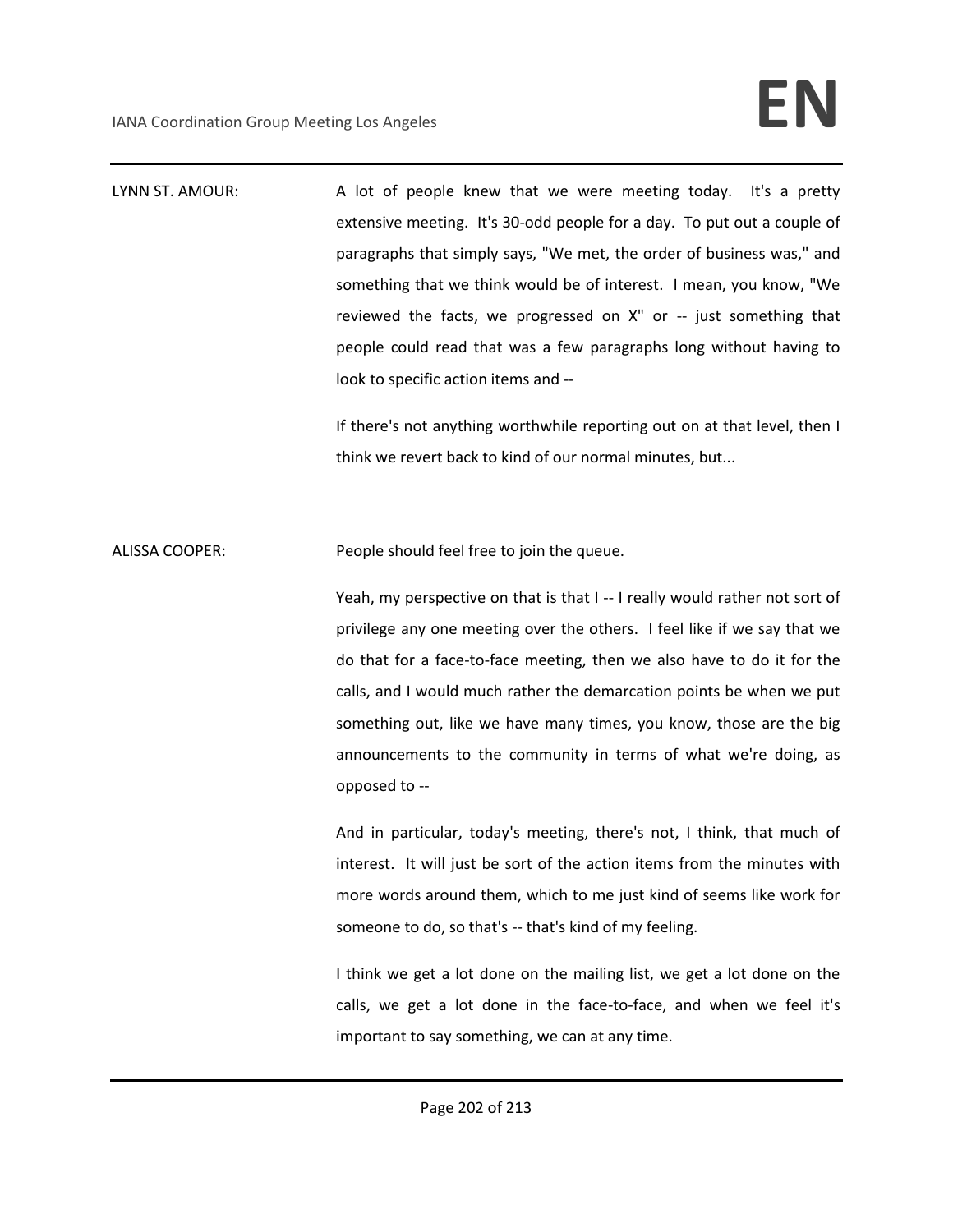LYNN ST. AMOUR: A lot of people knew that we were meeting today. It's a pretty extensive meeting. It's 30-odd people for a day. To put out a couple of paragraphs that simply says, "We met, the order of business was," and something that we think would be of interest. I mean, you know, "We reviewed the facts, we progressed on X" or -- just something that people could read that was a few paragraphs long without having to look to specific action items and --

If there's not anything worthwhile reporting out on at that level, then I think we revert back to kind of our normal minutes, but...

ALISSA COOPER: People should feel free to join the queue.

Yeah, my perspective on that is that I -- I really would rather not sort of privilege any one meeting over the others. I feel like if we say that we do that for a face-to-face meeting, then we also have to do it for the calls, and I would much rather the demarcation points be when we put something out, like we have many times, you know, those are the big announcements to the community in terms of what we're doing, as opposed to --

And in particular, today's meeting, there's not, I think, that much of interest. It will just be sort of the action items from the minutes with more words around them, which to me just kind of seems like work for someone to do, so that's -- that's kind of my feeling.

I think we get a lot done on the mailing list, we get a lot done on the calls, we get a lot done in the face-to-face, and when we feel it's important to say something, we can at any time.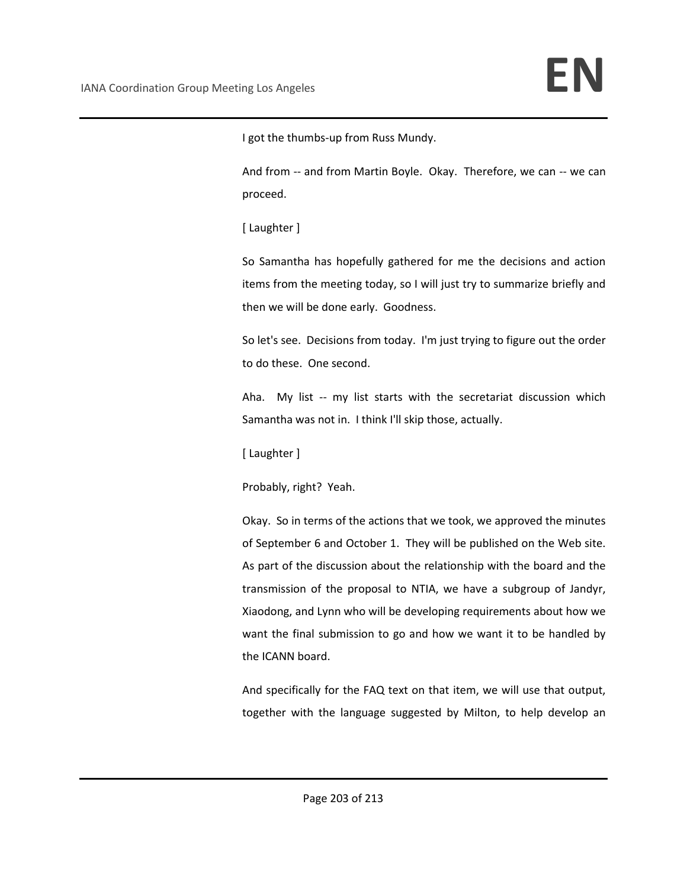I got the thumbs-up from Russ Mundy.

And from -- and from Martin Boyle. Okay. Therefore, we can -- we can proceed.

[ Laughter ]

So Samantha has hopefully gathered for me the decisions and action items from the meeting today, so I will just try to summarize briefly and then we will be done early. Goodness.

So let's see. Decisions from today. I'm just trying to figure out the order to do these. One second.

Aha. My list -- my list starts with the secretariat discussion which Samantha was not in. I think I'll skip those, actually.

[ Laughter ]

Probably, right? Yeah.

Okay. So in terms of the actions that we took, we approved the minutes of September 6 and October 1. They will be published on the Web site. As part of the discussion about the relationship with the board and the transmission of the proposal to NTIA, we have a subgroup of Jandyr, Xiaodong, and Lynn who will be developing requirements about how we want the final submission to go and how we want it to be handled by the ICANN board.

And specifically for the FAQ text on that item, we will use that output, together with the language suggested by Milton, to help develop an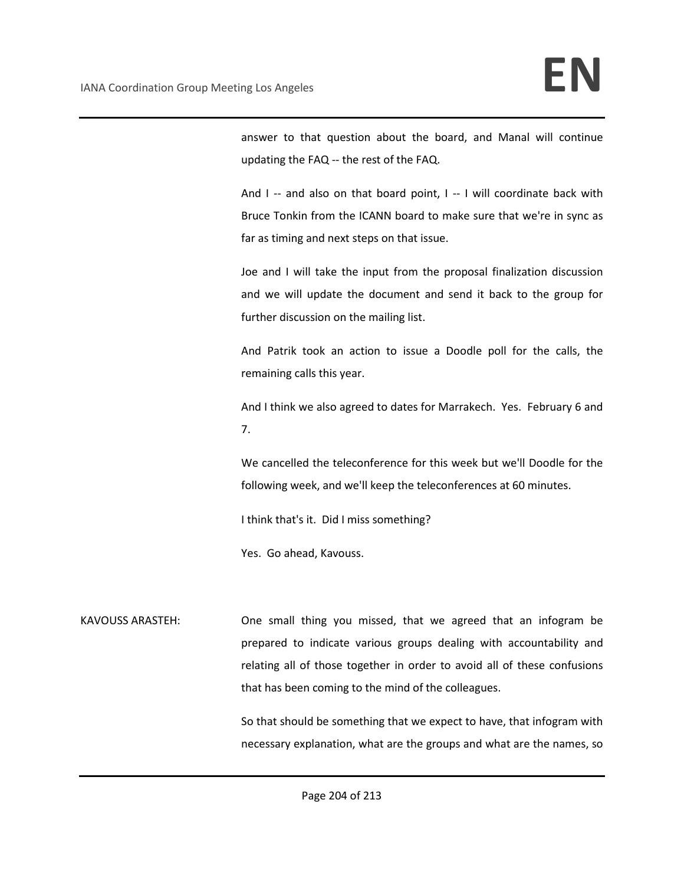answer to that question about the board, and Manal will continue updating the FAQ -- the rest of the FAQ.

And I -- and also on that board point, I -- I will coordinate back with Bruce Tonkin from the ICANN board to make sure that we're in sync as far as timing and next steps on that issue.

Joe and I will take the input from the proposal finalization discussion and we will update the document and send it back to the group for further discussion on the mailing list.

And Patrik took an action to issue a Doodle poll for the calls, the remaining calls this year.

And I think we also agreed to dates for Marrakech. Yes. February 6 and 7.

We cancelled the teleconference for this week but we'll Doodle for the following week, and we'll keep the teleconferences at 60 minutes.

I think that's it. Did I miss something?

Yes. Go ahead, Kavouss.

KAVOUSS ARASTEH: One small thing you missed, that we agreed that an infogram be prepared to indicate various groups dealing with accountability and relating all of those together in order to avoid all of these confusions that has been coming to the mind of the colleagues.

So that should be something that we expect to have, that infogram with necessary explanation, what are the groups and what are the names, so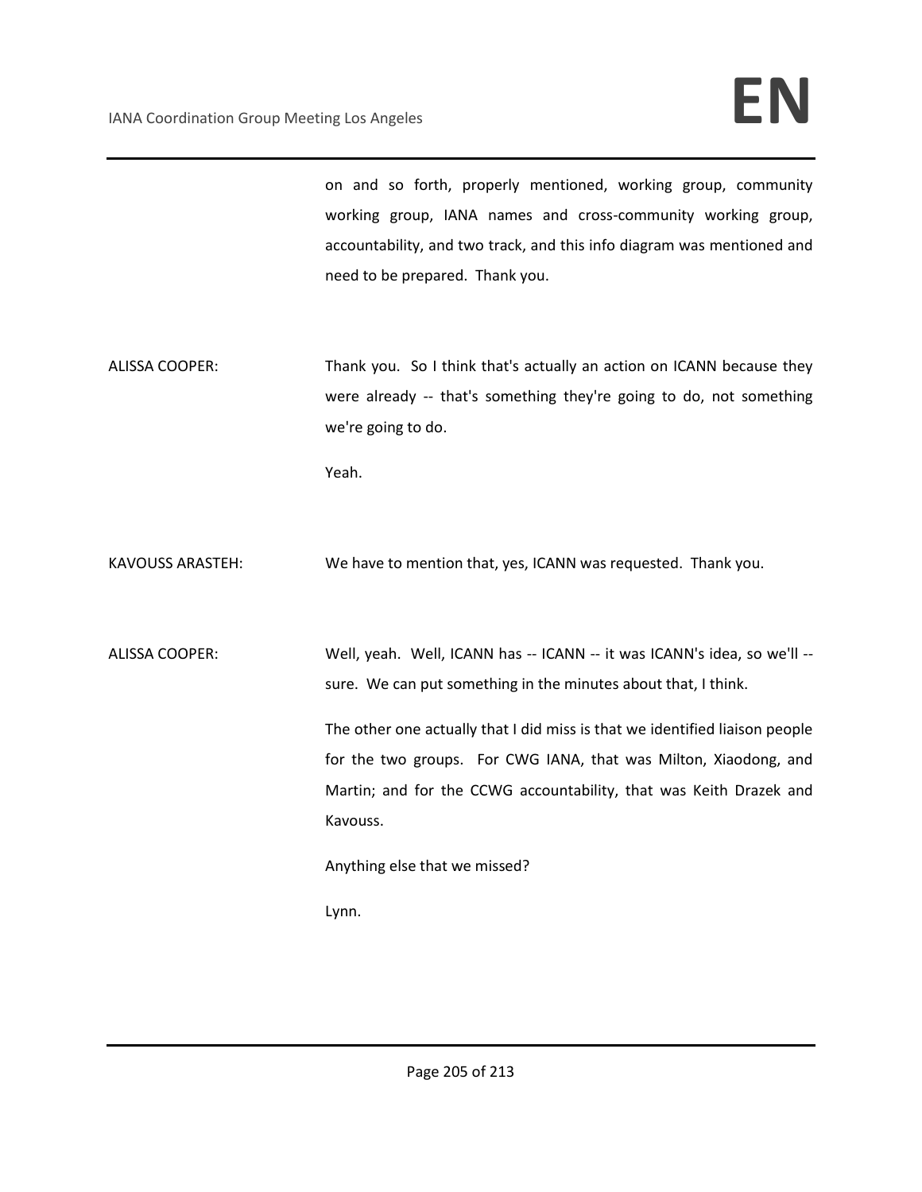on and so forth, properly mentioned, working group, community working group, IANA names and cross-community working group, accountability, and two track, and this info diagram was mentioned and need to be prepared. Thank you.

ALISSA COOPER: Thank you. So I think that's actually an action on ICANN because they were already -- that's something they're going to do, not something we're going to do.

Yeah.

KAVOUSS ARASTEH: We have to mention that, yes, ICANN was requested. Thank you.

ALISSA COOPER: Well, yeah. Well, ICANN has -- ICANN -- it was ICANN's idea, so we'll -- sure. We can put something in the minutes about that, I think.

The other one actually that I did miss is that we identified liaison people for the two groups. For CWG IANA, that was Milton, Xiaodong, and Martin; and for the CCWG accountability, that was Keith Drazek and Kavouss.

Anything else that we missed?

Lynn.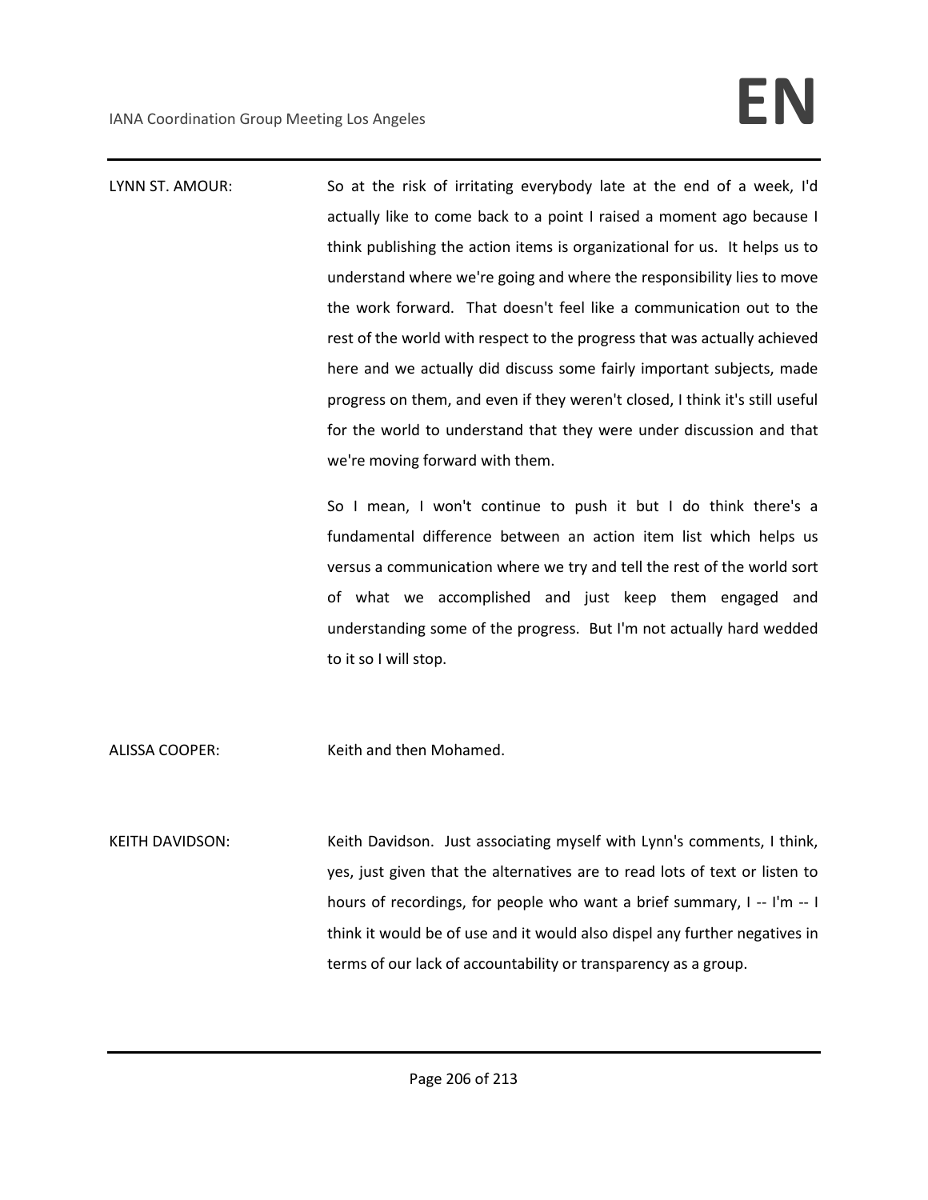LYNN ST. AMOUR: So at the risk of irritating everybody late at the end of a week, I'd actually like to come back to a point I raised a moment ago because I think publishing the action items is organizational for us. It helps us to understand where we're going and where the responsibility lies to move the work forward. That doesn't feel like a communication out to the rest of the world with respect to the progress that was actually achieved here and we actually did discuss some fairly important subjects, made progress on them, and even if they weren't closed, I think it's still useful for the world to understand that they were under discussion and that we're moving forward with them.

So I mean, I won't continue to push it but I do think there's a fundamental difference between an action item list which helps us versus a communication where we try and tell the rest of the world sort of what we accomplished and just keep them engaged and understanding some of the progress. But I'm not actually hard wedded to it so I will stop.

ALISSA COOPER: Keith and then Mohamed.

KEITH DAVIDSON: Keith Davidson. Just associating myself with Lynn's comments, I think, yes, just given that the alternatives are to read lots of text or listen to hours of recordings, for people who want a brief summary, I -- I'm -- I think it would be of use and it would also dispel any further negatives in terms of our lack of accountability or transparency as a group.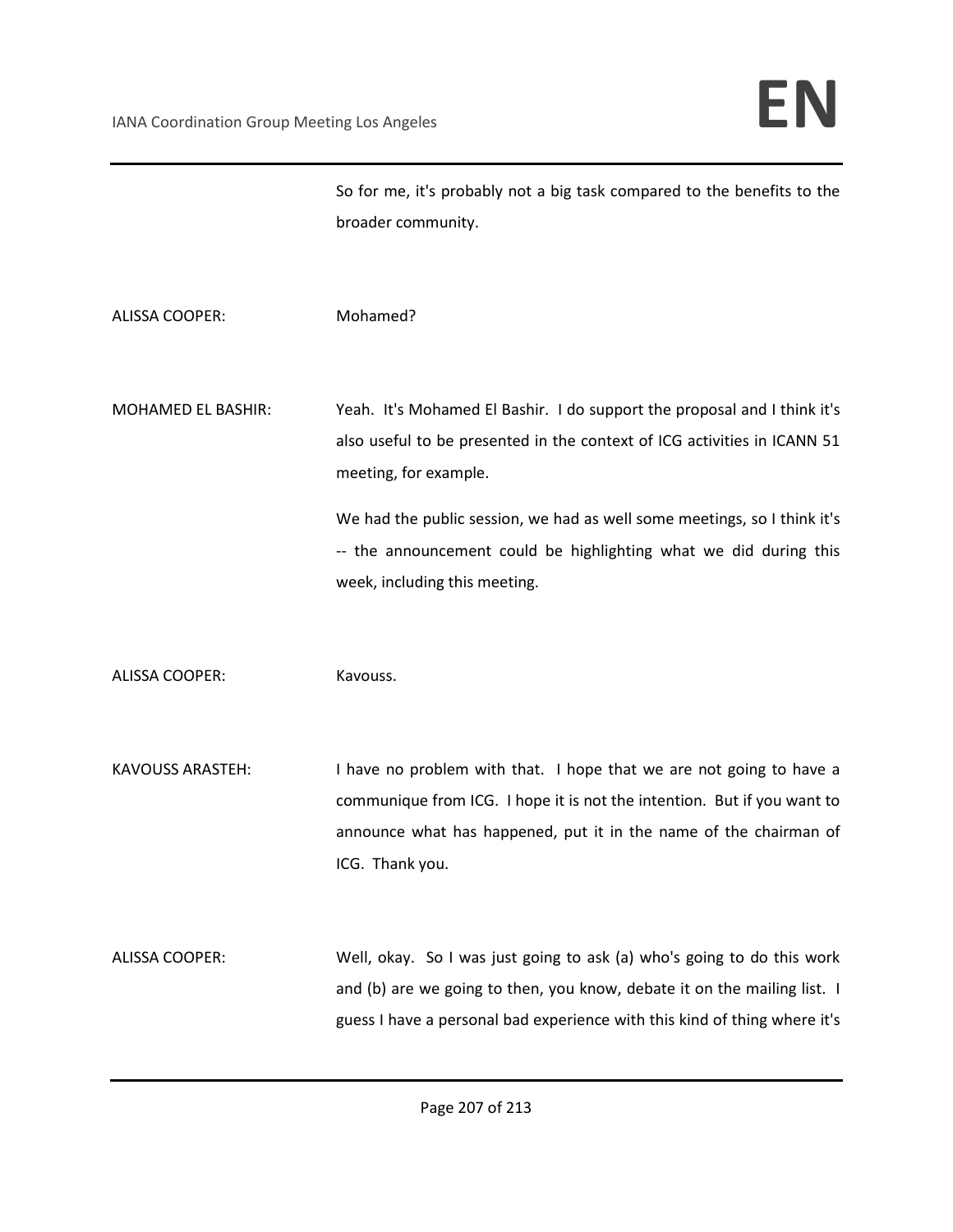So for me, it's probably not a big task compared to the benefits to the broader community.

ALISSA COOPER: Mohamed?

MOHAMED EL BASHIR: Yeah. It's Mohamed El Bashir. I do support the proposal and I think it's also useful to be presented in the context of ICG activities in ICANN 51 meeting, for example.

We had the public session, we had as well some meetings, so I think it's -- the announcement could be highlighting what we did during this week, including this meeting.

ALISSA COOPER: Kavouss.

KAVOUSS ARASTEH: I have no problem with that. I hope that we are not going to have a communique from ICG. I hope it is not the intention. But if you want to announce what has happened, put it in the name of the chairman of ICG. Thank you.

ALISSA COOPER: Well, okay. So I was just going to ask (a) who's going to do this work and (b) are we going to then, you know, debate it on the mailing list. I guess I have a personal bad experience with this kind of thing where it's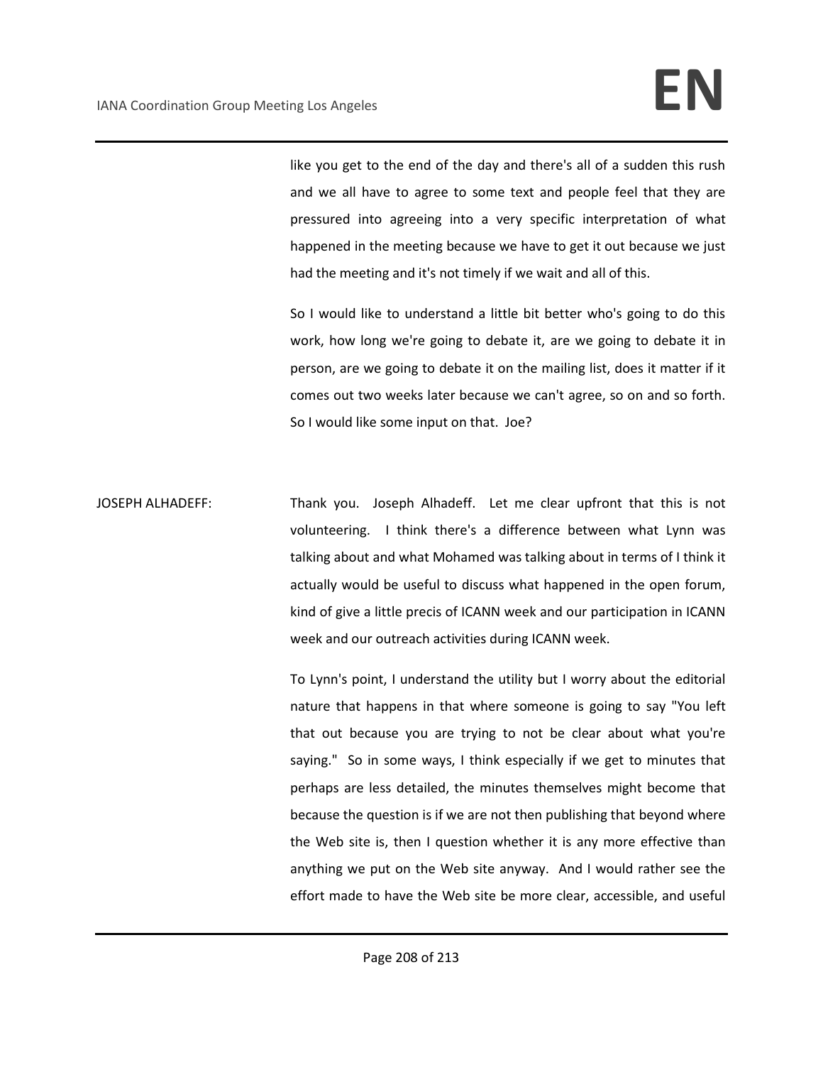like you get to the end of the day and there's all of a sudden this rush and we all have to agree to some text and people feel that they are pressured into agreeing into a very specific interpretation of what happened in the meeting because we have to get it out because we just had the meeting and it's not timely if we wait and all of this.

So I would like to understand a little bit better who's going to do this work, how long we're going to debate it, are we going to debate it in person, are we going to debate it on the mailing list, does it matter if it comes out two weeks later because we can't agree, so on and so forth. So I would like some input on that. Joe?

JOSEPH ALHADEFF: Thank you. Joseph Alhadeff. Let me clear upfront that this is not volunteering. I think there's a difference between what Lynn was talking about and what Mohamed was talking about in terms of I think it actually would be useful to discuss what happened in the open forum, kind of give a little precis of ICANN week and our participation in ICANN week and our outreach activities during ICANN week.

To Lynn's point, I understand the utility but I worry about the editorial nature that happens in that where someone is going to say "You left that out because you are trying to not be clear about what you're saying." So in some ways, I think especially if we get to minutes that perhaps are less detailed, the minutes themselves might become that because the question is if we are not then publishing that beyond where the Web site is, then I question whether it is any more effective than anything we put on the Web site anyway. And I would rather see the effort made to have the Web site be more clear, accessible, and useful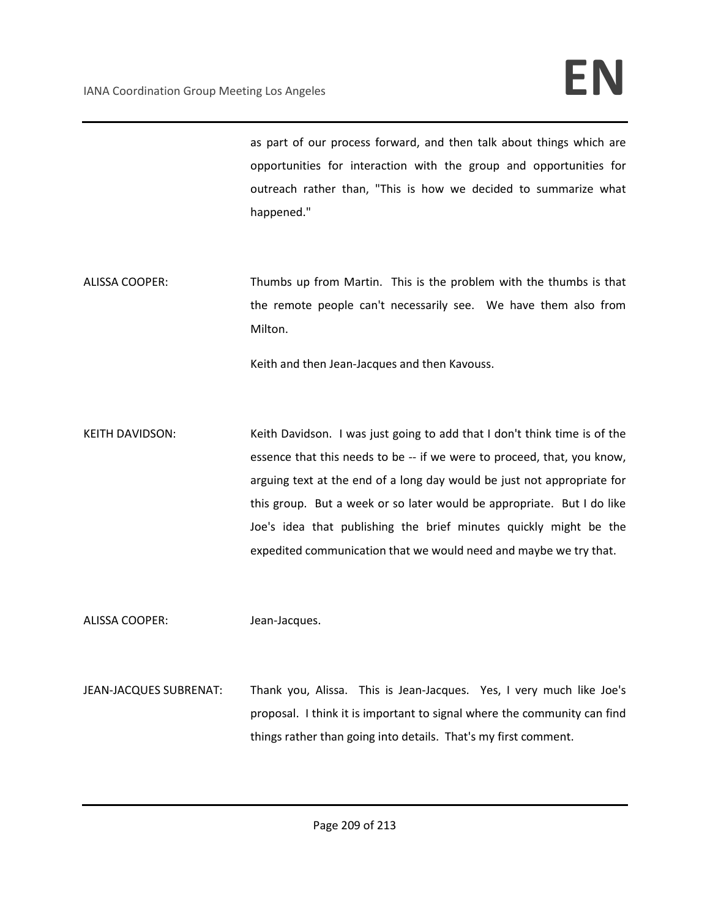as part of our process forward, and then talk about things which are opportunities for interaction with the group and opportunities for outreach rather than, "This is how we decided to summarize what happened."

ALISSA COOPER: Thumbs up from Martin. This is the problem with the thumbs is that the remote people can't necessarily see. We have them also from Milton.

Keith and then Jean-Jacques and then Kavouss.

KEITH DAVIDSON: Keith Davidson. I was just going to add that I don't think time is of the essence that this needs to be -- if we were to proceed, that, you know, arguing text at the end of a long day would be just not appropriate for this group. But a week or so later would be appropriate. But I do like Joe's idea that publishing the brief minutes quickly might be the expedited communication that we would need and maybe we try that.

ALISSA COOPER: Jean-Jacques.

JEAN-JACQUES SUBRENAT: Thank you, Alissa. This is Jean-Jacques. Yes, I very much like Joe's proposal. I think it is important to signal where the community can find things rather than going into details. That's my first comment.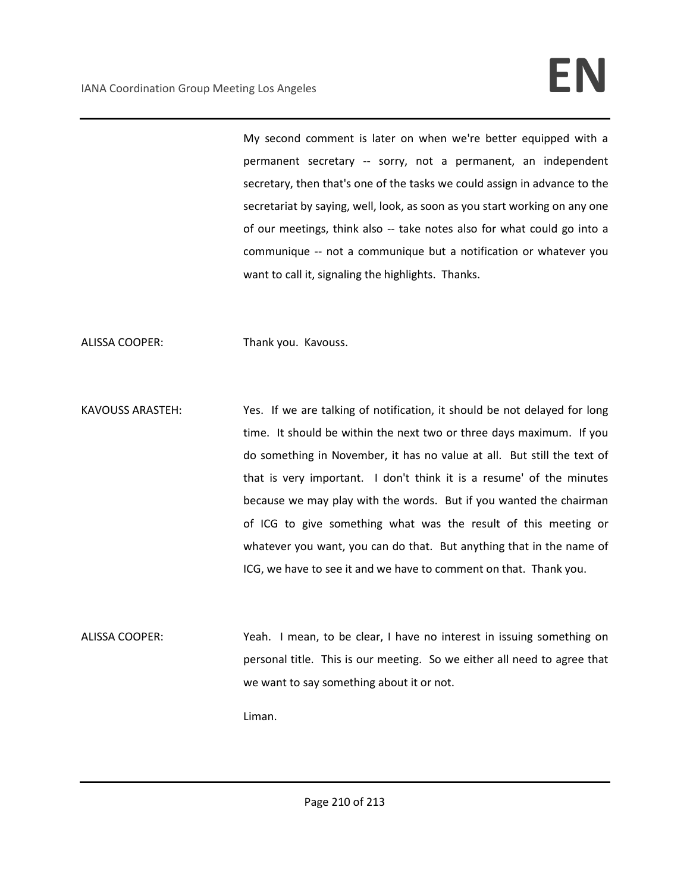My second comment is later on when we're better equipped with a permanent secretary -- sorry, not a permanent, an independent secretary, then that's one of the tasks we could assign in advance to the secretariat by saying, well, look, as soon as you start working on any one of our meetings, think also -- take notes also for what could go into a communique -- not a communique but a notification or whatever you want to call it, signaling the highlights. Thanks.

ALISSA COOPER: Thank you. Kavouss.

KAVOUSS ARASTEH: Yes. If we are talking of notification, it should be not delayed for long time. It should be within the next two or three days maximum. If you do something in November, it has no value at all. But still the text of that is very important. I don't think it is a resume' of the minutes because we may play with the words. But if you wanted the chairman of ICG to give something what was the result of this meeting or whatever you want, you can do that. But anything that in the name of ICG, we have to see it and we have to comment on that. Thank you.

ALISSA COOPER: Yeah. I mean, to be clear, I have no interest in issuing something on personal title. This is our meeting. So we either all need to agree that we want to say something about it or not.

Liman.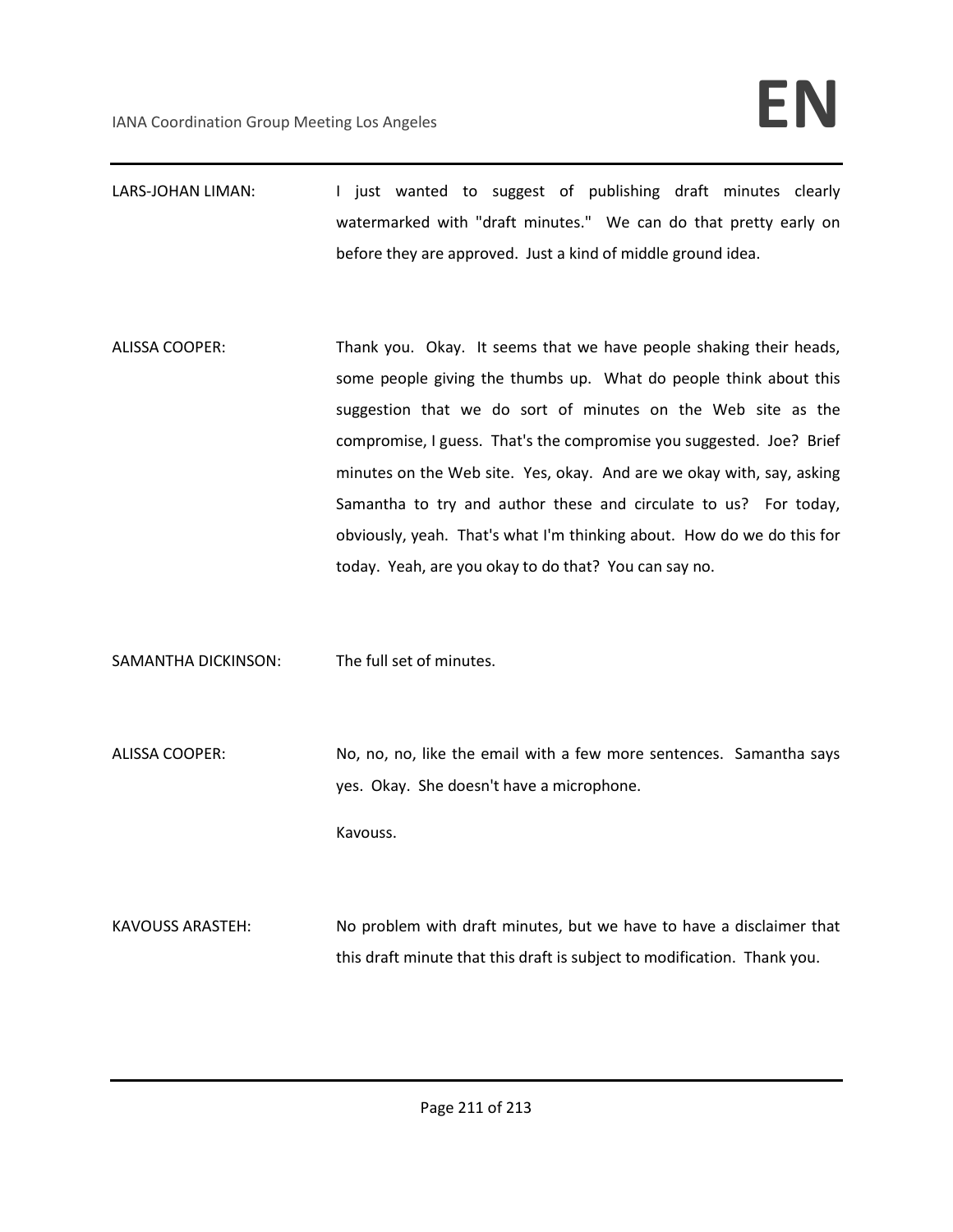LARS-JOHAN LIMAN: I just wanted to suggest of publishing draft minutes clearly watermarked with "draft minutes." We can do that pretty early on before they are approved. Just a kind of middle ground idea.

ALISSA COOPER: Thank you. Okay. It seems that we have people shaking their heads, some people giving the thumbs up. What do people think about this suggestion that we do sort of minutes on the Web site as the compromise, I guess. That's the compromise you suggested. Joe? Brief minutes on the Web site. Yes, okay. And are we okay with, say, asking Samantha to try and author these and circulate to us? For today, obviously, yeah. That's what I'm thinking about. How do we do this for today. Yeah, are you okay to do that? You can say no.

SAMANTHA DICKINSON: The full set of minutes.

ALISSA COOPER: No, no, no, like the email with a few more sentences. Samantha says yes. Okay. She doesn't have a microphone.

Kavouss.

KAVOUSS ARASTEH: No problem with draft minutes, but we have to have a disclaimer that this draft minute that this draft is subject to modification. Thank you.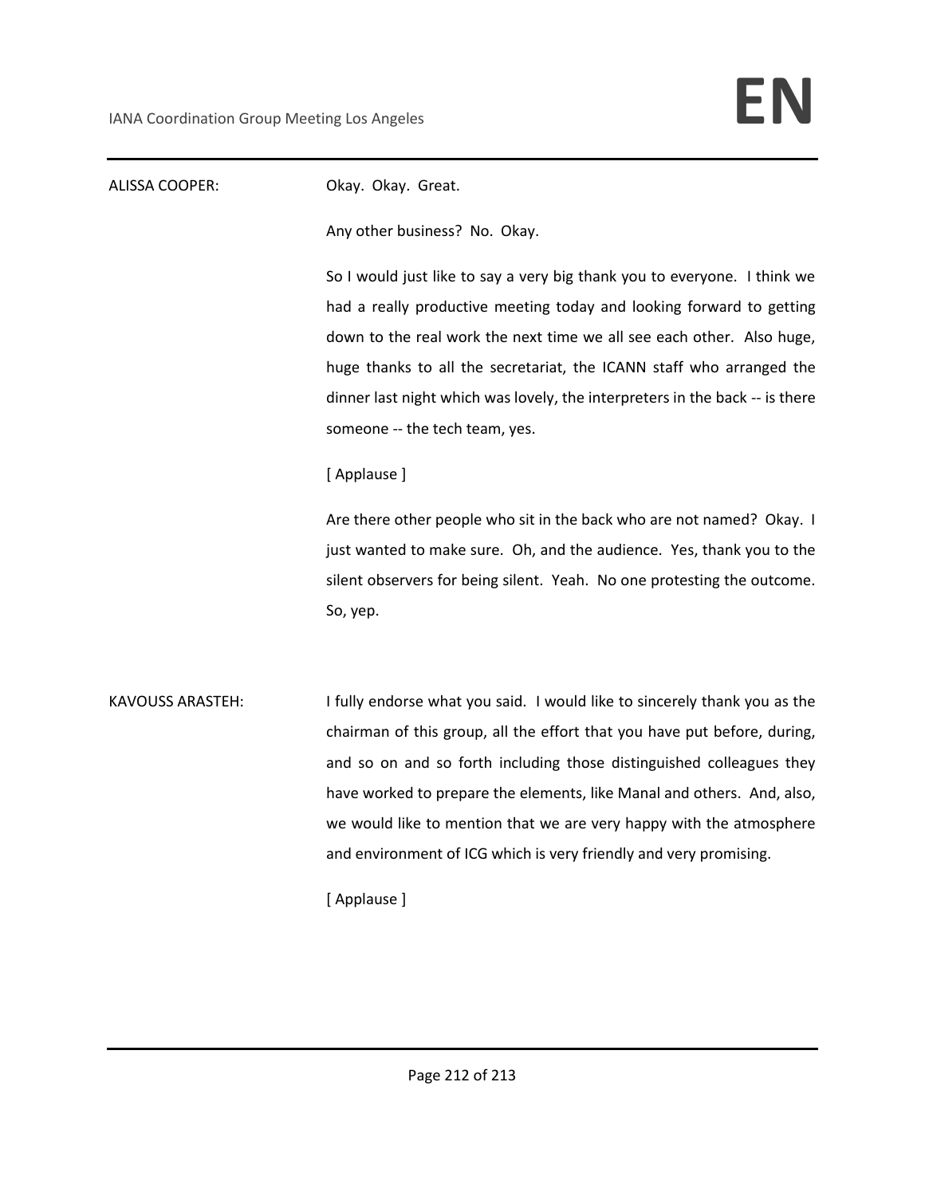ALISSA COOPER: Okay. Okay. Great.

Any other business? No. Okay.

So I would just like to say a very big thank you to everyone. I think we had a really productive meeting today and looking forward to getting down to the real work the next time we all see each other. Also huge, huge thanks to all the secretariat, the ICANN staff who arranged the dinner last night which was lovely, the interpreters in the back -- is there someone -- the tech team, yes.

[ Applause ]

Are there other people who sit in the back who are not named? Okay. I just wanted to make sure. Oh, and the audience. Yes, thank you to the silent observers for being silent. Yeah. No one protesting the outcome. So, yep.

KAVOUSS ARASTEH: I fully endorse what you said. I would like to sincerely thank you as the chairman of this group, all the effort that you have put before, during, and so on and so forth including those distinguished colleagues they have worked to prepare the elements, like Manal and others. And, also, we would like to mention that we are very happy with the atmosphere and environment of ICG which is very friendly and very promising.

[ Applause ]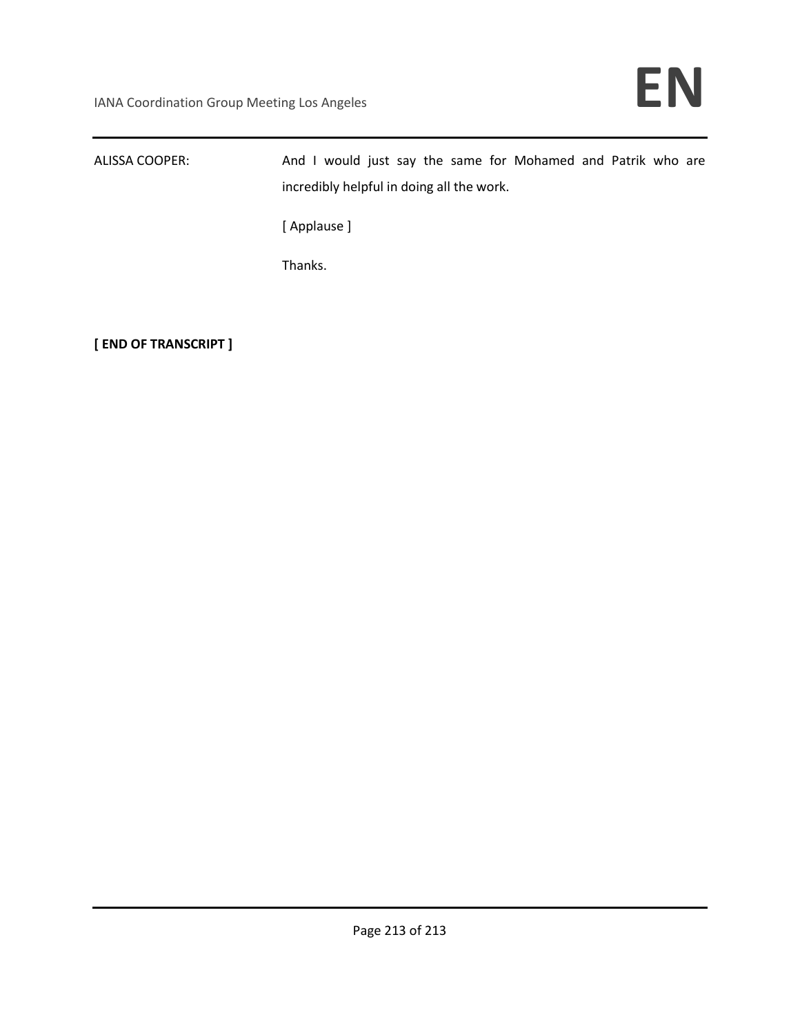ALISSA COOPER: And I would just say the same for Mohamed and Patrik who are incredibly helpful in doing all the work.

[ Applause ]

Thanks.

**[ END OF TRANSCRIPT ]**